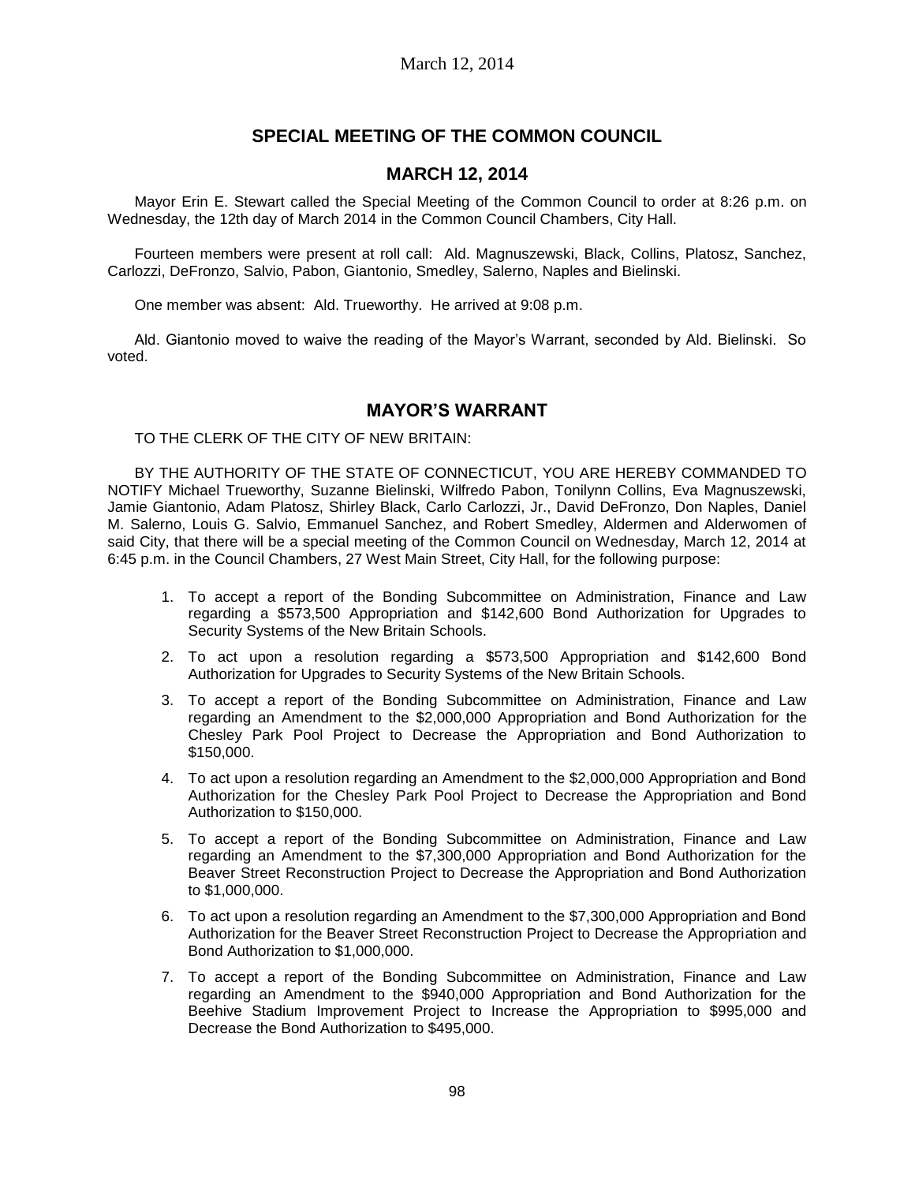## SPECIAL MEETING OF THE COMMON COUNCIL

## MARCH 12, 2014

Mayor Erin E. Stewart called the Special Meeting of the Common Council to order at 8:26 p.m. on Wednesday, the 12th day of March 2014 in the Common Council Chambers, City Hall.

Fourteen members were present at roll call: Ald. Magnuszewski, Black, Collins, Platosz, Sanchez, Carlozzi, DeFronzo, Salvio, Pabon, Giantonio, Smedley, Salerno, Naples and Bielinski.

One member was absent: Ald. Trueworthy. He arrived at 9:08 p.m.

Ald. Giantonio moved to waive the reading of the Mayor's Warrant, seconded by Ald. Bielinski. So voted.

## MAYOR'S WARRANT

TO THE CLERK OF THE CITY OF NEW BRITAIN:

BY THE AUTHORITY OF THE STATE OF CONNECTICUT, YOU ARE HEREBY COMMANDED TO NOTIFY Michael Trueworthy, Suzanne Bielinski, Wilfredo Pabon, Tonilynn Collins, Eva Magnuszewski, Jamie Giantonio, Adam Platosz, Shirley Black, Carlo Carlozzi, Jr., David DeFronzo, Don Naples, Daniel M. Salerno, Louis G. Salvio, Emmanuel Sanchez, and Robert Smedley, Aldermen and Alderwomen of said City, that there will be a special meeting of the Common Council on Wednesday, March 12, 2014 at 6:45 p.m. in the Council Chambers, 27 West Main Street, City Hall, for the following purpose:

1. To accept a report of the Bonding Subcommittee on Administration, Finance and Law regarding a $573,500 Appropriation and $142,600 Bond Authorization for Upgrades to Security Systems of the New Britain Schools.
2. To act upon a resolution regarding a $573,500 Appropriation and $142,600 Bond Authorization for Upgrades to Security Systems of the New Britain Schools.
3. To accept a report of the Bonding Subcommittee on Administration, Finance and Law regarding an Amendment to the $2,000,000 Appropriation and Bond Authorization for the Chesley Park Pool Project to Decrease the Appropriation and Bond Authorization to $150,000.
4. To act upon a resolution regarding an Amendment to the $2,000,000 Appropriation and Bond Authorization for the Chesley Park Pool Project to Decrease the Appropriation and Bond Authorization to $150,000.
5. To accept a report of the Bonding Subcommittee on Administration, Finance and Law regarding an Amendment to the $7,300,000 Appropriation and Bond Authorization for the Beaver Street Reconstruction Project to Decrease the Appropriation and Bond Authorization to $1,000,000.
6. To act upon a resolution regarding an Amendment to the $7,300,000 Appropriation and Bond Authorization for the Beaver Street Reconstruction Project to Decrease the Appropriation and Bond Authorization to $1,000,000.
7. To accept a report of the Bonding Subcommittee on Administration, Finance and Law regarding an Amendment to the $940,000 Appropriation and Bond Authorization for the Beehive Stadium Improvement Project to Increase the Appropriation to $995,000 and Decrease the Bond Authorization to $495,000.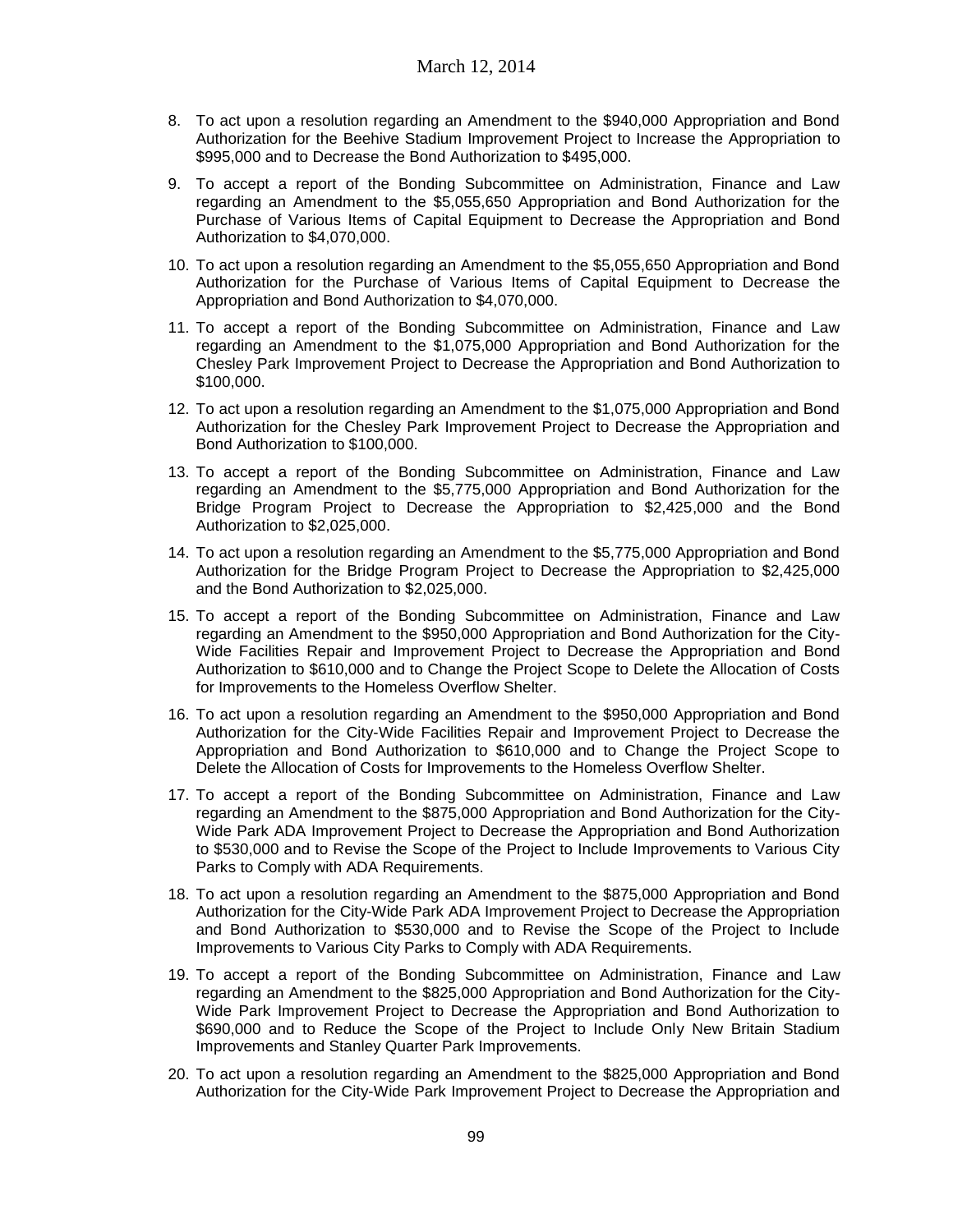8. To act upon a resolution regarding an Amendment to the $940,000 Appropriation and Bond Authorization for the Beehive Stadium Improvement Project to Increase the Appropriation to $995,000 and to Decrease the Bond Authorization to $495,000.

9. To accept a report of the Bonding Subcommittee on Administration, Finance and Law regarding an Amendment to the $5,055,650 Appropriation and Bond Authorization for the Purchase of Various Items of Capital Equipment to Decrease the Appropriation and Bond Authorization to $4,070,000.

10. To act upon a resolution regarding an Amendment to the $5,055,650 Appropriation and Bond Authorization for the Purchase of Various Items of Capital Equipment to Decrease the Appropriation and Bond Authorization to $4,070,000.

11. To accept a report of the Bonding Subcommittee on Administration, Finance and Law regarding an Amendment to the $1,075,000 Appropriation and Bond Authorization for the Chesley Park Improvement Project to Decrease the Appropriation and Bond Authorization to $100,000.

12. To act upon a resolution regarding an Amendment to the $1,075,000 Appropriation and Bond Authorization for the Chesley Park Improvement Project to Decrease the Appropriation and Bond Authorization to $100,000.

13. To accept a report of the Bonding Subcommittee on Administration, Finance and Law regarding an Amendment to the $5,775,000 Appropriation and Bond Authorization for the Bridge Program Project to Decrease the Appropriation to $2,425,000 and the Bond Authorization to $2,025,000.

14. To act upon a resolution regarding an Amendment to the $5,775,000 Appropriation and Bond Authorization for the Bridge Program Project to Decrease the Appropriation to $2,425,000 and the Bond Authorization to $2,025,000.

15. To accept a report of the Bonding Subcommittee on Administration, Finance and Law regarding an Amendment to the $950,000 Appropriation and Bond Authorization for the City-Wide Facilities Repair and Improvement Project to Decrease the Appropriation and Bond Authorization to $610,000 and to Change the Project Scope to Delete the Allocation of Costs for Improvements to the Homeless Overflow Shelter.

16. To act upon a resolution regarding an Amendment to the $950,000 Appropriation and Bond Authorization for the City-Wide Facilities Repair and Improvement Project to Decrease the Appropriation and Bond Authorization to $610,000 and to Change the Project Scope to Delete the Allocation of Costs for Improvements to the Homeless Overflow Shelter.

17. To accept a report of the Bonding Subcommittee on Administration, Finance and Law regarding an Amendment to the $875,000 Appropriation and Bond Authorization for the City-Wide Park ADA Improvement Project to Decrease the Appropriation and Bond Authorization to $530,000 and to Revise the Scope of the Project to Include Improvements to Various City Parks to Comply with ADA Requirements.

18. To act upon a resolution regarding an Amendment to the $875,000 Appropriation and Bond Authorization for the City-Wide Park ADA Improvement Project to Decrease the Appropriation and Bond Authorization to $530,000 and to Revise the Scope of the Project to Include Improvements to Various City Parks to Comply with ADA Requirements.

19. To accept a report of the Bonding Subcommittee on Administration, Finance and Law regarding an Amendment to the $825,000 Appropriation and Bond Authorization for the City-Wide Park Improvement Project to Decrease the Appropriation and Bond Authorization to $690,000 and to Reduce the Scope of the Project to Include Only New Britain Stadium Improvements and Stanley Quarter Park Improvements.

20. To act upon a resolution regarding an Amendment to the $825,000 Appropriation and Bond Authorization for the City-Wide Park Improvement Project to Decrease the Appropriation and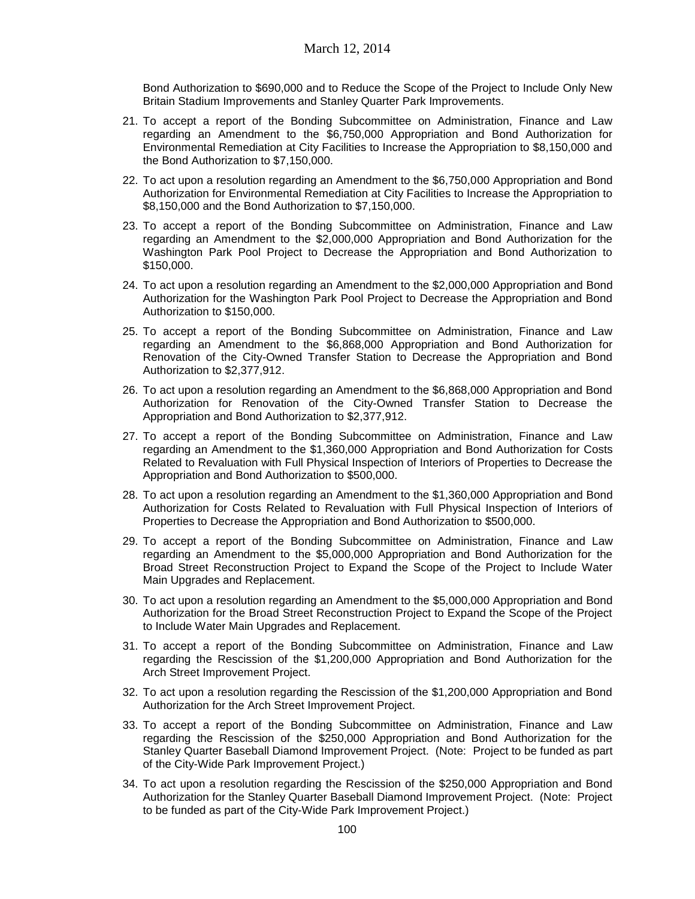Bond Authorization to $690,000 and to Reduce the Scope of the Project to Include Only New Britain Stadium Improvements and Stanley Quarter Park Improvements.

21. To accept a report of the Bonding Subcommittee on Administration, Finance and Law regarding an Amendment to the $6,750,000 Appropriation and Bond Authorization for Environmental Remediation at City Facilities to Increase the Appropriation to $8,150,000 and the Bond Authorization to $7,150,000.

22. To act upon a resolution regarding an Amendment to the $6,750,000 Appropriation and Bond Authorization for Environmental Remediation at City Facilities to Increase the Appropriation to $8,150,000 and the Bond Authorization to $7,150,000.

23. To accept a report of the Bonding Subcommittee on Administration, Finance and Law regarding an Amendment to the $2,000,000 Appropriation and Bond Authorization for the Washington Park Pool Project to Decrease the Appropriation and Bond Authorization to $150,000.

24. To act upon a resolution regarding an Amendment to the $2,000,000 Appropriation and Bond Authorization for the Washington Park Pool Project to Decrease the Appropriation and Bond Authorization to $150,000.

25. To accept a report of the Bonding Subcommittee on Administration, Finance and Law regarding an Amendment to the $6,868,000 Appropriation and Bond Authorization for Renovation of the City-Owned Transfer Station to Decrease the Appropriation and Bond Authorization to $2,377,912.

26. To act upon a resolution regarding an Amendment to the $6,868,000 Appropriation and Bond Authorization for Renovation of the City-Owned Transfer Station to Decrease the Appropriation and Bond Authorization to $2,377,912.

27. To accept a report of the Bonding Subcommittee on Administration, Finance and Law regarding an Amendment to the $1,360,000 Appropriation and Bond Authorization for Costs Related to Revaluation with Full Physical Inspection of Interiors of Properties to Decrease the Appropriation and Bond Authorization to $500,000.

28. To act upon a resolution regarding an Amendment to the $1,360,000 Appropriation and Bond Authorization for Costs Related to Revaluation with Full Physical Inspection of Interiors of Properties to Decrease the Appropriation and Bond Authorization to $500,000.

29. To accept a report of the Bonding Subcommittee on Administration, Finance and Law regarding an Amendment to the $5,000,000 Appropriation and Bond Authorization for the Broad Street Reconstruction Project to Expand the Scope of the Project to Include Water Main Upgrades and Replacement.

30. To act upon a resolution regarding an Amendment to the $5,000,000 Appropriation and Bond Authorization for the Broad Street Reconstruction Project to Expand the Scope of the Project to Include Water Main Upgrades and Replacement.

31. To accept a report of the Bonding Subcommittee on Administration, Finance and Law regarding the Rescission of the $1,200,000 Appropriation and Bond Authorization for the Arch Street Improvement Project.

32. To act upon a resolution regarding the Rescission of the $1,200,000 Appropriation and Bond Authorization for the Arch Street Improvement Project.

33. To accept a report of the Bonding Subcommittee on Administration, Finance and Law regarding the Rescission of the $250,000 Appropriation and Bond Authorization for the Stanley Quarter Baseball Diamond Improvement Project. (Note: Project to be funded as part of the City-Wide Park Improvement Project.)

34. To act upon a resolution regarding the Rescission of the $250,000 Appropriation and Bond Authorization for the Stanley Quarter Baseball Diamond Improvement Project. (Note: Project to be funded as part of the City-Wide Park Improvement Project.)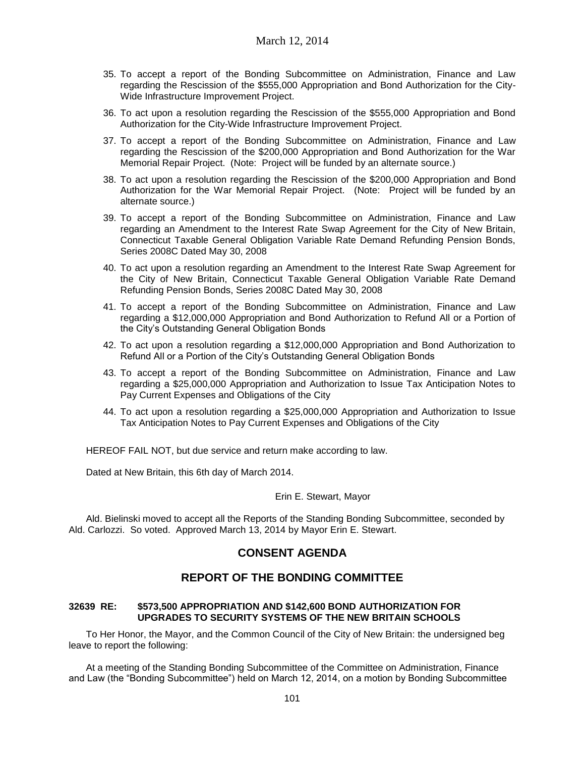35. To accept a report of the Bonding Subcommittee on Administration, Finance and Law regarding the Rescission of the $555,000 Appropriation and Bond Authorization for the City-Wide Infrastructure Improvement Project.
36. To act upon a resolution regarding the Rescission of the $555,000 Appropriation and Bond Authorization for the City-Wide Infrastructure Improvement Project.
37. To accept a report of the Bonding Subcommittee on Administration, Finance and Law regarding the Rescission of the $200,000 Appropriation and Bond Authorization for the War Memorial Repair Project. (Note: Project will be funded by an alternate source.)
38. To act upon a resolution regarding the Rescission of the $200,000 Appropriation and Bond Authorization for the War Memorial Repair Project. (Note: Project will be funded by an alternate source.)
39. To accept a report of the Bonding Subcommittee on Administration, Finance and Law regarding an Amendment to the Interest Rate Swap Agreement for the City of New Britain, Connecticut Taxable General Obligation Variable Rate Demand Refunding Pension Bonds, Series 2008C Dated May 30, 2008
40. To act upon a resolution regarding an Amendment to the Interest Rate Swap Agreement for the City of New Britain, Connecticut Taxable General Obligation Variable Rate Demand Refunding Pension Bonds, Series 2008C Dated May 30, 2008
41. To accept a report of the Bonding Subcommittee on Administration, Finance and Law regarding a $12,000,000 Appropriation and Bond Authorization to Refund All or a Portion of the City's Outstanding General Obligation Bonds
42. To act upon a resolution regarding a $12,000,000 Appropriation and Bond Authorization to Refund All or a Portion of the City's Outstanding General Obligation Bonds
43. To accept a report of the Bonding Subcommittee on Administration, Finance and Law regarding a $25,000,000 Appropriation and Authorization to Issue Tax Anticipation Notes to Pay Current Expenses and Obligations of the City
44. To act upon a resolution regarding a $25,000,000 Appropriation and Authorization to Issue Tax Anticipation Notes to Pay Current Expenses and Obligations of the City

HEREOF FAIL NOT, but due service and return make according to law.

Dated at New Britain, this 6th day of March 2014.

Erin E. Stewart, Mayor

Ald. Bielinski moved to accept all the Reports of the Standing Bonding Subcommittee, seconded by Ald. Carlozzi. So voted. Approved March 13, 2014 by Mayor Erin E. Stewart.

## CONSENT AGENDA

## REPORT OF THE BONDING COMMITTEE

**32639 RE: $573,500 APPROPRIATION AND $142,600 BOND AUTHORIZATION FOR UPGRADES TO SECURITY SYSTEMS OF THE NEW BRITAIN SCHOOLS**

To Her Honor, the Mayor, and the Common Council of the City of New Britain: the undersigned beg leave to report the following:

At a meeting of the Standing Bonding Subcommittee of the Committee on Administration, Finance and Law (the "Bonding Subcommittee") held on March 12, 2014, on a motion by Bonding Subcommittee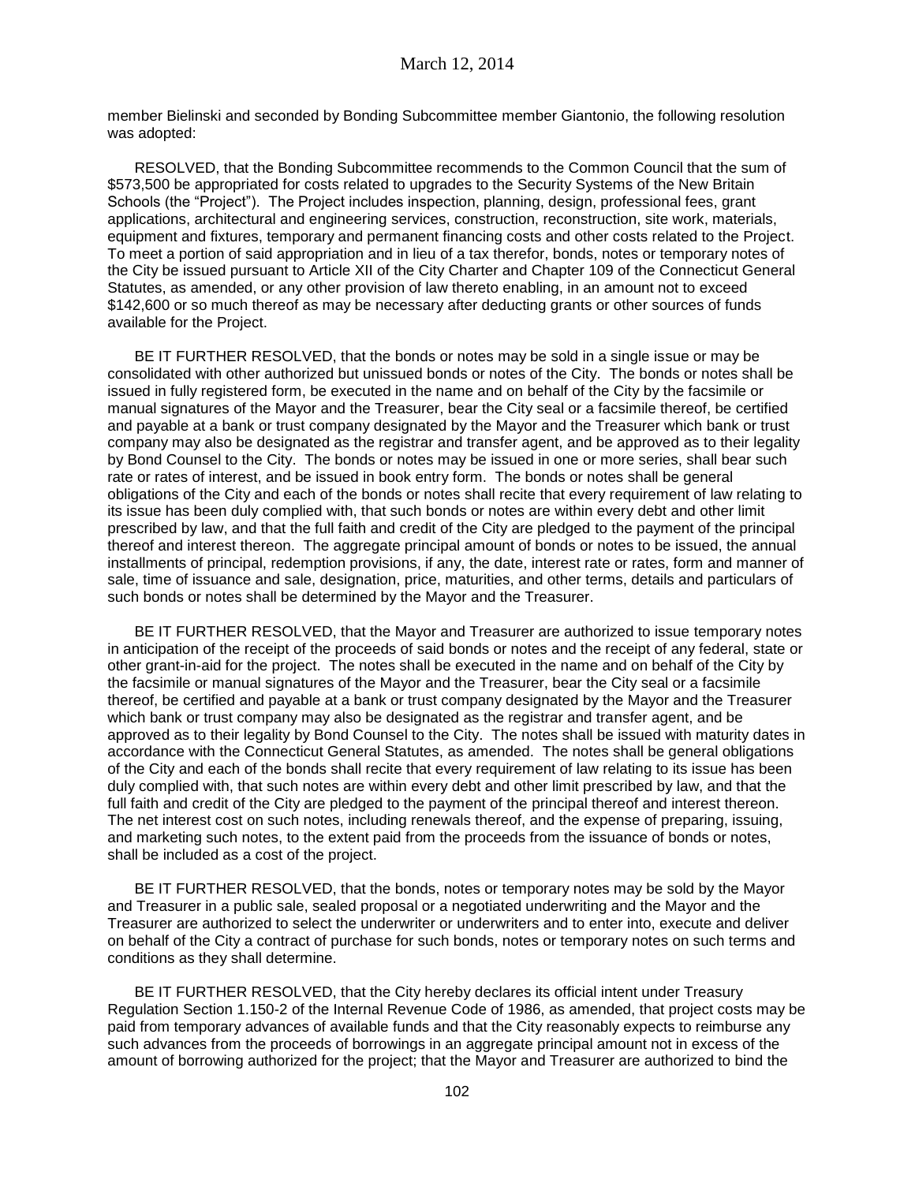member Bielinski and seconded by Bonding Subcommittee member Giantonio, the following resolution was adopted:

RESOLVED, that the Bonding Subcommittee recommends to the Common Council that the sum of $573,500 be appropriated for costs related to upgrades to the Security Systems of the New Britain Schools (the "Project"). The Project includes inspection, planning, design, professional fees, grant applications, architectural and engineering services, construction, reconstruction, site work, materials, equipment and fixtures, temporary and permanent financing costs and other costs related to the Project. To meet a portion of said appropriation and in lieu of a tax therefor, bonds, notes or temporary notes of the City be issued pursuant to Article XII of the City Charter and Chapter 109 of the Connecticut General Statutes, as amended, or any other provision of law thereto enabling, in an amount not to exceed $142,600 or so much thereof as may be necessary after deducting grants or other sources of funds available for the Project.

BE IT FURTHER RESOLVED, that the bonds or notes may be sold in a single issue or may be consolidated with other authorized but unissued bonds or notes of the City. The bonds or notes shall be issued in fully registered form, be executed in the name and on behalf of the City by the facsimile or manual signatures of the Mayor and the Treasurer, bear the City seal or a facsimile thereof, be certified and payable at a bank or trust company designated by the Mayor and the Treasurer which bank or trust company may also be designated as the registrar and transfer agent, and be approved as to their legality by Bond Counsel to the City. The bonds or notes may be issued in one or more series, shall bear such rate or rates of interest, and be issued in book entry form. The bonds or notes shall be general obligations of the City and each of the bonds or notes shall recite that every requirement of law relating to its issue has been duly complied with, that such bonds or notes are within every debt and other limit prescribed by law, and that the full faith and credit of the City are pledged to the payment of the principal thereof and interest thereon. The aggregate principal amount of bonds or notes to be issued, the annual installments of principal, redemption provisions, if any, the date, interest rate or rates, form and manner of sale, time of issuance and sale, designation, price, maturities, and other terms, details and particulars of such bonds or notes shall be determined by the Mayor and the Treasurer.

BE IT FURTHER RESOLVED, that the Mayor and Treasurer are authorized to issue temporary notes in anticipation of the receipt of the proceeds of said bonds or notes and the receipt of any federal, state or other grant-in-aid for the project. The notes shall be executed in the name and on behalf of the City by the facsimile or manual signatures of the Mayor and the Treasurer, bear the City seal or a facsimile thereof, be certified and payable at a bank or trust company designated by the Mayor and the Treasurer which bank or trust company may also be designated as the registrar and transfer agent, and be approved as to their legality by Bond Counsel to the City. The notes shall be issued with maturity dates in accordance with the Connecticut General Statutes, as amended. The notes shall be general obligations of the City and each of the bonds shall recite that every requirement of law relating to its issue has been duly complied with, that such notes are within every debt and other limit prescribed by law, and that the full faith and credit of the City are pledged to the payment of the principal thereof and interest thereon. The net interest cost on such notes, including renewals thereof, and the expense of preparing, issuing, and marketing such notes, to the extent paid from the proceeds from the issuance of bonds or notes, shall be included as a cost of the project.

BE IT FURTHER RESOLVED, that the bonds, notes or temporary notes may be sold by the Mayor and Treasurer in a public sale, sealed proposal or a negotiated underwriting and the Mayor and the Treasurer are authorized to select the underwriter or underwriters and to enter into, execute and deliver on behalf of the City a contract of purchase for such bonds, notes or temporary notes on such terms and conditions as they shall determine.

BE IT FURTHER RESOLVED, that the City hereby declares its official intent under Treasury Regulation Section 1.150-2 of the Internal Revenue Code of 1986, as amended, that project costs may be paid from temporary advances of available funds and that the City reasonably expects to reimburse any such advances from the proceeds of borrowings in an aggregate principal amount not in excess of the amount of borrowing authorized for the project; that the Mayor and Treasurer are authorized to bind the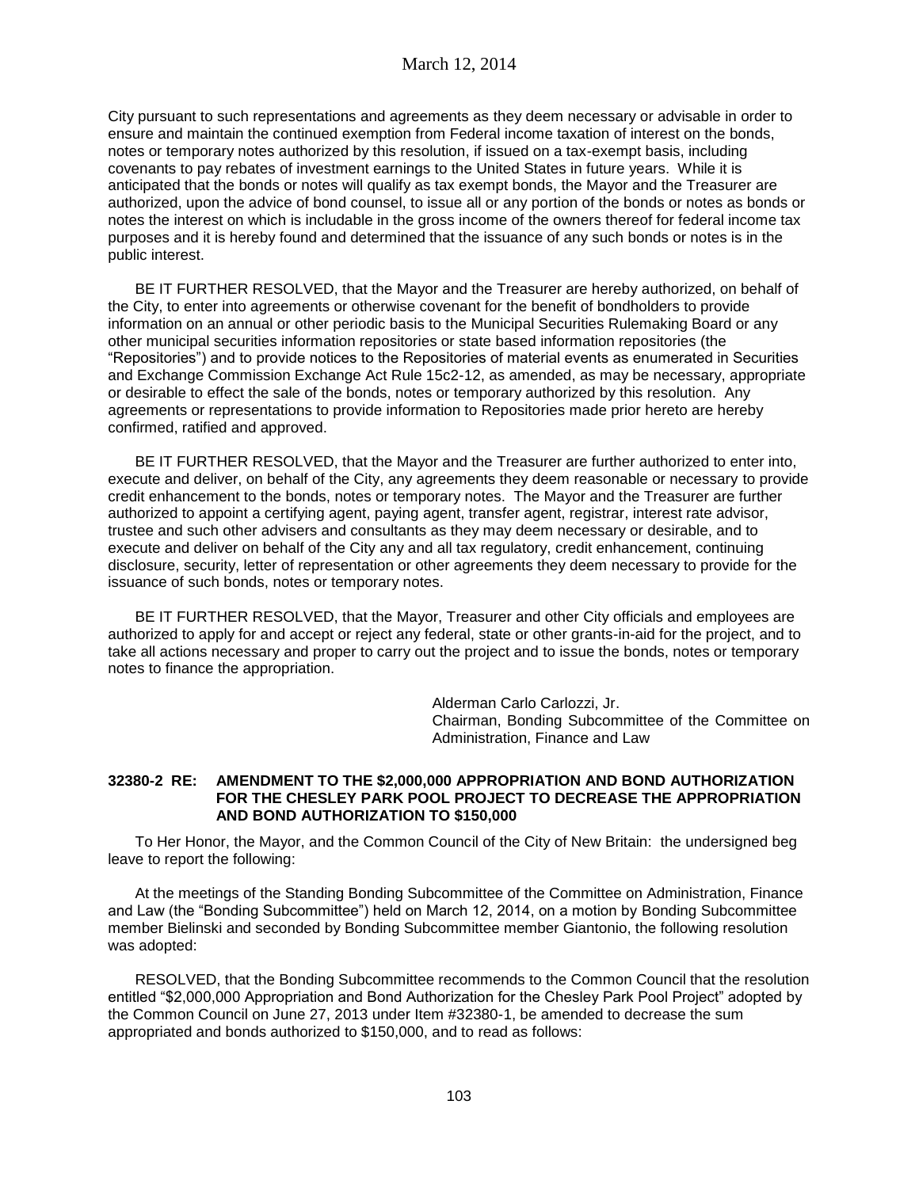City pursuant to such representations and agreements as they deem necessary or advisable in order to ensure and maintain the continued exemption from Federal income taxation of interest on the bonds, notes or temporary notes authorized by this resolution, if issued on a tax-exempt basis, including covenants to pay rebates of investment earnings to the United States in future years. While it is anticipated that the bonds or notes will qualify as tax exempt bonds, the Mayor and the Treasurer are authorized, upon the advice of bond counsel, to issue all or any portion of the bonds or notes as bonds or notes the interest on which is includable in the gross income of the owners thereof for federal income tax purposes and it is hereby found and determined that the issuance of any such bonds or notes is in the public interest.

BE IT FURTHER RESOLVED, that the Mayor and the Treasurer are hereby authorized, on behalf of the City, to enter into agreements or otherwise covenant for the benefit of bondholders to provide information on an annual or other periodic basis to the Municipal Securities Rulemaking Board or any other municipal securities information repositories or state based information repositories (the "Repositories") and to provide notices to the Repositories of material events as enumerated in Securities and Exchange Commission Exchange Act Rule 15c2-12, as amended, as may be necessary, appropriate or desirable to effect the sale of the bonds, notes or temporary authorized by this resolution. Any agreements or representations to provide information to Repositories made prior hereto are hereby confirmed, ratified and approved.

BE IT FURTHER RESOLVED, that the Mayor and the Treasurer are further authorized to enter into, execute and deliver, on behalf of the City, any agreements they deem reasonable or necessary to provide credit enhancement to the bonds, notes or temporary notes. The Mayor and the Treasurer are further authorized to appoint a certifying agent, paying agent, transfer agent, registrar, interest rate advisor, trustee and such other advisers and consultants as they may deem necessary or desirable, and to execute and deliver on behalf of the City any and all tax regulatory, credit enhancement, continuing disclosure, security, letter of representation or other agreements they deem necessary to provide for the issuance of such bonds, notes or temporary notes.

BE IT FURTHER RESOLVED, that the Mayor, Treasurer and other City officials and employees are authorized to apply for and accept or reject any federal, state or other grants-in-aid for the project, and to take all actions necessary and proper to carry out the project and to issue the bonds, notes or temporary notes to finance the appropriation.

Alderman Carlo Carlozzi, Jr.
Chairman, Bonding Subcommittee of the Committee on Administration, Finance and Law

**32380-2 RE: AMENDMENT TO THE $2,000,000 APPROPRIATION AND BOND AUTHORIZATION FOR THE CHESLEY PARK POOL PROJECT TO DECREASE THE APPROPRIATION AND BOND AUTHORIZATION TO $150,000**

To Her Honor, the Mayor, and the Common Council of the City of New Britain: the undersigned beg leave to report the following:

At the meetings of the Standing Bonding Subcommittee of the Committee on Administration, Finance and Law (the "Bonding Subcommittee") held on March 12, 2014, on a motion by Bonding Subcommittee member Bielinski and seconded by Bonding Subcommittee member Giantonio, the following resolution was adopted:

RESOLVED, that the Bonding Subcommittee recommends to the Common Council that the resolution entitled "$2,000,000 Appropriation and Bond Authorization for the Chesley Park Pool Project" adopted by the Common Council on June 27, 2013 under Item #32380-1, be amended to decrease the sum appropriated and bonds authorized to $150,000, and to read as follows: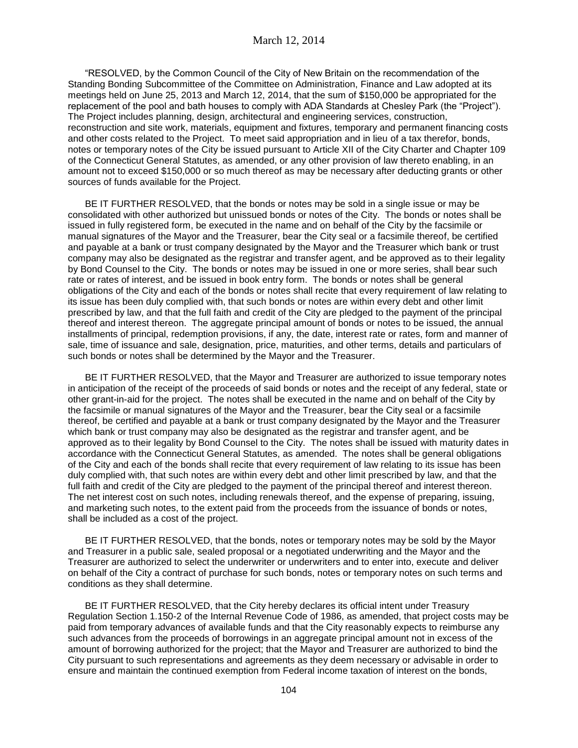"RESOLVED, by the Common Council of the City of New Britain on the recommendation of the Standing Bonding Subcommittee of the Committee on Administration, Finance and Law adopted at its meetings held on June 25, 2013 and March 12, 2014, that the sum of $150,000 be appropriated for the replacement of the pool and bath houses to comply with ADA Standards at Chesley Park (the "Project"). The Project includes planning, design, architectural and engineering services, construction, reconstruction and site work, materials, equipment and fixtures, temporary and permanent financing costs and other costs related to the Project. To meet said appropriation and in lieu of a tax therefor, bonds, notes or temporary notes of the City be issued pursuant to Article XII of the City Charter and Chapter 109 of the Connecticut General Statutes, as amended, or any other provision of law thereto enabling, in an amount not to exceed $150,000 or so much thereof as may be necessary after deducting grants or other sources of funds available for the Project.

BE IT FURTHER RESOLVED, that the bonds or notes may be sold in a single issue or may be consolidated with other authorized but unissued bonds or notes of the City. The bonds or notes shall be issued in fully registered form, be executed in the name and on behalf of the City by the facsimile or manual signatures of the Mayor and the Treasurer, bear the City seal or a facsimile thereof, be certified and payable at a bank or trust company designated by the Mayor and the Treasurer which bank or trust company may also be designated as the registrar and transfer agent, and be approved as to their legality by Bond Counsel to the City. The bonds or notes may be issued in one or more series, shall bear such rate or rates of interest, and be issued in book entry form. The bonds or notes shall be general obligations of the City and each of the bonds or notes shall recite that every requirement of law relating to its issue has been duly complied with, that such bonds or notes are within every debt and other limit prescribed by law, and that the full faith and credit of the City are pledged to the payment of the principal thereof and interest thereon. The aggregate principal amount of bonds or notes to be issued, the annual installments of principal, redemption provisions, if any, the date, interest rate or rates, form and manner of sale, time of issuance and sale, designation, price, maturities, and other terms, details and particulars of such bonds or notes shall be determined by the Mayor and the Treasurer.

BE IT FURTHER RESOLVED, that the Mayor and Treasurer are authorized to issue temporary notes in anticipation of the receipt of the proceeds of said bonds or notes and the receipt of any federal, state or other grant-in-aid for the project. The notes shall be executed in the name and on behalf of the City by the facsimile or manual signatures of the Mayor and the Treasurer, bear the City seal or a facsimile thereof, be certified and payable at a bank or trust company designated by the Mayor and the Treasurer which bank or trust company may also be designated as the registrar and transfer agent, and be approved as to their legality by Bond Counsel to the City. The notes shall be issued with maturity dates in accordance with the Connecticut General Statutes, as amended. The notes shall be general obligations of the City and each of the bonds shall recite that every requirement of law relating to its issue has been duly complied with, that such notes are within every debt and other limit prescribed by law, and that the full faith and credit of the City are pledged to the payment of the principal thereof and interest thereon. The net interest cost on such notes, including renewals thereof, and the expense of preparing, issuing, and marketing such notes, to the extent paid from the proceeds from the issuance of bonds or notes, shall be included as a cost of the project.

BE IT FURTHER RESOLVED, that the bonds, notes or temporary notes may be sold by the Mayor and Treasurer in a public sale, sealed proposal or a negotiated underwriting and the Mayor and the Treasurer are authorized to select the underwriter or underwriters and to enter into, execute and deliver on behalf of the City a contract of purchase for such bonds, notes or temporary notes on such terms and conditions as they shall determine.

BE IT FURTHER RESOLVED, that the City hereby declares its official intent under Treasury Regulation Section 1.150-2 of the Internal Revenue Code of 1986, as amended, that project costs may be paid from temporary advances of available funds and that the City reasonably expects to reimburse any such advances from the proceeds of borrowings in an aggregate principal amount not in excess of the amount of borrowing authorized for the project; that the Mayor and Treasurer are authorized to bind the City pursuant to such representations and agreements as they deem necessary or advisable in order to ensure and maintain the continued exemption from Federal income taxation of interest on the bonds,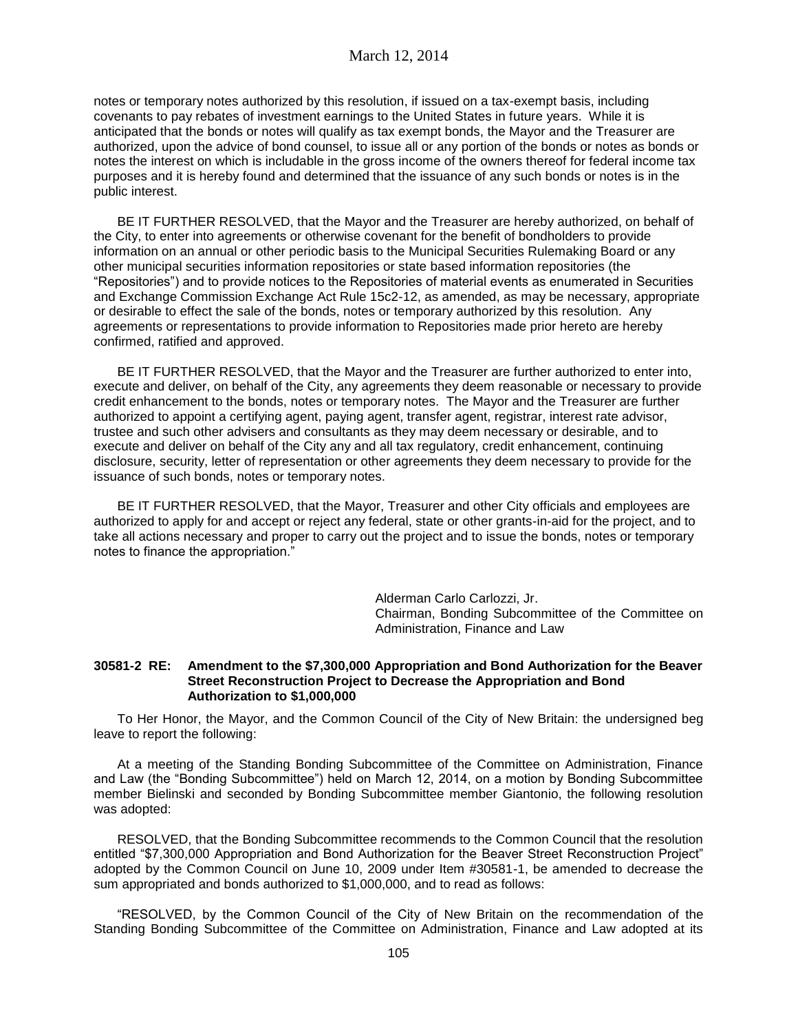notes or temporary notes authorized by this resolution, if issued on a tax-exempt basis, including covenants to pay rebates of investment earnings to the United States in future years. While it is anticipated that the bonds or notes will qualify as tax exempt bonds, the Mayor and the Treasurer are authorized, upon the advice of bond counsel, to issue all or any portion of the bonds or notes as bonds or notes the interest on which is includable in the gross income of the owners thereof for federal income tax purposes and it is hereby found and determined that the issuance of any such bonds or notes is in the public interest.

BE IT FURTHER RESOLVED, that the Mayor and the Treasurer are hereby authorized, on behalf of the City, to enter into agreements or otherwise covenant for the benefit of bondholders to provide information on an annual or other periodic basis to the Municipal Securities Rulemaking Board or any other municipal securities information repositories or state based information repositories (the "Repositories") and to provide notices to the Repositories of material events as enumerated in Securities and Exchange Commission Exchange Act Rule 15c2-12, as amended, as may be necessary, appropriate or desirable to effect the sale of the bonds, notes or temporary authorized by this resolution. Any agreements or representations to provide information to Repositories made prior hereto are hereby confirmed, ratified and approved.

BE IT FURTHER RESOLVED, that the Mayor and the Treasurer are further authorized to enter into, execute and deliver, on behalf of the City, any agreements they deem reasonable or necessary to provide credit enhancement to the bonds, notes or temporary notes. The Mayor and the Treasurer are further authorized to appoint a certifying agent, paying agent, transfer agent, registrar, interest rate advisor, trustee and such other advisers and consultants as they may deem necessary or desirable, and to execute and deliver on behalf of the City any and all tax regulatory, credit enhancement, continuing disclosure, security, letter of representation or other agreements they deem necessary to provide for the issuance of such bonds, notes or temporary notes.

BE IT FURTHER RESOLVED, that the Mayor, Treasurer and other City officials and employees are authorized to apply for and accept or reject any federal, state or other grants-in-aid for the project, and to take all actions necessary and proper to carry out the project and to issue the bonds, notes or temporary notes to finance the appropriation."

Alderman Carlo Carlozzi, Jr.
Chairman, Bonding Subcommittee of the Committee on Administration, Finance and Law

**30581-2 RE: Amendment to the $7,300,000 Appropriation and Bond Authorization for the Beaver Street Reconstruction Project to Decrease the Appropriation and Bond Authorization to $1,000,000**

To Her Honor, the Mayor, and the Common Council of the City of New Britain: the undersigned beg leave to report the following:

At a meeting of the Standing Bonding Subcommittee of the Committee on Administration, Finance and Law (the "Bonding Subcommittee") held on March 12, 2014, on a motion by Bonding Subcommittee member Bielinski and seconded by Bonding Subcommittee member Giantonio, the following resolution was adopted:

RESOLVED, that the Bonding Subcommittee recommends to the Common Council that the resolution entitled "$7,300,000 Appropriation and Bond Authorization for the Beaver Street Reconstruction Project" adopted by the Common Council on June 10, 2009 under Item #30581-1, be amended to decrease the sum appropriated and bonds authorized to $1,000,000, and to read as follows:

"RESOLVED, by the Common Council of the City of New Britain on the recommendation of the Standing Bonding Subcommittee of the Committee on Administration, Finance and Law adopted at its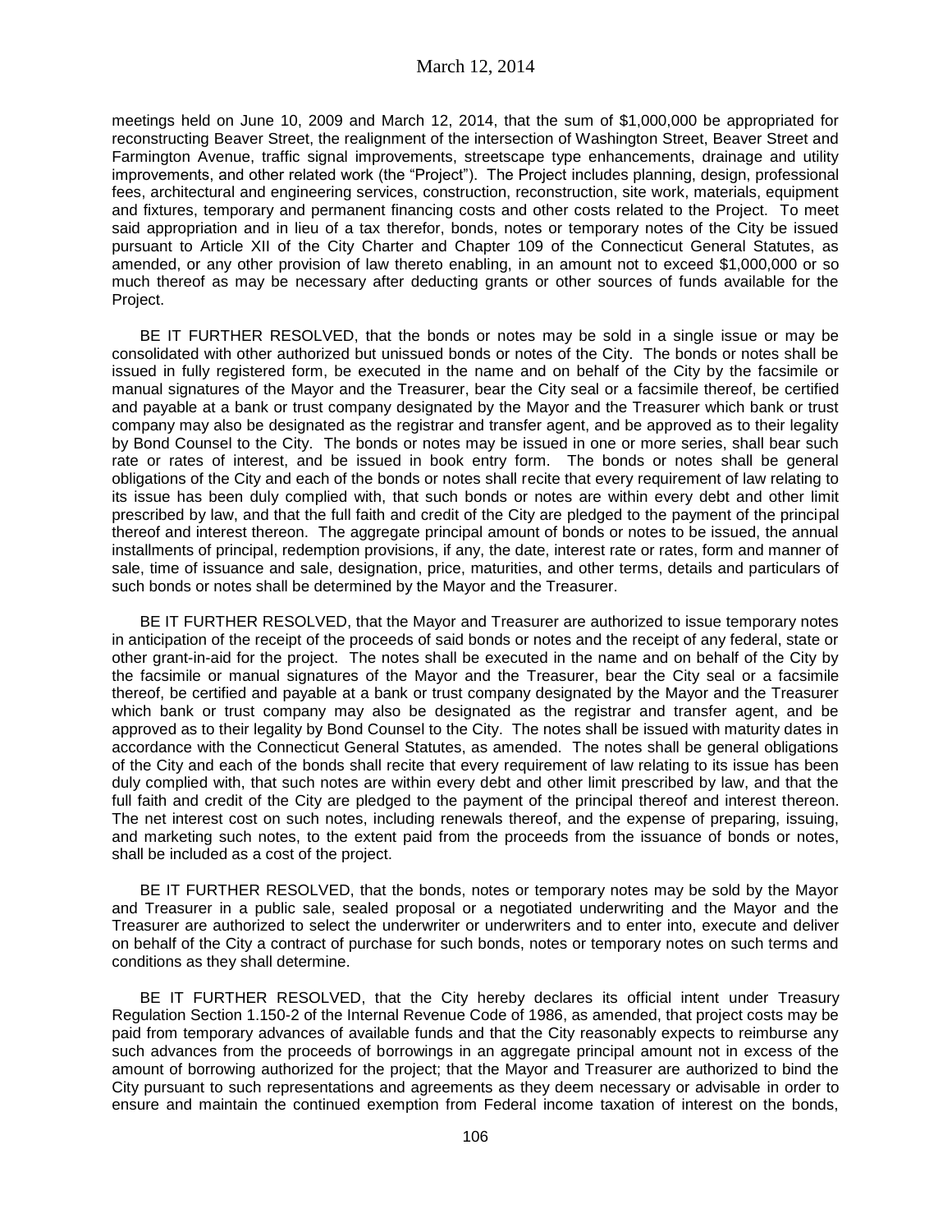meetings held on June 10, 2009 and March 12, 2014, that the sum of $1,000,000 be appropriated for reconstructing Beaver Street, the realignment of the intersection of Washington Street, Beaver Street and Farmington Avenue, traffic signal improvements, streetscape type enhancements, drainage and utility improvements, and other related work (the "Project"). The Project includes planning, design, professional fees, architectural and engineering services, construction, reconstruction, site work, materials, equipment and fixtures, temporary and permanent financing costs and other costs related to the Project. To meet said appropriation and in lieu of a tax therefor, bonds, notes or temporary notes of the City be issued pursuant to Article XII of the City Charter and Chapter 109 of the Connecticut General Statutes, as amended, or any other provision of law thereto enabling, in an amount not to exceed $1,000,000 or so much thereof as may be necessary after deducting grants or other sources of funds available for the Project.

BE IT FURTHER RESOLVED, that the bonds or notes may be sold in a single issue or may be consolidated with other authorized but unissued bonds or notes of the City. The bonds or notes shall be issued in fully registered form, be executed in the name and on behalf of the City by the facsimile or manual signatures of the Mayor and the Treasurer, bear the City seal or a facsimile thereof, be certified and payable at a bank or trust company designated by the Mayor and the Treasurer which bank or trust company may also be designated as the registrar and transfer agent, and be approved as to their legality by Bond Counsel to the City. The bonds or notes may be issued in one or more series, shall bear such rate or rates of interest, and be issued in book entry form. The bonds or notes shall be general obligations of the City and each of the bonds or notes shall recite that every requirement of law relating to its issue has been duly complied with, that such bonds or notes are within every debt and other limit prescribed by law, and that the full faith and credit of the City are pledged to the payment of the principal thereof and interest thereon. The aggregate principal amount of bonds or notes to be issued, the annual installments of principal, redemption provisions, if any, the date, interest rate or rates, form and manner of sale, time of issuance and sale, designation, price, maturities, and other terms, details and particulars of such bonds or notes shall be determined by the Mayor and the Treasurer.

BE IT FURTHER RESOLVED, that the Mayor and Treasurer are authorized to issue temporary notes in anticipation of the receipt of the proceeds of said bonds or notes and the receipt of any federal, state or other grant-in-aid for the project. The notes shall be executed in the name and on behalf of the City by the facsimile or manual signatures of the Mayor and the Treasurer, bear the City seal or a facsimile thereof, be certified and payable at a bank or trust company designated by the Mayor and the Treasurer which bank or trust company may also be designated as the registrar and transfer agent, and be approved as to their legality by Bond Counsel to the City. The notes shall be issued with maturity dates in accordance with the Connecticut General Statutes, as amended. The notes shall be general obligations of the City and each of the bonds shall recite that every requirement of law relating to its issue has been duly complied with, that such notes are within every debt and other limit prescribed by law, and that the full faith and credit of the City are pledged to the payment of the principal thereof and interest thereon. The net interest cost on such notes, including renewals thereof, and the expense of preparing, issuing, and marketing such notes, to the extent paid from the proceeds from the issuance of bonds or notes, shall be included as a cost of the project.

BE IT FURTHER RESOLVED, that the bonds, notes or temporary notes may be sold by the Mayor and Treasurer in a public sale, sealed proposal or a negotiated underwriting and the Mayor and the Treasurer are authorized to select the underwriter or underwriters and to enter into, execute and deliver on behalf of the City a contract of purchase for such bonds, notes or temporary notes on such terms and conditions as they shall determine.

BE IT FURTHER RESOLVED, that the City hereby declares its official intent under Treasury Regulation Section 1.150-2 of the Internal Revenue Code of 1986, as amended, that project costs may be paid from temporary advances of available funds and that the City reasonably expects to reimburse any such advances from the proceeds of borrowings in an aggregate principal amount not in excess of the amount of borrowing authorized for the project; that the Mayor and Treasurer are authorized to bind the City pursuant to such representations and agreements as they deem necessary or advisable in order to ensure and maintain the continued exemption from Federal income taxation of interest on the bonds,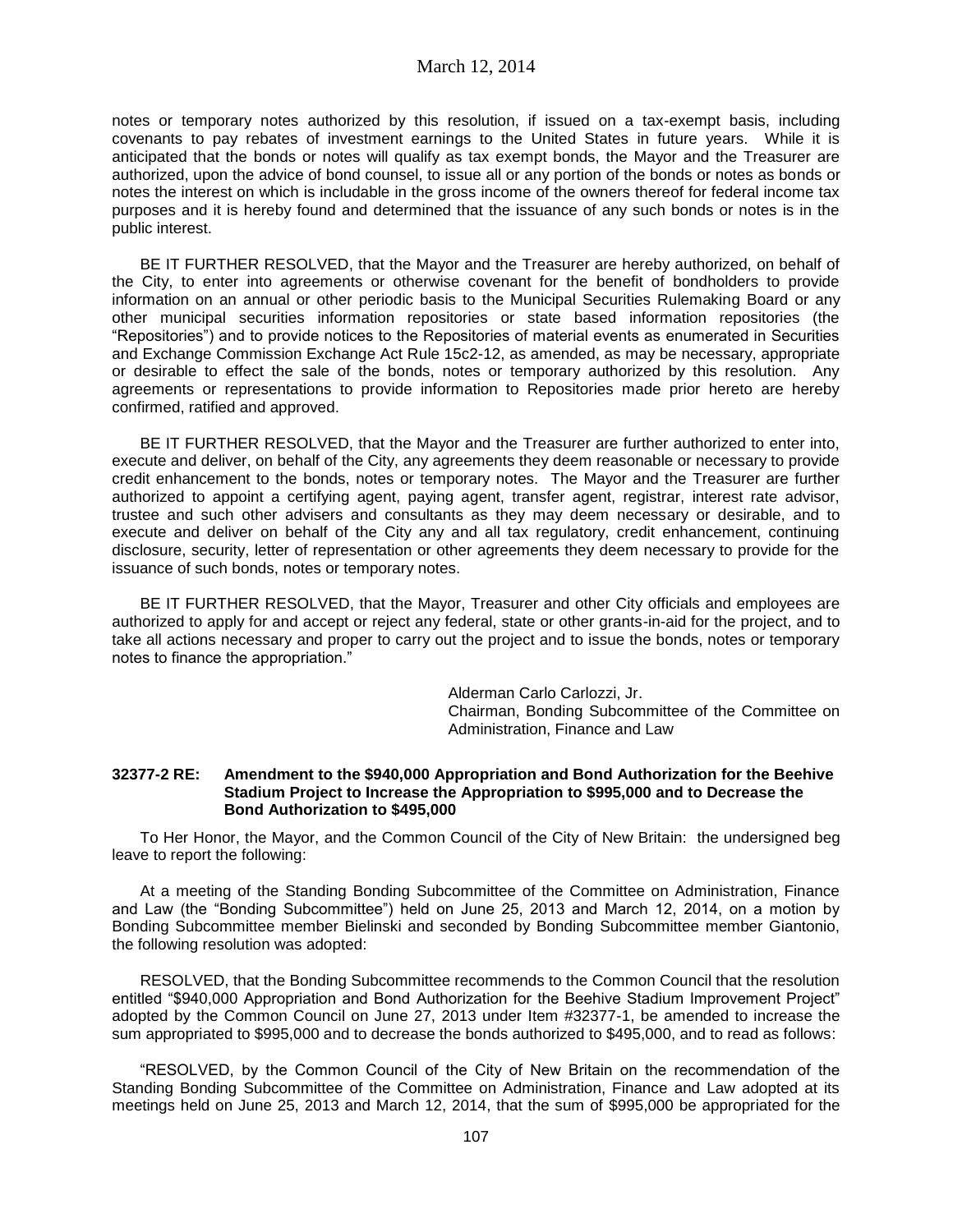notes or temporary notes authorized by this resolution, if issued on a tax-exempt basis, including covenants to pay rebates of investment earnings to the United States in future years. While it is anticipated that the bonds or notes will qualify as tax exempt bonds, the Mayor and the Treasurer are authorized, upon the advice of bond counsel, to issue all or any portion of the bonds or notes as bonds or notes the interest on which is includable in the gross income of the owners thereof for federal income tax purposes and it is hereby found and determined that the issuance of any such bonds or notes is in the public interest.

BE IT FURTHER RESOLVED, that the Mayor and the Treasurer are hereby authorized, on behalf of the City, to enter into agreements or otherwise covenant for the benefit of bondholders to provide information on an annual or other periodic basis to the Municipal Securities Rulemaking Board or any other municipal securities information repositories or state based information repositories (the "Repositories") and to provide notices to the Repositories of material events as enumerated in Securities and Exchange Commission Exchange Act Rule 15c2-12, as amended, as may be necessary, appropriate or desirable to effect the sale of the bonds, notes or temporary authorized by this resolution. Any agreements or representations to provide information to Repositories made prior hereto are hereby confirmed, ratified and approved.

BE IT FURTHER RESOLVED, that the Mayor and the Treasurer are further authorized to enter into, execute and deliver, on behalf of the City, any agreements they deem reasonable or necessary to provide credit enhancement to the bonds, notes or temporary notes. The Mayor and the Treasurer are further authorized to appoint a certifying agent, paying agent, transfer agent, registrar, interest rate advisor, trustee and such other advisers and consultants as they may deem necessary or desirable, and to execute and deliver on behalf of the City any and all tax regulatory, credit enhancement, continuing disclosure, security, letter of representation or other agreements they deem necessary to provide for the issuance of such bonds, notes or temporary notes.

BE IT FURTHER RESOLVED, that the Mayor, Treasurer and other City officials and employees are authorized to apply for and accept or reject any federal, state or other grants-in-aid for the project, and to take all actions necessary and proper to carry out the project and to issue the bonds, notes or temporary notes to finance the appropriation."

Alderman Carlo Carlozzi, Jr.
Chairman, Bonding Subcommittee of the Committee on Administration, Finance and Law

**32377-2 RE: Amendment to the $940,000 Appropriation and Bond Authorization for the Beehive Stadium Project to Increase the Appropriation to $995,000 and to Decrease the Bond Authorization to $495,000**

To Her Honor, the Mayor, and the Common Council of the City of New Britain: the undersigned beg leave to report the following:

At a meeting of the Standing Bonding Subcommittee of the Committee on Administration, Finance and Law (the "Bonding Subcommittee") held on June 25, 2013 and March 12, 2014, on a motion by Bonding Subcommittee member Bielinski and seconded by Bonding Subcommittee member Giantonio, the following resolution was adopted:

RESOLVED, that the Bonding Subcommittee recommends to the Common Council that the resolution entitled "$940,000 Appropriation and Bond Authorization for the Beehive Stadium Improvement Project" adopted by the Common Council on June 27, 2013 under Item #32377-1, be amended to increase the sum appropriated to $995,000 and to decrease the bonds authorized to $495,000, and to read as follows:

"RESOLVED, by the Common Council of the City of New Britain on the recommendation of the Standing Bonding Subcommittee of the Committee on Administration, Finance and Law adopted at its meetings held on June 25, 2013 and March 12, 2014, that the sum of $995,000 be appropriated for the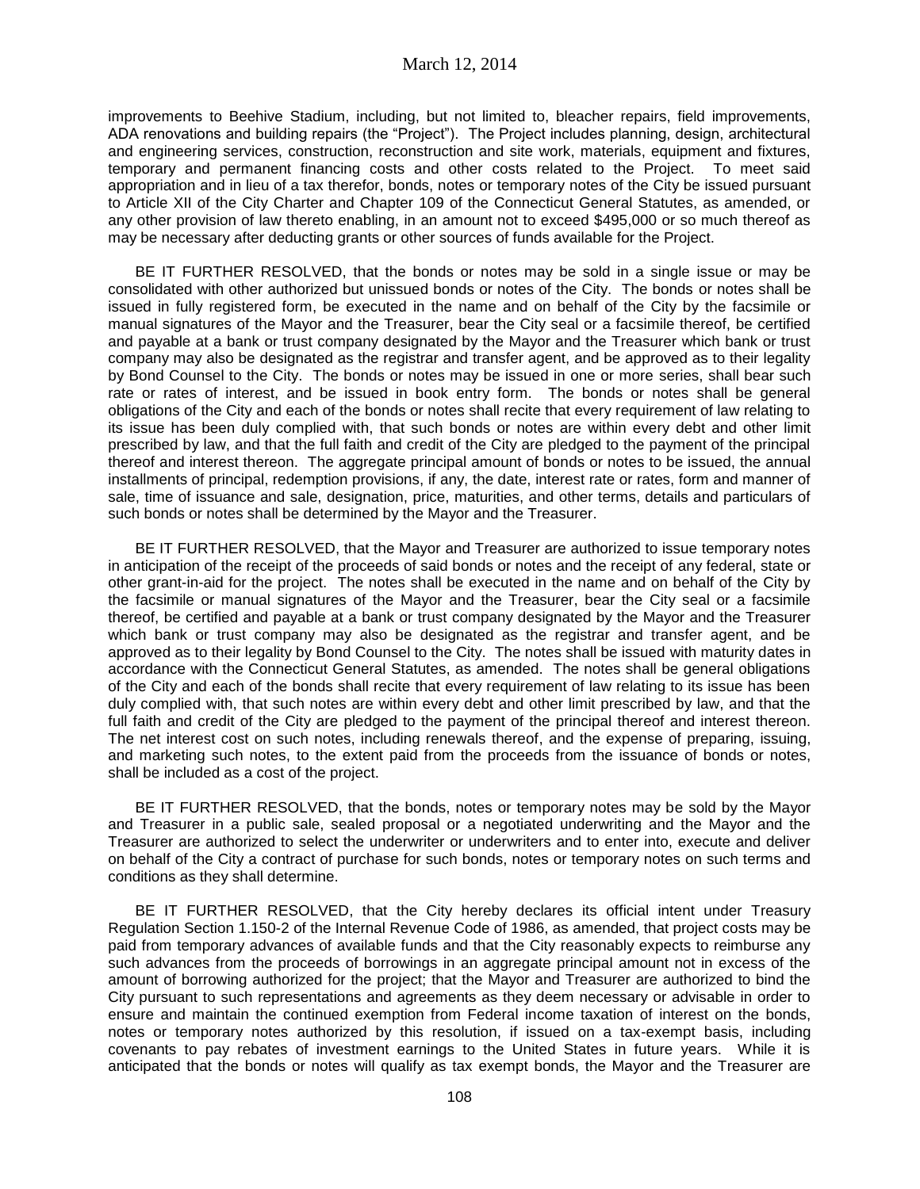improvements to Beehive Stadium, including, but not limited to, bleacher repairs, field improvements, ADA renovations and building repairs (the "Project"). The Project includes planning, design, architectural and engineering services, construction, reconstruction and site work, materials, equipment and fixtures, temporary and permanent financing costs and other costs related to the Project. To meet said appropriation and in lieu of a tax therefor, bonds, notes or temporary notes of the City be issued pursuant to Article XII of the City Charter and Chapter 109 of the Connecticut General Statutes, as amended, or any other provision of law thereto enabling, in an amount not to exceed $495,000 or so much thereof as may be necessary after deducting grants or other sources of funds available for the Project.

BE IT FURTHER RESOLVED, that the bonds or notes may be sold in a single issue or may be consolidated with other authorized but unissued bonds or notes of the City. The bonds or notes shall be issued in fully registered form, be executed in the name and on behalf of the City by the facsimile or manual signatures of the Mayor and the Treasurer, bear the City seal or a facsimile thereof, be certified and payable at a bank or trust company designated by the Mayor and the Treasurer which bank or trust company may also be designated as the registrar and transfer agent, and be approved as to their legality by Bond Counsel to the City. The bonds or notes may be issued in one or more series, shall bear such rate or rates of interest, and be issued in book entry form. The bonds or notes shall be general obligations of the City and each of the bonds or notes shall recite that every requirement of law relating to its issue has been duly complied with, that such bonds or notes are within every debt and other limit prescribed by law, and that the full faith and credit of the City are pledged to the payment of the principal thereof and interest thereon. The aggregate principal amount of bonds or notes to be issued, the annual installments of principal, redemption provisions, if any, the date, interest rate or rates, form and manner of sale, time of issuance and sale, designation, price, maturities, and other terms, details and particulars of such bonds or notes shall be determined by the Mayor and the Treasurer.

BE IT FURTHER RESOLVED, that the Mayor and Treasurer are authorized to issue temporary notes in anticipation of the receipt of the proceeds of said bonds or notes and the receipt of any federal, state or other grant-in-aid for the project. The notes shall be executed in the name and on behalf of the City by the facsimile or manual signatures of the Mayor and the Treasurer, bear the City seal or a facsimile thereof, be certified and payable at a bank or trust company designated by the Mayor and the Treasurer which bank or trust company may also be designated as the registrar and transfer agent, and be approved as to their legality by Bond Counsel to the City. The notes shall be issued with maturity dates in accordance with the Connecticut General Statutes, as amended. The notes shall be general obligations of the City and each of the bonds shall recite that every requirement of law relating to its issue has been duly complied with, that such notes are within every debt and other limit prescribed by law, and that the full faith and credit of the City are pledged to the payment of the principal thereof and interest thereon. The net interest cost on such notes, including renewals thereof, and the expense of preparing, issuing, and marketing such notes, to the extent paid from the proceeds from the issuance of bonds or notes, shall be included as a cost of the project.

BE IT FURTHER RESOLVED, that the bonds, notes or temporary notes may be sold by the Mayor and Treasurer in a public sale, sealed proposal or a negotiated underwriting and the Mayor and the Treasurer are authorized to select the underwriter or underwriters and to enter into, execute and deliver on behalf of the City a contract of purchase for such bonds, notes or temporary notes on such terms and conditions as they shall determine.

BE IT FURTHER RESOLVED, that the City hereby declares its official intent under Treasury Regulation Section 1.150-2 of the Internal Revenue Code of 1986, as amended, that project costs may be paid from temporary advances of available funds and that the City reasonably expects to reimburse any such advances from the proceeds of borrowings in an aggregate principal amount not in excess of the amount of borrowing authorized for the project; that the Mayor and Treasurer are authorized to bind the City pursuant to such representations and agreements as they deem necessary or advisable in order to ensure and maintain the continued exemption from Federal income taxation of interest on the bonds, notes or temporary notes authorized by this resolution, if issued on a tax-exempt basis, including covenants to pay rebates of investment earnings to the United States in future years. While it is anticipated that the bonds or notes will qualify as tax exempt bonds, the Mayor and the Treasurer are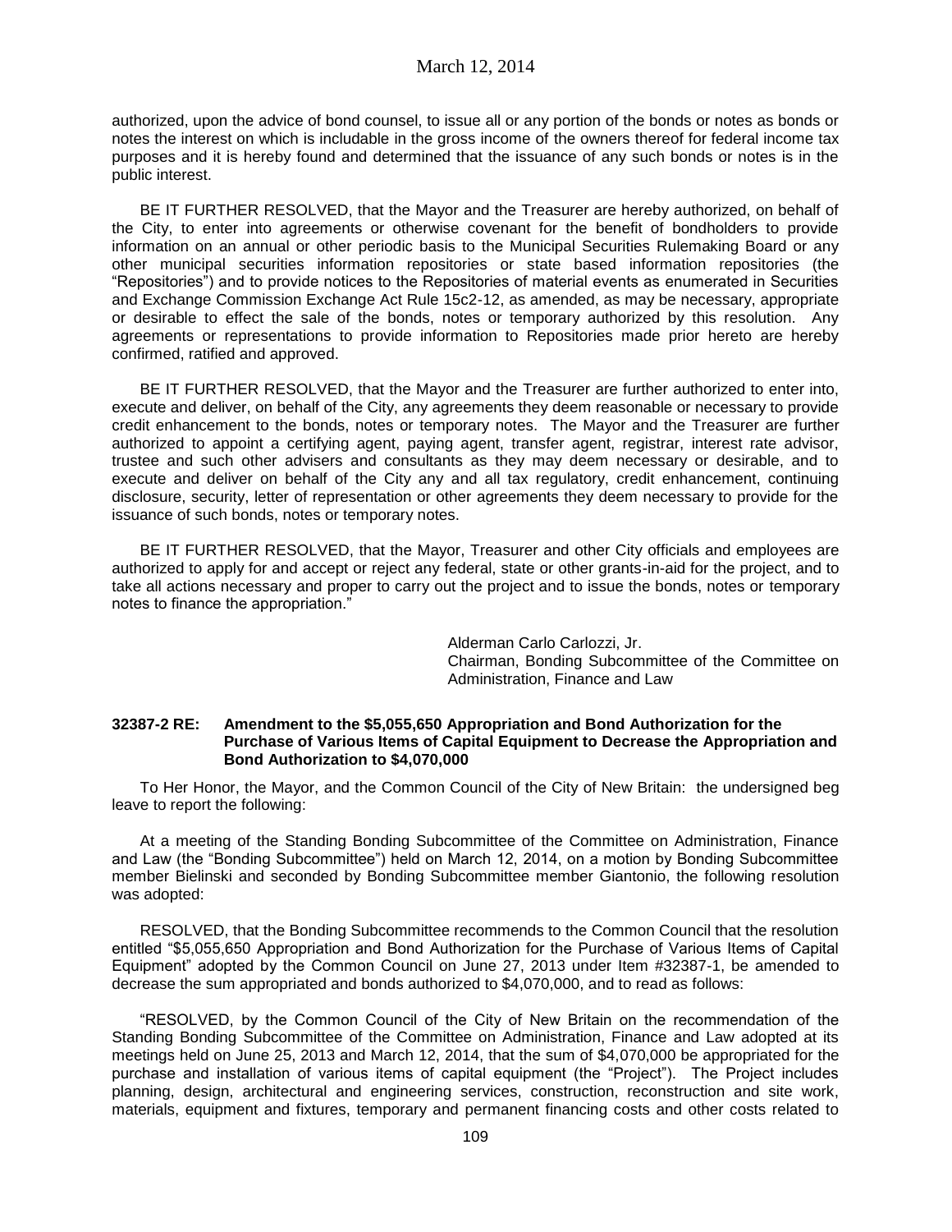authorized, upon the advice of bond counsel, to issue all or any portion of the bonds or notes as bonds or notes the interest on which is includable in the gross income of the owners thereof for federal income tax purposes and it is hereby found and determined that the issuance of any such bonds or notes is in the public interest.

BE IT FURTHER RESOLVED, that the Mayor and the Treasurer are hereby authorized, on behalf of the City, to enter into agreements or otherwise covenant for the benefit of bondholders to provide information on an annual or other periodic basis to the Municipal Securities Rulemaking Board or any other municipal securities information repositories or state based information repositories (the "Repositories") and to provide notices to the Repositories of material events as enumerated in Securities and Exchange Commission Exchange Act Rule 15c2-12, as amended, as may be necessary, appropriate or desirable to effect the sale of the bonds, notes or temporary authorized by this resolution. Any agreements or representations to provide information to Repositories made prior hereto are hereby confirmed, ratified and approved.

BE IT FURTHER RESOLVED, that the Mayor and the Treasurer are further authorized to enter into, execute and deliver, on behalf of the City, any agreements they deem reasonable or necessary to provide credit enhancement to the bonds, notes or temporary notes. The Mayor and the Treasurer are further authorized to appoint a certifying agent, paying agent, transfer agent, registrar, interest rate advisor, trustee and such other advisers and consultants as they may deem necessary or desirable, and to execute and deliver on behalf of the City any and all tax regulatory, credit enhancement, continuing disclosure, security, letter of representation or other agreements they deem necessary to provide for the issuance of such bonds, notes or temporary notes.

BE IT FURTHER RESOLVED, that the Mayor, Treasurer and other City officials and employees are authorized to apply for and accept or reject any federal, state or other grants-in-aid for the project, and to take all actions necessary and proper to carry out the project and to issue the bonds, notes or temporary notes to finance the appropriation."

Alderman Carlo Carlozzi, Jr.
Chairman, Bonding Subcommittee of the Committee on Administration, Finance and Law

**32387-2 RE: Amendment to the $5,055,650 Appropriation and Bond Authorization for the Purchase of Various Items of Capital Equipment to Decrease the Appropriation and Bond Authorization to $4,070,000**

To Her Honor, the Mayor, and the Common Council of the City of New Britain: the undersigned beg leave to report the following:

At a meeting of the Standing Bonding Subcommittee of the Committee on Administration, Finance and Law (the "Bonding Subcommittee") held on March 12, 2014, on a motion by Bonding Subcommittee member Bielinski and seconded by Bonding Subcommittee member Giantonio, the following resolution was adopted:

RESOLVED, that the Bonding Subcommittee recommends to the Common Council that the resolution entitled "$5,055,650 Appropriation and Bond Authorization for the Purchase of Various Items of Capital Equipment" adopted by the Common Council on June 27, 2013 under Item #32387-1, be amended to decrease the sum appropriated and bonds authorized to $4,070,000, and to read as follows:

"RESOLVED, by the Common Council of the City of New Britain on the recommendation of the Standing Bonding Subcommittee of the Committee on Administration, Finance and Law adopted at its meetings held on June 25, 2013 and March 12, 2014, that the sum of $4,070,000 be appropriated for the purchase and installation of various items of capital equipment (the "Project"). The Project includes planning, design, architectural and engineering services, construction, reconstruction and site work, materials, equipment and fixtures, temporary and permanent financing costs and other costs related to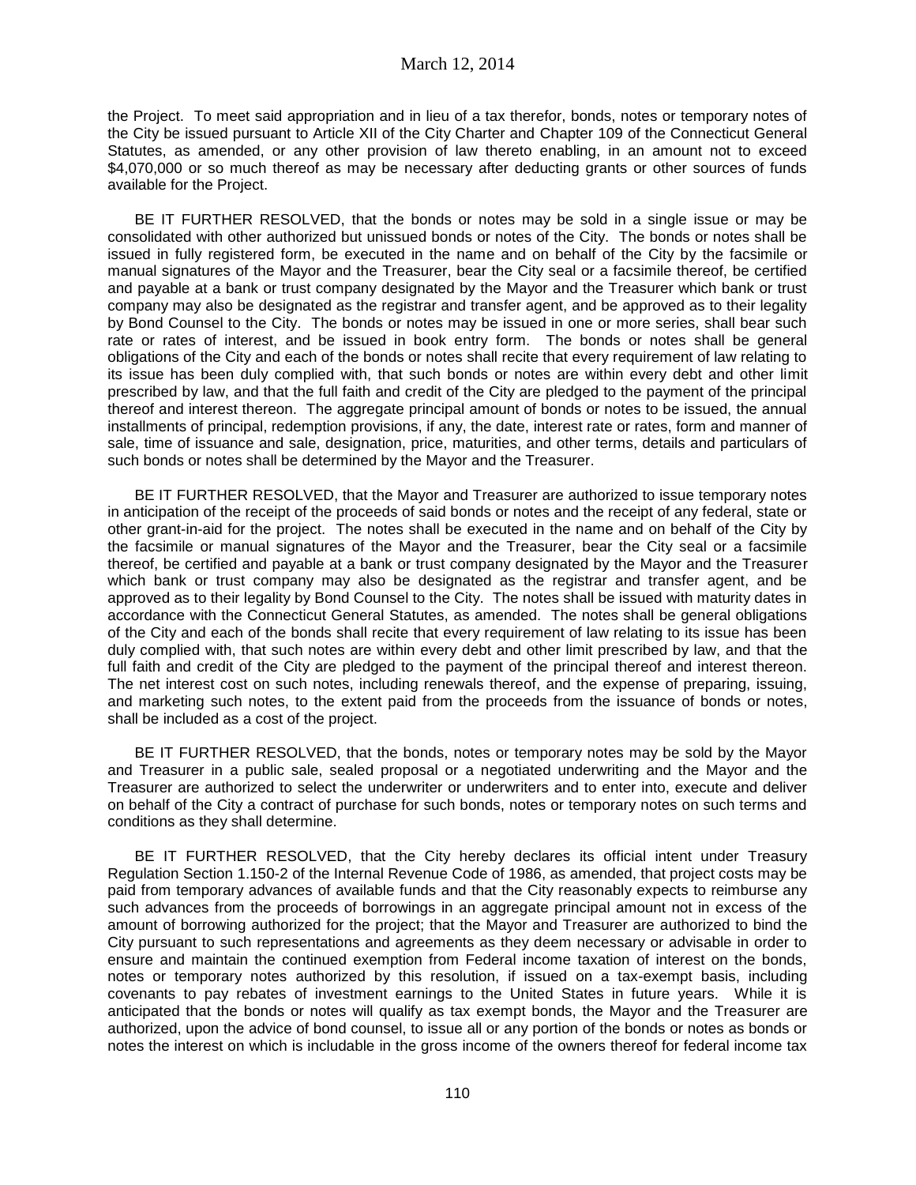the Project. To meet said appropriation and in lieu of a tax therefor, bonds, notes or temporary notes of the City be issued pursuant to Article XII of the City Charter and Chapter 109 of the Connecticut General Statutes, as amended, or any other provision of law thereto enabling, in an amount not to exceed $4,070,000 or so much thereof as may be necessary after deducting grants or other sources of funds available for the Project.

BE IT FURTHER RESOLVED, that the bonds or notes may be sold in a single issue or may be consolidated with other authorized but unissued bonds or notes of the City. The bonds or notes shall be issued in fully registered form, be executed in the name and on behalf of the City by the facsimile or manual signatures of the Mayor and the Treasurer, bear the City seal or a facsimile thereof, be certified and payable at a bank or trust company designated by the Mayor and the Treasurer which bank or trust company may also be designated as the registrar and transfer agent, and be approved as to their legality by Bond Counsel to the City. The bonds or notes may be issued in one or more series, shall bear such rate or rates of interest, and be issued in book entry form. The bonds or notes shall be general obligations of the City and each of the bonds or notes shall recite that every requirement of law relating to its issue has been duly complied with, that such bonds or notes are within every debt and other limit prescribed by law, and that the full faith and credit of the City are pledged to the payment of the principal thereof and interest thereon. The aggregate principal amount of bonds or notes to be issued, the annual installments of principal, redemption provisions, if any, the date, interest rate or rates, form and manner of sale, time of issuance and sale, designation, price, maturities, and other terms, details and particulars of such bonds or notes shall be determined by the Mayor and the Treasurer.

BE IT FURTHER RESOLVED, that the Mayor and Treasurer are authorized to issue temporary notes in anticipation of the receipt of the proceeds of said bonds or notes and the receipt of any federal, state or other grant-in-aid for the project. The notes shall be executed in the name and on behalf of the City by the facsimile or manual signatures of the Mayor and the Treasurer, bear the City seal or a facsimile thereof, be certified and payable at a bank or trust company designated by the Mayor and the Treasurer which bank or trust company may also be designated as the registrar and transfer agent, and be approved as to their legality by Bond Counsel to the City. The notes shall be issued with maturity dates in accordance with the Connecticut General Statutes, as amended. The notes shall be general obligations of the City and each of the bonds shall recite that every requirement of law relating to its issue has been duly complied with, that such notes are within every debt and other limit prescribed by law, and that the full faith and credit of the City are pledged to the payment of the principal thereof and interest thereon. The net interest cost on such notes, including renewals thereof, and the expense of preparing, issuing, and marketing such notes, to the extent paid from the proceeds from the issuance of bonds or notes, shall be included as a cost of the project.

BE IT FURTHER RESOLVED, that the bonds, notes or temporary notes may be sold by the Mayor and Treasurer in a public sale, sealed proposal or a negotiated underwriting and the Mayor and the Treasurer are authorized to select the underwriter or underwriters and to enter into, execute and deliver on behalf of the City a contract of purchase for such bonds, notes or temporary notes on such terms and conditions as they shall determine.

BE IT FURTHER RESOLVED, that the City hereby declares its official intent under Treasury Regulation Section 1.150-2 of the Internal Revenue Code of 1986, as amended, that project costs may be paid from temporary advances of available funds and that the City reasonably expects to reimburse any such advances from the proceeds of borrowings in an aggregate principal amount not in excess of the amount of borrowing authorized for the project; that the Mayor and Treasurer are authorized to bind the City pursuant to such representations and agreements as they deem necessary or advisable in order to ensure and maintain the continued exemption from Federal income taxation of interest on the bonds, notes or temporary notes authorized by this resolution, if issued on a tax-exempt basis, including covenants to pay rebates of investment earnings to the United States in future years. While it is anticipated that the bonds or notes will qualify as tax exempt bonds, the Mayor and the Treasurer are authorized, upon the advice of bond counsel, to issue all or any portion of the bonds or notes as bonds or notes the interest on which is includable in the gross income of the owners thereof for federal income tax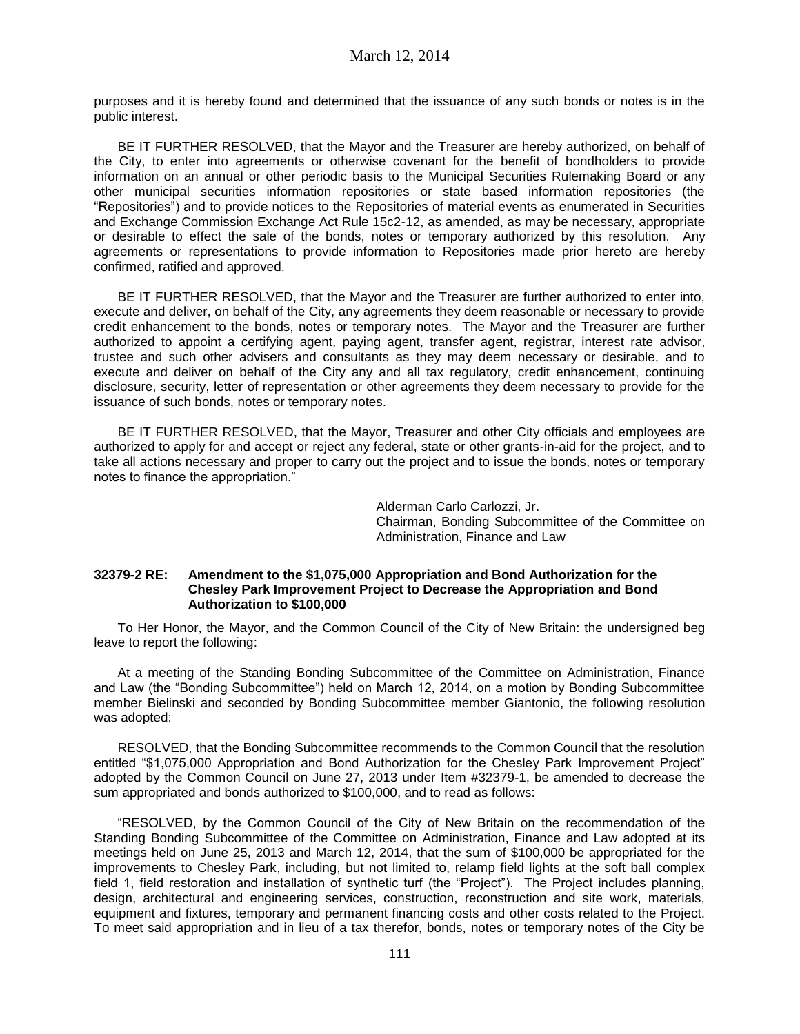purposes and it is hereby found and determined that the issuance of any such bonds or notes is in the public interest.

BE IT FURTHER RESOLVED, that the Mayor and the Treasurer are hereby authorized, on behalf of the City, to enter into agreements or otherwise covenant for the benefit of bondholders to provide information on an annual or other periodic basis to the Municipal Securities Rulemaking Board or any other municipal securities information repositories or state based information repositories (the "Repositories") and to provide notices to the Repositories of material events as enumerated in Securities and Exchange Commission Exchange Act Rule 15c2-12, as amended, as may be necessary, appropriate or desirable to effect the sale of the bonds, notes or temporary authorized by this resolution. Any agreements or representations to provide information to Repositories made prior hereto are hereby confirmed, ratified and approved.

BE IT FURTHER RESOLVED, that the Mayor and the Treasurer are further authorized to enter into, execute and deliver, on behalf of the City, any agreements they deem reasonable or necessary to provide credit enhancement to the bonds, notes or temporary notes. The Mayor and the Treasurer are further authorized to appoint a certifying agent, paying agent, transfer agent, registrar, interest rate advisor, trustee and such other advisers and consultants as they may deem necessary or desirable, and to execute and deliver on behalf of the City any and all tax regulatory, credit enhancement, continuing disclosure, security, letter of representation or other agreements they deem necessary to provide for the issuance of such bonds, notes or temporary notes.

BE IT FURTHER RESOLVED, that the Mayor, Treasurer and other City officials and employees are authorized to apply for and accept or reject any federal, state or other grants-in-aid for the project, and to take all actions necessary and proper to carry out the project and to issue the bonds, notes or temporary notes to finance the appropriation."

Alderman Carlo Carlozzi, Jr.
Chairman, Bonding Subcommittee of the Committee on Administration, Finance and Law

**32379-2 RE: Amendment to the $1,075,000 Appropriation and Bond Authorization for the Chesley Park Improvement Project to Decrease the Appropriation and Bond Authorization to $100,000**

To Her Honor, the Mayor, and the Common Council of the City of New Britain: the undersigned beg leave to report the following:

At a meeting of the Standing Bonding Subcommittee of the Committee on Administration, Finance and Law (the "Bonding Subcommittee") held on March 12, 2014, on a motion by Bonding Subcommittee member Bielinski and seconded by Bonding Subcommittee member Giantonio, the following resolution was adopted:

RESOLVED, that the Bonding Subcommittee recommends to the Common Council that the resolution entitled "$1,075,000 Appropriation and Bond Authorization for the Chesley Park Improvement Project" adopted by the Common Council on June 27, 2013 under Item #32379-1, be amended to decrease the sum appropriated and bonds authorized to $100,000, and to read as follows:

"RESOLVED, by the Common Council of the City of New Britain on the recommendation of the Standing Bonding Subcommittee of the Committee on Administration, Finance and Law adopted at its meetings held on June 25, 2013 and March 12, 2014, that the sum of $100,000 be appropriated for the improvements to Chesley Park, including, but not limited to, relamp field lights at the soft ball complex field 1, field restoration and installation of synthetic turf (the "Project"). The Project includes planning, design, architectural and engineering services, construction, reconstruction and site work, materials, equipment and fixtures, temporary and permanent financing costs and other costs related to the Project. To meet said appropriation and in lieu of a tax therefor, bonds, notes or temporary notes of the City be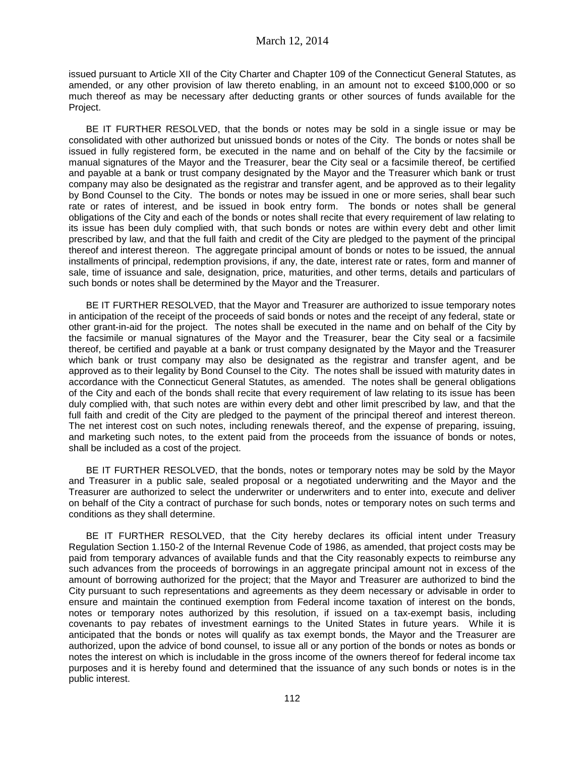issued pursuant to Article XII of the City Charter and Chapter 109 of the Connecticut General Statutes, as amended, or any other provision of law thereto enabling, in an amount not to exceed $100,000 or so much thereof as may be necessary after deducting grants or other sources of funds available for the Project.

BE IT FURTHER RESOLVED, that the bonds or notes may be sold in a single issue or may be consolidated with other authorized but unissued bonds or notes of the City. The bonds or notes shall be issued in fully registered form, be executed in the name and on behalf of the City by the facsimile or manual signatures of the Mayor and the Treasurer, bear the City seal or a facsimile thereof, be certified and payable at a bank or trust company designated by the Mayor and the Treasurer which bank or trust company may also be designated as the registrar and transfer agent, and be approved as to their legality by Bond Counsel to the City. The bonds or notes may be issued in one or more series, shall bear such rate or rates of interest, and be issued in book entry form. The bonds or notes shall be general obligations of the City and each of the bonds or notes shall recite that every requirement of law relating to its issue has been duly complied with, that such bonds or notes are within every debt and other limit prescribed by law, and that the full faith and credit of the City are pledged to the payment of the principal thereof and interest thereon. The aggregate principal amount of bonds or notes to be issued, the annual installments of principal, redemption provisions, if any, the date, interest rate or rates, form and manner of sale, time of issuance and sale, designation, price, maturities, and other terms, details and particulars of such bonds or notes shall be determined by the Mayor and the Treasurer.

BE IT FURTHER RESOLVED, that the Mayor and Treasurer are authorized to issue temporary notes in anticipation of the receipt of the proceeds of said bonds or notes and the receipt of any federal, state or other grant-in-aid for the project. The notes shall be executed in the name and on behalf of the City by the facsimile or manual signatures of the Mayor and the Treasurer, bear the City seal or a facsimile thereof, be certified and payable at a bank or trust company designated by the Mayor and the Treasurer which bank or trust company may also be designated as the registrar and transfer agent, and be approved as to their legality by Bond Counsel to the City. The notes shall be issued with maturity dates in accordance with the Connecticut General Statutes, as amended. The notes shall be general obligations of the City and each of the bonds shall recite that every requirement of law relating to its issue has been duly complied with, that such notes are within every debt and other limit prescribed by law, and that the full faith and credit of the City are pledged to the payment of the principal thereof and interest thereon. The net interest cost on such notes, including renewals thereof, and the expense of preparing, issuing, and marketing such notes, to the extent paid from the proceeds from the issuance of bonds or notes, shall be included as a cost of the project.

BE IT FURTHER RESOLVED, that the bonds, notes or temporary notes may be sold by the Mayor and Treasurer in a public sale, sealed proposal or a negotiated underwriting and the Mayor and the Treasurer are authorized to select the underwriter or underwriters and to enter into, execute and deliver on behalf of the City a contract of purchase for such bonds, notes or temporary notes on such terms and conditions as they shall determine.

BE IT FURTHER RESOLVED, that the City hereby declares its official intent under Treasury Regulation Section 1.150-2 of the Internal Revenue Code of 1986, as amended, that project costs may be paid from temporary advances of available funds and that the City reasonably expects to reimburse any such advances from the proceeds of borrowings in an aggregate principal amount not in excess of the amount of borrowing authorized for the project; that the Mayor and Treasurer are authorized to bind the City pursuant to such representations and agreements as they deem necessary or advisable in order to ensure and maintain the continued exemption from Federal income taxation of interest on the bonds, notes or temporary notes authorized by this resolution, if issued on a tax-exempt basis, including covenants to pay rebates of investment earnings to the United States in future years. While it is anticipated that the bonds or notes will qualify as tax exempt bonds, the Mayor and the Treasurer are authorized, upon the advice of bond counsel, to issue all or any portion of the bonds or notes as bonds or notes the interest on which is includable in the gross income of the owners thereof for federal income tax purposes and it is hereby found and determined that the issuance of any such bonds or notes is in the public interest.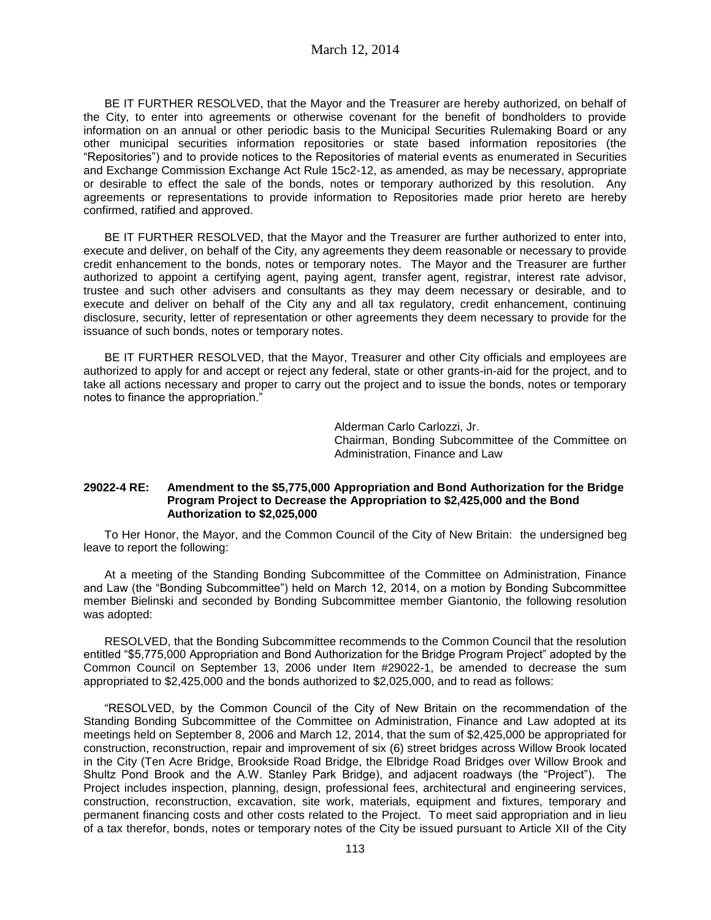BE IT FURTHER RESOLVED, that the Mayor and the Treasurer are hereby authorized, on behalf of the City, to enter into agreements or otherwise covenant for the benefit of bondholders to provide information on an annual or other periodic basis to the Municipal Securities Rulemaking Board or any other municipal securities information repositories or state based information repositories (the "Repositories") and to provide notices to the Repositories of material events as enumerated in Securities and Exchange Commission Exchange Act Rule 15c2-12, as amended, as may be necessary, appropriate or desirable to effect the sale of the bonds, notes or temporary authorized by this resolution. Any agreements or representations to provide information to Repositories made prior hereto are hereby confirmed, ratified and approved.

BE IT FURTHER RESOLVED, that the Mayor and the Treasurer are further authorized to enter into, execute and deliver, on behalf of the City, any agreements they deem reasonable or necessary to provide credit enhancement to the bonds, notes or temporary notes. The Mayor and the Treasurer are further authorized to appoint a certifying agent, paying agent, transfer agent, registrar, interest rate advisor, trustee and such other advisers and consultants as they may deem necessary or desirable, and to execute and deliver on behalf of the City any and all tax regulatory, credit enhancement, continuing disclosure, security, letter of representation or other agreements they deem necessary to provide for the issuance of such bonds, notes or temporary notes.

BE IT FURTHER RESOLVED, that the Mayor, Treasurer and other City officials and employees are authorized to apply for and accept or reject any federal, state or other grants-in-aid for the project, and to take all actions necessary and proper to carry out the project and to issue the bonds, notes or temporary notes to finance the appropriation."

Alderman Carlo Carlozzi, Jr.
Chairman, Bonding Subcommittee of the Committee on Administration, Finance and Law

**29022-4 RE: Amendment to the $5,775,000 Appropriation and Bond Authorization for the Bridge Program Project to Decrease the Appropriation to $2,425,000 and the Bond Authorization to $2,025,000**

To Her Honor, the Mayor, and the Common Council of the City of New Britain: the undersigned beg leave to report the following:

At a meeting of the Standing Bonding Subcommittee of the Committee on Administration, Finance and Law (the "Bonding Subcommittee") held on March 12, 2014, on a motion by Bonding Subcommittee member Bielinski and seconded by Bonding Subcommittee member Giantonio, the following resolution was adopted:

RESOLVED, that the Bonding Subcommittee recommends to the Common Council that the resolution entitled "$5,775,000 Appropriation and Bond Authorization for the Bridge Program Project" adopted by the Common Council on September 13, 2006 under Item #29022-1, be amended to decrease the sum appropriated to $2,425,000 and the bonds authorized to $2,025,000, and to read as follows:

"RESOLVED, by the Common Council of the City of New Britain on the recommendation of the Standing Bonding Subcommittee of the Committee on Administration, Finance and Law adopted at its meetings held on September 8, 2006 and March 12, 2014, that the sum of $2,425,000 be appropriated for construction, reconstruction, repair and improvement of six (6) street bridges across Willow Brook located in the City (Ten Acre Bridge, Brookside Road Bridge, the Elbridge Road Bridges over Willow Brook and Shultz Pond Brook and the A.W. Stanley Park Bridge), and adjacent roadways (the "Project"). The Project includes inspection, planning, design, professional fees, architectural and engineering services, construction, reconstruction, excavation, site work, materials, equipment and fixtures, temporary and permanent financing costs and other costs related to the Project. To meet said appropriation and in lieu of a tax therefor, bonds, notes or temporary notes of the City be issued pursuant to Article XII of the City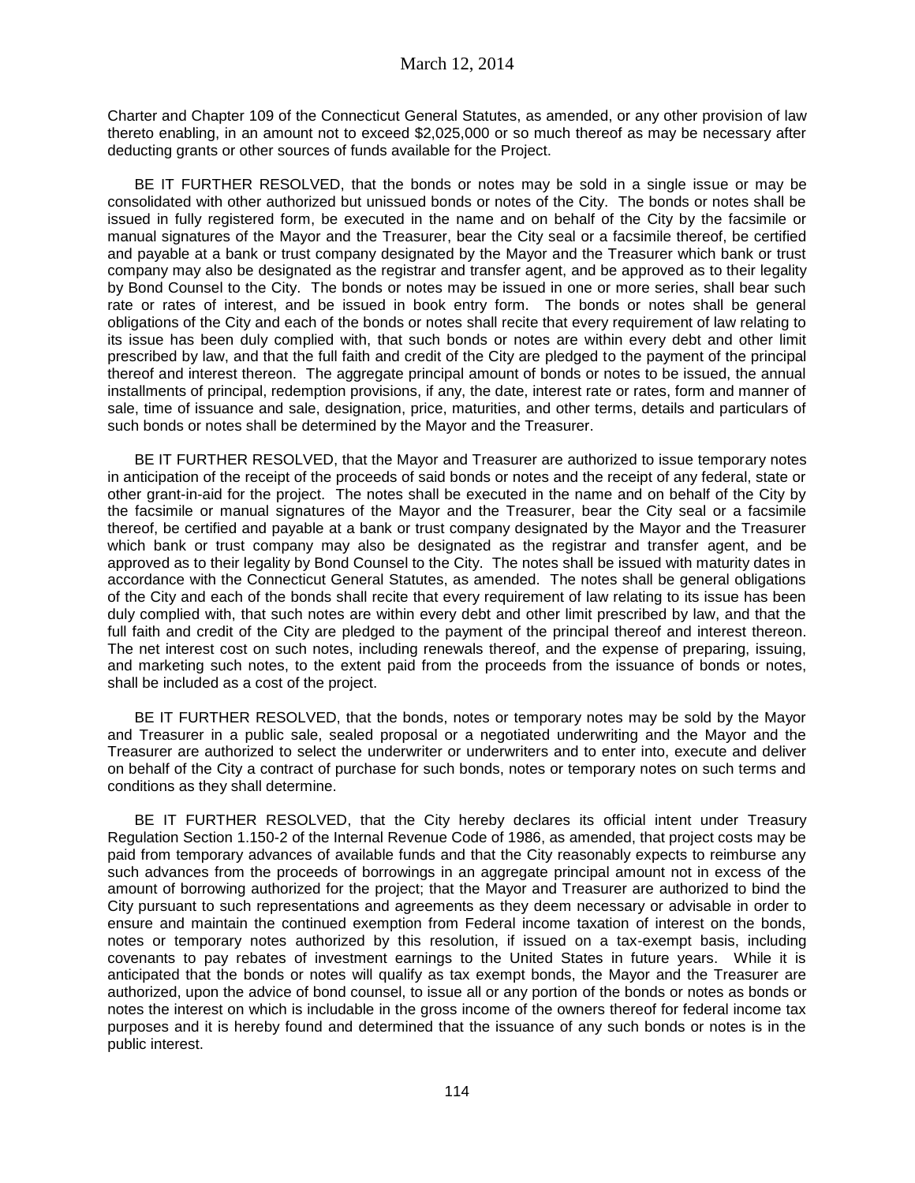Charter and Chapter 109 of the Connecticut General Statutes, as amended, or any other provision of law thereto enabling, in an amount not to exceed $2,025,000 or so much thereof as may be necessary after deducting grants or other sources of funds available for the Project.

BE IT FURTHER RESOLVED, that the bonds or notes may be sold in a single issue or may be consolidated with other authorized but unissued bonds or notes of the City. The bonds or notes shall be issued in fully registered form, be executed in the name and on behalf of the City by the facsimile or manual signatures of the Mayor and the Treasurer, bear the City seal or a facsimile thereof, be certified and payable at a bank or trust company designated by the Mayor and the Treasurer which bank or trust company may also be designated as the registrar and transfer agent, and be approved as to their legality by Bond Counsel to the City. The bonds or notes may be issued in one or more series, shall bear such rate or rates of interest, and be issued in book entry form. The bonds or notes shall be general obligations of the City and each of the bonds or notes shall recite that every requirement of law relating to its issue has been duly complied with, that such bonds or notes are within every debt and other limit prescribed by law, and that the full faith and credit of the City are pledged to the payment of the principal thereof and interest thereon. The aggregate principal amount of bonds or notes to be issued, the annual installments of principal, redemption provisions, if any, the date, interest rate or rates, form and manner of sale, time of issuance and sale, designation, price, maturities, and other terms, details and particulars of such bonds or notes shall be determined by the Mayor and the Treasurer.

BE IT FURTHER RESOLVED, that the Mayor and Treasurer are authorized to issue temporary notes in anticipation of the receipt of the proceeds of said bonds or notes and the receipt of any federal, state or other grant-in-aid for the project. The notes shall be executed in the name and on behalf of the City by the facsimile or manual signatures of the Mayor and the Treasurer, bear the City seal or a facsimile thereof, be certified and payable at a bank or trust company designated by the Mayor and the Treasurer which bank or trust company may also be designated as the registrar and transfer agent, and be approved as to their legality by Bond Counsel to the City. The notes shall be issued with maturity dates in accordance with the Connecticut General Statutes, as amended. The notes shall be general obligations of the City and each of the bonds shall recite that every requirement of law relating to its issue has been duly complied with, that such notes are within every debt and other limit prescribed by law, and that the full faith and credit of the City are pledged to the payment of the principal thereof and interest thereon. The net interest cost on such notes, including renewals thereof, and the expense of preparing, issuing, and marketing such notes, to the extent paid from the proceeds from the issuance of bonds or notes, shall be included as a cost of the project.

BE IT FURTHER RESOLVED, that the bonds, notes or temporary notes may be sold by the Mayor and Treasurer in a public sale, sealed proposal or a negotiated underwriting and the Mayor and the Treasurer are authorized to select the underwriter or underwriters and to enter into, execute and deliver on behalf of the City a contract of purchase for such bonds, notes or temporary notes on such terms and conditions as they shall determine.

BE IT FURTHER RESOLVED, that the City hereby declares its official intent under Treasury Regulation Section 1.150-2 of the Internal Revenue Code of 1986, as amended, that project costs may be paid from temporary advances of available funds and that the City reasonably expects to reimburse any such advances from the proceeds of borrowings in an aggregate principal amount not in excess of the amount of borrowing authorized for the project; that the Mayor and Treasurer are authorized to bind the City pursuant to such representations and agreements as they deem necessary or advisable in order to ensure and maintain the continued exemption from Federal income taxation of interest on the bonds, notes or temporary notes authorized by this resolution, if issued on a tax-exempt basis, including covenants to pay rebates of investment earnings to the United States in future years. While it is anticipated that the bonds or notes will qualify as tax exempt bonds, the Mayor and the Treasurer are authorized, upon the advice of bond counsel, to issue all or any portion of the bonds or notes as bonds or notes the interest on which is includable in the gross income of the owners thereof for federal income tax purposes and it is hereby found and determined that the issuance of any such bonds or notes is in the public interest.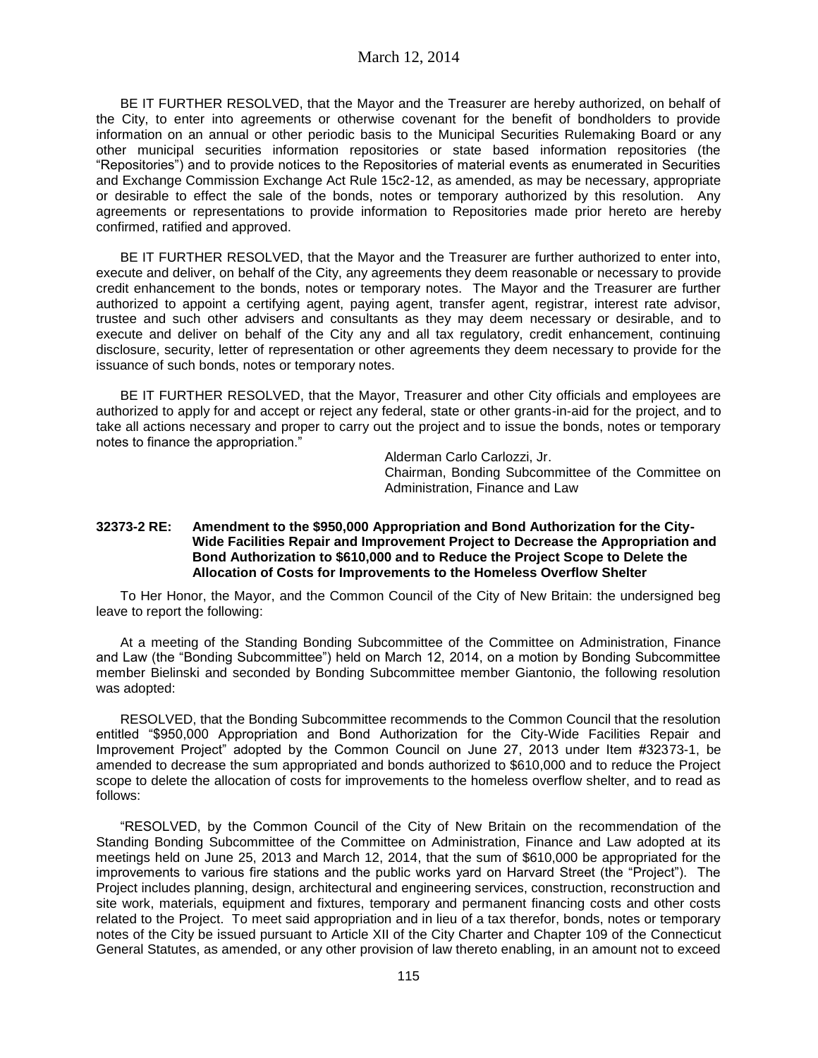BE IT FURTHER RESOLVED, that the Mayor and the Treasurer are hereby authorized, on behalf of the City, to enter into agreements or otherwise covenant for the benefit of bondholders to provide information on an annual or other periodic basis to the Municipal Securities Rulemaking Board or any other municipal securities information repositories or state based information repositories (the "Repositories") and to provide notices to the Repositories of material events as enumerated in Securities and Exchange Commission Exchange Act Rule 15c2-12, as amended, as may be necessary, appropriate or desirable to effect the sale of the bonds, notes or temporary authorized by this resolution. Any agreements or representations to provide information to Repositories made prior hereto are hereby confirmed, ratified and approved.

BE IT FURTHER RESOLVED, that the Mayor and the Treasurer are further authorized to enter into, execute and deliver, on behalf of the City, any agreements they deem reasonable or necessary to provide credit enhancement to the bonds, notes or temporary notes. The Mayor and the Treasurer are further authorized to appoint a certifying agent, paying agent, transfer agent, registrar, interest rate advisor, trustee and such other advisers and consultants as they may deem necessary or desirable, and to execute and deliver on behalf of the City any and all tax regulatory, credit enhancement, continuing disclosure, security, letter of representation or other agreements they deem necessary to provide for the issuance of such bonds, notes or temporary notes.

BE IT FURTHER RESOLVED, that the Mayor, Treasurer and other City officials and employees are authorized to apply for and accept or reject any federal, state or other grants-in-aid for the project, and to take all actions necessary and proper to carry out the project and to issue the bonds, notes or temporary notes to finance the appropriation."

Alderman Carlo Carlozzi, Jr.
Chairman, Bonding Subcommittee of the Committee on Administration, Finance and Law

**32373-2 RE: Amendment to the $950,000 Appropriation and Bond Authorization for the City-Wide Facilities Repair and Improvement Project to Decrease the Appropriation and Bond Authorization to $610,000 and to Reduce the Project Scope to Delete the Allocation of Costs for Improvements to the Homeless Overflow Shelter**

To Her Honor, the Mayor, and the Common Council of the City of New Britain: the undersigned beg leave to report the following:

At a meeting of the Standing Bonding Subcommittee of the Committee on Administration, Finance and Law (the "Bonding Subcommittee") held on March 12, 2014, on a motion by Bonding Subcommittee member Bielinski and seconded by Bonding Subcommittee member Giantonio, the following resolution was adopted:

RESOLVED, that the Bonding Subcommittee recommends to the Common Council that the resolution entitled "$950,000 Appropriation and Bond Authorization for the City-Wide Facilities Repair and Improvement Project" adopted by the Common Council on June 27, 2013 under Item #32373-1, be amended to decrease the sum appropriated and bonds authorized to $610,000 and to reduce the Project scope to delete the allocation of costs for improvements to the homeless overflow shelter, and to read as follows:

"RESOLVED, by the Common Council of the City of New Britain on the recommendation of the Standing Bonding Subcommittee of the Committee on Administration, Finance and Law adopted at its meetings held on June 25, 2013 and March 12, 2014, that the sum of $610,000 be appropriated for the improvements to various fire stations and the public works yard on Harvard Street (the "Project"). The Project includes planning, design, architectural and engineering services, construction, reconstruction and site work, materials, equipment and fixtures, temporary and permanent financing costs and other costs related to the Project. To meet said appropriation and in lieu of a tax therefor, bonds, notes or temporary notes of the City be issued pursuant to Article XII of the City Charter and Chapter 109 of the Connecticut General Statutes, as amended, or any other provision of law thereto enabling, in an amount not to exceed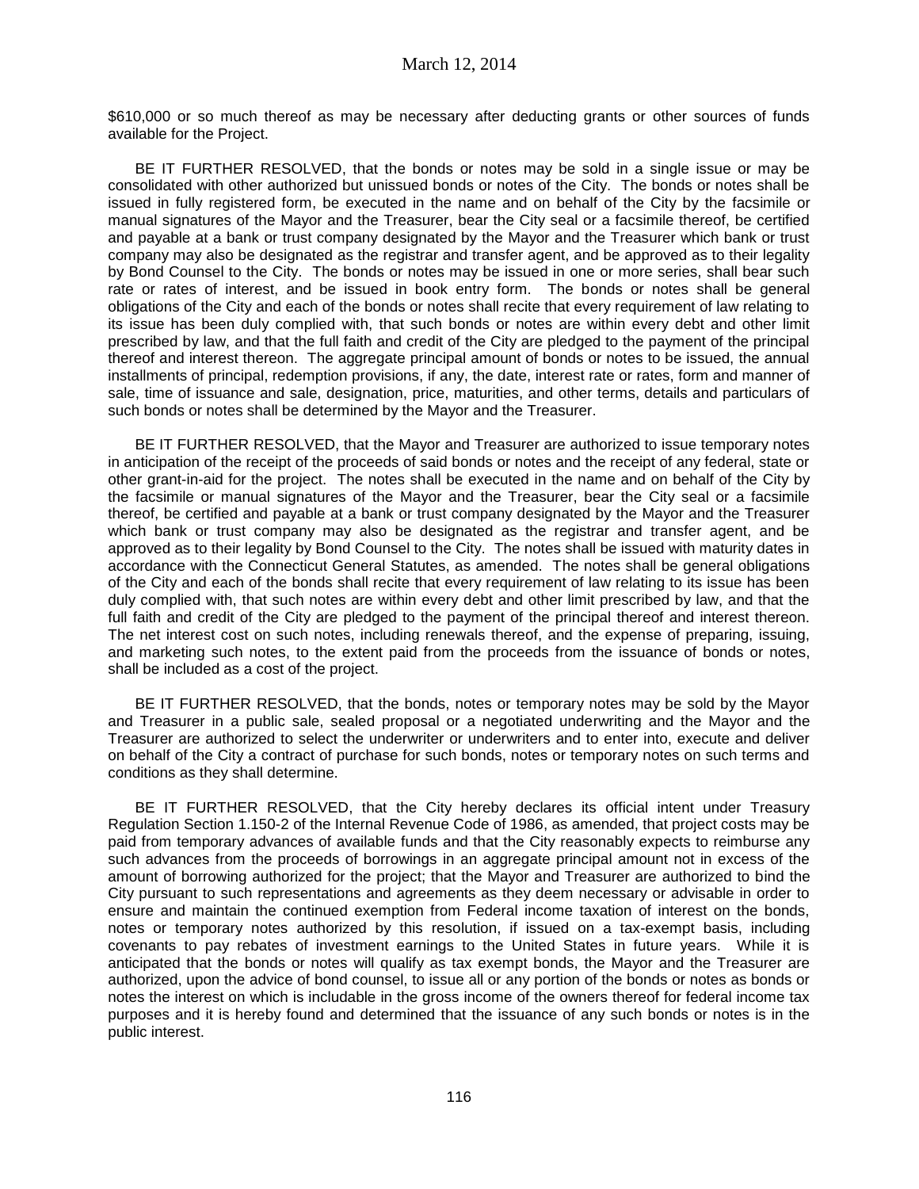$610,000 or so much thereof as may be necessary after deducting grants or other sources of funds available for the Project.

BE IT FURTHER RESOLVED, that the bonds or notes may be sold in a single issue or may be consolidated with other authorized but unissued bonds or notes of the City. The bonds or notes shall be issued in fully registered form, be executed in the name and on behalf of the City by the facsimile or manual signatures of the Mayor and the Treasurer, bear the City seal or a facsimile thereof, be certified and payable at a bank or trust company designated by the Mayor and the Treasurer which bank or trust company may also be designated as the registrar and transfer agent, and be approved as to their legality by Bond Counsel to the City. The bonds or notes may be issued in one or more series, shall bear such rate or rates of interest, and be issued in book entry form. The bonds or notes shall be general obligations of the City and each of the bonds or notes shall recite that every requirement of law relating to its issue has been duly complied with, that such bonds or notes are within every debt and other limit prescribed by law, and that the full faith and credit of the City are pledged to the payment of the principal thereof and interest thereon. The aggregate principal amount of bonds or notes to be issued, the annual installments of principal, redemption provisions, if any, the date, interest rate or rates, form and manner of sale, time of issuance and sale, designation, price, maturities, and other terms, details and particulars of such bonds or notes shall be determined by the Mayor and the Treasurer.

BE IT FURTHER RESOLVED, that the Mayor and Treasurer are authorized to issue temporary notes in anticipation of the receipt of the proceeds of said bonds or notes and the receipt of any federal, state or other grant-in-aid for the project. The notes shall be executed in the name and on behalf of the City by the facsimile or manual signatures of the Mayor and the Treasurer, bear the City seal or a facsimile thereof, be certified and payable at a bank or trust company designated by the Mayor and the Treasurer which bank or trust company may also be designated as the registrar and transfer agent, and be approved as to their legality by Bond Counsel to the City. The notes shall be issued with maturity dates in accordance with the Connecticut General Statutes, as amended. The notes shall be general obligations of the City and each of the bonds shall recite that every requirement of law relating to its issue has been duly complied with, that such notes are within every debt and other limit prescribed by law, and that the full faith and credit of the City are pledged to the payment of the principal thereof and interest thereon. The net interest cost on such notes, including renewals thereof, and the expense of preparing, issuing, and marketing such notes, to the extent paid from the proceeds from the issuance of bonds or notes, shall be included as a cost of the project.

BE IT FURTHER RESOLVED, that the bonds, notes or temporary notes may be sold by the Mayor and Treasurer in a public sale, sealed proposal or a negotiated underwriting and the Mayor and the Treasurer are authorized to select the underwriter or underwriters and to enter into, execute and deliver on behalf of the City a contract of purchase for such bonds, notes or temporary notes on such terms and conditions as they shall determine.

BE IT FURTHER RESOLVED, that the City hereby declares its official intent under Treasury Regulation Section 1.150-2 of the Internal Revenue Code of 1986, as amended, that project costs may be paid from temporary advances of available funds and that the City reasonably expects to reimburse any such advances from the proceeds of borrowings in an aggregate principal amount not in excess of the amount of borrowing authorized for the project; that the Mayor and Treasurer are authorized to bind the City pursuant to such representations and agreements as they deem necessary or advisable in order to ensure and maintain the continued exemption from Federal income taxation of interest on the bonds, notes or temporary notes authorized by this resolution, if issued on a tax-exempt basis, including covenants to pay rebates of investment earnings to the United States in future years. While it is anticipated that the bonds or notes will qualify as tax exempt bonds, the Mayor and the Treasurer are authorized, upon the advice of bond counsel, to issue all or any portion of the bonds or notes as bonds or notes the interest on which is includable in the gross income of the owners thereof for federal income tax purposes and it is hereby found and determined that the issuance of any such bonds or notes is in the public interest.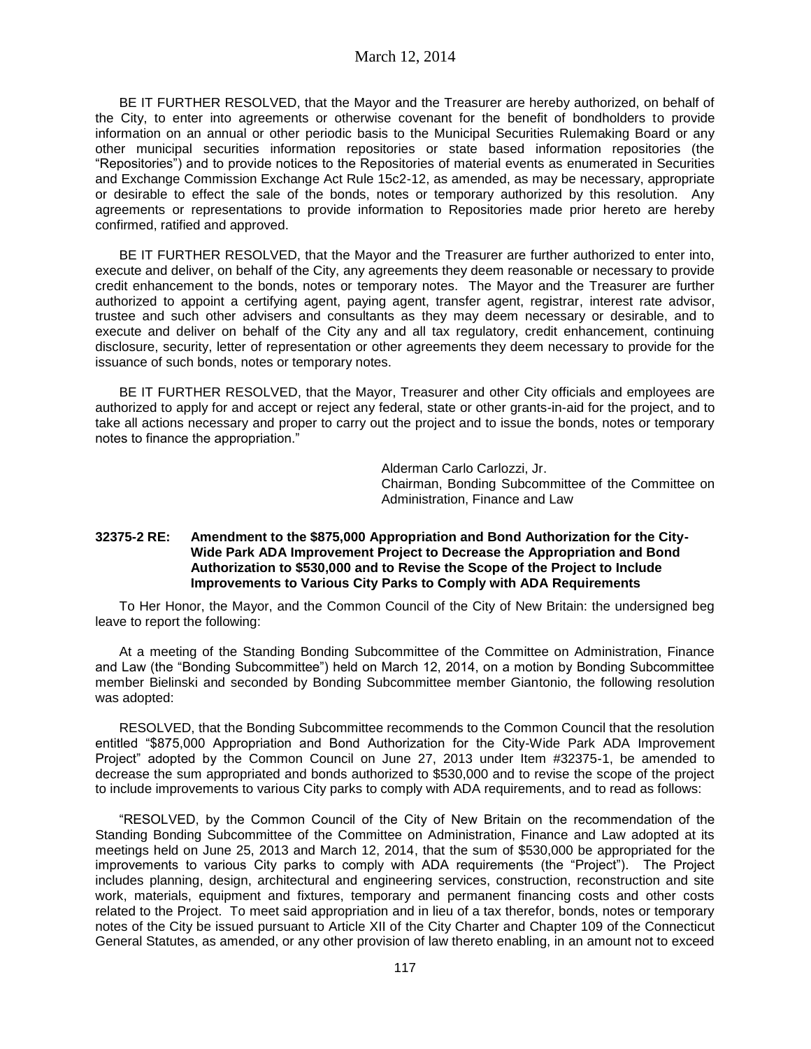BE IT FURTHER RESOLVED, that the Mayor and the Treasurer are hereby authorized, on behalf of the City, to enter into agreements or otherwise covenant for the benefit of bondholders to provide information on an annual or other periodic basis to the Municipal Securities Rulemaking Board or any other municipal securities information repositories or state based information repositories (the "Repositories") and to provide notices to the Repositories of material events as enumerated in Securities and Exchange Commission Exchange Act Rule 15c2-12, as amended, as may be necessary, appropriate or desirable to effect the sale of the bonds, notes or temporary authorized by this resolution. Any agreements or representations to provide information to Repositories made prior hereto are hereby confirmed, ratified and approved.

BE IT FURTHER RESOLVED, that the Mayor and the Treasurer are further authorized to enter into, execute and deliver, on behalf of the City, any agreements they deem reasonable or necessary to provide credit enhancement to the bonds, notes or temporary notes. The Mayor and the Treasurer are further authorized to appoint a certifying agent, paying agent, transfer agent, registrar, interest rate advisor, trustee and such other advisers and consultants as they may deem necessary or desirable, and to execute and deliver on behalf of the City any and all tax regulatory, credit enhancement, continuing disclosure, security, letter of representation or other agreements they deem necessary to provide for the issuance of such bonds, notes or temporary notes.

BE IT FURTHER RESOLVED, that the Mayor, Treasurer and other City officials and employees are authorized to apply for and accept or reject any federal, state or other grants-in-aid for the project, and to take all actions necessary and proper to carry out the project and to issue the bonds, notes or temporary notes to finance the appropriation."

Alderman Carlo Carlozzi, Jr.
Chairman, Bonding Subcommittee of the Committee on Administration, Finance and Law

**32375-2 RE: Amendment to the $875,000 Appropriation and Bond Authorization for the City-Wide Park ADA Improvement Project to Decrease the Appropriation and Bond Authorization to $530,000 and to Revise the Scope of the Project to Include Improvements to Various City Parks to Comply with ADA Requirements**

To Her Honor, the Mayor, and the Common Council of the City of New Britain: the undersigned beg leave to report the following:

At a meeting of the Standing Bonding Subcommittee of the Committee on Administration, Finance and Law (the "Bonding Subcommittee") held on March 12, 2014, on a motion by Bonding Subcommittee member Bielinski and seconded by Bonding Subcommittee member Giantonio, the following resolution was adopted:

RESOLVED, that the Bonding Subcommittee recommends to the Common Council that the resolution entitled "$875,000 Appropriation and Bond Authorization for the City-Wide Park ADA Improvement Project" adopted by the Common Council on June 27, 2013 under Item #32375-1, be amended to decrease the sum appropriated and bonds authorized to $530,000 and to revise the scope of the project to include improvements to various City parks to comply with ADA requirements, and to read as follows:

"RESOLVED, by the Common Council of the City of New Britain on the recommendation of the Standing Bonding Subcommittee of the Committee on Administration, Finance and Law adopted at its meetings held on June 25, 2013 and March 12, 2014, that the sum of $530,000 be appropriated for the improvements to various City parks to comply with ADA requirements (the "Project"). The Project includes planning, design, architectural and engineering services, construction, reconstruction and site work, materials, equipment and fixtures, temporary and permanent financing costs and other costs related to the Project. To meet said appropriation and in lieu of a tax therefor, bonds, notes or temporary notes of the City be issued pursuant to Article XII of the City Charter and Chapter 109 of the Connecticut General Statutes, as amended, or any other provision of law thereto enabling, in an amount not to exceed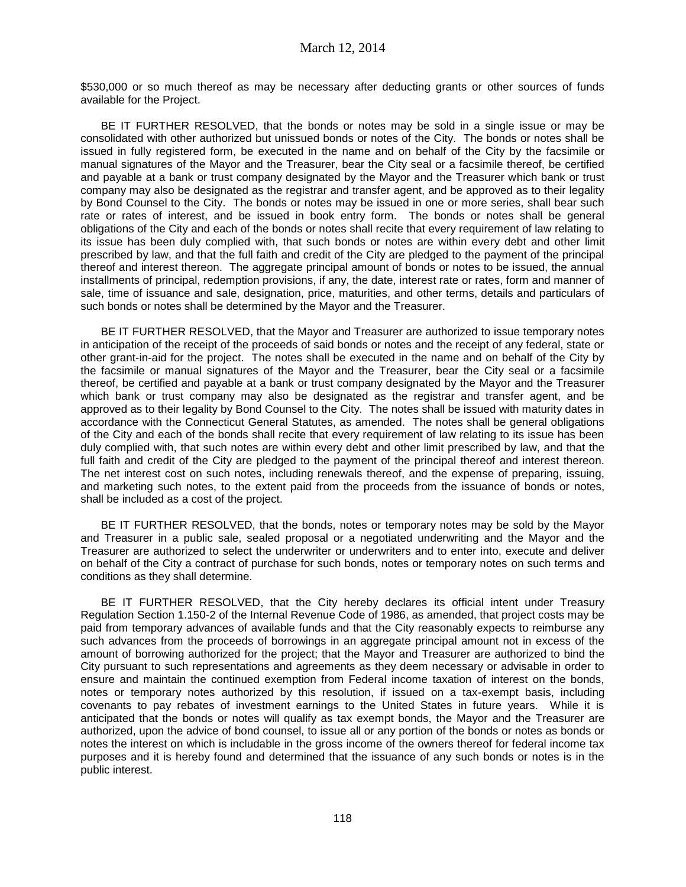$530,000 or so much thereof as may be necessary after deducting grants or other sources of funds available for the Project.

BE IT FURTHER RESOLVED, that the bonds or notes may be sold in a single issue or may be consolidated with other authorized but unissued bonds or notes of the City. The bonds or notes shall be issued in fully registered form, be executed in the name and on behalf of the City by the facsimile or manual signatures of the Mayor and the Treasurer, bear the City seal or a facsimile thereof, be certified and payable at a bank or trust company designated by the Mayor and the Treasurer which bank or trust company may also be designated as the registrar and transfer agent, and be approved as to their legality by Bond Counsel to the City. The bonds or notes may be issued in one or more series, shall bear such rate or rates of interest, and be issued in book entry form. The bonds or notes shall be general obligations of the City and each of the bonds or notes shall recite that every requirement of law relating to its issue has been duly complied with, that such bonds or notes are within every debt and other limit prescribed by law, and that the full faith and credit of the City are pledged to the payment of the principal thereof and interest thereon. The aggregate principal amount of bonds or notes to be issued, the annual installments of principal, redemption provisions, if any, the date, interest rate or rates, form and manner of sale, time of issuance and sale, designation, price, maturities, and other terms, details and particulars of such bonds or notes shall be determined by the Mayor and the Treasurer.

BE IT FURTHER RESOLVED, that the Mayor and Treasurer are authorized to issue temporary notes in anticipation of the receipt of the proceeds of said bonds or notes and the receipt of any federal, state or other grant-in-aid for the project. The notes shall be executed in the name and on behalf of the City by the facsimile or manual signatures of the Mayor and the Treasurer, bear the City seal or a facsimile thereof, be certified and payable at a bank or trust company designated by the Mayor and the Treasurer which bank or trust company may also be designated as the registrar and transfer agent, and be approved as to their legality by Bond Counsel to the City. The notes shall be issued with maturity dates in accordance with the Connecticut General Statutes, as amended. The notes shall be general obligations of the City and each of the bonds shall recite that every requirement of law relating to its issue has been duly complied with, that such notes are within every debt and other limit prescribed by law, and that the full faith and credit of the City are pledged to the payment of the principal thereof and interest thereon. The net interest cost on such notes, including renewals thereof, and the expense of preparing, issuing, and marketing such notes, to the extent paid from the proceeds from the issuance of bonds or notes, shall be included as a cost of the project.

BE IT FURTHER RESOLVED, that the bonds, notes or temporary notes may be sold by the Mayor and Treasurer in a public sale, sealed proposal or a negotiated underwriting and the Mayor and the Treasurer are authorized to select the underwriter or underwriters and to enter into, execute and deliver on behalf of the City a contract of purchase for such bonds, notes or temporary notes on such terms and conditions as they shall determine.

BE IT FURTHER RESOLVED, that the City hereby declares its official intent under Treasury Regulation Section 1.150-2 of the Internal Revenue Code of 1986, as amended, that project costs may be paid from temporary advances of available funds and that the City reasonably expects to reimburse any such advances from the proceeds of borrowings in an aggregate principal amount not in excess of the amount of borrowing authorized for the project; that the Mayor and Treasurer are authorized to bind the City pursuant to such representations and agreements as they deem necessary or advisable in order to ensure and maintain the continued exemption from Federal income taxation of interest on the bonds, notes or temporary notes authorized by this resolution, if issued on a tax-exempt basis, including covenants to pay rebates of investment earnings to the United States in future years. While it is anticipated that the bonds or notes will qualify as tax exempt bonds, the Mayor and the Treasurer are authorized, upon the advice of bond counsel, to issue all or any portion of the bonds or notes as bonds or notes the interest on which is includable in the gross income of the owners thereof for federal income tax purposes and it is hereby found and determined that the issuance of any such bonds or notes is in the public interest.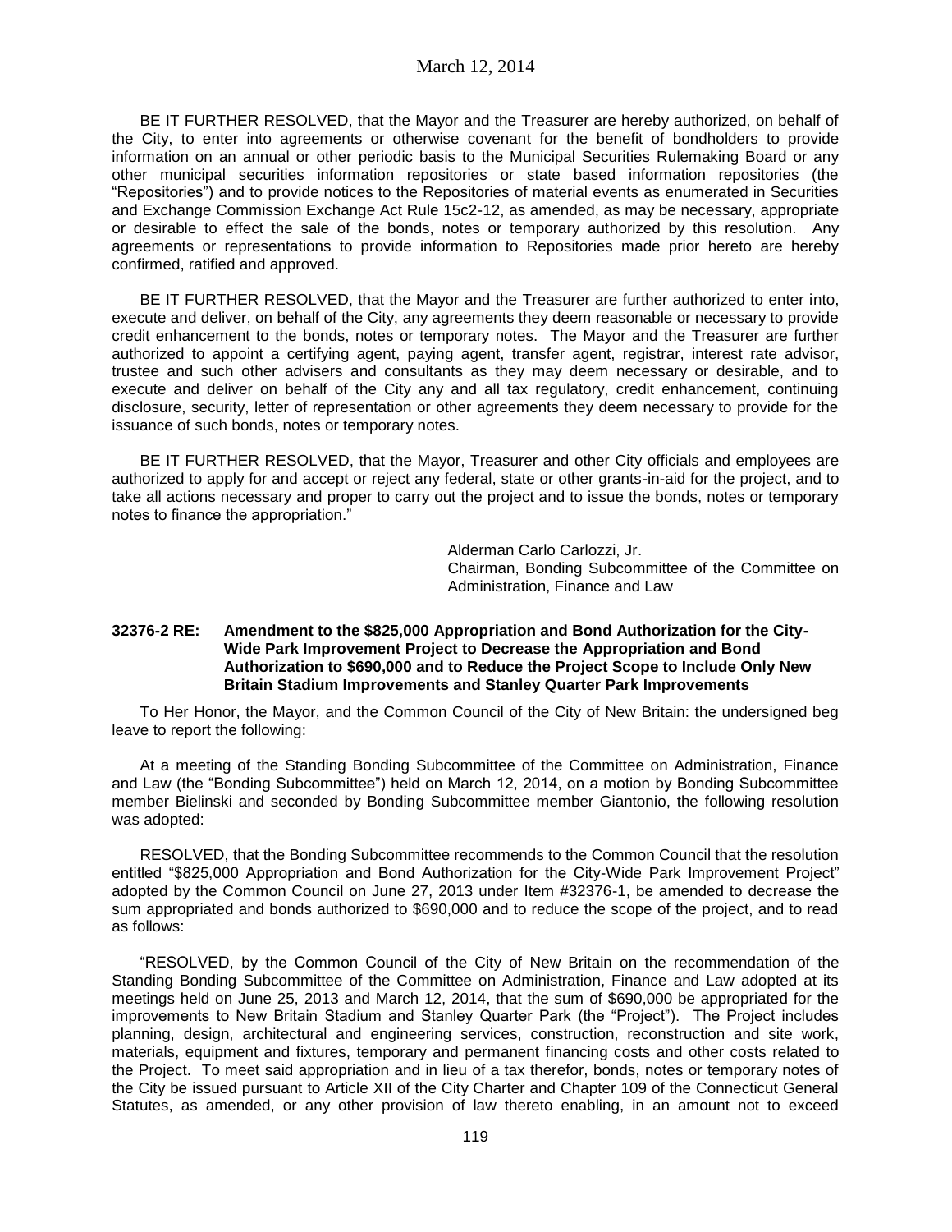BE IT FURTHER RESOLVED, that the Mayor and the Treasurer are hereby authorized, on behalf of the City, to enter into agreements or otherwise covenant for the benefit of bondholders to provide information on an annual or other periodic basis to the Municipal Securities Rulemaking Board or any other municipal securities information repositories or state based information repositories (the "Repositories") and to provide notices to the Repositories of material events as enumerated in Securities and Exchange Commission Exchange Act Rule 15c2-12, as amended, as may be necessary, appropriate or desirable to effect the sale of the bonds, notes or temporary authorized by this resolution. Any agreements or representations to provide information to Repositories made prior hereto are hereby confirmed, ratified and approved.

BE IT FURTHER RESOLVED, that the Mayor and the Treasurer are further authorized to enter into, execute and deliver, on behalf of the City, any agreements they deem reasonable or necessary to provide credit enhancement to the bonds, notes or temporary notes. The Mayor and the Treasurer are further authorized to appoint a certifying agent, paying agent, transfer agent, registrar, interest rate advisor, trustee and such other advisers and consultants as they may deem necessary or desirable, and to execute and deliver on behalf of the City any and all tax regulatory, credit enhancement, continuing disclosure, security, letter of representation or other agreements they deem necessary to provide for the issuance of such bonds, notes or temporary notes.

BE IT FURTHER RESOLVED, that the Mayor, Treasurer and other City officials and employees are authorized to apply for and accept or reject any federal, state or other grants-in-aid for the project, and to take all actions necessary and proper to carry out the project and to issue the bonds, notes or temporary notes to finance the appropriation."

Alderman Carlo Carlozzi, Jr.
Chairman, Bonding Subcommittee of the Committee on Administration, Finance and Law

**32376-2 RE: Amendment to the $825,000 Appropriation and Bond Authorization for the City-Wide Park Improvement Project to Decrease the Appropriation and Bond Authorization to $690,000 and to Reduce the Project Scope to Include Only New Britain Stadium Improvements and Stanley Quarter Park Improvements**

To Her Honor, the Mayor, and the Common Council of the City of New Britain: the undersigned beg leave to report the following:

At a meeting of the Standing Bonding Subcommittee of the Committee on Administration, Finance and Law (the "Bonding Subcommittee") held on March 12, 2014, on a motion by Bonding Subcommittee member Bielinski and seconded by Bonding Subcommittee member Giantonio, the following resolution was adopted:

RESOLVED, that the Bonding Subcommittee recommends to the Common Council that the resolution entitled "$825,000 Appropriation and Bond Authorization for the City-Wide Park Improvement Project" adopted by the Common Council on June 27, 2013 under Item #32376-1, be amended to decrease the sum appropriated and bonds authorized to $690,000 and to reduce the scope of the project, and to read as follows:

"RESOLVED, by the Common Council of the City of New Britain on the recommendation of the Standing Bonding Subcommittee of the Committee on Administration, Finance and Law adopted at its meetings held on June 25, 2013 and March 12, 2014, that the sum of $690,000 be appropriated for the improvements to New Britain Stadium and Stanley Quarter Park (the "Project"). The Project includes planning, design, architectural and engineering services, construction, reconstruction and site work, materials, equipment and fixtures, temporary and permanent financing costs and other costs related to the Project. To meet said appropriation and in lieu of a tax therefor, bonds, notes or temporary notes of the City be issued pursuant to Article XII of the City Charter and Chapter 109 of the Connecticut General Statutes, as amended, or any other provision of law thereto enabling, in an amount not to exceed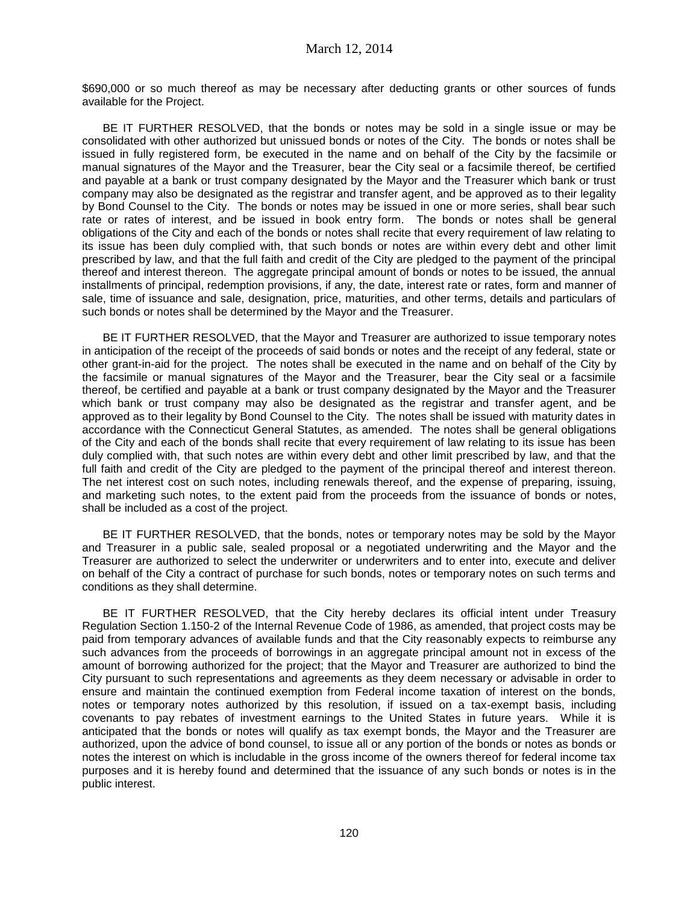$690,000 or so much thereof as may be necessary after deducting grants or other sources of funds available for the Project.

BE IT FURTHER RESOLVED, that the bonds or notes may be sold in a single issue or may be consolidated with other authorized but unissued bonds or notes of the City. The bonds or notes shall be issued in fully registered form, be executed in the name and on behalf of the City by the facsimile or manual signatures of the Mayor and the Treasurer, bear the City seal or a facsimile thereof, be certified and payable at a bank or trust company designated by the Mayor and the Treasurer which bank or trust company may also be designated as the registrar and transfer agent, and be approved as to their legality by Bond Counsel to the City. The bonds or notes may be issued in one or more series, shall bear such rate or rates of interest, and be issued in book entry form. The bonds or notes shall be general obligations of the City and each of the bonds or notes shall recite that every requirement of law relating to its issue has been duly complied with, that such bonds or notes are within every debt and other limit prescribed by law, and that the full faith and credit of the City are pledged to the payment of the principal thereof and interest thereon. The aggregate principal amount of bonds or notes to be issued, the annual installments of principal, redemption provisions, if any, the date, interest rate or rates, form and manner of sale, time of issuance and sale, designation, price, maturities, and other terms, details and particulars of such bonds or notes shall be determined by the Mayor and the Treasurer.

BE IT FURTHER RESOLVED, that the Mayor and Treasurer are authorized to issue temporary notes in anticipation of the receipt of the proceeds of said bonds or notes and the receipt of any federal, state or other grant-in-aid for the project. The notes shall be executed in the name and on behalf of the City by the facsimile or manual signatures of the Mayor and the Treasurer, bear the City seal or a facsimile thereof, be certified and payable at a bank or trust company designated by the Mayor and the Treasurer which bank or trust company may also be designated as the registrar and transfer agent, and be approved as to their legality by Bond Counsel to the City. The notes shall be issued with maturity dates in accordance with the Connecticut General Statutes, as amended. The notes shall be general obligations of the City and each of the bonds shall recite that every requirement of law relating to its issue has been duly complied with, that such notes are within every debt and other limit prescribed by law, and that the full faith and credit of the City are pledged to the payment of the principal thereof and interest thereon. The net interest cost on such notes, including renewals thereof, and the expense of preparing, issuing, and marketing such notes, to the extent paid from the proceeds from the issuance of bonds or notes, shall be included as a cost of the project.

BE IT FURTHER RESOLVED, that the bonds, notes or temporary notes may be sold by the Mayor and Treasurer in a public sale, sealed proposal or a negotiated underwriting and the Mayor and the Treasurer are authorized to select the underwriter or underwriters and to enter into, execute and deliver on behalf of the City a contract of purchase for such bonds, notes or temporary notes on such terms and conditions as they shall determine.

BE IT FURTHER RESOLVED, that the City hereby declares its official intent under Treasury Regulation Section 1.150-2 of the Internal Revenue Code of 1986, as amended, that project costs may be paid from temporary advances of available funds and that the City reasonably expects to reimburse any such advances from the proceeds of borrowings in an aggregate principal amount not in excess of the amount of borrowing authorized for the project; that the Mayor and Treasurer are authorized to bind the City pursuant to such representations and agreements as they deem necessary or advisable in order to ensure and maintain the continued exemption from Federal income taxation of interest on the bonds, notes or temporary notes authorized by this resolution, if issued on a tax-exempt basis, including covenants to pay rebates of investment earnings to the United States in future years. While it is anticipated that the bonds or notes will qualify as tax exempt bonds, the Mayor and the Treasurer are authorized, upon the advice of bond counsel, to issue all or any portion of the bonds or notes as bonds or notes the interest on which is includable in the gross income of the owners thereof for federal income tax purposes and it is hereby found and determined that the issuance of any such bonds or notes is in the public interest.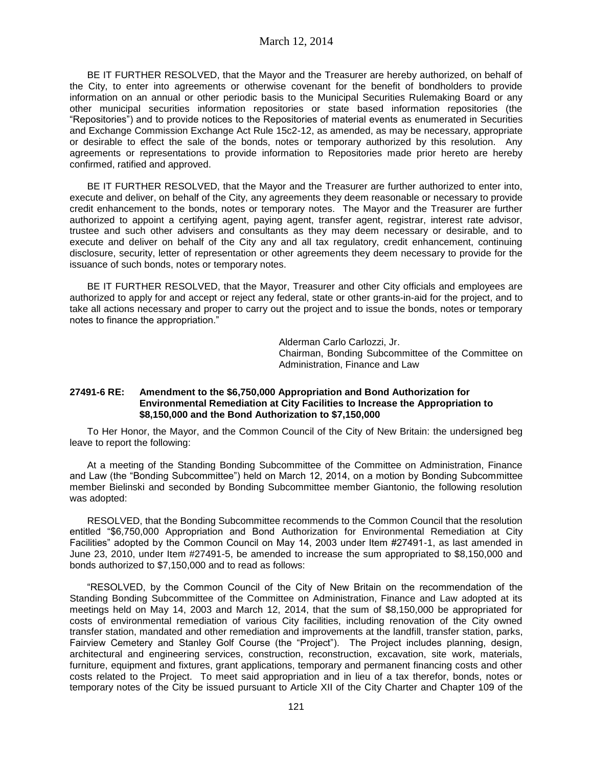BE IT FURTHER RESOLVED, that the Mayor and the Treasurer are hereby authorized, on behalf of the City, to enter into agreements or otherwise covenant for the benefit of bondholders to provide information on an annual or other periodic basis to the Municipal Securities Rulemaking Board or any other municipal securities information repositories or state based information repositories (the "Repositories") and to provide notices to the Repositories of material events as enumerated in Securities and Exchange Commission Exchange Act Rule 15c2-12, as amended, as may be necessary, appropriate or desirable to effect the sale of the bonds, notes or temporary authorized by this resolution. Any agreements or representations to provide information to Repositories made prior hereto are hereby confirmed, ratified and approved.

BE IT FURTHER RESOLVED, that the Mayor and the Treasurer are further authorized to enter into, execute and deliver, on behalf of the City, any agreements they deem reasonable or necessary to provide credit enhancement to the bonds, notes or temporary notes. The Mayor and the Treasurer are further authorized to appoint a certifying agent, paying agent, transfer agent, registrar, interest rate advisor, trustee and such other advisers and consultants as they may deem necessary or desirable, and to execute and deliver on behalf of the City any and all tax regulatory, credit enhancement, continuing disclosure, security, letter of representation or other agreements they deem necessary to provide for the issuance of such bonds, notes or temporary notes.

BE IT FURTHER RESOLVED, that the Mayor, Treasurer and other City officials and employees are authorized to apply for and accept or reject any federal, state or other grants-in-aid for the project, and to take all actions necessary and proper to carry out the project and to issue the bonds, notes or temporary notes to finance the appropriation."

Alderman Carlo Carlozzi, Jr.
Chairman, Bonding Subcommittee of the Committee on Administration, Finance and Law

**27491-6 RE: Amendment to the $6,750,000 Appropriation and Bond Authorization for Environmental Remediation at City Facilities to Increase the Appropriation to $8,150,000 and the Bond Authorization to $7,150,000**

To Her Honor, the Mayor, and the Common Council of the City of New Britain: the undersigned beg leave to report the following:

At a meeting of the Standing Bonding Subcommittee of the Committee on Administration, Finance and Law (the "Bonding Subcommittee") held on March 12, 2014, on a motion by Bonding Subcommittee member Bielinski and seconded by Bonding Subcommittee member Giantonio, the following resolution was adopted:

RESOLVED, that the Bonding Subcommittee recommends to the Common Council that the resolution entitled "$6,750,000 Appropriation and Bond Authorization for Environmental Remediation at City Facilities" adopted by the Common Council on May 14, 2003 under Item #27491-1, as last amended in June 23, 2010, under Item #27491-5, be amended to increase the sum appropriated to $8,150,000 and bonds authorized to $7,150,000 and to read as follows:

"RESOLVED, by the Common Council of the City of New Britain on the recommendation of the Standing Bonding Subcommittee of the Committee on Administration, Finance and Law adopted at its meetings held on May 14, 2003 and March 12, 2014, that the sum of $8,150,000 be appropriated for costs of environmental remediation of various City facilities, including renovation of the City owned transfer station, mandated and other remediation and improvements at the landfill, transfer station, parks, Fairview Cemetery and Stanley Golf Course (the "Project"). The Project includes planning, design, architectural and engineering services, construction, reconstruction, excavation, site work, materials, furniture, equipment and fixtures, grant applications, temporary and permanent financing costs and other costs related to the Project. To meet said appropriation and in lieu of a tax therefor, bonds, notes or temporary notes of the City be issued pursuant to Article XII of the City Charter and Chapter 109 of the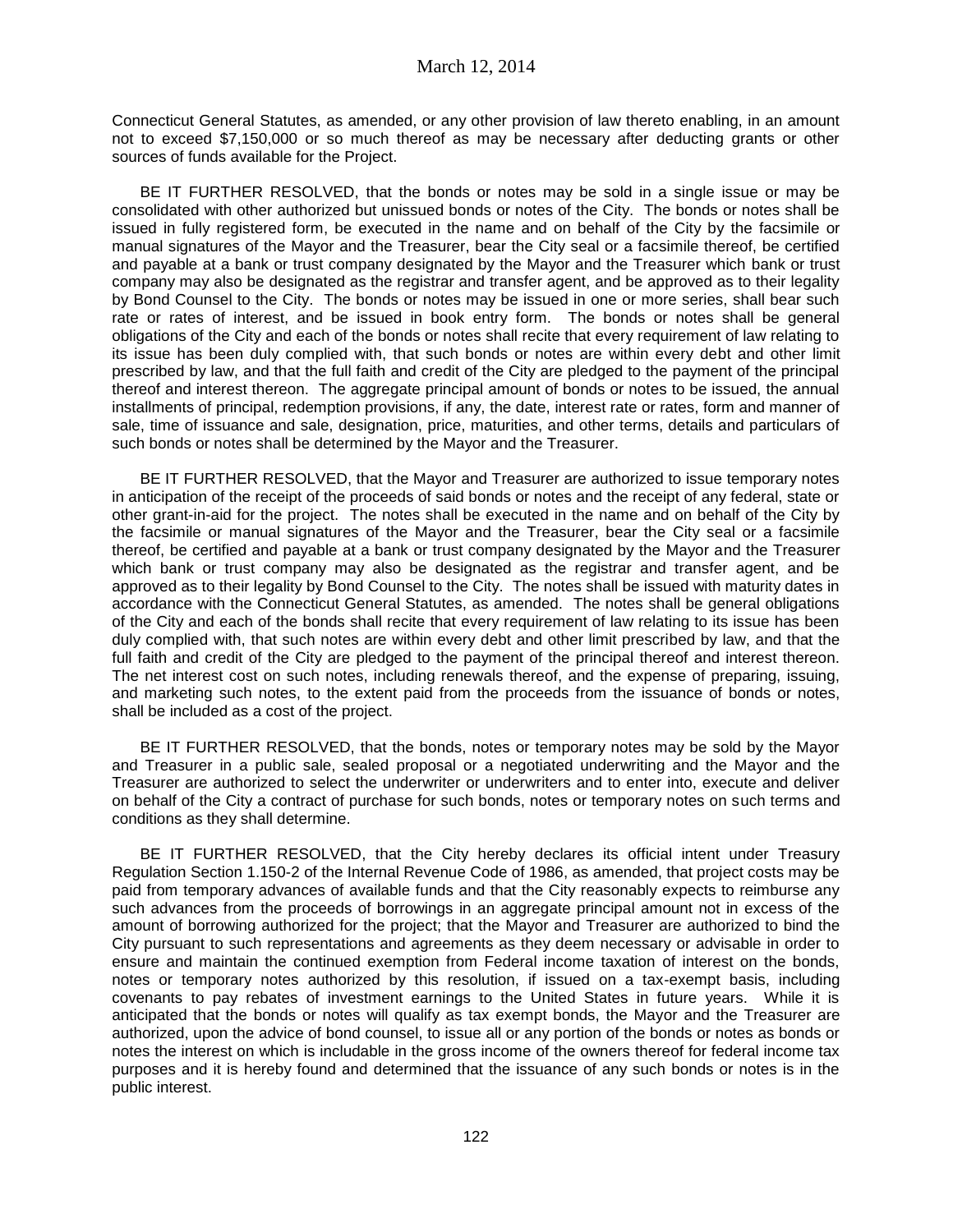Connecticut General Statutes, as amended, or any other provision of law thereto enabling, in an amount not to exceed $7,150,000 or so much thereof as may be necessary after deducting grants or other sources of funds available for the Project.

BE IT FURTHER RESOLVED, that the bonds or notes may be sold in a single issue or may be consolidated with other authorized but unissued bonds or notes of the City. The bonds or notes shall be issued in fully registered form, be executed in the name and on behalf of the City by the facsimile or manual signatures of the Mayor and the Treasurer, bear the City seal or a facsimile thereof, be certified and payable at a bank or trust company designated by the Mayor and the Treasurer which bank or trust company may also be designated as the registrar and transfer agent, and be approved as to their legality by Bond Counsel to the City. The bonds or notes may be issued in one or more series, shall bear such rate or rates of interest, and be issued in book entry form. The bonds or notes shall be general obligations of the City and each of the bonds or notes shall recite that every requirement of law relating to its issue has been duly complied with, that such bonds or notes are within every debt and other limit prescribed by law, and that the full faith and credit of the City are pledged to the payment of the principal thereof and interest thereon. The aggregate principal amount of bonds or notes to be issued, the annual installments of principal, redemption provisions, if any, the date, interest rate or rates, form and manner of sale, time of issuance and sale, designation, price, maturities, and other terms, details and particulars of such bonds or notes shall be determined by the Mayor and the Treasurer.

BE IT FURTHER RESOLVED, that the Mayor and Treasurer are authorized to issue temporary notes in anticipation of the receipt of the proceeds of said bonds or notes and the receipt of any federal, state or other grant-in-aid for the project. The notes shall be executed in the name and on behalf of the City by the facsimile or manual signatures of the Mayor and the Treasurer, bear the City seal or a facsimile thereof, be certified and payable at a bank or trust company designated by the Mayor and the Treasurer which bank or trust company may also be designated as the registrar and transfer agent, and be approved as to their legality by Bond Counsel to the City. The notes shall be issued with maturity dates in accordance with the Connecticut General Statutes, as amended. The notes shall be general obligations of the City and each of the bonds shall recite that every requirement of law relating to its issue has been duly complied with, that such notes are within every debt and other limit prescribed by law, and that the full faith and credit of the City are pledged to the payment of the principal thereof and interest thereon. The net interest cost on such notes, including renewals thereof, and the expense of preparing, issuing, and marketing such notes, to the extent paid from the proceeds from the issuance of bonds or notes, shall be included as a cost of the project.

BE IT FURTHER RESOLVED, that the bonds, notes or temporary notes may be sold by the Mayor and Treasurer in a public sale, sealed proposal or a negotiated underwriting and the Mayor and the Treasurer are authorized to select the underwriter or underwriters and to enter into, execute and deliver on behalf of the City a contract of purchase for such bonds, notes or temporary notes on such terms and conditions as they shall determine.

BE IT FURTHER RESOLVED, that the City hereby declares its official intent under Treasury Regulation Section 1.150-2 of the Internal Revenue Code of 1986, as amended, that project costs may be paid from temporary advances of available funds and that the City reasonably expects to reimburse any such advances from the proceeds of borrowings in an aggregate principal amount not in excess of the amount of borrowing authorized for the project; that the Mayor and Treasurer are authorized to bind the City pursuant to such representations and agreements as they deem necessary or advisable in order to ensure and maintain the continued exemption from Federal income taxation of interest on the bonds, notes or temporary notes authorized by this resolution, if issued on a tax-exempt basis, including covenants to pay rebates of investment earnings to the United States in future years. While it is anticipated that the bonds or notes will qualify as tax exempt bonds, the Mayor and the Treasurer are authorized, upon the advice of bond counsel, to issue all or any portion of the bonds or notes as bonds or notes the interest on which is includable in the gross income of the owners thereof for federal income tax purposes and it is hereby found and determined that the issuance of any such bonds or notes is in the public interest.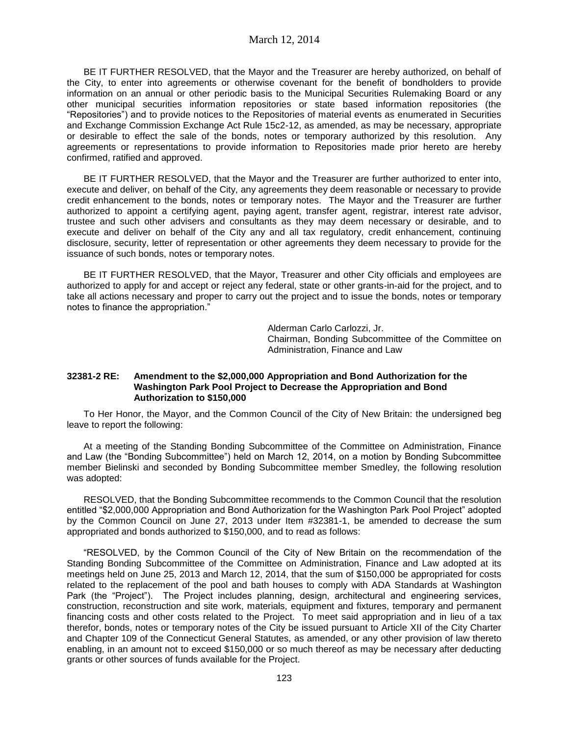BE IT FURTHER RESOLVED, that the Mayor and the Treasurer are hereby authorized, on behalf of the City, to enter into agreements or otherwise covenant for the benefit of bondholders to provide information on an annual or other periodic basis to the Municipal Securities Rulemaking Board or any other municipal securities information repositories or state based information repositories (the "Repositories") and to provide notices to the Repositories of material events as enumerated in Securities and Exchange Commission Exchange Act Rule 15c2-12, as amended, as may be necessary, appropriate or desirable to effect the sale of the bonds, notes or temporary authorized by this resolution. Any agreements or representations to provide information to Repositories made prior hereto are hereby confirmed, ratified and approved.

BE IT FURTHER RESOLVED, that the Mayor and the Treasurer are further authorized to enter into, execute and deliver, on behalf of the City, any agreements they deem reasonable or necessary to provide credit enhancement to the bonds, notes or temporary notes. The Mayor and the Treasurer are further authorized to appoint a certifying agent, paying agent, transfer agent, registrar, interest rate advisor, trustee and such other advisers and consultants as they may deem necessary or desirable, and to execute and deliver on behalf of the City any and all tax regulatory, credit enhancement, continuing disclosure, security, letter of representation or other agreements they deem necessary to provide for the issuance of such bonds, notes or temporary notes.

BE IT FURTHER RESOLVED, that the Mayor, Treasurer and other City officials and employees are authorized to apply for and accept or reject any federal, state or other grants-in-aid for the project, and to take all actions necessary and proper to carry out the project and to issue the bonds, notes or temporary notes to finance the appropriation."

Alderman Carlo Carlozzi, Jr.
Chairman, Bonding Subcommittee of the Committee on Administration, Finance and Law

**32381-2 RE: Amendment to the $2,000,000 Appropriation and Bond Authorization for the Washington Park Pool Project to Decrease the Appropriation and Bond Authorization to $150,000**

To Her Honor, the Mayor, and the Common Council of the City of New Britain: the undersigned beg leave to report the following:

At a meeting of the Standing Bonding Subcommittee of the Committee on Administration, Finance and Law (the "Bonding Subcommittee") held on March 12, 2014, on a motion by Bonding Subcommittee member Bielinski and seconded by Bonding Subcommittee member Smedley, the following resolution was adopted:

RESOLVED, that the Bonding Subcommittee recommends to the Common Council that the resolution entitled "$2,000,000 Appropriation and Bond Authorization for the Washington Park Pool Project" adopted by the Common Council on June 27, 2013 under Item #32381-1, be amended to decrease the sum appropriated and bonds authorized to $150,000, and to read as follows:

"RESOLVED, by the Common Council of the City of New Britain on the recommendation of the Standing Bonding Subcommittee of the Committee on Administration, Finance and Law adopted at its meetings held on June 25, 2013 and March 12, 2014, that the sum of $150,000 be appropriated for costs related to the replacement of the pool and bath houses to comply with ADA Standards at Washington Park (the "Project"). The Project includes planning, design, architectural and engineering services, construction, reconstruction and site work, materials, equipment and fixtures, temporary and permanent financing costs and other costs related to the Project. To meet said appropriation and in lieu of a tax therefor, bonds, notes or temporary notes of the City be issued pursuant to Article XII of the City Charter and Chapter 109 of the Connecticut General Statutes, as amended, or any other provision of law thereto enabling, in an amount not to exceed $150,000 or so much thereof as may be necessary after deducting grants or other sources of funds available for the Project.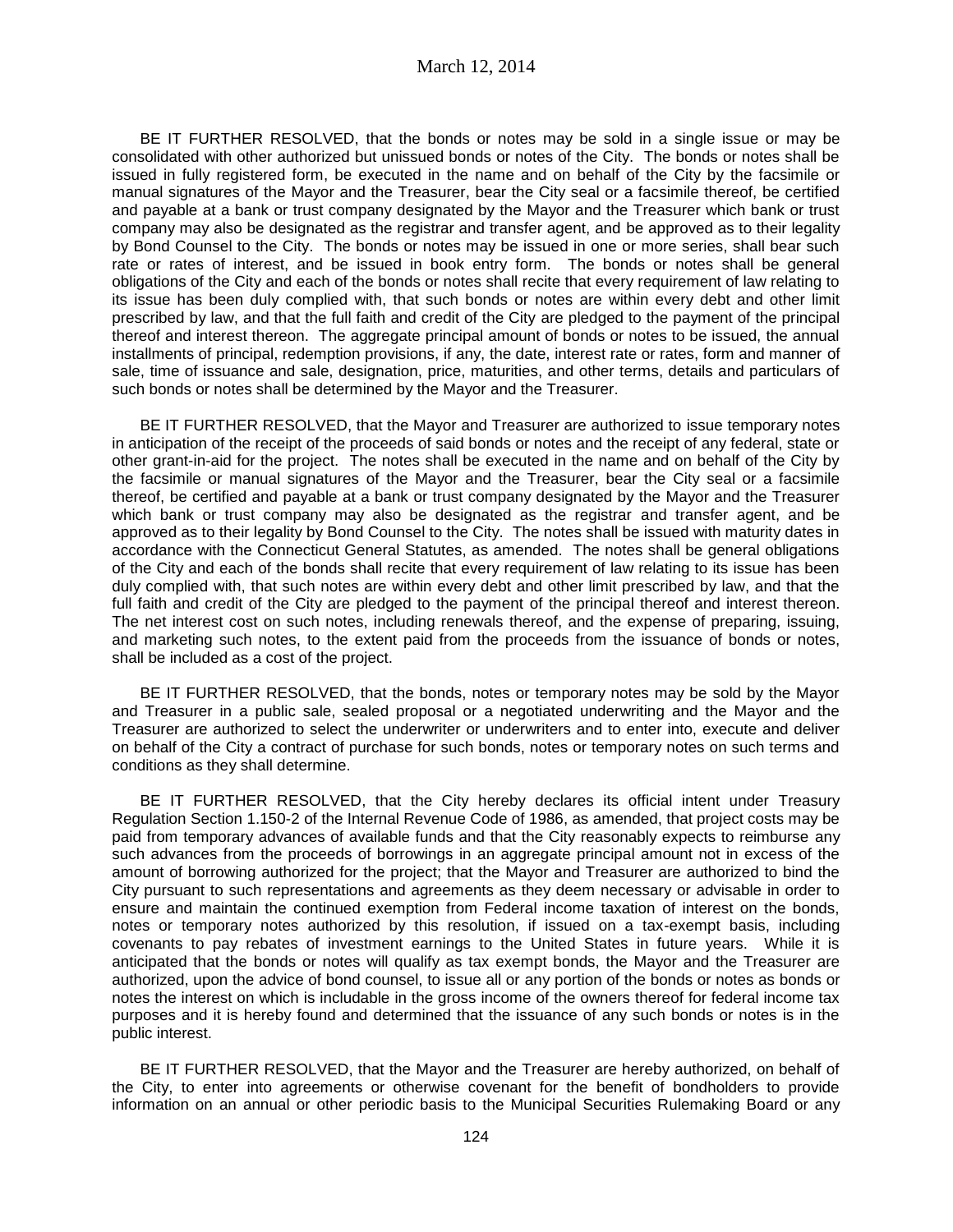BE IT FURTHER RESOLVED, that the bonds or notes may be sold in a single issue or may be consolidated with other authorized but unissued bonds or notes of the City. The bonds or notes shall be issued in fully registered form, be executed in the name and on behalf of the City by the facsimile or manual signatures of the Mayor and the Treasurer, bear the City seal or a facsimile thereof, be certified and payable at a bank or trust company designated by the Mayor and the Treasurer which bank or trust company may also be designated as the registrar and transfer agent, and be approved as to their legality by Bond Counsel to the City. The bonds or notes may be issued in one or more series, shall bear such rate or rates of interest, and be issued in book entry form. The bonds or notes shall be general obligations of the City and each of the bonds or notes shall recite that every requirement of law relating to its issue has been duly complied with, that such bonds or notes are within every debt and other limit prescribed by law, and that the full faith and credit of the City are pledged to the payment of the principal thereof and interest thereon. The aggregate principal amount of bonds or notes to be issued, the annual installments of principal, redemption provisions, if any, the date, interest rate or rates, form and manner of sale, time of issuance and sale, designation, price, maturities, and other terms, details and particulars of such bonds or notes shall be determined by the Mayor and the Treasurer.

BE IT FURTHER RESOLVED, that the Mayor and Treasurer are authorized to issue temporary notes in anticipation of the receipt of the proceeds of said bonds or notes and the receipt of any federal, state or other grant-in-aid for the project. The notes shall be executed in the name and on behalf of the City by the facsimile or manual signatures of the Mayor and the Treasurer, bear the City seal or a facsimile thereof, be certified and payable at a bank or trust company designated by the Mayor and the Treasurer which bank or trust company may also be designated as the registrar and transfer agent, and be approved as to their legality by Bond Counsel to the City. The notes shall be issued with maturity dates in accordance with the Connecticut General Statutes, as amended. The notes shall be general obligations of the City and each of the bonds shall recite that every requirement of law relating to its issue has been duly complied with, that such notes are within every debt and other limit prescribed by law, and that the full faith and credit of the City are pledged to the payment of the principal thereof and interest thereon. The net interest cost on such notes, including renewals thereof, and the expense of preparing, issuing, and marketing such notes, to the extent paid from the proceeds from the issuance of bonds or notes, shall be included as a cost of the project.

BE IT FURTHER RESOLVED, that the bonds, notes or temporary notes may be sold by the Mayor and Treasurer in a public sale, sealed proposal or a negotiated underwriting and the Mayor and the Treasurer are authorized to select the underwriter or underwriters and to enter into, execute and deliver on behalf of the City a contract of purchase for such bonds, notes or temporary notes on such terms and conditions as they shall determine.

BE IT FURTHER RESOLVED, that the City hereby declares its official intent under Treasury Regulation Section 1.150-2 of the Internal Revenue Code of 1986, as amended, that project costs may be paid from temporary advances of available funds and that the City reasonably expects to reimburse any such advances from the proceeds of borrowings in an aggregate principal amount not in excess of the amount of borrowing authorized for the project; that the Mayor and Treasurer are authorized to bind the City pursuant to such representations and agreements as they deem necessary or advisable in order to ensure and maintain the continued exemption from Federal income taxation of interest on the bonds, notes or temporary notes authorized by this resolution, if issued on a tax-exempt basis, including covenants to pay rebates of investment earnings to the United States in future years. While it is anticipated that the bonds or notes will qualify as tax exempt bonds, the Mayor and the Treasurer are authorized, upon the advice of bond counsel, to issue all or any portion of the bonds or notes as bonds or notes the interest on which is includable in the gross income of the owners thereof for federal income tax purposes and it is hereby found and determined that the issuance of any such bonds or notes is in the public interest.

BE IT FURTHER RESOLVED, that the Mayor and the Treasurer are hereby authorized, on behalf of the City, to enter into agreements or otherwise covenant for the benefit of bondholders to provide information on an annual or other periodic basis to the Municipal Securities Rulemaking Board or any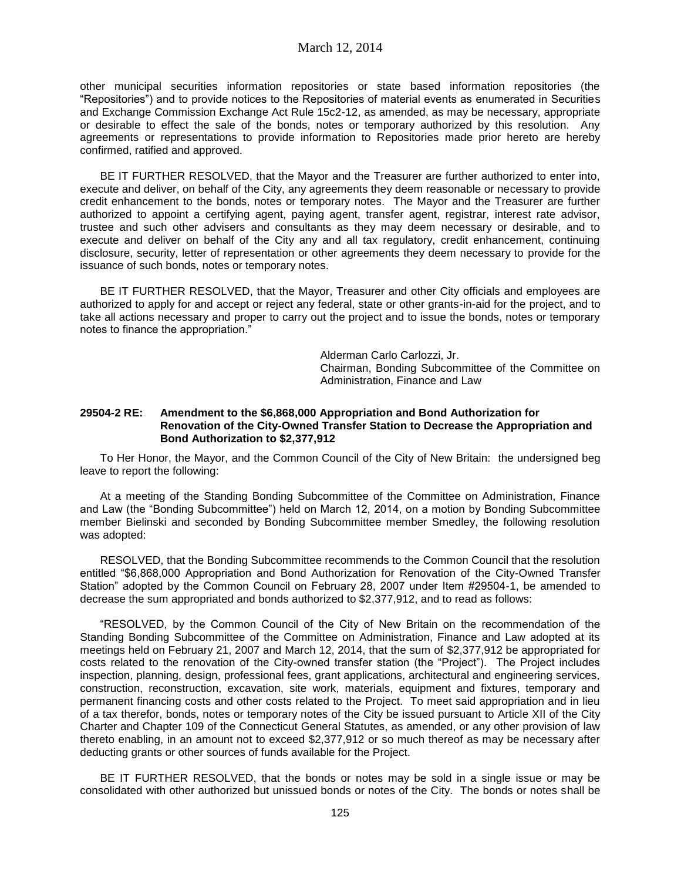other municipal securities information repositories or state based information repositories (the "Repositories") and to provide notices to the Repositories of material events as enumerated in Securities and Exchange Commission Exchange Act Rule 15c2-12, as amended, as may be necessary, appropriate or desirable to effect the sale of the bonds, notes or temporary authorized by this resolution. Any agreements or representations to provide information to Repositories made prior hereto are hereby confirmed, ratified and approved.

BE IT FURTHER RESOLVED, that the Mayor and the Treasurer are further authorized to enter into, execute and deliver, on behalf of the City, any agreements they deem reasonable or necessary to provide credit enhancement to the bonds, notes or temporary notes. The Mayor and the Treasurer are further authorized to appoint a certifying agent, paying agent, transfer agent, registrar, interest rate advisor, trustee and such other advisers and consultants as they may deem necessary or desirable, and to execute and deliver on behalf of the City any and all tax regulatory, credit enhancement, continuing disclosure, security, letter of representation or other agreements they deem necessary to provide for the issuance of such bonds, notes or temporary notes.

BE IT FURTHER RESOLVED, that the Mayor, Treasurer and other City officials and employees are authorized to apply for and accept or reject any federal, state or other grants-in-aid for the project, and to take all actions necessary and proper to carry out the project and to issue the bonds, notes or temporary notes to finance the appropriation."

Alderman Carlo Carlozzi, Jr.
Chairman, Bonding Subcommittee of the Committee on Administration, Finance and Law

**29504-2 RE: Amendment to the $6,868,000 Appropriation and Bond Authorization for Renovation of the City-Owned Transfer Station to Decrease the Appropriation and Bond Authorization to $2,377,912**

To Her Honor, the Mayor, and the Common Council of the City of New Britain: the undersigned beg leave to report the following:

At a meeting of the Standing Bonding Subcommittee of the Committee on Administration, Finance and Law (the "Bonding Subcommittee") held on March 12, 2014, on a motion by Bonding Subcommittee member Bielinski and seconded by Bonding Subcommittee member Smedley, the following resolution was adopted:

RESOLVED, that the Bonding Subcommittee recommends to the Common Council that the resolution entitled "$6,868,000 Appropriation and Bond Authorization for Renovation of the City-Owned Transfer Station" adopted by the Common Council on February 28, 2007 under Item #29504-1, be amended to decrease the sum appropriated and bonds authorized to $2,377,912, and to read as follows:

"RESOLVED, by the Common Council of the City of New Britain on the recommendation of the Standing Bonding Subcommittee of the Committee on Administration, Finance and Law adopted at its meetings held on February 21, 2007 and March 12, 2014, that the sum of $2,377,912 be appropriated for costs related to the renovation of the City-owned transfer station (the "Project"). The Project includes inspection, planning, design, professional fees, grant applications, architectural and engineering services, construction, reconstruction, excavation, site work, materials, equipment and fixtures, temporary and permanent financing costs and other costs related to the Project. To meet said appropriation and in lieu of a tax therefor, bonds, notes or temporary notes of the City be issued pursuant to Article XII of the City Charter and Chapter 109 of the Connecticut General Statutes, as amended, or any other provision of law thereto enabling, in an amount not to exceed $2,377,912 or so much thereof as may be necessary after deducting grants or other sources of funds available for the Project.

BE IT FURTHER RESOLVED, that the bonds or notes may be sold in a single issue or may be consolidated with other authorized but unissued bonds or notes of the City. The bonds or notes shall be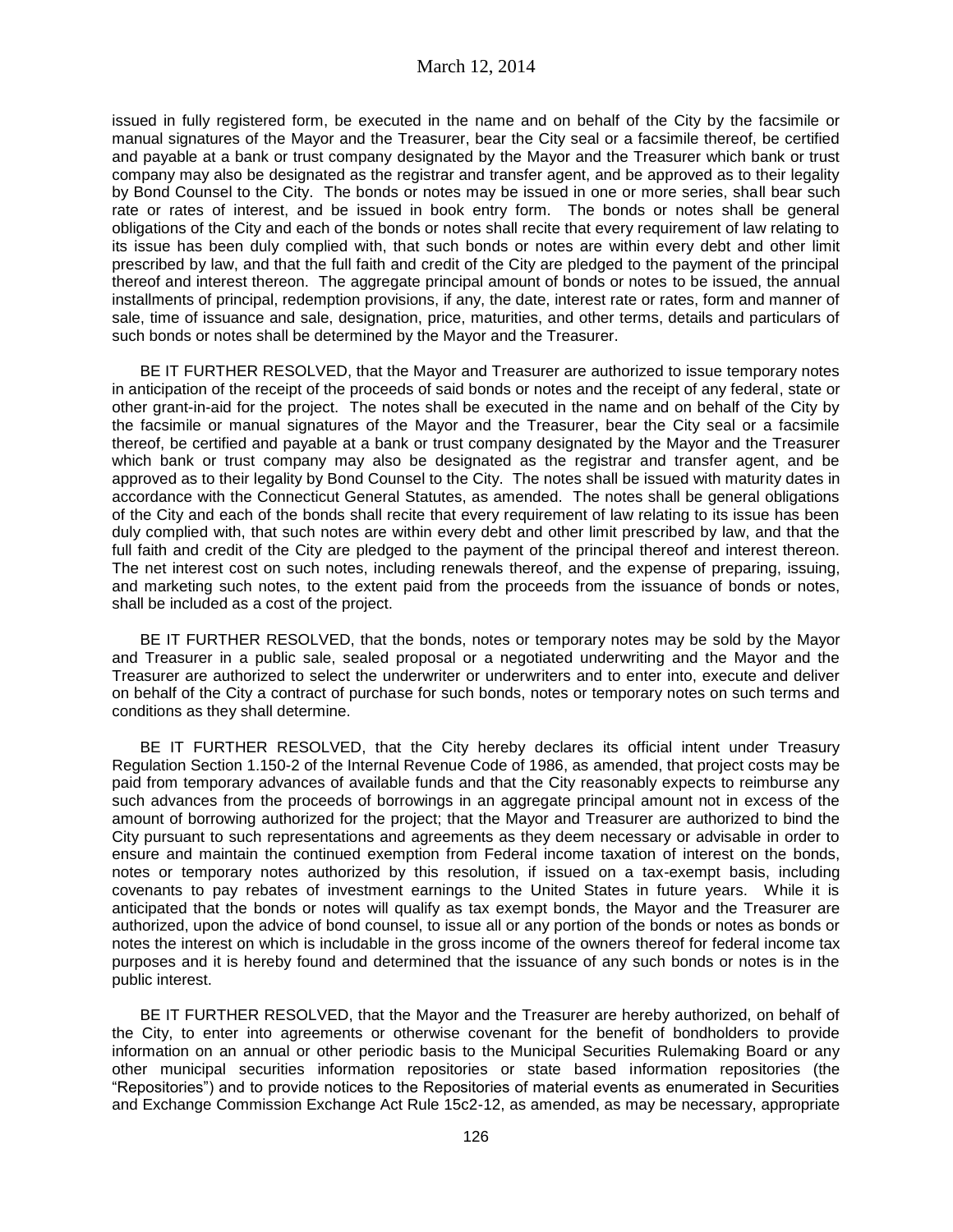issued in fully registered form, be executed in the name and on behalf of the City by the facsimile or manual signatures of the Mayor and the Treasurer, bear the City seal or a facsimile thereof, be certified and payable at a bank or trust company designated by the Mayor and the Treasurer which bank or trust company may also be designated as the registrar and transfer agent, and be approved as to their legality by Bond Counsel to the City. The bonds or notes may be issued in one or more series, shall bear such rate or rates of interest, and be issued in book entry form. The bonds or notes shall be general obligations of the City and each of the bonds or notes shall recite that every requirement of law relating to its issue has been duly complied with, that such bonds or notes are within every debt and other limit prescribed by law, and that the full faith and credit of the City are pledged to the payment of the principal thereof and interest thereon. The aggregate principal amount of bonds or notes to be issued, the annual installments of principal, redemption provisions, if any, the date, interest rate or rates, form and manner of sale, time of issuance and sale, designation, price, maturities, and other terms, details and particulars of such bonds or notes shall be determined by the Mayor and the Treasurer.

BE IT FURTHER RESOLVED, that the Mayor and Treasurer are authorized to issue temporary notes in anticipation of the receipt of the proceeds of said bonds or notes and the receipt of any federal, state or other grant-in-aid for the project. The notes shall be executed in the name and on behalf of the City by the facsimile or manual signatures of the Mayor and the Treasurer, bear the City seal or a facsimile thereof, be certified and payable at a bank or trust company designated by the Mayor and the Treasurer which bank or trust company may also be designated as the registrar and transfer agent, and be approved as to their legality by Bond Counsel to the City. The notes shall be issued with maturity dates in accordance with the Connecticut General Statutes, as amended. The notes shall be general obligations of the City and each of the bonds shall recite that every requirement of law relating to its issue has been duly complied with, that such notes are within every debt and other limit prescribed by law, and that the full faith and credit of the City are pledged to the payment of the principal thereof and interest thereon. The net interest cost on such notes, including renewals thereof, and the expense of preparing, issuing, and marketing such notes, to the extent paid from the proceeds from the issuance of bonds or notes, shall be included as a cost of the project.

BE IT FURTHER RESOLVED, that the bonds, notes or temporary notes may be sold by the Mayor and Treasurer in a public sale, sealed proposal or a negotiated underwriting and the Mayor and the Treasurer are authorized to select the underwriter or underwriters and to enter into, execute and deliver on behalf of the City a contract of purchase for such bonds, notes or temporary notes on such terms and conditions as they shall determine.

BE IT FURTHER RESOLVED, that the City hereby declares its official intent under Treasury Regulation Section 1.150-2 of the Internal Revenue Code of 1986, as amended, that project costs may be paid from temporary advances of available funds and that the City reasonably expects to reimburse any such advances from the proceeds of borrowings in an aggregate principal amount not in excess of the amount of borrowing authorized for the project; that the Mayor and Treasurer are authorized to bind the City pursuant to such representations and agreements as they deem necessary or advisable in order to ensure and maintain the continued exemption from Federal income taxation of interest on the bonds, notes or temporary notes authorized by this resolution, if issued on a tax-exempt basis, including covenants to pay rebates of investment earnings to the United States in future years. While it is anticipated that the bonds or notes will qualify as tax exempt bonds, the Mayor and the Treasurer are authorized, upon the advice of bond counsel, to issue all or any portion of the bonds or notes as bonds or notes the interest on which is includable in the gross income of the owners thereof for federal income tax purposes and it is hereby found and determined that the issuance of any such bonds or notes is in the public interest.

BE IT FURTHER RESOLVED, that the Mayor and the Treasurer are hereby authorized, on behalf of the City, to enter into agreements or otherwise covenant for the benefit of bondholders to provide information on an annual or other periodic basis to the Municipal Securities Rulemaking Board or any other municipal securities information repositories or state based information repositories (the "Repositories") and to provide notices to the Repositories of material events as enumerated in Securities and Exchange Commission Exchange Act Rule 15c2-12, as amended, as may be necessary, appropriate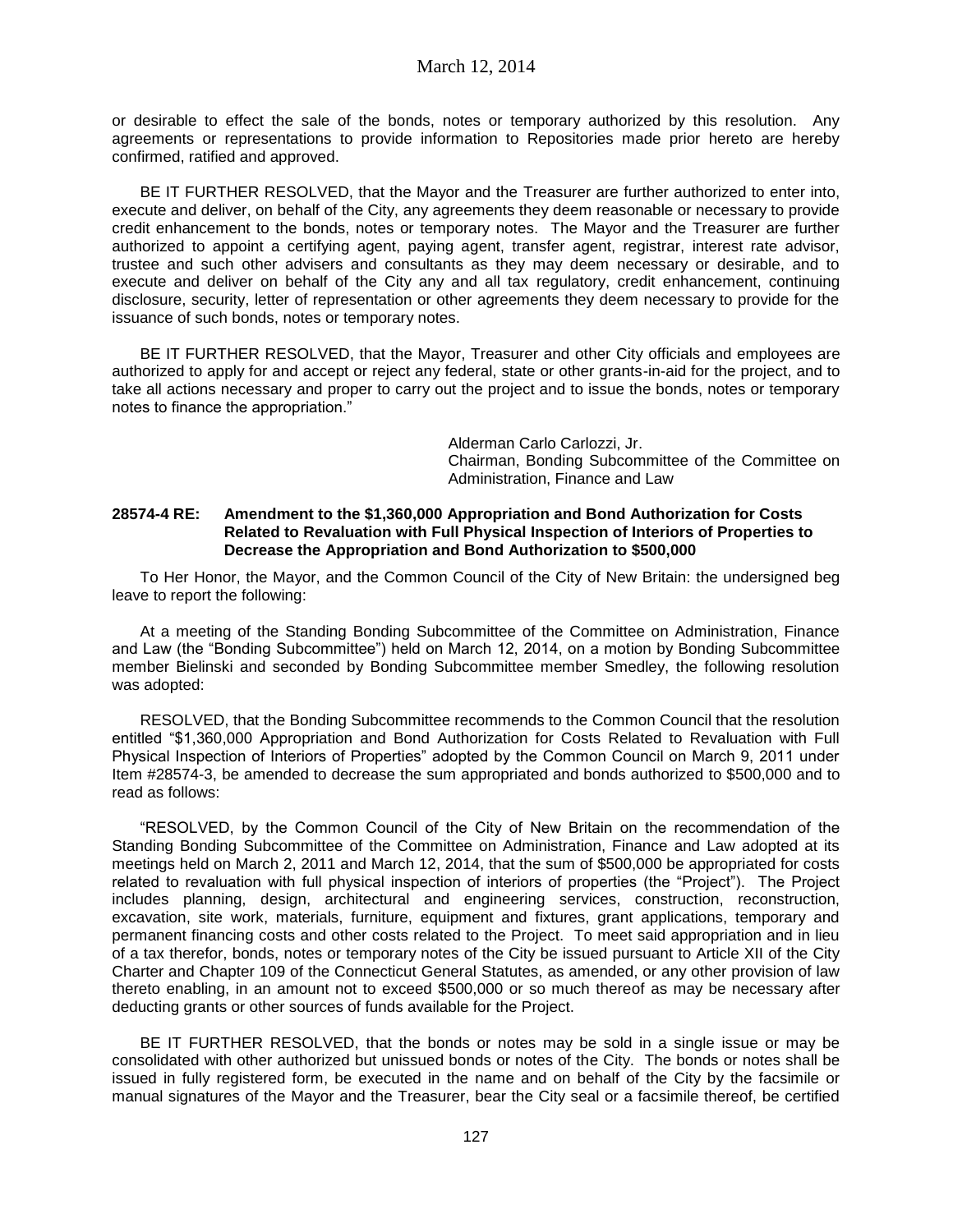or desirable to effect the sale of the bonds, notes or temporary authorized by this resolution. Any agreements or representations to provide information to Repositories made prior hereto are hereby confirmed, ratified and approved.

BE IT FURTHER RESOLVED, that the Mayor and the Treasurer are further authorized to enter into, execute and deliver, on behalf of the City, any agreements they deem reasonable or necessary to provide credit enhancement to the bonds, notes or temporary notes. The Mayor and the Treasurer are further authorized to appoint a certifying agent, paying agent, transfer agent, registrar, interest rate advisor, trustee and such other advisers and consultants as they may deem necessary or desirable, and to execute and deliver on behalf of the City any and all tax regulatory, credit enhancement, continuing disclosure, security, letter of representation or other agreements they deem necessary to provide for the issuance of such bonds, notes or temporary notes.

BE IT FURTHER RESOLVED, that the Mayor, Treasurer and other City officials and employees are authorized to apply for and accept or reject any federal, state or other grants-in-aid for the project, and to take all actions necessary and proper to carry out the project and to issue the bonds, notes or temporary notes to finance the appropriation."

Alderman Carlo Carlozzi, Jr.
Chairman, Bonding Subcommittee of the Committee on Administration, Finance and Law

**28574-4 RE: Amendment to the $1,360,000 Appropriation and Bond Authorization for Costs Related to Revaluation with Full Physical Inspection of Interiors of Properties to Decrease the Appropriation and Bond Authorization to $500,000**

To Her Honor, the Mayor, and the Common Council of the City of New Britain: the undersigned beg leave to report the following:

At a meeting of the Standing Bonding Subcommittee of the Committee on Administration, Finance and Law (the "Bonding Subcommittee") held on March 12, 2014, on a motion by Bonding Subcommittee member Bielinski and seconded by Bonding Subcommittee member Smedley, the following resolution was adopted:

RESOLVED, that the Bonding Subcommittee recommends to the Common Council that the resolution entitled "$1,360,000 Appropriation and Bond Authorization for Costs Related to Revaluation with Full Physical Inspection of Interiors of Properties" adopted by the Common Council on March 9, 2011 under Item #28574-3, be amended to decrease the sum appropriated and bonds authorized to $500,000 and to read as follows:

"RESOLVED, by the Common Council of the City of New Britain on the recommendation of the Standing Bonding Subcommittee of the Committee on Administration, Finance and Law adopted at its meetings held on March 2, 2011 and March 12, 2014, that the sum of $500,000 be appropriated for costs related to revaluation with full physical inspection of interiors of properties (the "Project"). The Project includes planning, design, architectural and engineering services, construction, reconstruction, excavation, site work, materials, furniture, equipment and fixtures, grant applications, temporary and permanent financing costs and other costs related to the Project. To meet said appropriation and in lieu of a tax therefor, bonds, notes or temporary notes of the City be issued pursuant to Article XII of the City Charter and Chapter 109 of the Connecticut General Statutes, as amended, or any other provision of law thereto enabling, in an amount not to exceed $500,000 or so much thereof as may be necessary after deducting grants or other sources of funds available for the Project.

BE IT FURTHER RESOLVED, that the bonds or notes may be sold in a single issue or may be consolidated with other authorized but unissued bonds or notes of the City. The bonds or notes shall be issued in fully registered form, be executed in the name and on behalf of the City by the facsimile or manual signatures of the Mayor and the Treasurer, bear the City seal or a facsimile thereof, be certified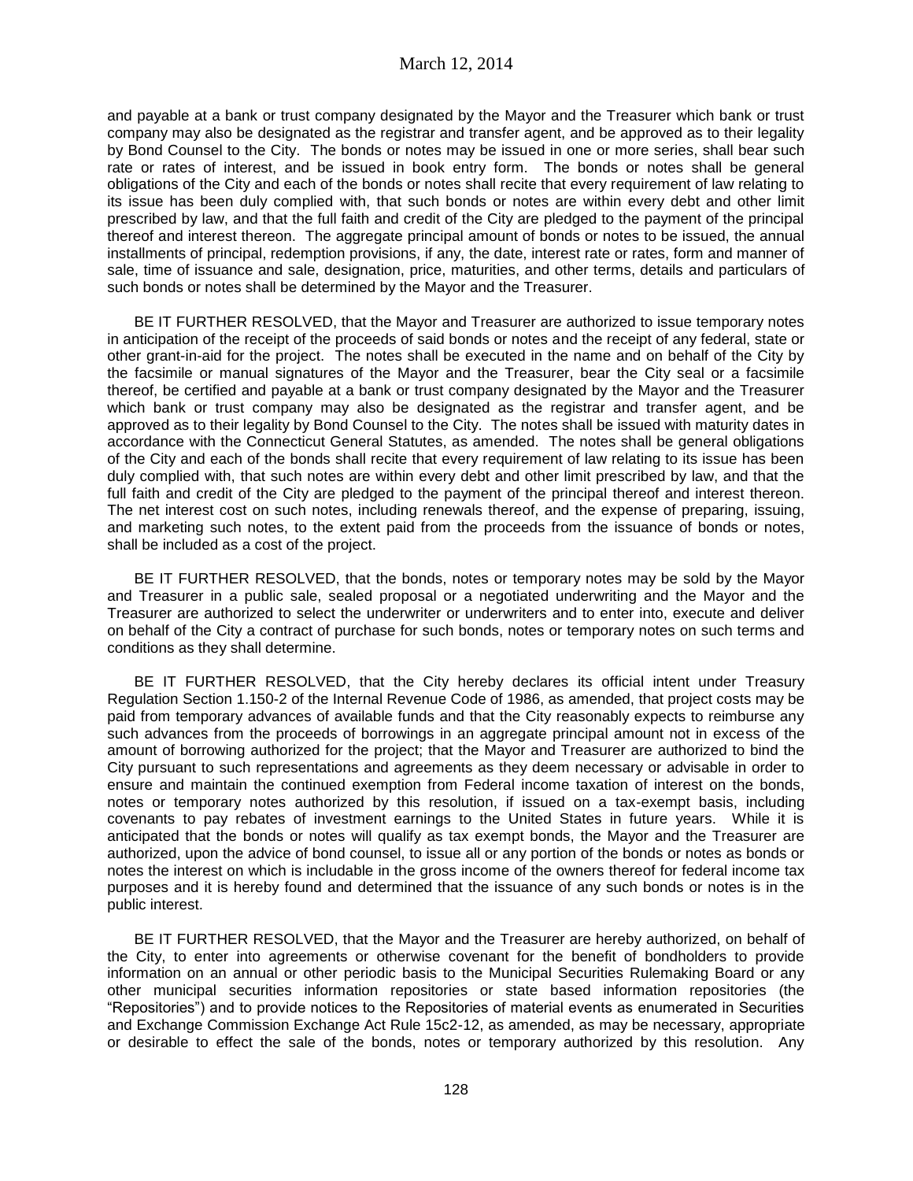and payable at a bank or trust company designated by the Mayor and the Treasurer which bank or trust company may also be designated as the registrar and transfer agent, and be approved as to their legality by Bond Counsel to the City. The bonds or notes may be issued in one or more series, shall bear such rate or rates of interest, and be issued in book entry form. The bonds or notes shall be general obligations of the City and each of the bonds or notes shall recite that every requirement of law relating to its issue has been duly complied with, that such bonds or notes are within every debt and other limit prescribed by law, and that the full faith and credit of the City are pledged to the payment of the principal thereof and interest thereon. The aggregate principal amount of bonds or notes to be issued, the annual installments of principal, redemption provisions, if any, the date, interest rate or rates, form and manner of sale, time of issuance and sale, designation, price, maturities, and other terms, details and particulars of such bonds or notes shall be determined by the Mayor and the Treasurer.

BE IT FURTHER RESOLVED, that the Mayor and Treasurer are authorized to issue temporary notes in anticipation of the receipt of the proceeds of said bonds or notes and the receipt of any federal, state or other grant-in-aid for the project. The notes shall be executed in the name and on behalf of the City by the facsimile or manual signatures of the Mayor and the Treasurer, bear the City seal or a facsimile thereof, be certified and payable at a bank or trust company designated by the Mayor and the Treasurer which bank or trust company may also be designated as the registrar and transfer agent, and be approved as to their legality by Bond Counsel to the City. The notes shall be issued with maturity dates in accordance with the Connecticut General Statutes, as amended. The notes shall be general obligations of the City and each of the bonds shall recite that every requirement of law relating to its issue has been duly complied with, that such notes are within every debt and other limit prescribed by law, and that the full faith and credit of the City are pledged to the payment of the principal thereof and interest thereon. The net interest cost on such notes, including renewals thereof, and the expense of preparing, issuing, and marketing such notes, to the extent paid from the proceeds from the issuance of bonds or notes, shall be included as a cost of the project.

BE IT FURTHER RESOLVED, that the bonds, notes or temporary notes may be sold by the Mayor and Treasurer in a public sale, sealed proposal or a negotiated underwriting and the Mayor and the Treasurer are authorized to select the underwriter or underwriters and to enter into, execute and deliver on behalf of the City a contract of purchase for such bonds, notes or temporary notes on such terms and conditions as they shall determine.

BE IT FURTHER RESOLVED, that the City hereby declares its official intent under Treasury Regulation Section 1.150-2 of the Internal Revenue Code of 1986, as amended, that project costs may be paid from temporary advances of available funds and that the City reasonably expects to reimburse any such advances from the proceeds of borrowings in an aggregate principal amount not in excess of the amount of borrowing authorized for the project; that the Mayor and Treasurer are authorized to bind the City pursuant to such representations and agreements as they deem necessary or advisable in order to ensure and maintain the continued exemption from Federal income taxation of interest on the bonds, notes or temporary notes authorized by this resolution, if issued on a tax-exempt basis, including covenants to pay rebates of investment earnings to the United States in future years. While it is anticipated that the bonds or notes will qualify as tax exempt bonds, the Mayor and the Treasurer are authorized, upon the advice of bond counsel, to issue all or any portion of the bonds or notes as bonds or notes the interest on which is includable in the gross income of the owners thereof for federal income tax purposes and it is hereby found and determined that the issuance of any such bonds or notes is in the public interest.

BE IT FURTHER RESOLVED, that the Mayor and the Treasurer are hereby authorized, on behalf of the City, to enter into agreements or otherwise covenant for the benefit of bondholders to provide information on an annual or other periodic basis to the Municipal Securities Rulemaking Board or any other municipal securities information repositories or state based information repositories (the "Repositories") and to provide notices to the Repositories of material events as enumerated in Securities and Exchange Commission Exchange Act Rule 15c2-12, as amended, as may be necessary, appropriate or desirable to effect the sale of the bonds, notes or temporary authorized by this resolution. Any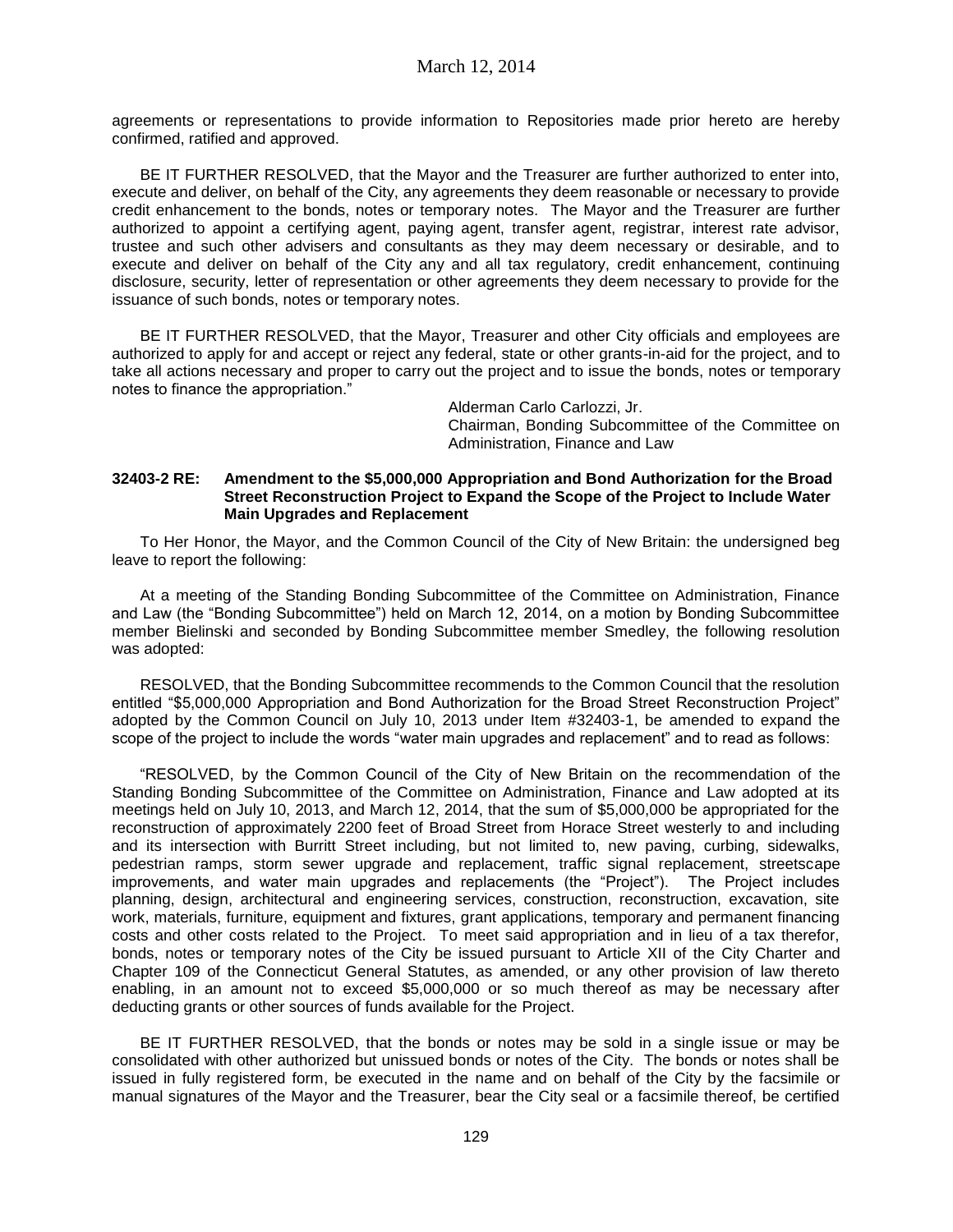agreements or representations to provide information to Repositories made prior hereto are hereby confirmed, ratified and approved.

BE IT FURTHER RESOLVED, that the Mayor and the Treasurer are further authorized to enter into, execute and deliver, on behalf of the City, any agreements they deem reasonable or necessary to provide credit enhancement to the bonds, notes or temporary notes. The Mayor and the Treasurer are further authorized to appoint a certifying agent, paying agent, transfer agent, registrar, interest rate advisor, trustee and such other advisers and consultants as they may deem necessary or desirable, and to execute and deliver on behalf of the City any and all tax regulatory, credit enhancement, continuing disclosure, security, letter of representation or other agreements they deem necessary to provide for the issuance of such bonds, notes or temporary notes.

BE IT FURTHER RESOLVED, that the Mayor, Treasurer and other City officials and employees are authorized to apply for and accept or reject any federal, state or other grants-in-aid for the project, and to take all actions necessary and proper to carry out the project and to issue the bonds, notes or temporary notes to finance the appropriation."

Alderman Carlo Carlozzi, Jr.
Chairman, Bonding Subcommittee of the Committee on Administration, Finance and Law

**32403-2 RE: Amendment to the $5,000,000 Appropriation and Bond Authorization for the Broad Street Reconstruction Project to Expand the Scope of the Project to Include Water Main Upgrades and Replacement**

To Her Honor, the Mayor, and the Common Council of the City of New Britain: the undersigned beg leave to report the following:

At a meeting of the Standing Bonding Subcommittee of the Committee on Administration, Finance and Law (the "Bonding Subcommittee") held on March 12, 2014, on a motion by Bonding Subcommittee member Bielinski and seconded by Bonding Subcommittee member Smedley, the following resolution was adopted:

RESOLVED, that the Bonding Subcommittee recommends to the Common Council that the resolution entitled "$5,000,000 Appropriation and Bond Authorization for the Broad Street Reconstruction Project" adopted by the Common Council on July 10, 2013 under Item #32403-1, be amended to expand the scope of the project to include the words "water main upgrades and replacement" and to read as follows:

"RESOLVED, by the Common Council of the City of New Britain on the recommendation of the Standing Bonding Subcommittee of the Committee on Administration, Finance and Law adopted at its meetings held on July 10, 2013, and March 12, 2014, that the sum of $5,000,000 be appropriated for the reconstruction of approximately 2200 feet of Broad Street from Horace Street westerly to and including and its intersection with Burritt Street including, but not limited to, new paving, curbing, sidewalks, pedestrian ramps, storm sewer upgrade and replacement, traffic signal replacement, streetscape improvements, and water main upgrades and replacements (the "Project"). The Project includes planning, design, architectural and engineering services, construction, reconstruction, excavation, site work, materials, furniture, equipment and fixtures, grant applications, temporary and permanent financing costs and other costs related to the Project. To meet said appropriation and in lieu of a tax therefor, bonds, notes or temporary notes of the City be issued pursuant to Article XII of the City Charter and Chapter 109 of the Connecticut General Statutes, as amended, or any other provision of law thereto enabling, in an amount not to exceed $5,000,000 or so much thereof as may be necessary after deducting grants or other sources of funds available for the Project.

BE IT FURTHER RESOLVED, that the bonds or notes may be sold in a single issue or may be consolidated with other authorized but unissued bonds or notes of the City. The bonds or notes shall be issued in fully registered form, be executed in the name and on behalf of the City by the facsimile or manual signatures of the Mayor and the Treasurer, bear the City seal or a facsimile thereof, be certified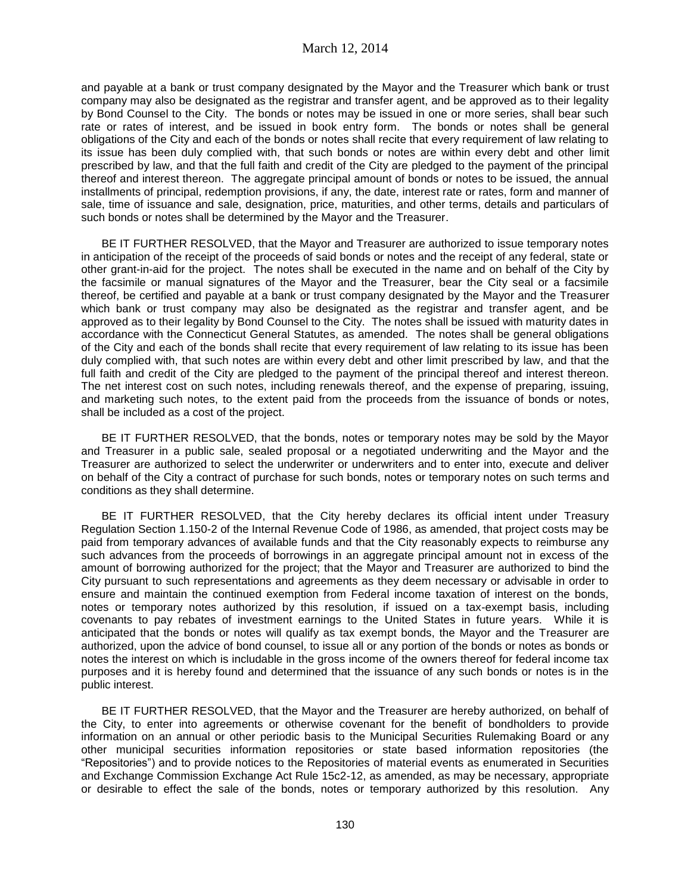and payable at a bank or trust company designated by the Mayor and the Treasurer which bank or trust company may also be designated as the registrar and transfer agent, and be approved as to their legality by Bond Counsel to the City. The bonds or notes may be issued in one or more series, shall bear such rate or rates of interest, and be issued in book entry form. The bonds or notes shall be general obligations of the City and each of the bonds or notes shall recite that every requirement of law relating to its issue has been duly complied with, that such bonds or notes are within every debt and other limit prescribed by law, and that the full faith and credit of the City are pledged to the payment of the principal thereof and interest thereon. The aggregate principal amount of bonds or notes to be issued, the annual installments of principal, redemption provisions, if any, the date, interest rate or rates, form and manner of sale, time of issuance and sale, designation, price, maturities, and other terms, details and particulars of such bonds or notes shall be determined by the Mayor and the Treasurer.

BE IT FURTHER RESOLVED, that the Mayor and Treasurer are authorized to issue temporary notes in anticipation of the receipt of the proceeds of said bonds or notes and the receipt of any federal, state or other grant-in-aid for the project. The notes shall be executed in the name and on behalf of the City by the facsimile or manual signatures of the Mayor and the Treasurer, bear the City seal or a facsimile thereof, be certified and payable at a bank or trust company designated by the Mayor and the Treasurer which bank or trust company may also be designated as the registrar and transfer agent, and be approved as to their legality by Bond Counsel to the City. The notes shall be issued with maturity dates in accordance with the Connecticut General Statutes, as amended. The notes shall be general obligations of the City and each of the bonds shall recite that every requirement of law relating to its issue has been duly complied with, that such notes are within every debt and other limit prescribed by law, and that the full faith and credit of the City are pledged to the payment of the principal thereof and interest thereon. The net interest cost on such notes, including renewals thereof, and the expense of preparing, issuing, and marketing such notes, to the extent paid from the proceeds from the issuance of bonds or notes, shall be included as a cost of the project.

BE IT FURTHER RESOLVED, that the bonds, notes or temporary notes may be sold by the Mayor and Treasurer in a public sale, sealed proposal or a negotiated underwriting and the Mayor and the Treasurer are authorized to select the underwriter or underwriters and to enter into, execute and deliver on behalf of the City a contract of purchase for such bonds, notes or temporary notes on such terms and conditions as they shall determine.

BE IT FURTHER RESOLVED, that the City hereby declares its official intent under Treasury Regulation Section 1.150-2 of the Internal Revenue Code of 1986, as amended, that project costs may be paid from temporary advances of available funds and that the City reasonably expects to reimburse any such advances from the proceeds of borrowings in an aggregate principal amount not in excess of the amount of borrowing authorized for the project; that the Mayor and Treasurer are authorized to bind the City pursuant to such representations and agreements as they deem necessary or advisable in order to ensure and maintain the continued exemption from Federal income taxation of interest on the bonds, notes or temporary notes authorized by this resolution, if issued on a tax-exempt basis, including covenants to pay rebates of investment earnings to the United States in future years. While it is anticipated that the bonds or notes will qualify as tax exempt bonds, the Mayor and the Treasurer are authorized, upon the advice of bond counsel, to issue all or any portion of the bonds or notes as bonds or notes the interest on which is includable in the gross income of the owners thereof for federal income tax purposes and it is hereby found and determined that the issuance of any such bonds or notes is in the public interest.

BE IT FURTHER RESOLVED, that the Mayor and the Treasurer are hereby authorized, on behalf of the City, to enter into agreements or otherwise covenant for the benefit of bondholders to provide information on an annual or other periodic basis to the Municipal Securities Rulemaking Board or any other municipal securities information repositories or state based information repositories (the "Repositories") and to provide notices to the Repositories of material events as enumerated in Securities and Exchange Commission Exchange Act Rule 15c2-12, as amended, as may be necessary, appropriate or desirable to effect the sale of the bonds, notes or temporary authorized by this resolution. Any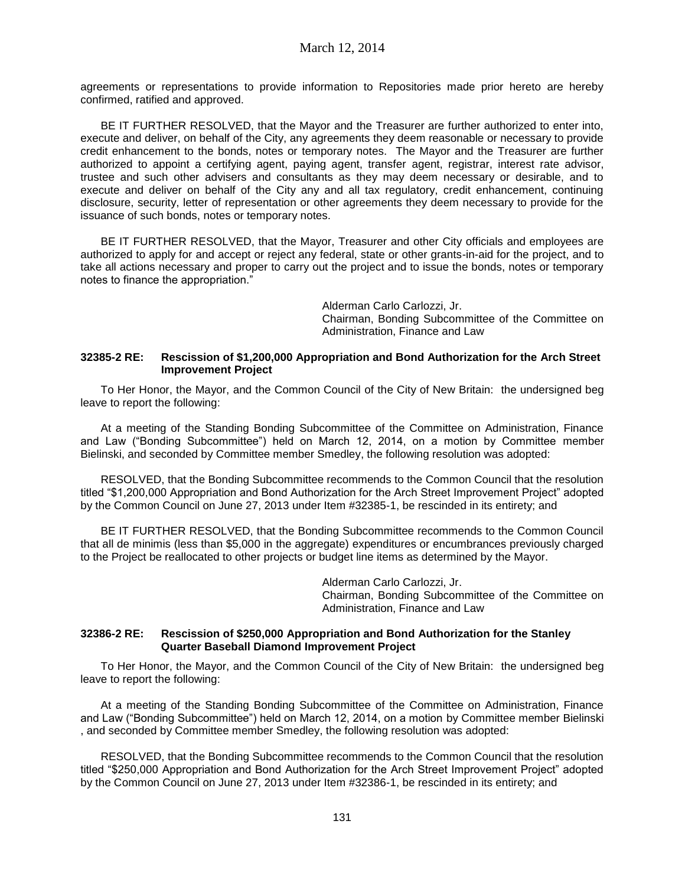agreements or representations to provide information to Repositories made prior hereto are hereby confirmed, ratified and approved.

BE IT FURTHER RESOLVED, that the Mayor and the Treasurer are further authorized to enter into, execute and deliver, on behalf of the City, any agreements they deem reasonable or necessary to provide credit enhancement to the bonds, notes or temporary notes. The Mayor and the Treasurer are further authorized to appoint a certifying agent, paying agent, transfer agent, registrar, interest rate advisor, trustee and such other advisers and consultants as they may deem necessary or desirable, and to execute and deliver on behalf of the City any and all tax regulatory, credit enhancement, continuing disclosure, security, letter of representation or other agreements they deem necessary to provide for the issuance of such bonds, notes or temporary notes.

BE IT FURTHER RESOLVED, that the Mayor, Treasurer and other City officials and employees are authorized to apply for and accept or reject any federal, state or other grants-in-aid for the project, and to take all actions necessary and proper to carry out the project and to issue the bonds, notes or temporary notes to finance the appropriation."

Alderman Carlo Carlozzi, Jr.
Chairman, Bonding Subcommittee of the Committee on Administration, Finance and Law

**32385-2 RE: Rescission of $1,200,000 Appropriation and Bond Authorization for the Arch Street Improvement Project**

To Her Honor, the Mayor, and the Common Council of the City of New Britain: the undersigned beg leave to report the following:

At a meeting of the Standing Bonding Subcommittee of the Committee on Administration, Finance and Law ("Bonding Subcommittee") held on March 12, 2014, on a motion by Committee member Bielinski, and seconded by Committee member Smedley, the following resolution was adopted:

RESOLVED, that the Bonding Subcommittee recommends to the Common Council that the resolution titled "$1,200,000 Appropriation and Bond Authorization for the Arch Street Improvement Project" adopted by the Common Council on June 27, 2013 under Item #32385-1, be rescinded in its entirety; and

BE IT FURTHER RESOLVED, that the Bonding Subcommittee recommends to the Common Council that all de minimis (less than $5,000 in the aggregate) expenditures or encumbrances previously charged to the Project be reallocated to other projects or budget line items as determined by the Mayor.

Alderman Carlo Carlozzi, Jr.
Chairman, Bonding Subcommittee of the Committee on Administration, Finance and Law

**32386-2 RE: Rescission of $250,000 Appropriation and Bond Authorization for the Stanley Quarter Baseball Diamond Improvement Project**

To Her Honor, the Mayor, and the Common Council of the City of New Britain: the undersigned beg leave to report the following:

At a meeting of the Standing Bonding Subcommittee of the Committee on Administration, Finance and Law ("Bonding Subcommittee") held on March 12, 2014, on a motion by Committee member Bielinski , and seconded by Committee member Smedley, the following resolution was adopted:

RESOLVED, that the Bonding Subcommittee recommends to the Common Council that the resolution titled "$250,000 Appropriation and Bond Authorization for the Arch Street Improvement Project" adopted by the Common Council on June 27, 2013 under Item #32386-1, be rescinded in its entirety; and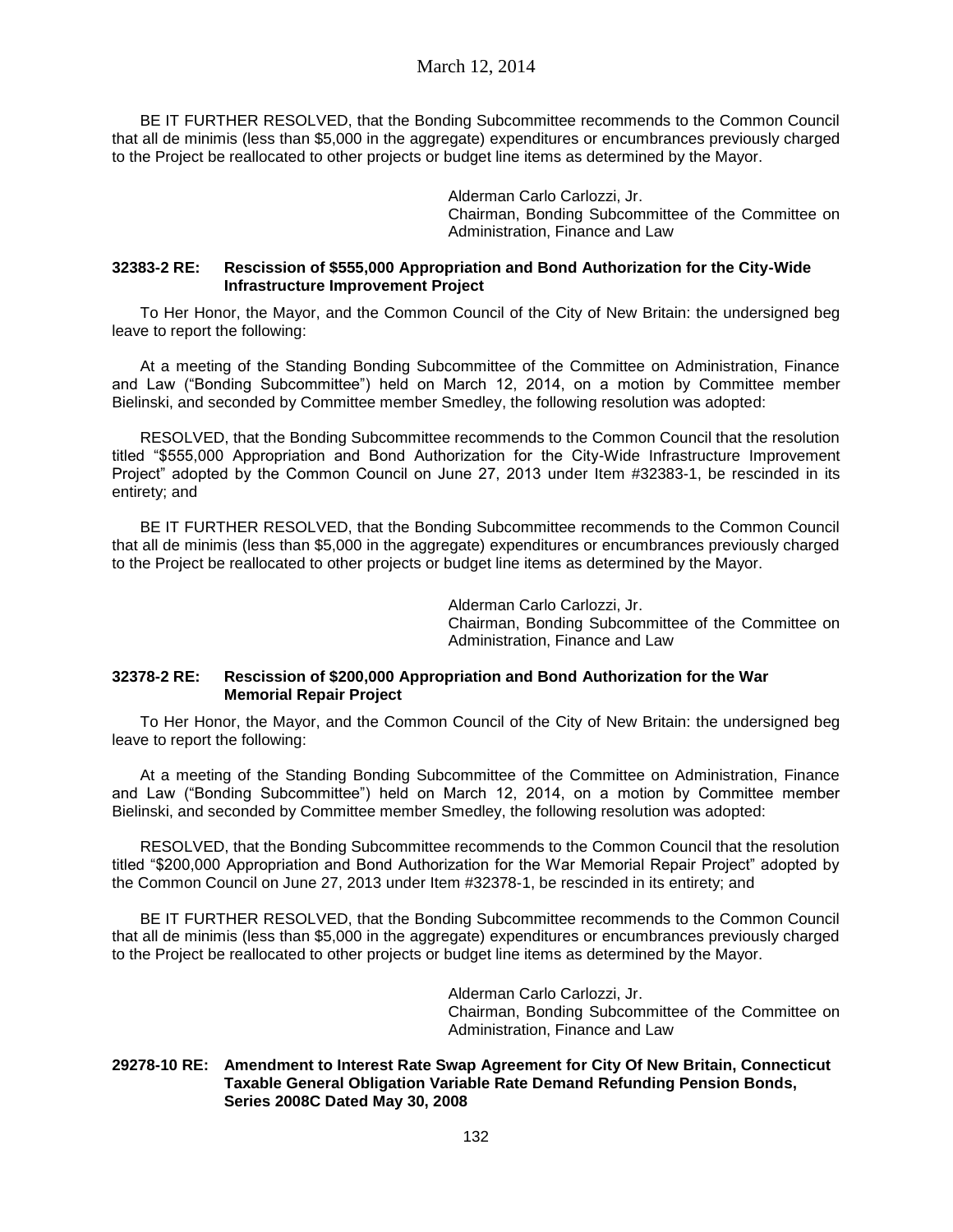BE IT FURTHER RESOLVED, that the Bonding Subcommittee recommends to the Common Council that all de minimis (less than $5,000 in the aggregate) expenditures or encumbrances previously charged to the Project be reallocated to other projects or budget line items as determined by the Mayor.

Alderman Carlo Carlozzi, Jr.
Chairman, Bonding Subcommittee of the Committee on Administration, Finance and Law

**32383-2 RE: Rescission of $555,000 Appropriation and Bond Authorization for the City-Wide Infrastructure Improvement Project**

To Her Honor, the Mayor, and the Common Council of the City of New Britain: the undersigned beg leave to report the following:

At a meeting of the Standing Bonding Subcommittee of the Committee on Administration, Finance and Law ("Bonding Subcommittee") held on March 12, 2014, on a motion by Committee member Bielinski, and seconded by Committee member Smedley, the following resolution was adopted:

RESOLVED, that the Bonding Subcommittee recommends to the Common Council that the resolution titled "$555,000 Appropriation and Bond Authorization for the City-Wide Infrastructure Improvement Project" adopted by the Common Council on June 27, 2013 under Item #32383-1, be rescinded in its entirety; and

BE IT FURTHER RESOLVED, that the Bonding Subcommittee recommends to the Common Council that all de minimis (less than $5,000 in the aggregate) expenditures or encumbrances previously charged to the Project be reallocated to other projects or budget line items as determined by the Mayor.

Alderman Carlo Carlozzi, Jr.
Chairman, Bonding Subcommittee of the Committee on Administration, Finance and Law

**32378-2 RE: Rescission of $200,000 Appropriation and Bond Authorization for the War Memorial Repair Project**

To Her Honor, the Mayor, and the Common Council of the City of New Britain: the undersigned beg leave to report the following:

At a meeting of the Standing Bonding Subcommittee of the Committee on Administration, Finance and Law ("Bonding Subcommittee") held on March 12, 2014, on a motion by Committee member Bielinski, and seconded by Committee member Smedley, the following resolution was adopted:

RESOLVED, that the Bonding Subcommittee recommends to the Common Council that the resolution titled "$200,000 Appropriation and Bond Authorization for the War Memorial Repair Project" adopted by the Common Council on June 27, 2013 under Item #32378-1, be rescinded in its entirety; and

BE IT FURTHER RESOLVED, that the Bonding Subcommittee recommends to the Common Council that all de minimis (less than $5,000 in the aggregate) expenditures or encumbrances previously charged to the Project be reallocated to other projects or budget line items as determined by the Mayor.

Alderman Carlo Carlozzi, Jr.
Chairman, Bonding Subcommittee of the Committee on Administration, Finance and Law

**29278-10 RE: Amendment to Interest Rate Swap Agreement for City Of New Britain, Connecticut Taxable General Obligation Variable Rate Demand Refunding Pension Bonds, Series 2008C Dated May 30, 2008**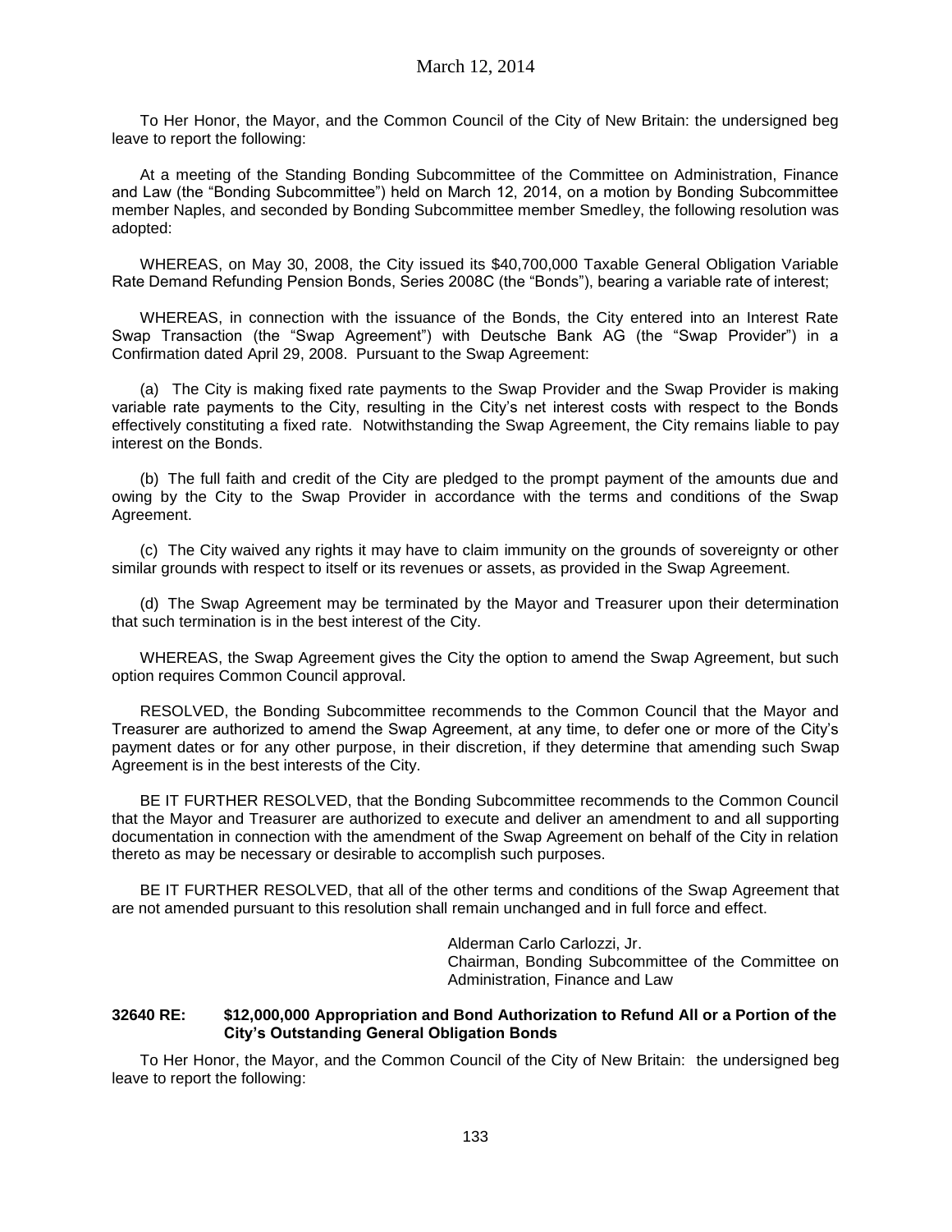March 12, 2014

To Her Honor, the Mayor, and the Common Council of the City of New Britain: the undersigned beg leave to report the following:

At a meeting of the Standing Bonding Subcommittee of the Committee on Administration, Finance and Law (the "Bonding Subcommittee") held on March 12, 2014, on a motion by Bonding Subcommittee member Naples, and seconded by Bonding Subcommittee member Smedley, the following resolution was adopted:

WHEREAS, on May 30, 2008, the City issued its $40,700,000 Taxable General Obligation Variable Rate Demand Refunding Pension Bonds, Series 2008C (the "Bonds"), bearing a variable rate of interest;

WHEREAS, in connection with the issuance of the Bonds, the City entered into an Interest Rate Swap Transaction (the "Swap Agreement") with Deutsche Bank AG (the "Swap Provider") in a Confirmation dated April 29, 2008. Pursuant to the Swap Agreement:

(a) The City is making fixed rate payments to the Swap Provider and the Swap Provider is making variable rate payments to the City, resulting in the City's net interest costs with respect to the Bonds effectively constituting a fixed rate. Notwithstanding the Swap Agreement, the City remains liable to pay interest on the Bonds.

(b) The full faith and credit of the City are pledged to the prompt payment of the amounts due and owing by the City to the Swap Provider in accordance with the terms and conditions of the Swap Agreement.

(c) The City waived any rights it may have to claim immunity on the grounds of sovereignty or other similar grounds with respect to itself or its revenues or assets, as provided in the Swap Agreement.

(d) The Swap Agreement may be terminated by the Mayor and Treasurer upon their determination that such termination is in the best interest of the City.

WHEREAS, the Swap Agreement gives the City the option to amend the Swap Agreement, but such option requires Common Council approval.

RESOLVED, the Bonding Subcommittee recommends to the Common Council that the Mayor and Treasurer are authorized to amend the Swap Agreement, at any time, to defer one or more of the City's payment dates or for any other purpose, in their discretion, if they determine that amending such Swap Agreement is in the best interests of the City.

BE IT FURTHER RESOLVED, that the Bonding Subcommittee recommends to the Common Council that the Mayor and Treasurer are authorized to execute and deliver an amendment to and all supporting documentation in connection with the amendment of the Swap Agreement on behalf of the City in relation thereto as may be necessary or desirable to accomplish such purposes.

BE IT FURTHER RESOLVED, that all of the other terms and conditions of the Swap Agreement that are not amended pursuant to this resolution shall remain unchanged and in full force and effect.

Alderman Carlo Carlozzi, Jr.
Chairman, Bonding Subcommittee of the Committee on Administration, Finance and Law

**32640 RE: $12,000,000 Appropriation and Bond Authorization to Refund All or a Portion of the City's Outstanding General Obligation Bonds**

To Her Honor, the Mayor, and the Common Council of the City of New Britain: the undersigned beg leave to report the following: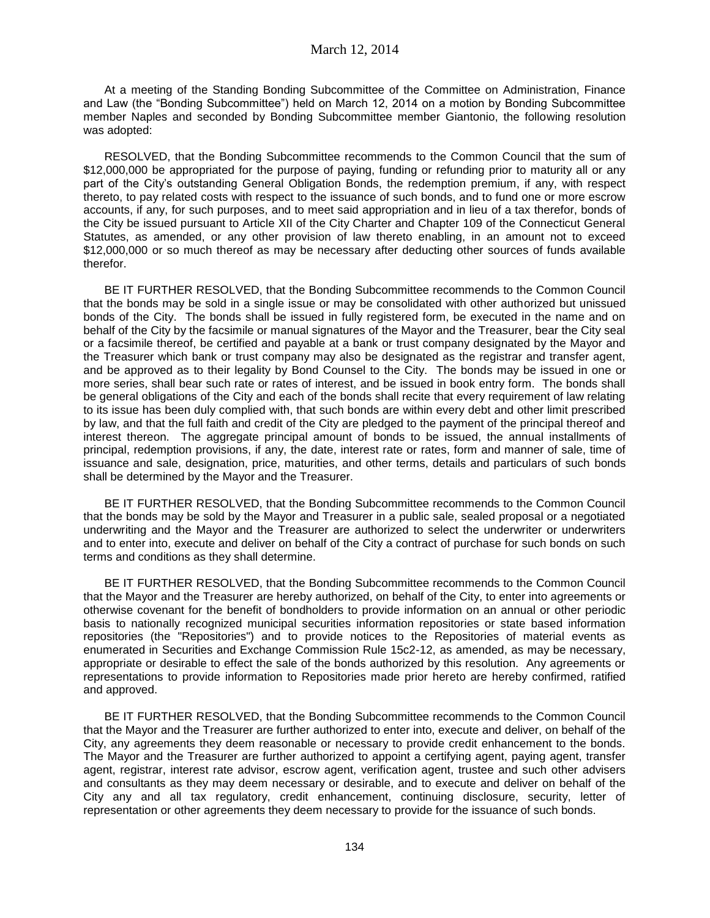At a meeting of the Standing Bonding Subcommittee of the Committee on Administration, Finance and Law (the "Bonding Subcommittee") held on March 12, 2014 on a motion by Bonding Subcommittee member Naples and seconded by Bonding Subcommittee member Giantonio, the following resolution was adopted:

RESOLVED, that the Bonding Subcommittee recommends to the Common Council that the sum of $12,000,000 be appropriated for the purpose of paying, funding or refunding prior to maturity all or any part of the City's outstanding General Obligation Bonds, the redemption premium, if any, with respect thereto, to pay related costs with respect to the issuance of such bonds, and to fund one or more escrow accounts, if any, for such purposes, and to meet said appropriation and in lieu of a tax therefor, bonds of the City be issued pursuant to Article XII of the City Charter and Chapter 109 of the Connecticut General Statutes, as amended, or any other provision of law thereto enabling, in an amount not to exceed $12,000,000 or so much thereof as may be necessary after deducting other sources of funds available therefor.

BE IT FURTHER RESOLVED, that the Bonding Subcommittee recommends to the Common Council that the bonds may be sold in a single issue or may be consolidated with other authorized but unissued bonds of the City. The bonds shall be issued in fully registered form, be executed in the name and on behalf of the City by the facsimile or manual signatures of the Mayor and the Treasurer, bear the City seal or a facsimile thereof, be certified and payable at a bank or trust company designated by the Mayor and the Treasurer which bank or trust company may also be designated as the registrar and transfer agent, and be approved as to their legality by Bond Counsel to the City. The bonds may be issued in one or more series, shall bear such rate or rates of interest, and be issued in book entry form. The bonds shall be general obligations of the City and each of the bonds shall recite that every requirement of law relating to its issue has been duly complied with, that such bonds are within every debt and other limit prescribed by law, and that the full faith and credit of the City are pledged to the payment of the principal thereof and interest thereon. The aggregate principal amount of bonds to be issued, the annual installments of principal, redemption provisions, if any, the date, interest rate or rates, form and manner of sale, time of issuance and sale, designation, price, maturities, and other terms, details and particulars of such bonds shall be determined by the Mayor and the Treasurer.

BE IT FURTHER RESOLVED, that the Bonding Subcommittee recommends to the Common Council that the bonds may be sold by the Mayor and Treasurer in a public sale, sealed proposal or a negotiated underwriting and the Mayor and the Treasurer are authorized to select the underwriter or underwriters and to enter into, execute and deliver on behalf of the City a contract of purchase for such bonds on such terms and conditions as they shall determine.

BE IT FURTHER RESOLVED, that the Bonding Subcommittee recommends to the Common Council that the Mayor and the Treasurer are hereby authorized, on behalf of the City, to enter into agreements or otherwise covenant for the benefit of bondholders to provide information on an annual or other periodic basis to nationally recognized municipal securities information repositories or state based information repositories (the "Repositories") and to provide notices to the Repositories of material events as enumerated in Securities and Exchange Commission Rule 15c2-12, as amended, as may be necessary, appropriate or desirable to effect the sale of the bonds authorized by this resolution. Any agreements or representations to provide information to Repositories made prior hereto are hereby confirmed, ratified and approved.

BE IT FURTHER RESOLVED, that the Bonding Subcommittee recommends to the Common Council that the Mayor and the Treasurer are further authorized to enter into, execute and deliver, on behalf of the City, any agreements they deem reasonable or necessary to provide credit enhancement to the bonds. The Mayor and the Treasurer are further authorized to appoint a certifying agent, paying agent, transfer agent, registrar, interest rate advisor, escrow agent, verification agent, trustee and such other advisers and consultants as they may deem necessary or desirable, and to execute and deliver on behalf of the City any and all tax regulatory, credit enhancement, continuing disclosure, security, letter of representation or other agreements they deem necessary to provide for the issuance of such bonds.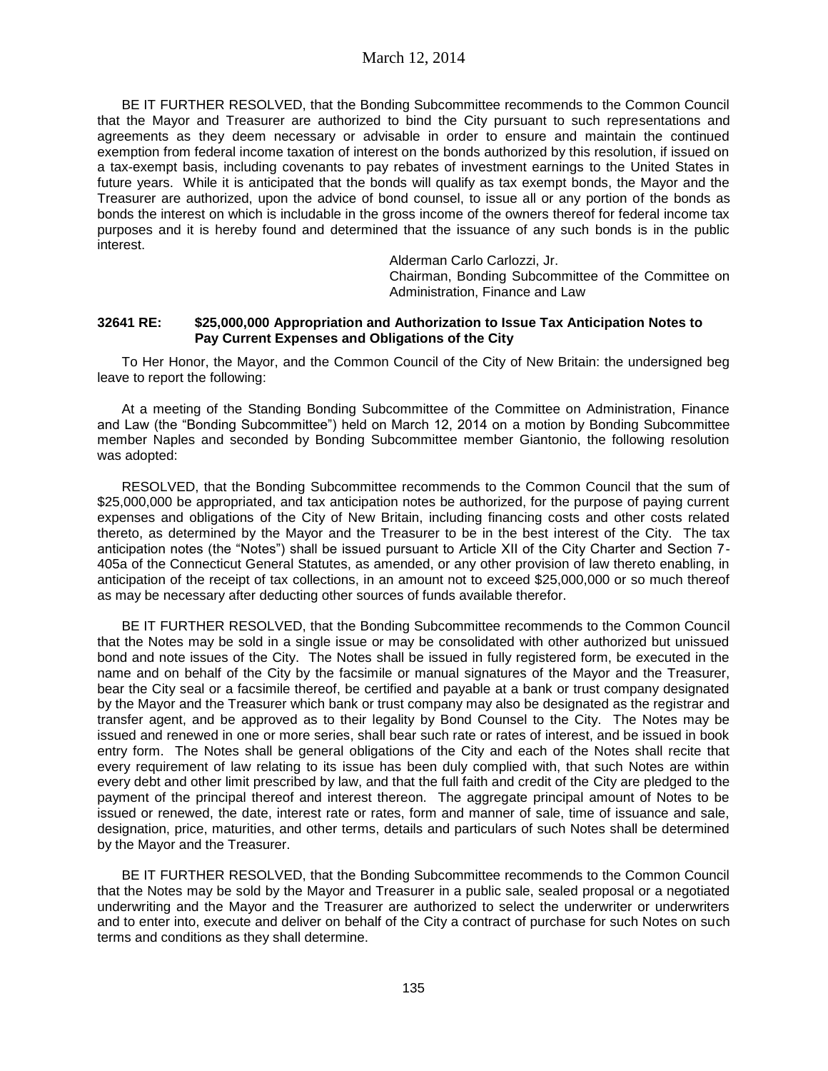BE IT FURTHER RESOLVED, that the Bonding Subcommittee recommends to the Common Council that the Mayor and Treasurer are authorized to bind the City pursuant to such representations and agreements as they deem necessary or advisable in order to ensure and maintain the continued exemption from federal income taxation of interest on the bonds authorized by this resolution, if issued on a tax-exempt basis, including covenants to pay rebates of investment earnings to the United States in future years. While it is anticipated that the bonds will qualify as tax exempt bonds, the Mayor and the Treasurer are authorized, upon the advice of bond counsel, to issue all or any portion of the bonds as bonds the interest on which is includable in the gross income of the owners thereof for federal income tax purposes and it is hereby found and determined that the issuance of any such bonds is in the public interest.

Alderman Carlo Carlozzi, Jr.
Chairman, Bonding Subcommittee of the Committee on Administration, Finance and Law

**32641 RE: $25,000,000 Appropriation and Authorization to Issue Tax Anticipation Notes to Pay Current Expenses and Obligations of the City**

To Her Honor, the Mayor, and the Common Council of the City of New Britain: the undersigned beg leave to report the following:

At a meeting of the Standing Bonding Subcommittee of the Committee on Administration, Finance and Law (the "Bonding Subcommittee") held on March 12, 2014 on a motion by Bonding Subcommittee member Naples and seconded by Bonding Subcommittee member Giantonio, the following resolution was adopted:

RESOLVED, that the Bonding Subcommittee recommends to the Common Council that the sum of $25,000,000 be appropriated, and tax anticipation notes be authorized, for the purpose of paying current expenses and obligations of the City of New Britain, including financing costs and other costs related thereto, as determined by the Mayor and the Treasurer to be in the best interest of the City. The tax anticipation notes (the "Notes") shall be issued pursuant to Article XII of the City Charter and Section 7-405a of the Connecticut General Statutes, as amended, or any other provision of law thereto enabling, in anticipation of the receipt of tax collections, in an amount not to exceed $25,000,000 or so much thereof as may be necessary after deducting other sources of funds available therefor.

BE IT FURTHER RESOLVED, that the Bonding Subcommittee recommends to the Common Council that the Notes may be sold in a single issue or may be consolidated with other authorized but unissued bond and note issues of the City. The Notes shall be issued in fully registered form, be executed in the name and on behalf of the City by the facsimile or manual signatures of the Mayor and the Treasurer, bear the City seal or a facsimile thereof, be certified and payable at a bank or trust company designated by the Mayor and the Treasurer which bank or trust company may also be designated as the registrar and transfer agent, and be approved as to their legality by Bond Counsel to the City. The Notes may be issued and renewed in one or more series, shall bear such rate or rates of interest, and be issued in book entry form. The Notes shall be general obligations of the City and each of the Notes shall recite that every requirement of law relating to its issue has been duly complied with, that such Notes are within every debt and other limit prescribed by law, and that the full faith and credit of the City are pledged to the payment of the principal thereof and interest thereon. The aggregate principal amount of Notes to be issued or renewed, the date, interest rate or rates, form and manner of sale, time of issuance and sale, designation, price, maturities, and other terms, details and particulars of such Notes shall be determined by the Mayor and the Treasurer.

BE IT FURTHER RESOLVED, that the Bonding Subcommittee recommends to the Common Council that the Notes may be sold by the Mayor and Treasurer in a public sale, sealed proposal or a negotiated underwriting and the Mayor and the Treasurer are authorized to select the underwriter or underwriters and to enter into, execute and deliver on behalf of the City a contract of purchase for such Notes on such terms and conditions as they shall determine.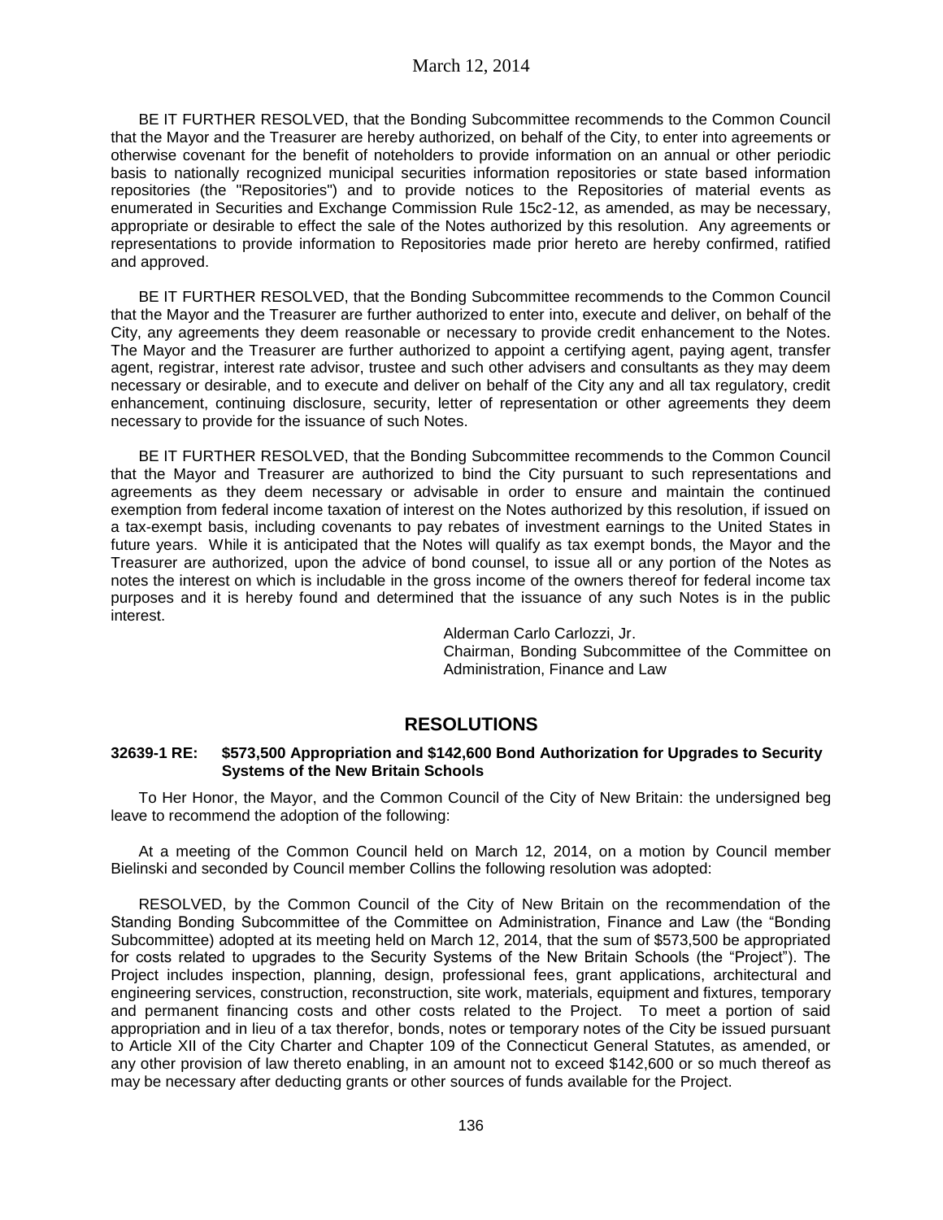BE IT FURTHER RESOLVED, that the Bonding Subcommittee recommends to the Common Council that the Mayor and the Treasurer are hereby authorized, on behalf of the City, to enter into agreements or otherwise covenant for the benefit of noteholders to provide information on an annual or other periodic basis to nationally recognized municipal securities information repositories or state based information repositories (the "Repositories") and to provide notices to the Repositories of material events as enumerated in Securities and Exchange Commission Rule 15c2-12, as amended, as may be necessary, appropriate or desirable to effect the sale of the Notes authorized by this resolution. Any agreements or representations to provide information to Repositories made prior hereto are hereby confirmed, ratified and approved.

BE IT FURTHER RESOLVED, that the Bonding Subcommittee recommends to the Common Council that the Mayor and the Treasurer are further authorized to enter into, execute and deliver, on behalf of the City, any agreements they deem reasonable or necessary to provide credit enhancement to the Notes. The Mayor and the Treasurer are further authorized to appoint a certifying agent, paying agent, transfer agent, registrar, interest rate advisor, trustee and such other advisers and consultants as they may deem necessary or desirable, and to execute and deliver on behalf of the City any and all tax regulatory, credit enhancement, continuing disclosure, security, letter of representation or other agreements they deem necessary to provide for the issuance of such Notes.

BE IT FURTHER RESOLVED, that the Bonding Subcommittee recommends to the Common Council that the Mayor and Treasurer are authorized to bind the City pursuant to such representations and agreements as they deem necessary or advisable in order to ensure and maintain the continued exemption from federal income taxation of interest on the Notes authorized by this resolution, if issued on a tax-exempt basis, including covenants to pay rebates of investment earnings to the United States in future years. While it is anticipated that the Notes will qualify as tax exempt bonds, the Mayor and the Treasurer are authorized, upon the advice of bond counsel, to issue all or any portion of the Notes as notes the interest on which is includable in the gross income of the owners thereof for federal income tax purposes and it is hereby found and determined that the issuance of any such Notes is in the public interest.

Alderman Carlo Carlozzi, Jr.
Chairman, Bonding Subcommittee of the Committee on Administration, Finance and Law

## RESOLUTIONS

**32639-1 RE: $573,500 Appropriation and $142,600 Bond Authorization for Upgrades to Security Systems of the New Britain Schools**

To Her Honor, the Mayor, and the Common Council of the City of New Britain: the undersigned beg leave to recommend the adoption of the following:

At a meeting of the Common Council held on March 12, 2014, on a motion by Council member Bielinski and seconded by Council member Collins the following resolution was adopted:

RESOLVED, by the Common Council of the City of New Britain on the recommendation of the Standing Bonding Subcommittee of the Committee on Administration, Finance and Law (the "Bonding Subcommittee) adopted at its meeting held on March 12, 2014, that the sum of $573,500 be appropriated for costs related to upgrades to the Security Systems of the New Britain Schools (the "Project"). The Project includes inspection, planning, design, professional fees, grant applications, architectural and engineering services, construction, reconstruction, site work, materials, equipment and fixtures, temporary and permanent financing costs and other costs related to the Project. To meet a portion of said appropriation and in lieu of a tax therefor, bonds, notes or temporary notes of the City be issued pursuant to Article XII of the City Charter and Chapter 109 of the Connecticut General Statutes, as amended, or any other provision of law thereto enabling, in an amount not to exceed $142,600 or so much thereof as may be necessary after deducting grants or other sources of funds available for the Project.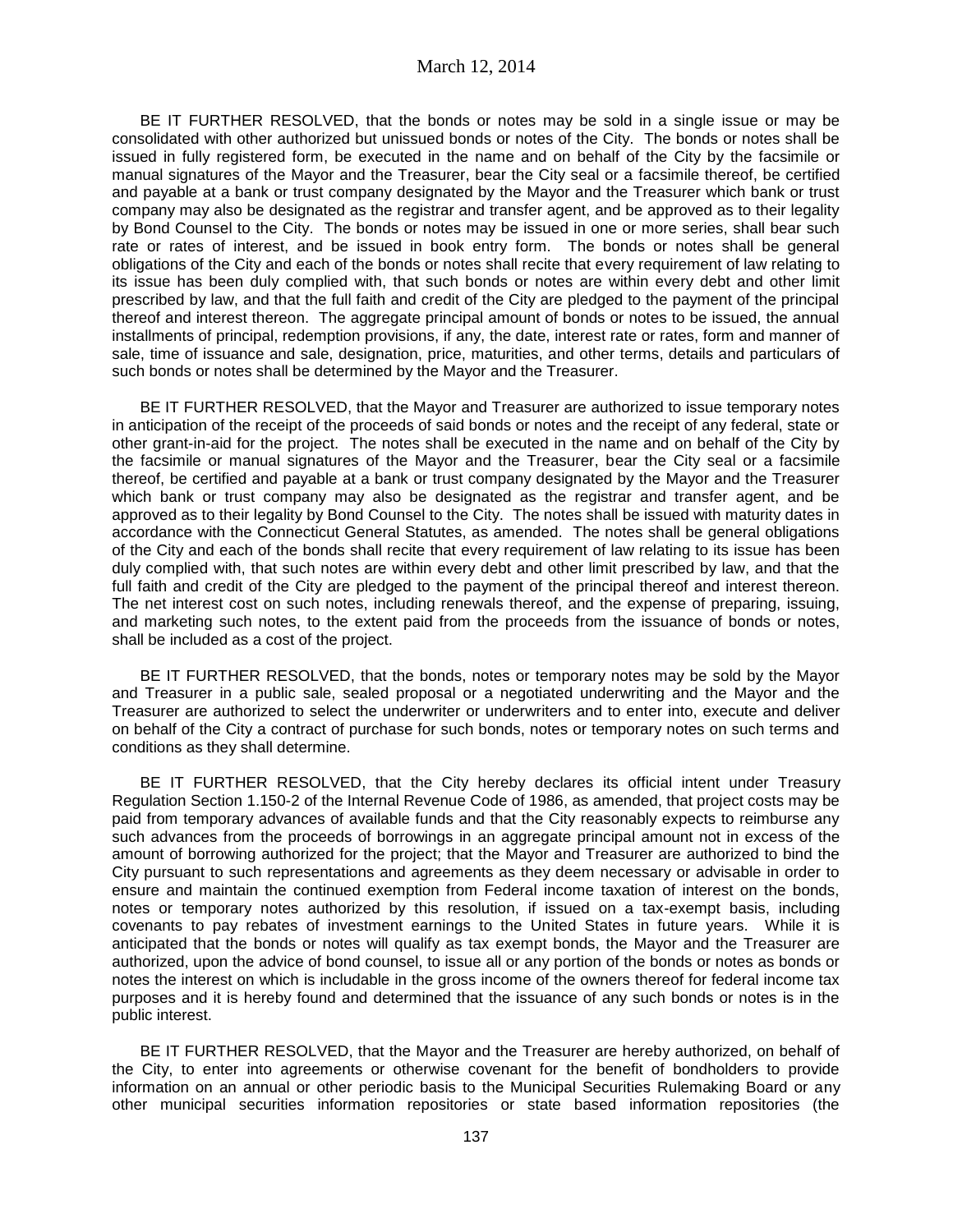BE IT FURTHER RESOLVED, that the bonds or notes may be sold in a single issue or may be consolidated with other authorized but unissued bonds or notes of the City. The bonds or notes shall be issued in fully registered form, be executed in the name and on behalf of the City by the facsimile or manual signatures of the Mayor and the Treasurer, bear the City seal or a facsimile thereof, be certified and payable at a bank or trust company designated by the Mayor and the Treasurer which bank or trust company may also be designated as the registrar and transfer agent, and be approved as to their legality by Bond Counsel to the City. The bonds or notes may be issued in one or more series, shall bear such rate or rates of interest, and be issued in book entry form. The bonds or notes shall be general obligations of the City and each of the bonds or notes shall recite that every requirement of law relating to its issue has been duly complied with, that such bonds or notes are within every debt and other limit prescribed by law, and that the full faith and credit of the City are pledged to the payment of the principal thereof and interest thereon. The aggregate principal amount of bonds or notes to be issued, the annual installments of principal, redemption provisions, if any, the date, interest rate or rates, form and manner of sale, time of issuance and sale, designation, price, maturities, and other terms, details and particulars of such bonds or notes shall be determined by the Mayor and the Treasurer.

BE IT FURTHER RESOLVED, that the Mayor and Treasurer are authorized to issue temporary notes in anticipation of the receipt of the proceeds of said bonds or notes and the receipt of any federal, state or other grant-in-aid for the project. The notes shall be executed in the name and on behalf of the City by the facsimile or manual signatures of the Mayor and the Treasurer, bear the City seal or a facsimile thereof, be certified and payable at a bank or trust company designated by the Mayor and the Treasurer which bank or trust company may also be designated as the registrar and transfer agent, and be approved as to their legality by Bond Counsel to the City. The notes shall be issued with maturity dates in accordance with the Connecticut General Statutes, as amended. The notes shall be general obligations of the City and each of the bonds shall recite that every requirement of law relating to its issue has been duly complied with, that such notes are within every debt and other limit prescribed by law, and that the full faith and credit of the City are pledged to the payment of the principal thereof and interest thereon. The net interest cost on such notes, including renewals thereof, and the expense of preparing, issuing, and marketing such notes, to the extent paid from the proceeds from the issuance of bonds or notes, shall be included as a cost of the project.

BE IT FURTHER RESOLVED, that the bonds, notes or temporary notes may be sold by the Mayor and Treasurer in a public sale, sealed proposal or a negotiated underwriting and the Mayor and the Treasurer are authorized to select the underwriter or underwriters and to enter into, execute and deliver on behalf of the City a contract of purchase for such bonds, notes or temporary notes on such terms and conditions as they shall determine.

BE IT FURTHER RESOLVED, that the City hereby declares its official intent under Treasury Regulation Section 1.150-2 of the Internal Revenue Code of 1986, as amended, that project costs may be paid from temporary advances of available funds and that the City reasonably expects to reimburse any such advances from the proceeds of borrowings in an aggregate principal amount not in excess of the amount of borrowing authorized for the project; that the Mayor and Treasurer are authorized to bind the City pursuant to such representations and agreements as they deem necessary or advisable in order to ensure and maintain the continued exemption from Federal income taxation of interest on the bonds, notes or temporary notes authorized by this resolution, if issued on a tax-exempt basis, including covenants to pay rebates of investment earnings to the United States in future years. While it is anticipated that the bonds or notes will qualify as tax exempt bonds, the Mayor and the Treasurer are authorized, upon the advice of bond counsel, to issue all or any portion of the bonds or notes as bonds or notes the interest on which is includable in the gross income of the owners thereof for federal income tax purposes and it is hereby found and determined that the issuance of any such bonds or notes is in the public interest.

BE IT FURTHER RESOLVED, that the Mayor and the Treasurer are hereby authorized, on behalf of the City, to enter into agreements or otherwise covenant for the benefit of bondholders to provide information on an annual or other periodic basis to the Municipal Securities Rulemaking Board or any other municipal securities information repositories or state based information repositories (the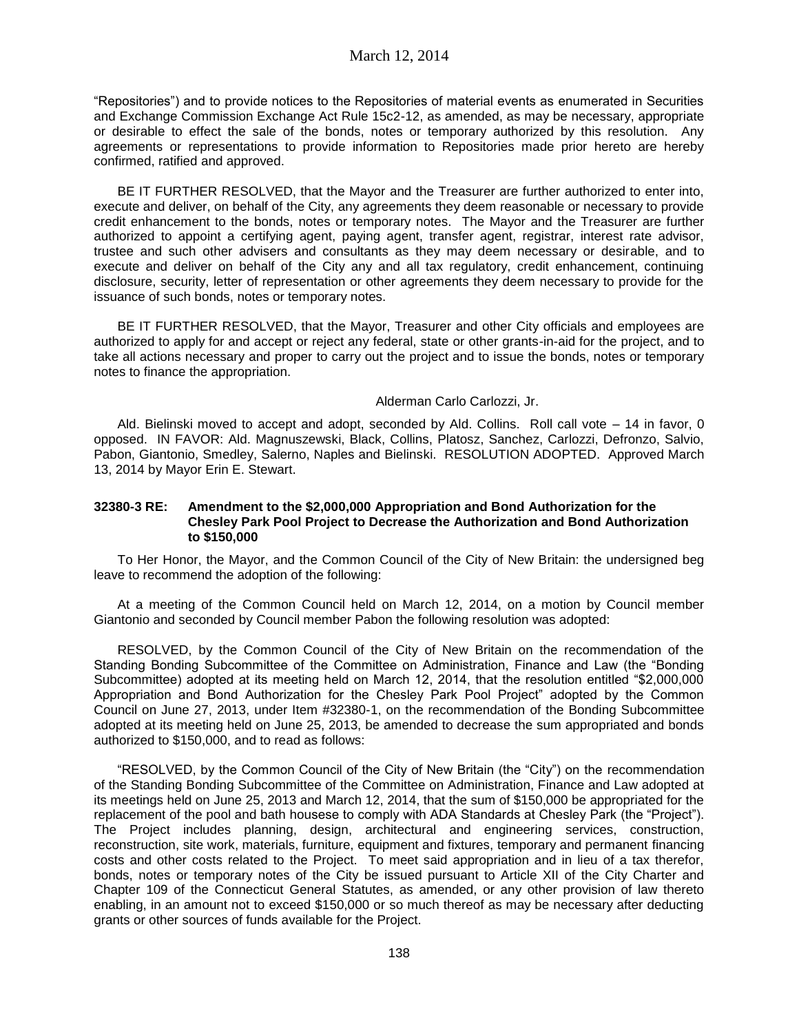"Repositories") and to provide notices to the Repositories of material events as enumerated in Securities and Exchange Commission Exchange Act Rule 15c2-12, as amended, as may be necessary, appropriate or desirable to effect the sale of the bonds, notes or temporary authorized by this resolution. Any agreements or representations to provide information to Repositories made prior hereto are hereby confirmed, ratified and approved.

BE IT FURTHER RESOLVED, that the Mayor and the Treasurer are further authorized to enter into, execute and deliver, on behalf of the City, any agreements they deem reasonable or necessary to provide credit enhancement to the bonds, notes or temporary notes. The Mayor and the Treasurer are further authorized to appoint a certifying agent, paying agent, transfer agent, registrar, interest rate advisor, trustee and such other advisers and consultants as they may deem necessary or desirable, and to execute and deliver on behalf of the City any and all tax regulatory, credit enhancement, continuing disclosure, security, letter of representation or other agreements they deem necessary to provide for the issuance of such bonds, notes or temporary notes.

BE IT FURTHER RESOLVED, that the Mayor, Treasurer and other City officials and employees are authorized to apply for and accept or reject any federal, state or other grants-in-aid for the project, and to take all actions necessary and proper to carry out the project and to issue the bonds, notes or temporary notes to finance the appropriation.

Alderman Carlo Carlozzi, Jr.

Ald. Bielinski moved to accept and adopt, seconded by Ald. Collins. Roll call vote – 14 in favor, 0 opposed. IN FAVOR: Ald. Magnuszewski, Black, Collins, Platosz, Sanchez, Carlozzi, Defronzo, Salvio, Pabon, Giantonio, Smedley, Salerno, Naples and Bielinski. RESOLUTION ADOPTED. Approved March 13, 2014 by Mayor Erin E. Stewart.

**32380-3 RE: Amendment to the $2,000,000 Appropriation and Bond Authorization for the Chesley Park Pool Project to Decrease the Authorization and Bond Authorization to $150,000**

To Her Honor, the Mayor, and the Common Council of the City of New Britain: the undersigned beg leave to recommend the adoption of the following:

At a meeting of the Common Council held on March 12, 2014, on a motion by Council member Giantonio and seconded by Council member Pabon the following resolution was adopted:

RESOLVED, by the Common Council of the City of New Britain on the recommendation of the Standing Bonding Subcommittee of the Committee on Administration, Finance and Law (the "Bonding Subcommittee) adopted at its meeting held on March 12, 2014, that the resolution entitled "$2,000,000 Appropriation and Bond Authorization for the Chesley Park Pool Project" adopted by the Common Council on June 27, 2013, under Item #32380-1, on the recommendation of the Bonding Subcommittee adopted at its meeting held on June 25, 2013, be amended to decrease the sum appropriated and bonds authorized to $150,000, and to read as follows:

"RESOLVED, by the Common Council of the City of New Britain (the "City") on the recommendation of the Standing Bonding Subcommittee of the Committee on Administration, Finance and Law adopted at its meetings held on June 25, 2013 and March 12, 2014, that the sum of $150,000 be appropriated for the replacement of the pool and bath housese to comply with ADA Standards at Chesley Park (the "Project"). The Project includes planning, design, architectural and engineering services, construction, reconstruction, site work, materials, furniture, equipment and fixtures, temporary and permanent financing costs and other costs related to the Project. To meet said appropriation and in lieu of a tax therefor, bonds, notes or temporary notes of the City be issued pursuant to Article XII of the City Charter and Chapter 109 of the Connecticut General Statutes, as amended, or any other provision of law thereto enabling, in an amount not to exceed $150,000 or so much thereof as may be necessary after deducting grants or other sources of funds available for the Project.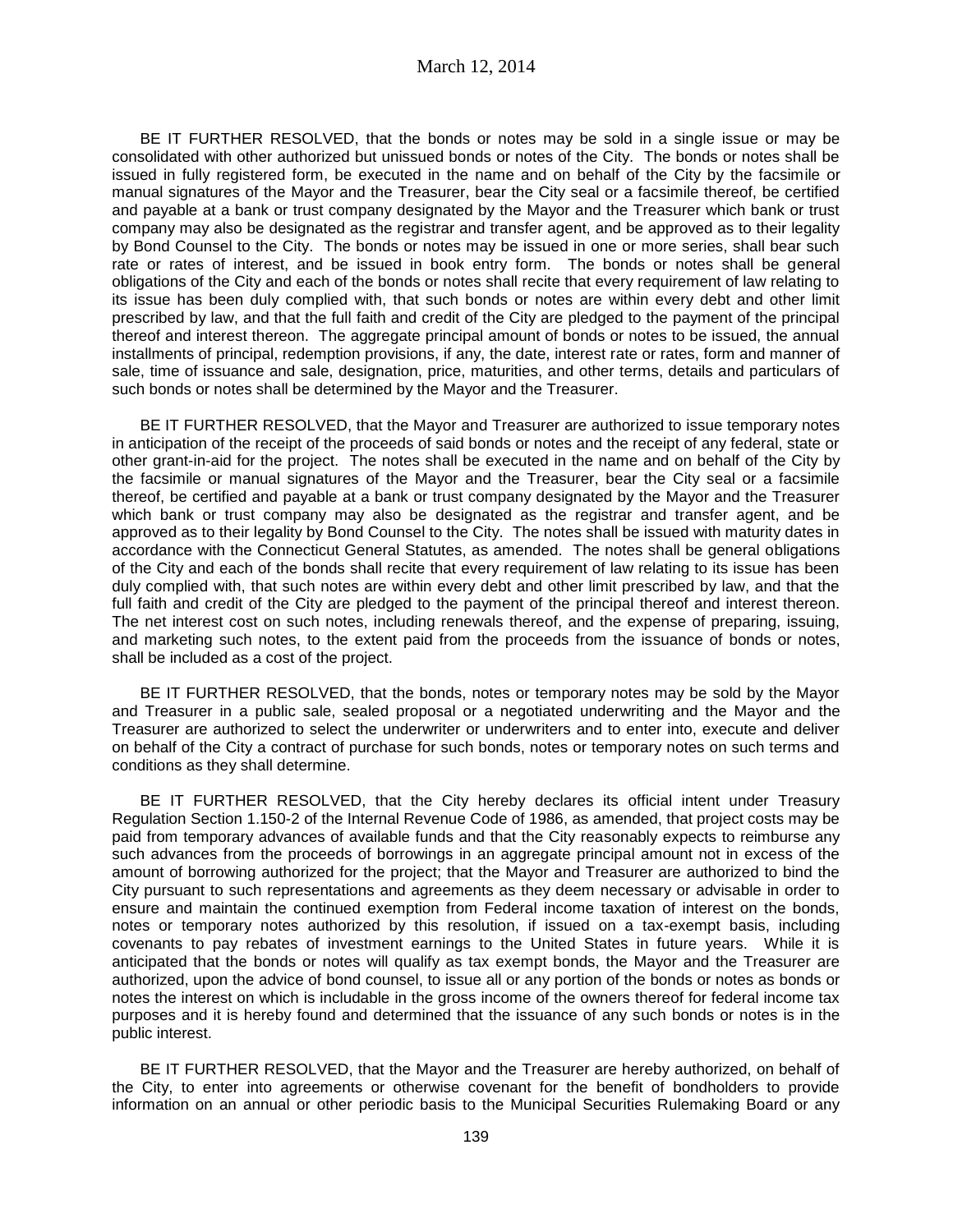BE IT FURTHER RESOLVED, that the bonds or notes may be sold in a single issue or may be consolidated with other authorized but unissued bonds or notes of the City. The bonds or notes shall be issued in fully registered form, be executed in the name and on behalf of the City by the facsimile or manual signatures of the Mayor and the Treasurer, bear the City seal or a facsimile thereof, be certified and payable at a bank or trust company designated by the Mayor and the Treasurer which bank or trust company may also be designated as the registrar and transfer agent, and be approved as to their legality by Bond Counsel to the City. The bonds or notes may be issued in one or more series, shall bear such rate or rates of interest, and be issued in book entry form. The bonds or notes shall be general obligations of the City and each of the bonds or notes shall recite that every requirement of law relating to its issue has been duly complied with, that such bonds or notes are within every debt and other limit prescribed by law, and that the full faith and credit of the City are pledged to the payment of the principal thereof and interest thereon. The aggregate principal amount of bonds or notes to be issued, the annual installments of principal, redemption provisions, if any, the date, interest rate or rates, form and manner of sale, time of issuance and sale, designation, price, maturities, and other terms, details and particulars of such bonds or notes shall be determined by the Mayor and the Treasurer.

BE IT FURTHER RESOLVED, that the Mayor and Treasurer are authorized to issue temporary notes in anticipation of the receipt of the proceeds of said bonds or notes and the receipt of any federal, state or other grant-in-aid for the project. The notes shall be executed in the name and on behalf of the City by the facsimile or manual signatures of the Mayor and the Treasurer, bear the City seal or a facsimile thereof, be certified and payable at a bank or trust company designated by the Mayor and the Treasurer which bank or trust company may also be designated as the registrar and transfer agent, and be approved as to their legality by Bond Counsel to the City. The notes shall be issued with maturity dates in accordance with the Connecticut General Statutes, as amended. The notes shall be general obligations of the City and each of the bonds shall recite that every requirement of law relating to its issue has been duly complied with, that such notes are within every debt and other limit prescribed by law, and that the full faith and credit of the City are pledged to the payment of the principal thereof and interest thereon. The net interest cost on such notes, including renewals thereof, and the expense of preparing, issuing, and marketing such notes, to the extent paid from the proceeds from the issuance of bonds or notes, shall be included as a cost of the project.

BE IT FURTHER RESOLVED, that the bonds, notes or temporary notes may be sold by the Mayor and Treasurer in a public sale, sealed proposal or a negotiated underwriting and the Mayor and the Treasurer are authorized to select the underwriter or underwriters and to enter into, execute and deliver on behalf of the City a contract of purchase for such bonds, notes or temporary notes on such terms and conditions as they shall determine.

BE IT FURTHER RESOLVED, that the City hereby declares its official intent under Treasury Regulation Section 1.150-2 of the Internal Revenue Code of 1986, as amended, that project costs may be paid from temporary advances of available funds and that the City reasonably expects to reimburse any such advances from the proceeds of borrowings in an aggregate principal amount not in excess of the amount of borrowing authorized for the project; that the Mayor and Treasurer are authorized to bind the City pursuant to such representations and agreements as they deem necessary or advisable in order to ensure and maintain the continued exemption from Federal income taxation of interest on the bonds, notes or temporary notes authorized by this resolution, if issued on a tax-exempt basis, including covenants to pay rebates of investment earnings to the United States in future years. While it is anticipated that the bonds or notes will qualify as tax exempt bonds, the Mayor and the Treasurer are authorized, upon the advice of bond counsel, to issue all or any portion of the bonds or notes as bonds or notes the interest on which is includable in the gross income of the owners thereof for federal income tax purposes and it is hereby found and determined that the issuance of any such bonds or notes is in the public interest.

BE IT FURTHER RESOLVED, that the Mayor and the Treasurer are hereby authorized, on behalf of the City, to enter into agreements or otherwise covenant for the benefit of bondholders to provide information on an annual or other periodic basis to the Municipal Securities Rulemaking Board or any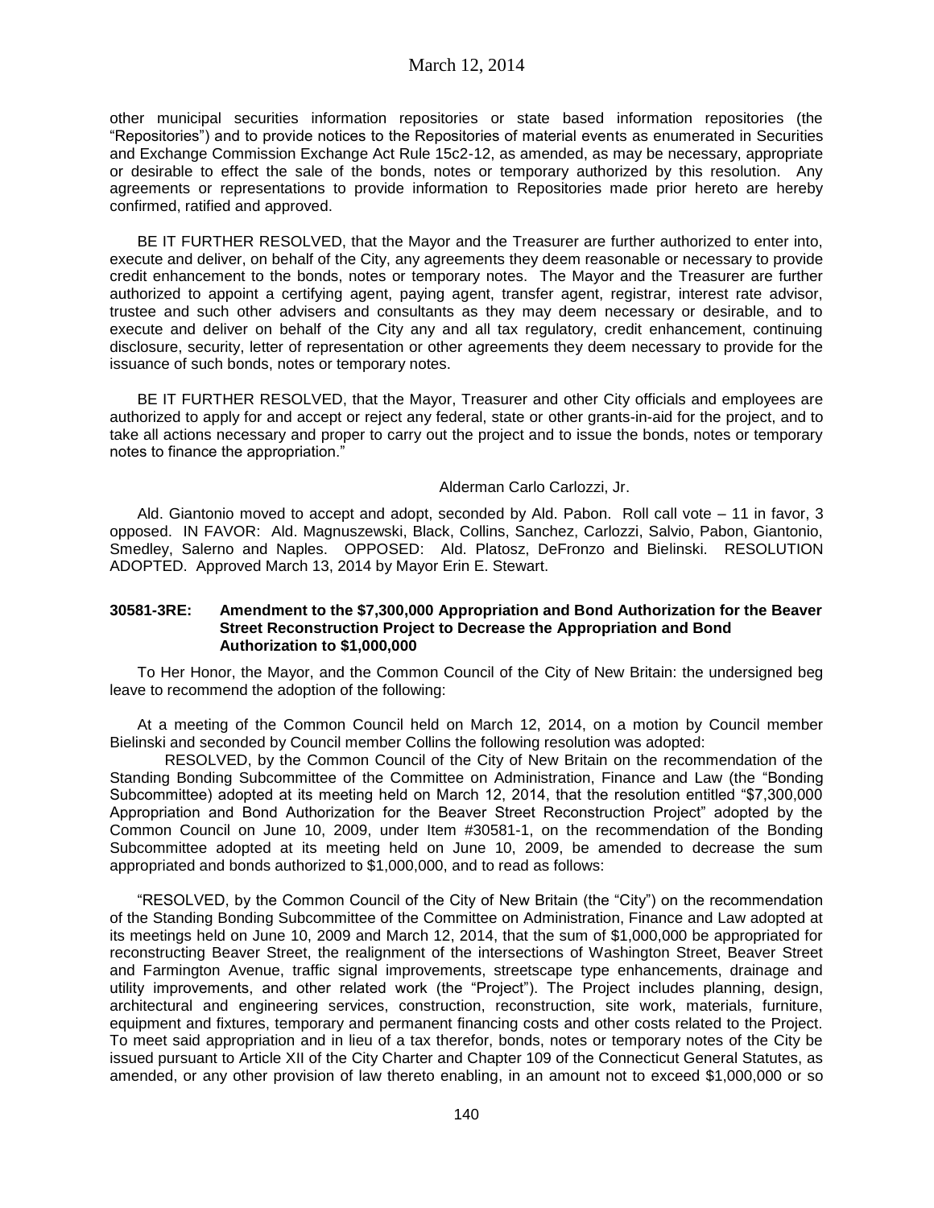other municipal securities information repositories or state based information repositories (the "Repositories") and to provide notices to the Repositories of material events as enumerated in Securities and Exchange Commission Exchange Act Rule 15c2-12, as amended, as may be necessary, appropriate or desirable to effect the sale of the bonds, notes or temporary authorized by this resolution. Any agreements or representations to provide information to Repositories made prior hereto are hereby confirmed, ratified and approved.

BE IT FURTHER RESOLVED, that the Mayor and the Treasurer are further authorized to enter into, execute and deliver, on behalf of the City, any agreements they deem reasonable or necessary to provide credit enhancement to the bonds, notes or temporary notes. The Mayor and the Treasurer are further authorized to appoint a certifying agent, paying agent, transfer agent, registrar, interest rate advisor, trustee and such other advisers and consultants as they may deem necessary or desirable, and to execute and deliver on behalf of the City any and all tax regulatory, credit enhancement, continuing disclosure, security, letter of representation or other agreements they deem necessary to provide for the issuance of such bonds, notes or temporary notes.

BE IT FURTHER RESOLVED, that the Mayor, Treasurer and other City officials and employees are authorized to apply for and accept or reject any federal, state or other grants-in-aid for the project, and to take all actions necessary and proper to carry out the project and to issue the bonds, notes or temporary notes to finance the appropriation."

Alderman Carlo Carlozzi, Jr.

Ald. Giantonio moved to accept and adopt, seconded by Ald. Pabon. Roll call vote – 11 in favor, 3 opposed. IN FAVOR: Ald. Magnuszewski, Black, Collins, Sanchez, Carlozzi, Salvio, Pabon, Giantonio, Smedley, Salerno and Naples. OPPOSED: Ald. Platosz, DeFronzo and Bielinski. RESOLUTION ADOPTED. Approved March 13, 2014 by Mayor Erin E. Stewart.

**30581-3RE: Amendment to the $7,300,000 Appropriation and Bond Authorization for the Beaver Street Reconstruction Project to Decrease the Appropriation and Bond Authorization to $1,000,000**

To Her Honor, the Mayor, and the Common Council of the City of New Britain: the undersigned beg leave to recommend the adoption of the following:

At a meeting of the Common Council held on March 12, 2014, on a motion by Council member Bielinski and seconded by Council member Collins the following resolution was adopted:

RESOLVED, by the Common Council of the City of New Britain on the recommendation of the Standing Bonding Subcommittee of the Committee on Administration, Finance and Law (the "Bonding Subcommittee) adopted at its meeting held on March 12, 2014, that the resolution entitled "$7,300,000 Appropriation and Bond Authorization for the Beaver Street Reconstruction Project" adopted by the Common Council on June 10, 2009, under Item #30581-1, on the recommendation of the Bonding Subcommittee adopted at its meeting held on June 10, 2009, be amended to decrease the sum appropriated and bonds authorized to $1,000,000, and to read as follows:

"RESOLVED, by the Common Council of the City of New Britain (the "City") on the recommendation of the Standing Bonding Subcommittee of the Committee on Administration, Finance and Law adopted at its meetings held on June 10, 2009 and March 12, 2014, that the sum of $1,000,000 be appropriated for reconstructing Beaver Street, the realignment of the intersections of Washington Street, Beaver Street and Farmington Avenue, traffic signal improvements, streetscape type enhancements, drainage and utility improvements, and other related work (the "Project"). The Project includes planning, design, architectural and engineering services, construction, reconstruction, site work, materials, furniture, equipment and fixtures, temporary and permanent financing costs and other costs related to the Project. To meet said appropriation and in lieu of a tax therefor, bonds, notes or temporary notes of the City be issued pursuant to Article XII of the City Charter and Chapter 109 of the Connecticut General Statutes, as amended, or any other provision of law thereto enabling, in an amount not to exceed $1,000,000 or so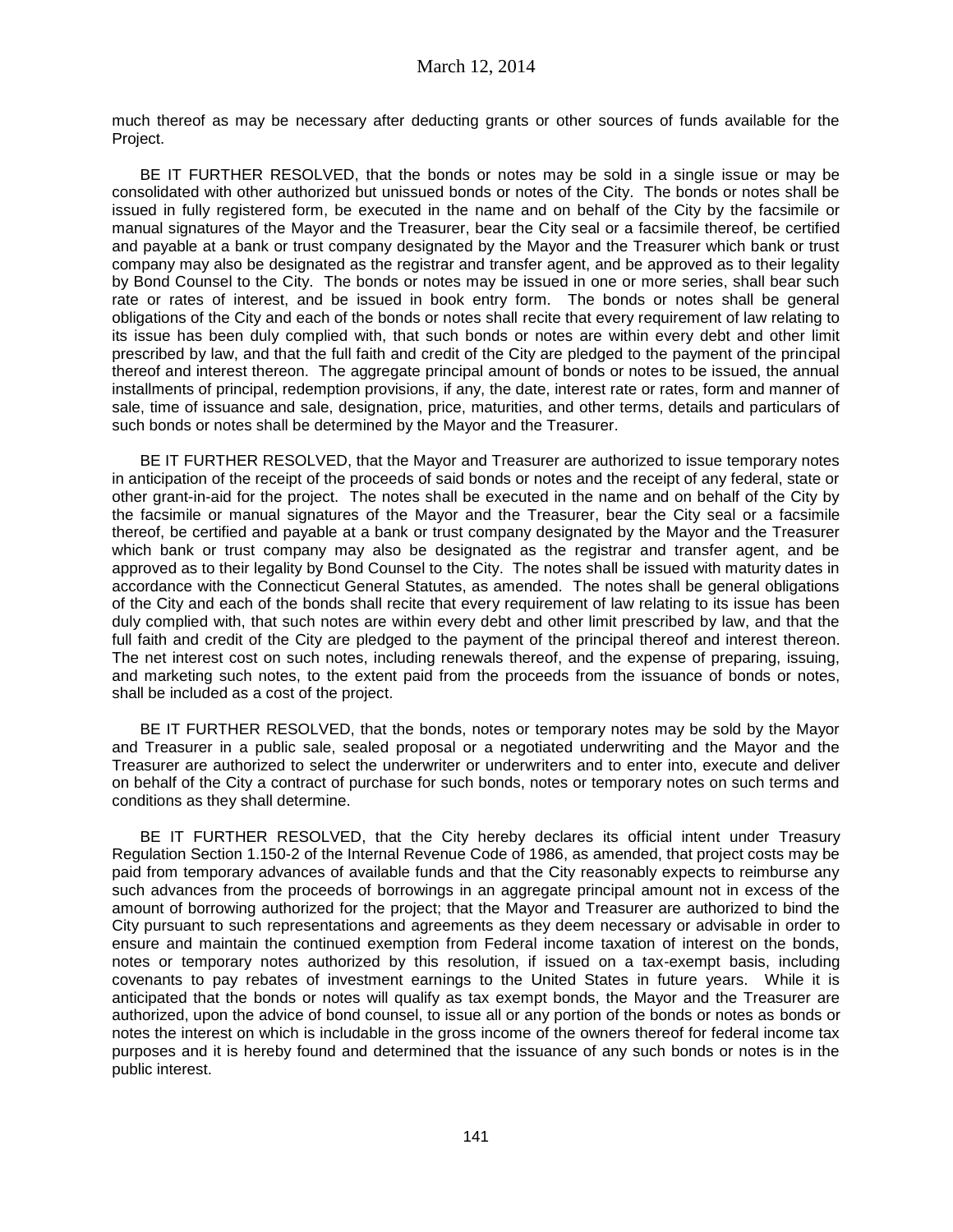much thereof as may be necessary after deducting grants or other sources of funds available for the Project.

BE IT FURTHER RESOLVED, that the bonds or notes may be sold in a single issue or may be consolidated with other authorized but unissued bonds or notes of the City. The bonds or notes shall be issued in fully registered form, be executed in the name and on behalf of the City by the facsimile or manual signatures of the Mayor and the Treasurer, bear the City seal or a facsimile thereof, be certified and payable at a bank or trust company designated by the Mayor and the Treasurer which bank or trust company may also be designated as the registrar and transfer agent, and be approved as to their legality by Bond Counsel to the City. The bonds or notes may be issued in one or more series, shall bear such rate or rates of interest, and be issued in book entry form. The bonds or notes shall be general obligations of the City and each of the bonds or notes shall recite that every requirement of law relating to its issue has been duly complied with, that such bonds or notes are within every debt and other limit prescribed by law, and that the full faith and credit of the City are pledged to the payment of the principal thereof and interest thereon. The aggregate principal amount of bonds or notes to be issued, the annual installments of principal, redemption provisions, if any, the date, interest rate or rates, form and manner of sale, time of issuance and sale, designation, price, maturities, and other terms, details and particulars of such bonds or notes shall be determined by the Mayor and the Treasurer.

BE IT FURTHER RESOLVED, that the Mayor and Treasurer are authorized to issue temporary notes in anticipation of the receipt of the proceeds of said bonds or notes and the receipt of any federal, state or other grant-in-aid for the project. The notes shall be executed in the name and on behalf of the City by the facsimile or manual signatures of the Mayor and the Treasurer, bear the City seal or a facsimile thereof, be certified and payable at a bank or trust company designated by the Mayor and the Treasurer which bank or trust company may also be designated as the registrar and transfer agent, and be approved as to their legality by Bond Counsel to the City. The notes shall be issued with maturity dates in accordance with the Connecticut General Statutes, as amended. The notes shall be general obligations of the City and each of the bonds shall recite that every requirement of law relating to its issue has been duly complied with, that such notes are within every debt and other limit prescribed by law, and that the full faith and credit of the City are pledged to the payment of the principal thereof and interest thereon. The net interest cost on such notes, including renewals thereof, and the expense of preparing, issuing, and marketing such notes, to the extent paid from the proceeds from the issuance of bonds or notes, shall be included as a cost of the project.

BE IT FURTHER RESOLVED, that the bonds, notes or temporary notes may be sold by the Mayor and Treasurer in a public sale, sealed proposal or a negotiated underwriting and the Mayor and the Treasurer are authorized to select the underwriter or underwriters and to enter into, execute and deliver on behalf of the City a contract of purchase for such bonds, notes or temporary notes on such terms and conditions as they shall determine.

BE IT FURTHER RESOLVED, that the City hereby declares its official intent under Treasury Regulation Section 1.150-2 of the Internal Revenue Code of 1986, as amended, that project costs may be paid from temporary advances of available funds and that the City reasonably expects to reimburse any such advances from the proceeds of borrowings in an aggregate principal amount not in excess of the amount of borrowing authorized for the project; that the Mayor and Treasurer are authorized to bind the City pursuant to such representations and agreements as they deem necessary or advisable in order to ensure and maintain the continued exemption from Federal income taxation of interest on the bonds, notes or temporary notes authorized by this resolution, if issued on a tax-exempt basis, including covenants to pay rebates of investment earnings to the United States in future years. While it is anticipated that the bonds or notes will qualify as tax exempt bonds, the Mayor and the Treasurer are authorized, upon the advice of bond counsel, to issue all or any portion of the bonds or notes as bonds or notes the interest on which is includable in the gross income of the owners thereof for federal income tax purposes and it is hereby found and determined that the issuance of any such bonds or notes is in the public interest.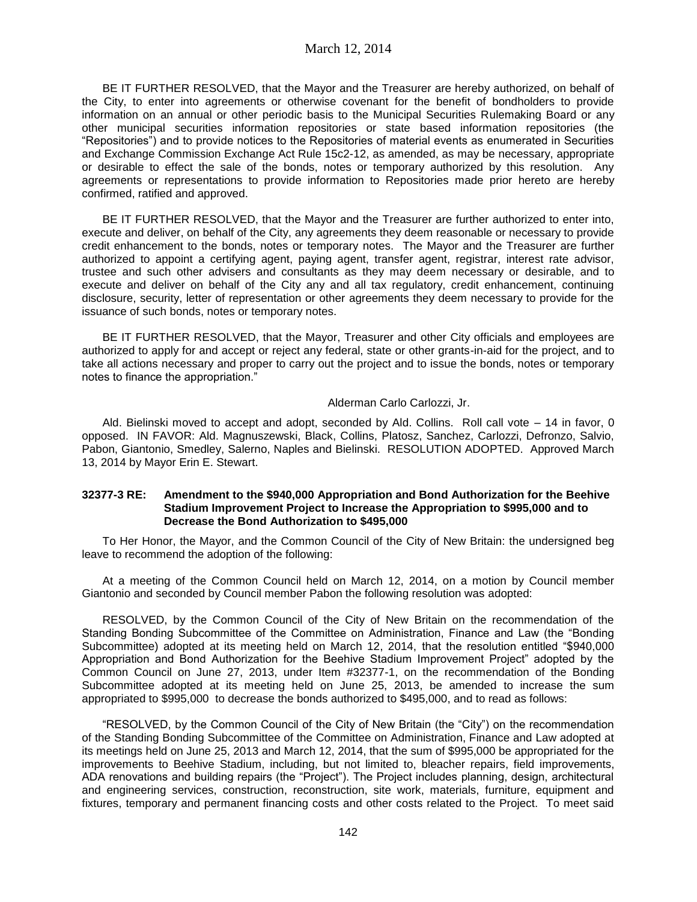BE IT FURTHER RESOLVED, that the Mayor and the Treasurer are hereby authorized, on behalf of the City, to enter into agreements or otherwise covenant for the benefit of bondholders to provide information on an annual or other periodic basis to the Municipal Securities Rulemaking Board or any other municipal securities information repositories or state based information repositories (the "Repositories") and to provide notices to the Repositories of material events as enumerated in Securities and Exchange Commission Exchange Act Rule 15c2-12, as amended, as may be necessary, appropriate or desirable to effect the sale of the bonds, notes or temporary authorized by this resolution. Any agreements or representations to provide information to Repositories made prior hereto are hereby confirmed, ratified and approved.

BE IT FURTHER RESOLVED, that the Mayor and the Treasurer are further authorized to enter into, execute and deliver, on behalf of the City, any agreements they deem reasonable or necessary to provide credit enhancement to the bonds, notes or temporary notes. The Mayor and the Treasurer are further authorized to appoint a certifying agent, paying agent, transfer agent, registrar, interest rate advisor, trustee and such other advisers and consultants as they may deem necessary or desirable, and to execute and deliver on behalf of the City any and all tax regulatory, credit enhancement, continuing disclosure, security, letter of representation or other agreements they deem necessary to provide for the issuance of such bonds, notes or temporary notes.

BE IT FURTHER RESOLVED, that the Mayor, Treasurer and other City officials and employees are authorized to apply for and accept or reject any federal, state or other grants-in-aid for the project, and to take all actions necessary and proper to carry out the project and to issue the bonds, notes or temporary notes to finance the appropriation."

Alderman Carlo Carlozzi, Jr.

Ald. Bielinski moved to accept and adopt, seconded by Ald. Collins. Roll call vote – 14 in favor, 0 opposed. IN FAVOR: Ald. Magnuszewski, Black, Collins, Platosz, Sanchez, Carlozzi, Defronzo, Salvio, Pabon, Giantonio, Smedley, Salerno, Naples and Bielinski. RESOLUTION ADOPTED. Approved March 13, 2014 by Mayor Erin E. Stewart.

**32377-3 RE: Amendment to the $940,000 Appropriation and Bond Authorization for the Beehive Stadium Improvement Project to Increase the Appropriation to $995,000 and to Decrease the Bond Authorization to $495,000**

To Her Honor, the Mayor, and the Common Council of the City of New Britain: the undersigned beg leave to recommend the adoption of the following:

At a meeting of the Common Council held on March 12, 2014, on a motion by Council member Giantonio and seconded by Council member Pabon the following resolution was adopted:

RESOLVED, by the Common Council of the City of New Britain on the recommendation of the Standing Bonding Subcommittee of the Committee on Administration, Finance and Law (the "Bonding Subcommittee) adopted at its meeting held on March 12, 2014, that the resolution entitled "$940,000 Appropriation and Bond Authorization for the Beehive Stadium Improvement Project" adopted by the Common Council on June 27, 2013, under Item #32377-1, on the recommendation of the Bonding Subcommittee adopted at its meeting held on June 25, 2013, be amended to increase the sum appropriated to $995,000 to decrease the bonds authorized to $495,000, and to read as follows:

"RESOLVED, by the Common Council of the City of New Britain (the "City") on the recommendation of the Standing Bonding Subcommittee of the Committee on Administration, Finance and Law adopted at its meetings held on June 25, 2013 and March 12, 2014, that the sum of $995,000 be appropriated for the improvements to Beehive Stadium, including, but not limited to, bleacher repairs, field improvements, ADA renovations and building repairs (the "Project"). The Project includes planning, design, architectural and engineering services, construction, reconstruction, site work, materials, furniture, equipment and fixtures, temporary and permanent financing costs and other costs related to the Project. To meet said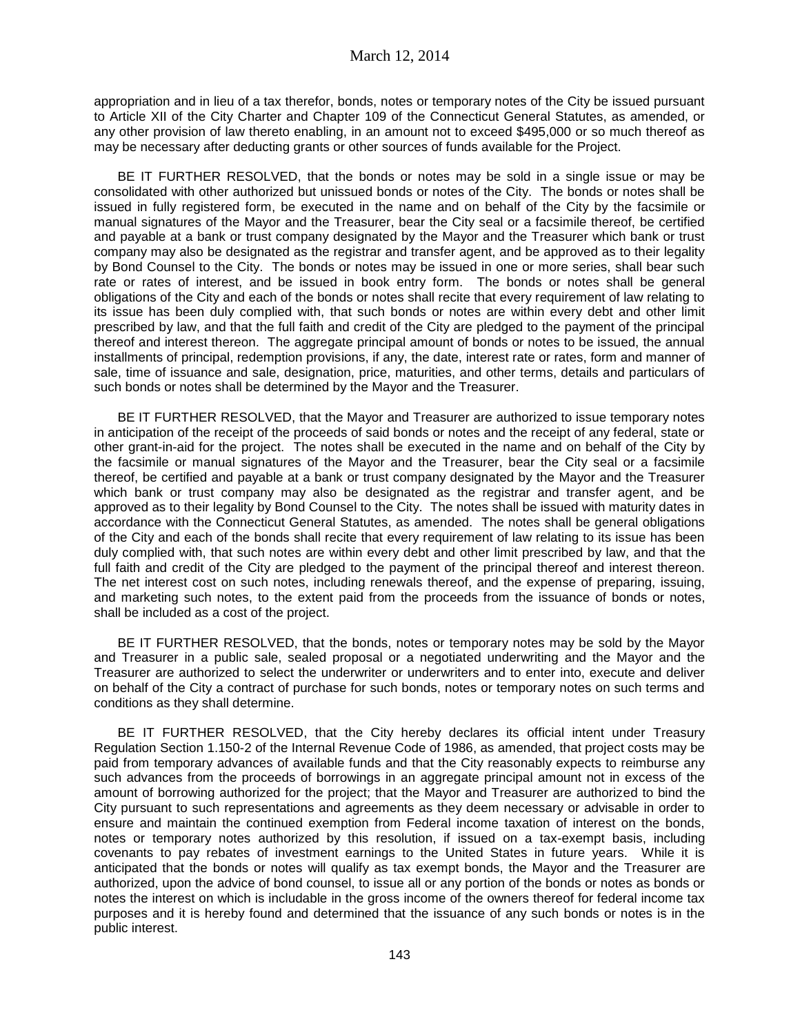appropriation and in lieu of a tax therefor, bonds, notes or temporary notes of the City be issued pursuant to Article XII of the City Charter and Chapter 109 of the Connecticut General Statutes, as amended, or any other provision of law thereto enabling, in an amount not to exceed $495,000 or so much thereof as may be necessary after deducting grants or other sources of funds available for the Project.

BE IT FURTHER RESOLVED, that the bonds or notes may be sold in a single issue or may be consolidated with other authorized but unissued bonds or notes of the City. The bonds or notes shall be issued in fully registered form, be executed in the name and on behalf of the City by the facsimile or manual signatures of the Mayor and the Treasurer, bear the City seal or a facsimile thereof, be certified and payable at a bank or trust company designated by the Mayor and the Treasurer which bank or trust company may also be designated as the registrar and transfer agent, and be approved as to their legality by Bond Counsel to the City. The bonds or notes may be issued in one or more series, shall bear such rate or rates of interest, and be issued in book entry form. The bonds or notes shall be general obligations of the City and each of the bonds or notes shall recite that every requirement of law relating to its issue has been duly complied with, that such bonds or notes are within every debt and other limit prescribed by law, and that the full faith and credit of the City are pledged to the payment of the principal thereof and interest thereon. The aggregate principal amount of bonds or notes to be issued, the annual installments of principal, redemption provisions, if any, the date, interest rate or rates, form and manner of sale, time of issuance and sale, designation, price, maturities, and other terms, details and particulars of such bonds or notes shall be determined by the Mayor and the Treasurer.

BE IT FURTHER RESOLVED, that the Mayor and Treasurer are authorized to issue temporary notes in anticipation of the receipt of the proceeds of said bonds or notes and the receipt of any federal, state or other grant-in-aid for the project. The notes shall be executed in the name and on behalf of the City by the facsimile or manual signatures of the Mayor and the Treasurer, bear the City seal or a facsimile thereof, be certified and payable at a bank or trust company designated by the Mayor and the Treasurer which bank or trust company may also be designated as the registrar and transfer agent, and be approved as to their legality by Bond Counsel to the City. The notes shall be issued with maturity dates in accordance with the Connecticut General Statutes, as amended. The notes shall be general obligations of the City and each of the bonds shall recite that every requirement of law relating to its issue has been duly complied with, that such notes are within every debt and other limit prescribed by law, and that the full faith and credit of the City are pledged to the payment of the principal thereof and interest thereon. The net interest cost on such notes, including renewals thereof, and the expense of preparing, issuing, and marketing such notes, to the extent paid from the proceeds from the issuance of bonds or notes, shall be included as a cost of the project.

BE IT FURTHER RESOLVED, that the bonds, notes or temporary notes may be sold by the Mayor and Treasurer in a public sale, sealed proposal or a negotiated underwriting and the Mayor and the Treasurer are authorized to select the underwriter or underwriters and to enter into, execute and deliver on behalf of the City a contract of purchase for such bonds, notes or temporary notes on such terms and conditions as they shall determine.

BE IT FURTHER RESOLVED, that the City hereby declares its official intent under Treasury Regulation Section 1.150-2 of the Internal Revenue Code of 1986, as amended, that project costs may be paid from temporary advances of available funds and that the City reasonably expects to reimburse any such advances from the proceeds of borrowings in an aggregate principal amount not in excess of the amount of borrowing authorized for the project; that the Mayor and Treasurer are authorized to bind the City pursuant to such representations and agreements as they deem necessary or advisable in order to ensure and maintain the continued exemption from Federal income taxation of interest on the bonds, notes or temporary notes authorized by this resolution, if issued on a tax-exempt basis, including covenants to pay rebates of investment earnings to the United States in future years. While it is anticipated that the bonds or notes will qualify as tax exempt bonds, the Mayor and the Treasurer are authorized, upon the advice of bond counsel, to issue all or any portion of the bonds or notes as bonds or notes the interest on which is includable in the gross income of the owners thereof for federal income tax purposes and it is hereby found and determined that the issuance of any such bonds or notes is in the public interest.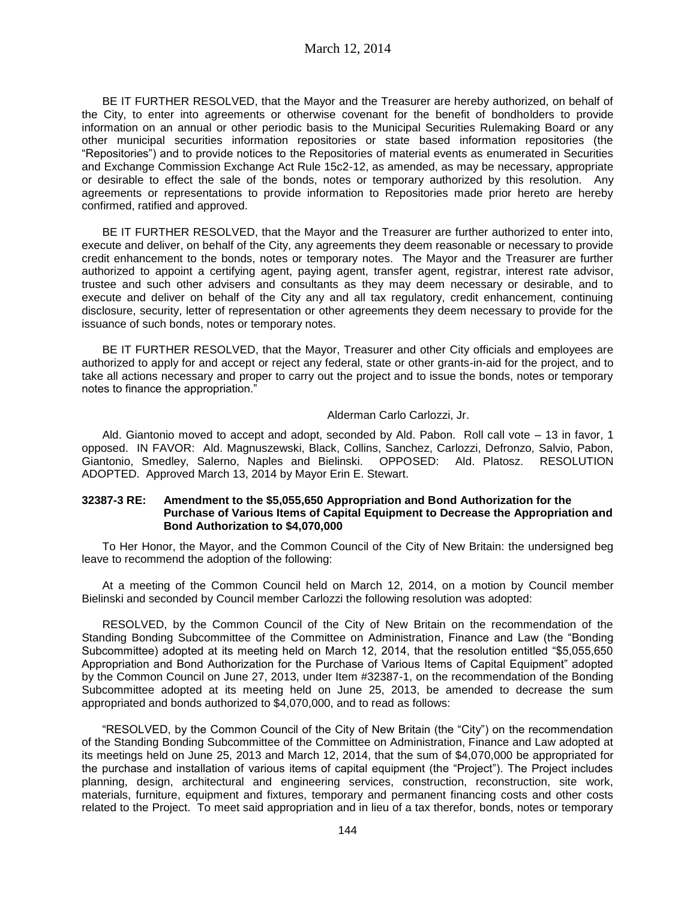BE IT FURTHER RESOLVED, that the Mayor and the Treasurer are hereby authorized, on behalf of the City, to enter into agreements or otherwise covenant for the benefit of bondholders to provide information on an annual or other periodic basis to the Municipal Securities Rulemaking Board or any other municipal securities information repositories or state based information repositories (the "Repositories") and to provide notices to the Repositories of material events as enumerated in Securities and Exchange Commission Exchange Act Rule 15c2-12, as amended, as may be necessary, appropriate or desirable to effect the sale of the bonds, notes or temporary authorized by this resolution. Any agreements or representations to provide information to Repositories made prior hereto are hereby confirmed, ratified and approved.

BE IT FURTHER RESOLVED, that the Mayor and the Treasurer are further authorized to enter into, execute and deliver, on behalf of the City, any agreements they deem reasonable or necessary to provide credit enhancement to the bonds, notes or temporary notes. The Mayor and the Treasurer are further authorized to appoint a certifying agent, paying agent, transfer agent, registrar, interest rate advisor, trustee and such other advisers and consultants as they may deem necessary or desirable, and to execute and deliver on behalf of the City any and all tax regulatory, credit enhancement, continuing disclosure, security, letter of representation or other agreements they deem necessary to provide for the issuance of such bonds, notes or temporary notes.

BE IT FURTHER RESOLVED, that the Mayor, Treasurer and other City officials and employees are authorized to apply for and accept or reject any federal, state or other grants-in-aid for the project, and to take all actions necessary and proper to carry out the project and to issue the bonds, notes or temporary notes to finance the appropriation."

Alderman Carlo Carlozzi, Jr.

Ald. Giantonio moved to accept and adopt, seconded by Ald. Pabon. Roll call vote – 13 in favor, 1 opposed. IN FAVOR: Ald. Magnuszewski, Black, Collins, Sanchez, Carlozzi, Defronzo, Salvio, Pabon, Giantonio, Smedley, Salerno, Naples and Bielinski. OPPOSED: Ald. Platosz. RESOLUTION ADOPTED. Approved March 13, 2014 by Mayor Erin E. Stewart.

**32387-3 RE: Amendment to the $5,055,650 Appropriation and Bond Authorization for the Purchase of Various Items of Capital Equipment to Decrease the Appropriation and Bond Authorization to $4,070,000**

To Her Honor, the Mayor, and the Common Council of the City of New Britain: the undersigned beg leave to recommend the adoption of the following:

At a meeting of the Common Council held on March 12, 2014, on a motion by Council member Bielinski and seconded by Council member Carlozzi the following resolution was adopted:

RESOLVED, by the Common Council of the City of New Britain on the recommendation of the Standing Bonding Subcommittee of the Committee on Administration, Finance and Law (the "Bonding Subcommittee) adopted at its meeting held on March 12, 2014, that the resolution entitled "$5,055,650 Appropriation and Bond Authorization for the Purchase of Various Items of Capital Equipment" adopted by the Common Council on June 27, 2013, under Item #32387-1, on the recommendation of the Bonding Subcommittee adopted at its meeting held on June 25, 2013, be amended to decrease the sum appropriated and bonds authorized to $4,070,000, and to read as follows:

"RESOLVED, by the Common Council of the City of New Britain (the "City") on the recommendation of the Standing Bonding Subcommittee of the Committee on Administration, Finance and Law adopted at its meetings held on June 25, 2013 and March 12, 2014, that the sum of $4,070,000 be appropriated for the purchase and installation of various items of capital equipment (the "Project"). The Project includes planning, design, architectural and engineering services, construction, reconstruction, site work, materials, furniture, equipment and fixtures, temporary and permanent financing costs and other costs related to the Project. To meet said appropriation and in lieu of a tax therefor, bonds, notes or temporary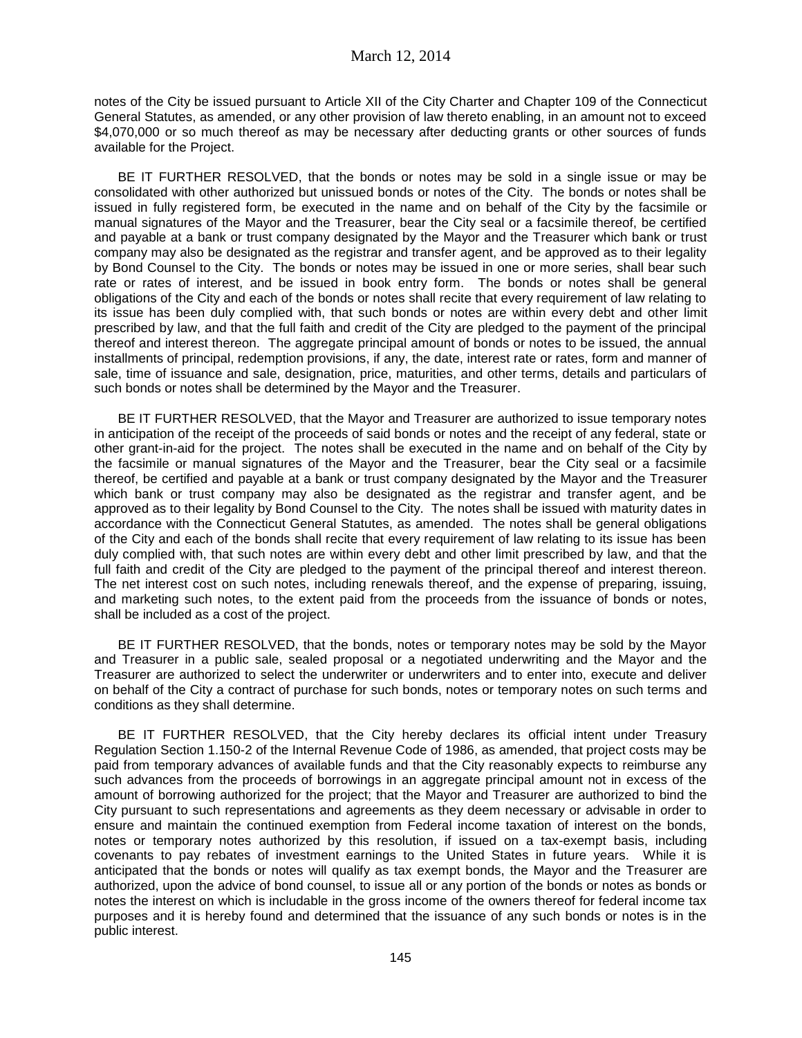notes of the City be issued pursuant to Article XII of the City Charter and Chapter 109 of the Connecticut General Statutes, as amended, or any other provision of law thereto enabling, in an amount not to exceed $4,070,000 or so much thereof as may be necessary after deducting grants or other sources of funds available for the Project.

BE IT FURTHER RESOLVED, that the bonds or notes may be sold in a single issue or may be consolidated with other authorized but unissued bonds or notes of the City. The bonds or notes shall be issued in fully registered form, be executed in the name and on behalf of the City by the facsimile or manual signatures of the Mayor and the Treasurer, bear the City seal or a facsimile thereof, be certified and payable at a bank or trust company designated by the Mayor and the Treasurer which bank or trust company may also be designated as the registrar and transfer agent, and be approved as to their legality by Bond Counsel to the City. The bonds or notes may be issued in one or more series, shall bear such rate or rates of interest, and be issued in book entry form. The bonds or notes shall be general obligations of the City and each of the bonds or notes shall recite that every requirement of law relating to its issue has been duly complied with, that such bonds or notes are within every debt and other limit prescribed by law, and that the full faith and credit of the City are pledged to the payment of the principal thereof and interest thereon. The aggregate principal amount of bonds or notes to be issued, the annual installments of principal, redemption provisions, if any, the date, interest rate or rates, form and manner of sale, time of issuance and sale, designation, price, maturities, and other terms, details and particulars of such bonds or notes shall be determined by the Mayor and the Treasurer.

BE IT FURTHER RESOLVED, that the Mayor and Treasurer are authorized to issue temporary notes in anticipation of the receipt of the proceeds of said bonds or notes and the receipt of any federal, state or other grant-in-aid for the project. The notes shall be executed in the name and on behalf of the City by the facsimile or manual signatures of the Mayor and the Treasurer, bear the City seal or a facsimile thereof, be certified and payable at a bank or trust company designated by the Mayor and the Treasurer which bank or trust company may also be designated as the registrar and transfer agent, and be approved as to their legality by Bond Counsel to the City. The notes shall be issued with maturity dates in accordance with the Connecticut General Statutes, as amended. The notes shall be general obligations of the City and each of the bonds shall recite that every requirement of law relating to its issue has been duly complied with, that such notes are within every debt and other limit prescribed by law, and that the full faith and credit of the City are pledged to the payment of the principal thereof and interest thereon. The net interest cost on such notes, including renewals thereof, and the expense of preparing, issuing, and marketing such notes, to the extent paid from the proceeds from the issuance of bonds or notes, shall be included as a cost of the project.

BE IT FURTHER RESOLVED, that the bonds, notes or temporary notes may be sold by the Mayor and Treasurer in a public sale, sealed proposal or a negotiated underwriting and the Mayor and the Treasurer are authorized to select the underwriter or underwriters and to enter into, execute and deliver on behalf of the City a contract of purchase for such bonds, notes or temporary notes on such terms and conditions as they shall determine.

BE IT FURTHER RESOLVED, that the City hereby declares its official intent under Treasury Regulation Section 1.150-2 of the Internal Revenue Code of 1986, as amended, that project costs may be paid from temporary advances of available funds and that the City reasonably expects to reimburse any such advances from the proceeds of borrowings in an aggregate principal amount not in excess of the amount of borrowing authorized for the project; that the Mayor and Treasurer are authorized to bind the City pursuant to such representations and agreements as they deem necessary or advisable in order to ensure and maintain the continued exemption from Federal income taxation of interest on the bonds, notes or temporary notes authorized by this resolution, if issued on a tax-exempt basis, including covenants to pay rebates of investment earnings to the United States in future years. While it is anticipated that the bonds or notes will qualify as tax exempt bonds, the Mayor and the Treasurer are authorized, upon the advice of bond counsel, to issue all or any portion of the bonds or notes as bonds or notes the interest on which is includable in the gross income of the owners thereof for federal income tax purposes and it is hereby found and determined that the issuance of any such bonds or notes is in the public interest.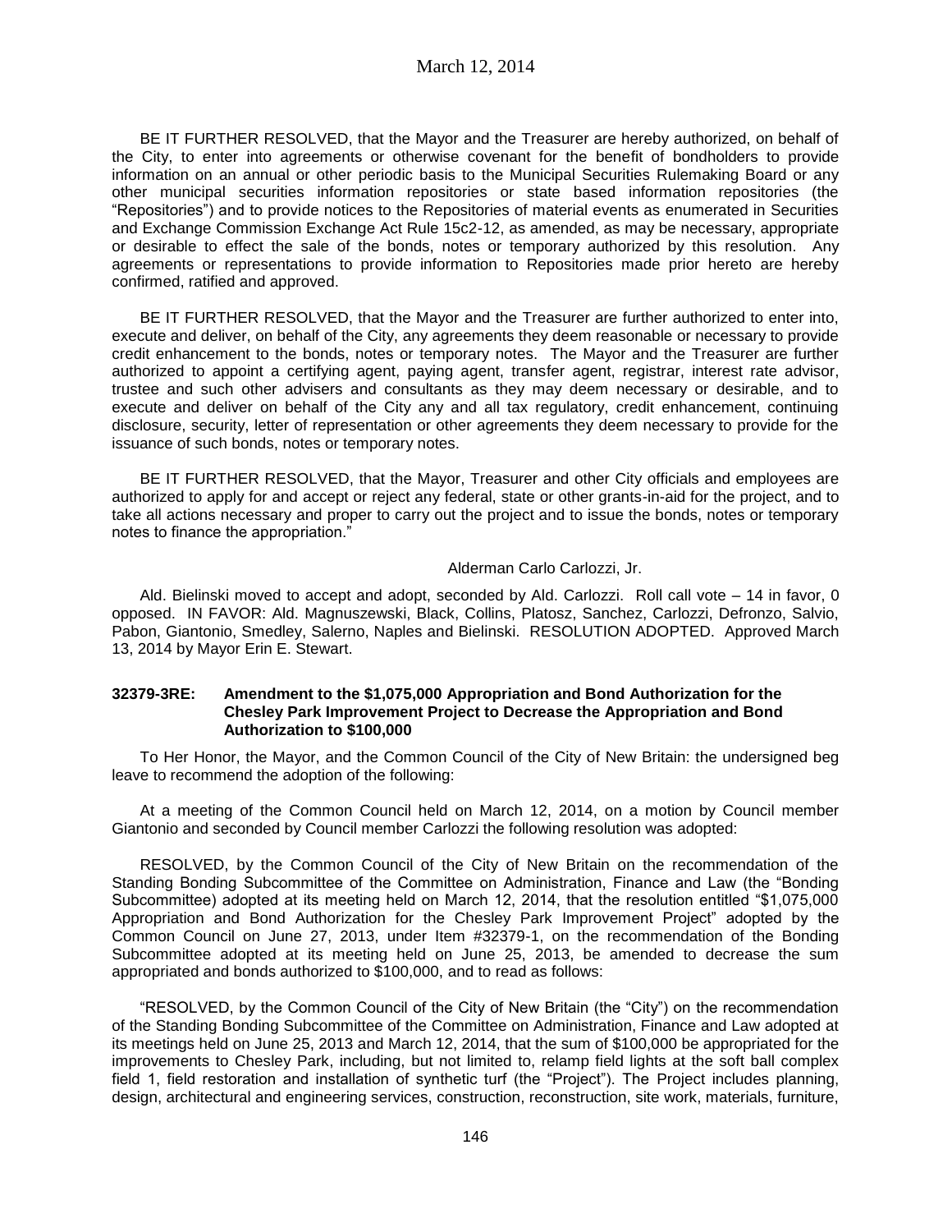BE IT FURTHER RESOLVED, that the Mayor and the Treasurer are hereby authorized, on behalf of the City, to enter into agreements or otherwise covenant for the benefit of bondholders to provide information on an annual or other periodic basis to the Municipal Securities Rulemaking Board or any other municipal securities information repositories or state based information repositories (the "Repositories") and to provide notices to the Repositories of material events as enumerated in Securities and Exchange Commission Exchange Act Rule 15c2-12, as amended, as may be necessary, appropriate or desirable to effect the sale of the bonds, notes or temporary authorized by this resolution. Any agreements or representations to provide information to Repositories made prior hereto are hereby confirmed, ratified and approved.

BE IT FURTHER RESOLVED, that the Mayor and the Treasurer are further authorized to enter into, execute and deliver, on behalf of the City, any agreements they deem reasonable or necessary to provide credit enhancement to the bonds, notes or temporary notes. The Mayor and the Treasurer rate further authorized to appoint a certifying agent, paying agent, transfer agent, registrar, interest rate advisor, trustee and such other advisers and consultants as they may deem necessary or desirable, and to execute and deliver on behalf of the City any and all tax regulatory, credit enhancement, continuing disclosure, security, letter of representation or other agreements they deem necessary to provide for the issuance of such bonds, notes or temporary notes.

BE IT FURTHER RESOLVED, that the Mayor, Treasurer and other City officials and employees are authorized to apply for and accept or reject any federal, state or other grants-in-aid for the project, and to take all actions necessary and proper to carry out the project and to issue the bonds, notes or temporary notes to finance the appropriation."

Alderman Carlo Carlozzi, Jr.

Ald. Bielinski moved to accept and adopt, seconded by Ald. Carlozzi. Roll call vote – 14 in favor, 0 opposed. IN FAVOR: Ald. Magnuszewski, Black, Collins, Platosz, Sanchez, Carlozzi, Defronzo, Salvio, Pabon, Giantonio, Smedley, Salerno, Naples and Bielinski. RESOLUTION ADOPTED. Approved March 13, 2014 by Mayor Erin E. Stewart.

**32379-3RE: Amendment to the $1,075,000 Appropriation and Bond Authorization for the Chesley Park Improvement Project to Decrease the Appropriation and Bond Authorization to $100,000**

To Her Honor, the Mayor, and the Common Council of the City of New Britain: the undersigned beg leave to recommend the adoption of the following:

At a meeting of the Common Council held on March 12, 2014, on a motion by Council member Giantonio and seconded by Council member Carlozzi the following resolution was adopted:

RESOLVED, by the Common Council of the City of New Britain on the recommendation of the Standing Bonding Subcommittee of the Committee on Administration, Finance and Law (the "Bonding Subcommittee) adopted at its meeting held on March 12, 2014, that the resolution entitled "$1,075,000 Appropriation and Bond Authorization for the Chesley Park Improvement Project" adopted by the Common Council on June 27, 2013, under Item #32379-1, on the recommendation of the Bonding Subcommittee adopted at its meeting held on June 25, 2013, be amended to decrease the sum appropriated and bonds authorized to $100,000, and to read as follows:

"RESOLVED, by the Common Council of the City of New Britain (the "City") on the recommendation of the Standing Bonding Subcommittee of the Committee on Administration, Finance and Law adopted at its meetings held on June 25, 2013 and March 12, 2014, that the sum of $100,000 be appropriated for the improvements to Chesley Park, including, but not limited to, relamp field lights at the soft ball complex field 1, field restoration and installation of synthetic turf (the "Project"). The Project includes planning, design, architectural and engineering services, construction, reconstruction, site work, materials, furniture,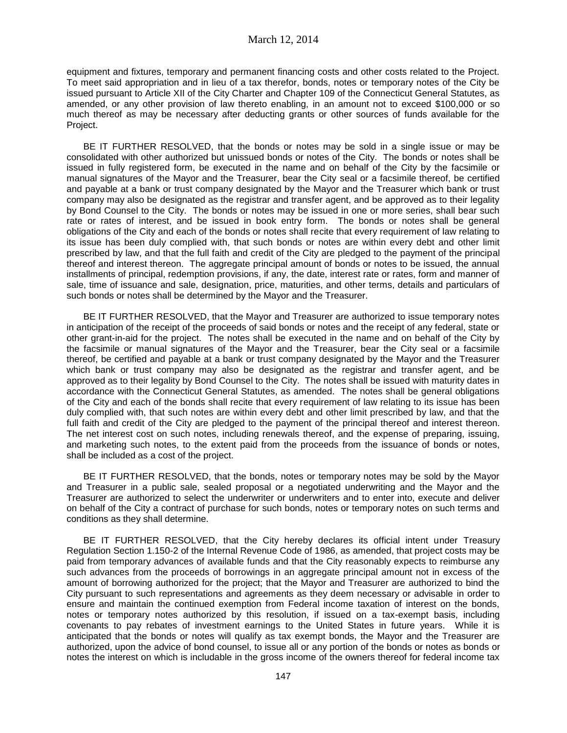equipment and fixtures, temporary and permanent financing costs and other costs related to the Project. To meet said appropriation and in lieu of a tax therefor, bonds, notes or temporary notes of the City be issued pursuant to Article XII of the City Charter and Chapter 109 of the Connecticut General Statutes, as amended, or any other provision of law thereto enabling, in an amount not to exceed $100,000 or so much thereof as may be necessary after deducting grants or other sources of funds available for the Project.

BE IT FURTHER RESOLVED, that the bonds or notes may be sold in a single issue or may be consolidated with other authorized but unissued bonds or notes of the City. The bonds or notes shall be issued in fully registered form, be executed in the name and on behalf of the City by the facsimile or manual signatures of the Mayor and the Treasurer, bear the City seal or a facsimile thereof, be certified and payable at a bank or trust company designated by the Mayor and the Treasurer which bank or trust company may also be designated as the registrar and transfer agent, and be approved as to their legality by Bond Counsel to the City. The bonds or notes may be issued in one or more series, shall bear such rate or rates of interest, and be issued in book entry form. The bonds or notes shall be general obligations of the City and each of the bonds or notes shall recite that every requirement of law relating to its issue has been duly complied with, that such bonds or notes are within every debt and other limit prescribed by law, and that the full faith and credit of the City are pledged to the payment of the principal thereof and interest thereon. The aggregate principal amount of bonds or notes to be issued, the annual installments of principal, redemption provisions, if any, the date, interest rate or rates, form and manner of sale, time of issuance and sale, designation, price, maturities, and other terms, details and particulars of such bonds or notes shall be determined by the Mayor and the Treasurer.

BE IT FURTHER RESOLVED, that the Mayor and Treasurer are authorized to issue temporary notes in anticipation of the receipt of the proceeds of said bonds or notes and the receipt of any federal, state or other grant-in-aid for the project. The notes shall be executed in the name and on behalf of the City by the facsimile or manual signatures of the Mayor and the Treasurer, bear the City seal or a facsimile thereof, be certified and payable at a bank or trust company designated by the Mayor and the Treasurer which bank or trust company may also be designated as the registrar and transfer agent, and be approved as to their legality by Bond Counsel to the City. The notes shall be issued with maturity dates in accordance with the Connecticut General Statutes, as amended. The notes shall be general obligations of the City and each of the bonds shall recite that every requirement of law relating to its issue has been duly complied with, that such notes are within every debt and other limit prescribed by law, and that the full faith and credit of the City are pledged to the payment of the principal thereof and interest thereon. The net interest cost on such notes, including renewals thereof, and the expense of preparing, issuing, and marketing such notes, to the extent paid from the proceeds from the issuance of bonds or notes, shall be included as a cost of the project.

BE IT FURTHER RESOLVED, that the bonds, notes or temporary notes may be sold by the Mayor and Treasurer in a public sale, sealed proposal or a negotiated underwriting and the Mayor and the Treasurer are authorized to select the underwriter or underwriters and to enter into, execute and deliver on behalf of the City a contract of purchase for such bonds, notes or temporary notes on such terms and conditions as they shall determine.

BE IT FURTHER RESOLVED, that the City hereby declares its official intent under Treasury Regulation Section 1.150-2 of the Internal Revenue Code of 1986, as amended, that project costs may be paid from temporary advances of available funds and that the City reasonably expects to reimburse any such advances from the proceeds of borrowings in an aggregate principal amount not in excess of the amount of borrowing authorized for the project; that the Mayor and Treasurer are authorized to bind the City pursuant to such representations and agreements as they deem necessary or advisable in order to ensure and maintain the continued exemption from Federal income taxation of interest on the bonds, notes or temporary notes authorized by this resolution, if issued on a tax-exempt basis, including covenants to pay rebates of investment earnings to the United States in future years. While it is anticipated that the bonds or notes will qualify as tax exempt bonds, the Mayor and the Treasurer are authorized, upon the advice of bond counsel, to issue all or any portion of the bonds or notes as bonds or notes the interest on which is includable in the gross income of the owners thereof for federal income tax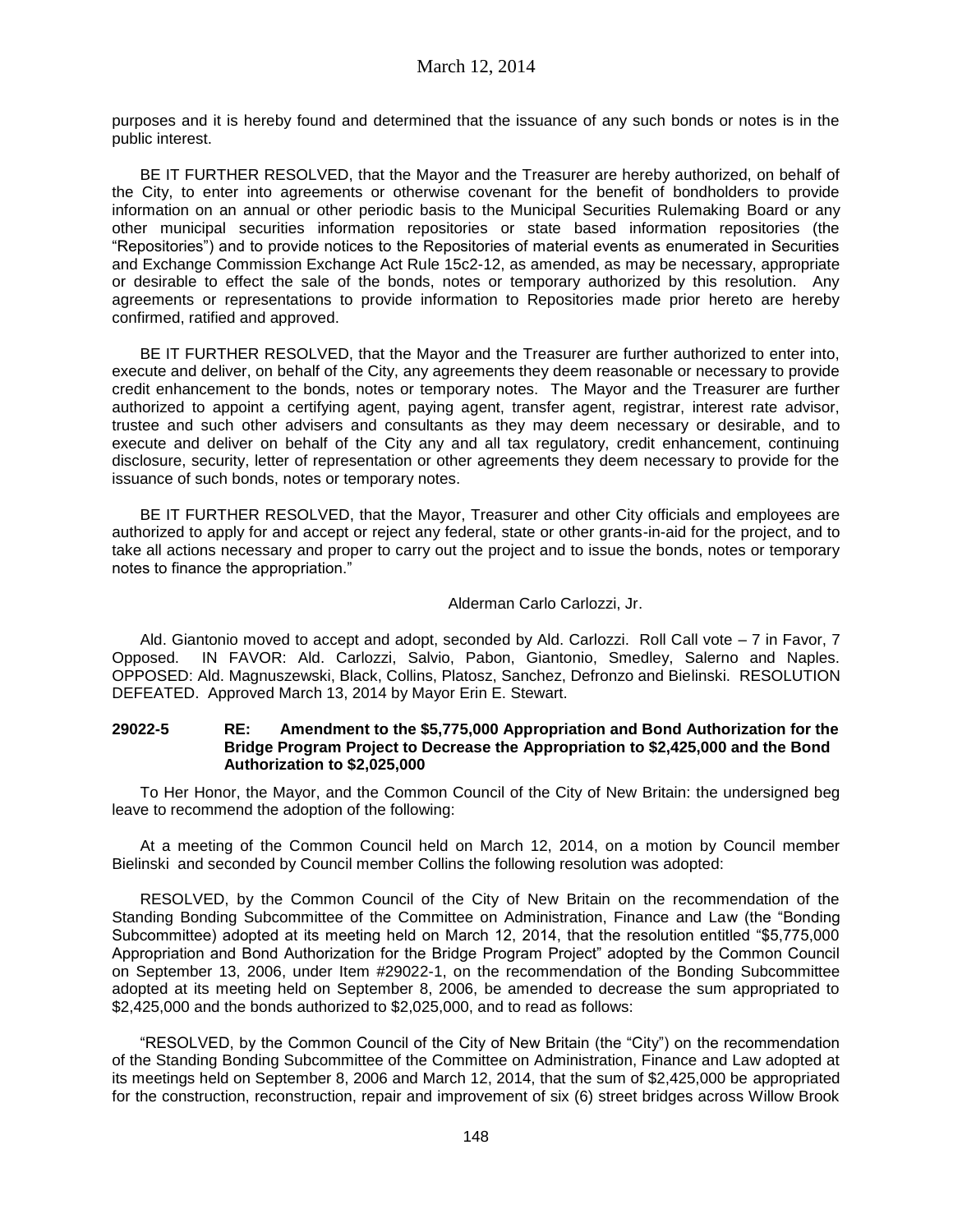purposes and it is hereby found and determined that the issuance of any such bonds or notes is in the public interest.

BE IT FURTHER RESOLVED, that the Mayor and the Treasurer are hereby authorized, on behalf of the City, to enter into agreements or otherwise covenant for the benefit of bondholders to provide information on an annual or other periodic basis to the Municipal Securities Rulemaking Board or any other municipal securities information repositories or state based information repositories (the "Repositories") and to provide notices to the Repositories of material events as enumerated in Securities and Exchange Commission Exchange Act Rule 15c2-12, as amended, as may be necessary, appropriate or desirable to effect the sale of the bonds, notes or temporary authorized by this resolution. Any agreements or representations to provide information to Repositories made prior hereto are hereby confirmed, ratified and approved.

BE IT FURTHER RESOLVED, that the Mayor and the Treasurer are further authorized to enter into, execute and deliver, on behalf of the City, any agreements they deem reasonable or necessary to provide credit enhancement to the bonds, notes or temporary notes. The Mayor and the Treasurer are further authorized to appoint a certifying agent, paying agent, transfer agent, registrar, interest rate advisor, trustee and such other advisers and consultants as they may deem necessary or desirable, and to execute and deliver on behalf of the City any and all tax regulatory, credit enhancement, continuing disclosure, security, letter of representation or other agreements they deem necessary to provide for the issuance of such bonds, notes or temporary notes.

BE IT FURTHER RESOLVED, that the Mayor, Treasurer and other City officials and employees are authorized to apply for and accept or reject any federal, state or other grants-in-aid for the project, and to take all actions necessary and proper to carry out the project and to issue the bonds, notes or temporary notes to finance the appropriation."

Alderman Carlo Carlozzi, Jr.

Ald. Giantonio moved to accept and adopt, seconded by Ald. Carlozzi. Roll Call vote – 7 in Favor, 7 Opposed. IN FAVOR: Ald. Carlozzi, Salvio, Pabon, Giantonio, Smedley, Salerno and Naples. OPPOSED: Ald. Magnuszewski, Black, Collins, Platosz, Sanchez, Defronzo and Bielinski. RESOLUTION DEFEATED. Approved March 13, 2014 by Mayor Erin E. Stewart.

**29022-5 RE: Amendment to the $5,775,000 Appropriation and Bond Authorization for the Bridge Program Project to Decrease the Appropriation to $2,425,000 and the Bond Authorization to $2,025,000**

To Her Honor, the Mayor, and the Common Council of the City of New Britain: the undersigned beg leave to recommend the adoption of the following:

At a meeting of the Common Council held on March 12, 2014, on a motion by Council member Bielinski and seconded by Council member Collins the following resolution was adopted:

RESOLVED, by the Common Council of the City of New Britain on the recommendation of the Standing Bonding Subcommittee of the Committee on Administration, Finance and Law (the "Bonding Subcommittee) adopted at its meeting held on March 12, 2014, that the resolution entitled "$5,775,000 Appropriation and Bond Authorization for the Bridge Program Project" adopted by the Common Council on September 13, 2006, under Item #29022-1, on the recommendation of the Bonding Subcommittee adopted at its meeting held on September 8, 2006, be amended to decrease the sum appropriated to $2,425,000 and the bonds authorized to $2,025,000, and to read as follows:

"RESOLVED, by the Common Council of the City of New Britain (the "City") on the recommendation of the Standing Bonding Subcommittee of the Committee on Administration, Finance and Law adopted at its meetings held on September 8, 2006 and March 12, 2014, that the sum of $2,425,000 be appropriated for the construction, reconstruction, repair and improvement of six (6) street bridges across Willow Brook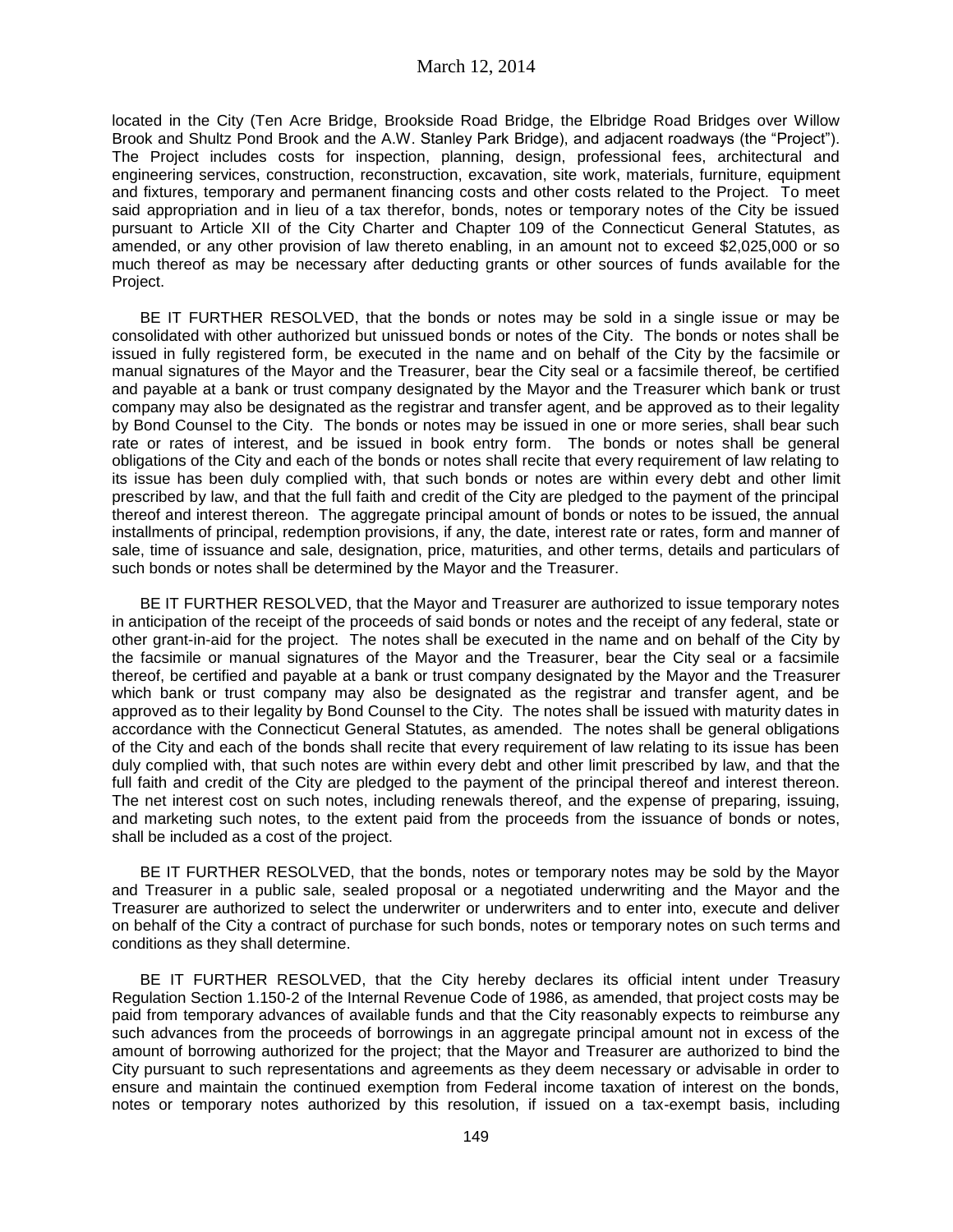located in the City (Ten Acre Bridge, Brookside Road Bridge, the Elbridge Road Bridges over Willow Brook and Shultz Pond Brook and the A.W. Stanley Park Bridge), and adjacent roadways (the "Project"). The Project includes costs for inspection, planning, design, professional fees, architectural and engineering services, construction, reconstruction, excavation, site work, materials, furniture, equipment and fixtures, temporary and permanent financing costs and other costs related to the Project. To meet said appropriation and in lieu of a tax therefor, bonds, notes or temporary notes of the City be issued pursuant to Article XII of the City Charter and Chapter 109 of the Connecticut General Statutes, as amended, or any other provision of law thereto enabling, in an amount not to exceed $2,025,000 or so much thereof as may be necessary after deducting grants or other sources of funds available for the Project.

BE IT FURTHER RESOLVED, that the bonds or notes may be sold in a single issue or may be consolidated with other authorized but unissued bonds or notes of the City. The bonds or notes shall be issued in fully registered form, be executed in the name and on behalf of the City by the facsimile or manual signatures of the Mayor and the Treasurer, bear the City seal or a facsimile thereof, be certified and payable at a bank or trust company designated by the Mayor and the Treasurer which bank or trust company may also be designated as the registrar and transfer agent, and be approved as to their legality by Bond Counsel to the City. The bonds or notes may be issued in one or more series, shall bear such rate or rates of interest, and be issued in book entry form. The bonds or notes shall be general obligations of the City and each of the bonds or notes shall recite that every requirement of law relating to its issue has been duly complied with, that such bonds or notes are within every debt and other limit prescribed by law, and that the full faith and credit of the City are pledged to the payment of the principal thereof and interest thereon. The aggregate principal amount of bonds or notes to be issued, the annual installments of principal, redemption provisions, if any, the date, interest rate or rates, form and manner of sale, time of issuance and sale, designation, price, maturities, and other terms, details and particulars of such bonds or notes shall be determined by the Mayor and the Treasurer.

BE IT FURTHER RESOLVED, that the Mayor and Treasurer are authorized to issue temporary notes in anticipation of the receipt of the proceeds of said bonds or notes and the receipt of any federal, state or other grant-in-aid for the project. The notes shall be executed in the name and on behalf of the City by the facsimile or manual signatures of the Mayor and the Treasurer, bear the City seal or a facsimile thereof, be certified and payable at a bank or trust company designated by the Mayor and the Treasurer which bank or trust company may also be designated as the registrar and transfer agent, and be approved as to their legality by Bond Counsel to the City. The notes shall be issued with maturity dates in accordance with the Connecticut General Statutes, as amended. The notes shall be general obligations of the City and each of the bonds shall recite that every requirement of law relating to its issue has been duly complied with, that such notes are within every debt and other limit prescribed by law, and that the full faith and credit of the City are pledged to the payment of the principal thereof and interest thereon. The net interest cost on such notes, including renewals thereof, and the expense of preparing, issuing, and marketing such notes, to the extent paid from the proceeds from the issuance of bonds or notes, shall be included as a cost of the project.

BE IT FURTHER RESOLVED, that the bonds, notes or temporary notes may be sold by the Mayor and Treasurer in a public sale, sealed proposal or a negotiated underwriting and the Mayor and the Treasurer are authorized to select the underwriter or underwriters and to enter into, execute and deliver on behalf of the City a contract of purchase for such bonds, notes or temporary notes on such terms and conditions as they shall determine.

BE IT FURTHER RESOLVED, that the City hereby declares its official intent under Treasury Regulation Section 1.150-2 of the Internal Revenue Code of 1986, as amended, that project costs may be paid from temporary advances of available funds and that the City reasonably expects to reimburse any such advances from the proceeds of borrowings in an aggregate principal amount not in excess of the amount of borrowing authorized for the project; that the Mayor and Treasurer are authorized to bind the City pursuant to such representations and agreements as they deem necessary or advisable in order to ensure and maintain the continued exemption from Federal income taxation of interest on the bonds, notes or temporary notes authorized by this resolution, if issued on a tax-exempt basis, including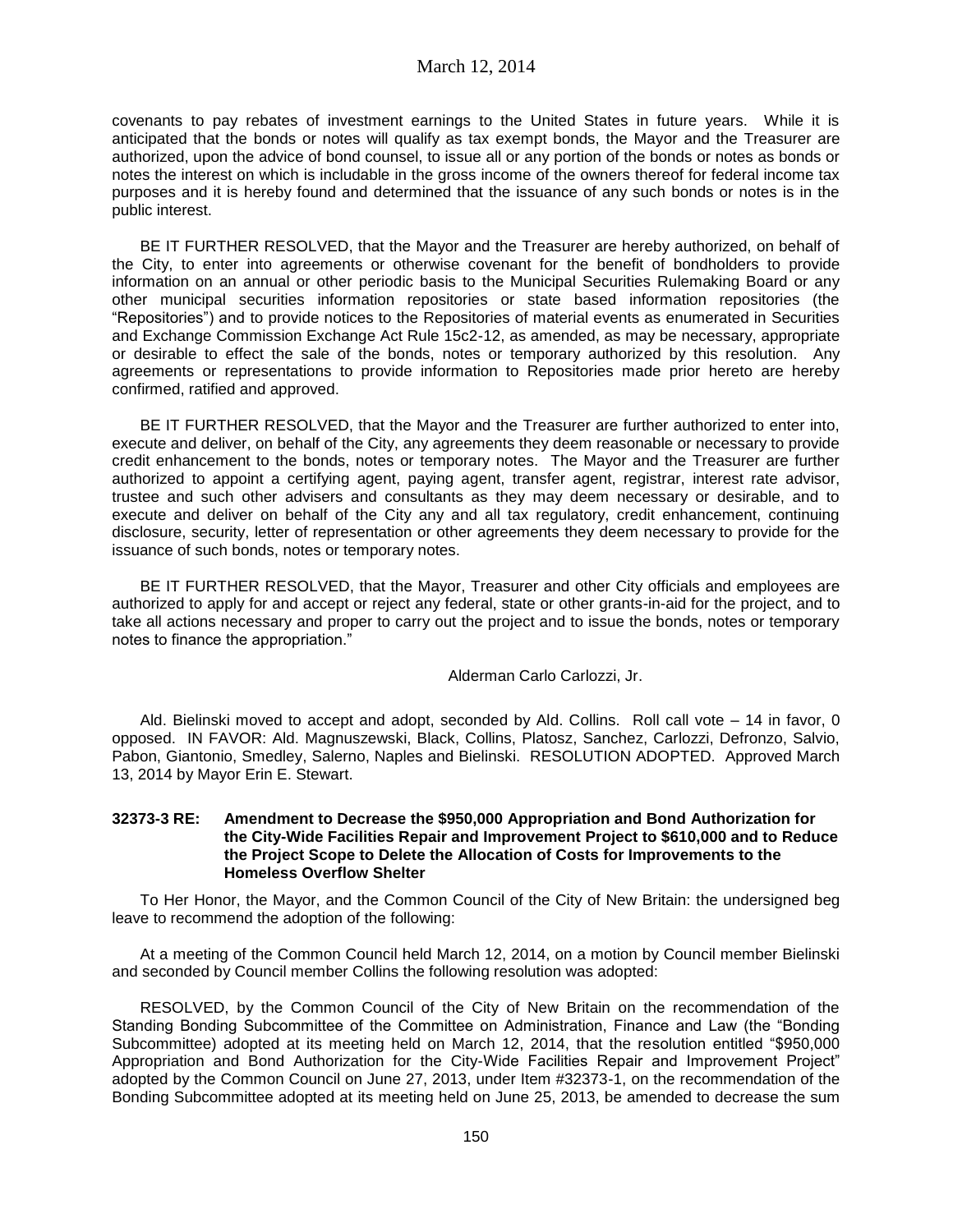covenants to pay rebates of investment earnings to the United States in future years. While it is anticipated that the bonds or notes will qualify as tax exempt bonds, the Mayor and the Treasurer are authorized, upon the advice of bond counsel, to issue all or any portion of the bonds or notes as bonds or notes the interest on which is includable in the gross income of the owners thereof for federal income tax purposes and it is hereby found and determined that the issuance of any such bonds or notes is in the public interest.

BE IT FURTHER RESOLVED, that the Mayor and the Treasurer are hereby authorized, on behalf of the City, to enter into agreements or otherwise covenant for the benefit of bondholders to provide information on an annual or other periodic basis to the Municipal Securities Rulemaking Board or any other municipal securities information repositories or state based information repositories (the "Repositories") and to provide notices to the Repositories of material events as enumerated in Securities and Exchange Commission Exchange Act Rule 15c2-12, as amended, as may be necessary, appropriate or desirable to effect the sale of the bonds, notes or temporary authorized by this resolution. Any agreements or representations to provide information to Repositories made prior hereto are hereby confirmed, ratified and approved.

BE IT FURTHER RESOLVED, that the Mayor and the Treasurer are further authorized to enter into, execute and deliver, on behalf of the City, any agreements they deem reasonable or necessary to provide credit enhancement to the bonds, notes or temporary notes. The Mayor and the Treasurer are further authorized to appoint a certifying agent, paying agent, transfer agent, registrar, interest rate advisor, trustee and such other advisers and consultants as they may deem necessary or desirable, and to execute and deliver on behalf of the City any and all tax regulatory, credit enhancement, continuing disclosure, security, letter of representation or other agreements they deem necessary to provide for the issuance of such bonds, notes or temporary notes.

BE IT FURTHER RESOLVED, that the Mayor, Treasurer and other City officials and employees are authorized to apply for and accept or reject any federal, state or other grants-in-aid for the project, and to take all actions necessary and proper to carry out the project and to issue the bonds, notes or temporary notes to finance the appropriation."

Alderman Carlo Carlozzi, Jr.

Ald. Bielinski moved to accept and adopt, seconded by Ald. Collins. Roll call vote – 14 in favor, 0 opposed. IN FAVOR: Ald. Magnuszewski, Black, Collins, Platosz, Sanchez, Carlozzi, Defronzo, Salvio, Pabon, Giantonio, Smedley, Salerno, Naples and Bielinski. RESOLUTION ADOPTED. Approved March 13, 2014 by Mayor Erin E. Stewart.

**32373-3 RE: Amendment to Decrease the $950,000 Appropriation and Bond Authorization for the City-Wide Facilities Repair and Improvement Project to $610,000 and to Reduce the Project Scope to Delete the Allocation of Costs for Improvements to the Homeless Overflow Shelter**

To Her Honor, the Mayor, and the Common Council of the City of New Britain: the undersigned beg leave to recommend the adoption of the following:

At a meeting of the Common Council held March 12, 2014, on a motion by Council member Bielinski and seconded by Council member Collins the following resolution was adopted:

RESOLVED, by the Common Council of the City of New Britain on the recommendation of the Standing Bonding Subcommittee of the Committee on Administration, Finance and Law (the "Bonding Subcommittee) adopted at its meeting held on March 12, 2014, that the resolution entitled "$950,000 Appropriation and Bond Authorization for the City-Wide Facilities Repair and Improvement Project" adopted by the Common Council on June 27, 2013, under Item #32373-1, on the recommendation of the Bonding Subcommittee adopted at its meeting held on June 25, 2013, be amended to decrease the sum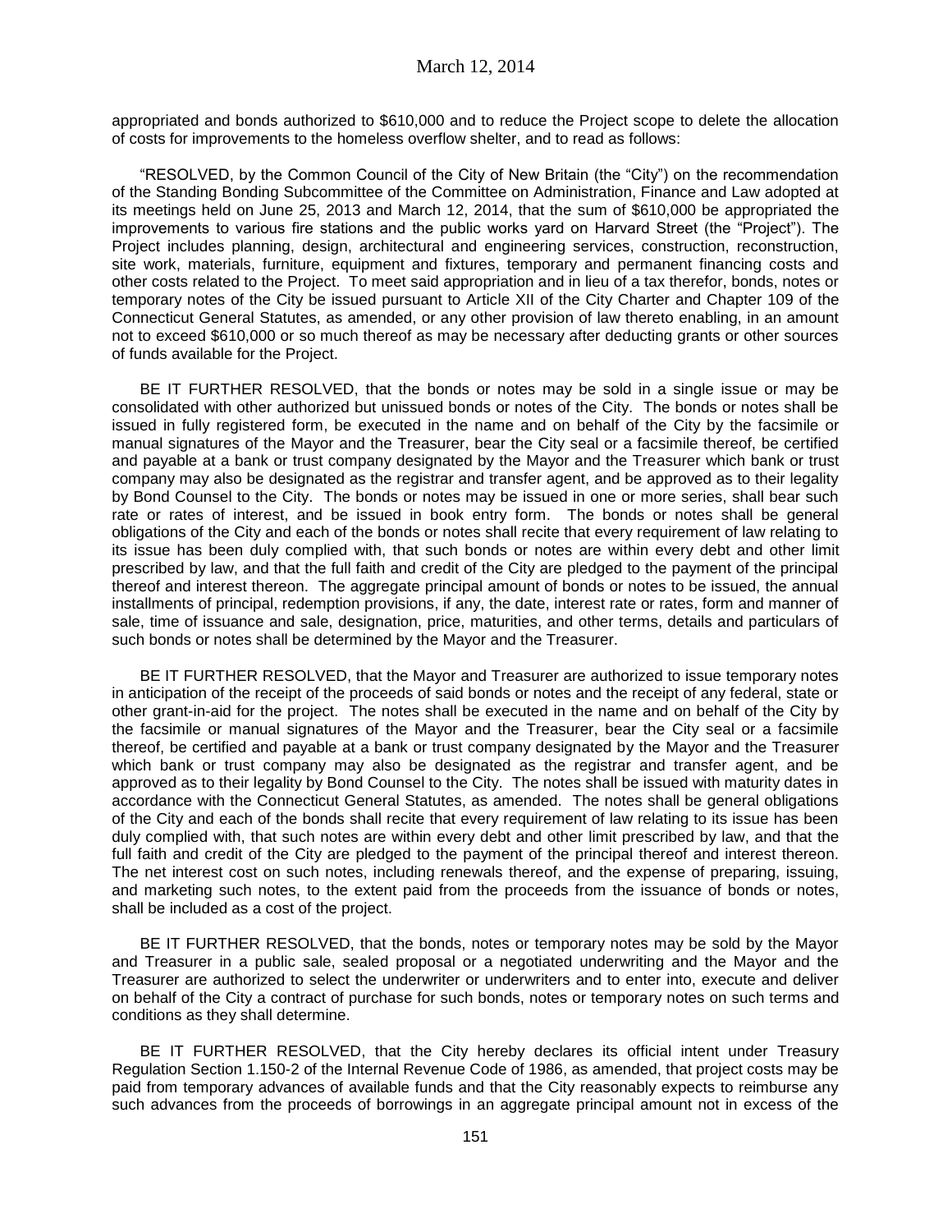appropriated and bonds authorized to $610,000 and to reduce the Project scope to delete the allocation of costs for improvements to the homeless overflow shelter, and to read as follows:

"RESOLVED, by the Common Council of the City of New Britain (the "City") on the recommendation of the Standing Bonding Subcommittee of the Committee on Administration, Finance and Law adopted at its meetings held on June 25, 2013 and March 12, 2014, that the sum of $610,000 be appropriated the improvements to various fire stations and the public works yard on Harvard Street (the "Project"). The Project includes planning, design, architectural and engineering services, construction, reconstruction, site work, materials, furniture, equipment and fixtures, temporary and permanent financing costs and other costs related to the Project. To meet said appropriation and in lieu of a tax therefor, bonds, notes or temporary notes of the City be issued pursuant to Article XII of the City Charter and Chapter 109 of the Connecticut General Statutes, as amended, or any other provision of law thereto enabling, in an amount not to exceed $610,000 or so much thereof as may be necessary after deducting grants or other sources of funds available for the Project.

BE IT FURTHER RESOLVED, that the bonds or notes may be sold in a single issue or may be consolidated with other authorized but unissued bonds or notes of the City. The bonds or notes shall be issued in fully registered form, be executed in the name and on behalf of the City by the facsimile or manual signatures of the Mayor and the Treasurer, bear the City seal or a facsimile thereof, be certified and payable at a bank or trust company designated by the Mayor and the Treasurer which bank or trust company may also be designated as the registrar and transfer agent, and be approved as to their legality by Bond Counsel to the City. The bonds or notes may be issued in one or more series, shall bear such rate or rates of interest, and be issued in book entry form. The bonds or notes shall be general obligations of the City and each of the bonds or notes shall recite that every requirement of law relating to its issue has been duly complied with, that such bonds or notes are within every debt and other limit prescribed by law, and that the full faith and credit of the City are pledged to the payment of the principal thereof and interest thereon. The aggregate principal amount of bonds or notes to be issued, the annual installments of principal, redemption provisions, if any, the date, interest rate or rates, form and manner of sale, time of issuance and sale, designation, price, maturities, and other terms, details and particulars of such bonds or notes shall be determined by the Mayor and the Treasurer.

BE IT FURTHER RESOLVED, that the Mayor and Treasurer are authorized to issue temporary notes in anticipation of the receipt of the proceeds of said bonds or notes and the receipt of any federal, state or other grant-in-aid for the project. The notes shall be executed in the name and on behalf of the City by the facsimile or manual signatures of the Mayor and the Treasurer, bear the City seal or a facsimile thereof, be certified and payable at a bank or trust company designated by the Mayor and the Treasurer which bank or trust company may also be designated as the registrar and transfer agent, and be approved as to their legality by Bond Counsel to the City. The notes shall be issued with maturity dates in accordance with the Connecticut General Statutes, as amended. The notes shall be general obligations of the City and each of the bonds shall recite that every requirement of law relating to its issue has been duly complied with, that such notes are within every debt and other limit prescribed by law, and that the full faith and credit of the City are pledged to the payment of the principal thereof and interest thereon. The net interest cost on such notes, including renewals thereof, and the expense of preparing, issuing, and marketing such notes, to the extent paid from the proceeds from the issuance of bonds or notes, shall be included as a cost of the project.

BE IT FURTHER RESOLVED, that the bonds, notes or temporary notes may be sold by the Mayor and Treasurer in a public sale, sealed proposal or a negotiated underwriting and the Mayor and the Treasurer are authorized to select the underwriter or underwriters and to enter into, execute and deliver on behalf of the City a contract of purchase for such bonds, notes or temporary notes on such terms and conditions as they shall determine.

BE IT FURTHER RESOLVED, that the City hereby declares its official intent under Treasury Regulation Section 1.150-2 of the Internal Revenue Code of 1986, as amended, that project costs may be paid from temporary advances of available funds and that the City reasonably expects to reimburse any such advances from the proceeds of borrowings in an aggregate principal amount not in excess of the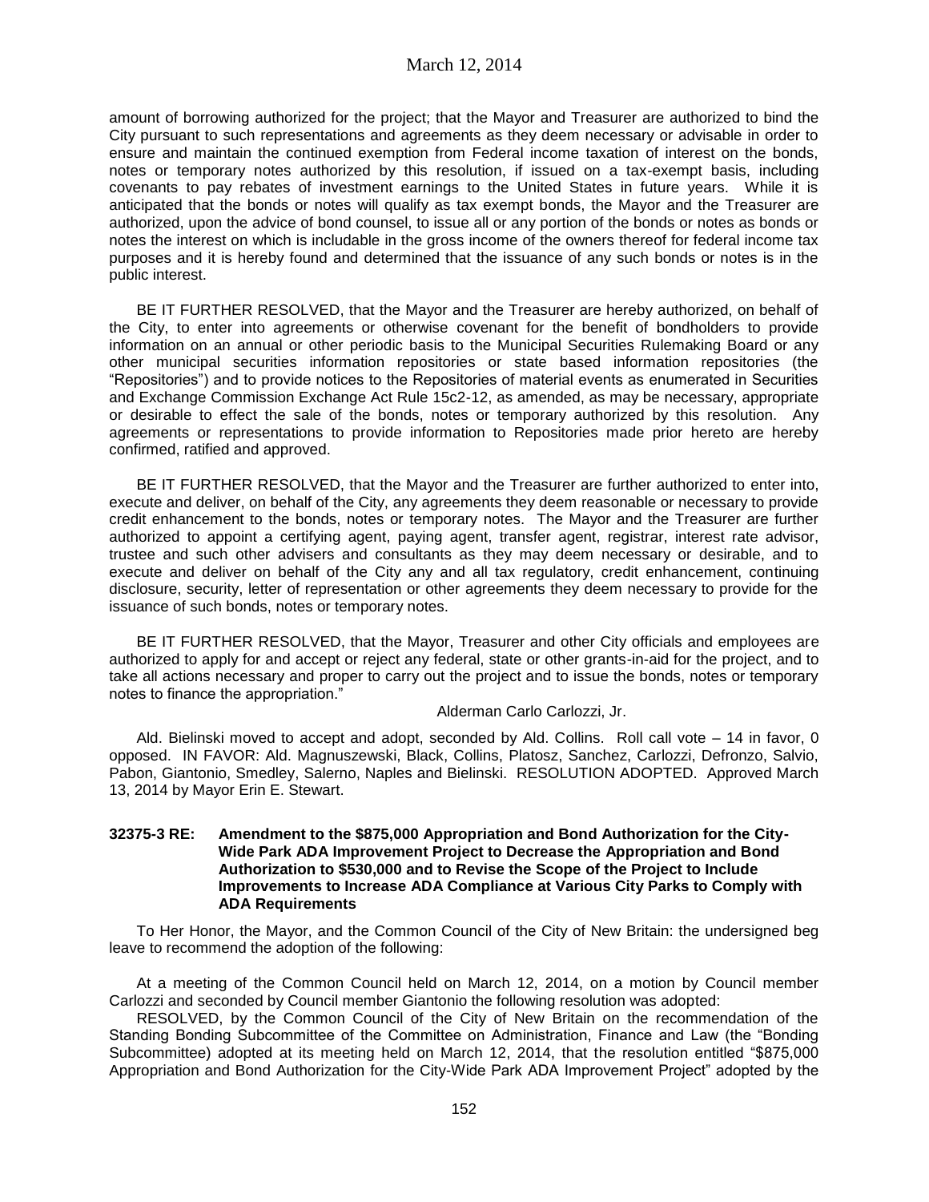amount of borrowing authorized for the project; that the Mayor and Treasurer are authorized to bind the City pursuant to such representations and agreements as they deem necessary or advisable in order to ensure and maintain the continued exemption from Federal income taxation of interest on the bonds, notes or temporary notes authorized by this resolution, if issued on a tax-exempt basis, including covenants to pay rebates of investment earnings to the United States in future years. While it is anticipated that the bonds or notes will qualify as tax exempt bonds, the Mayor and the Treasurer are authorized, upon the advice of bond counsel, to issue all or any portion of the bonds or notes as bonds or notes the interest on which is includable in the gross income of the owners thereof for federal income tax purposes and it is hereby found and determined that the issuance of any such bonds or notes is in the public interest.

BE IT FURTHER RESOLVED, that the Mayor and the Treasurer are hereby authorized, on behalf of the City, to enter into agreements or otherwise covenant for the benefit of bondholders to provide information on an annual or other periodic basis to the Municipal Securities Rulemaking Board or any other municipal securities information repositories or state based information repositories (the "Repositories") and to provide notices to the Repositories of material events as enumerated in Securities and Exchange Commission Exchange Act Rule 15c2-12, as amended, as may be necessary, appropriate or desirable to effect the sale of the bonds, notes or temporary authorized by this resolution. Any agreements or representations to provide information to Repositories made prior hereto are hereby confirmed, ratified and approved.

BE IT FURTHER RESOLVED, that the Mayor and the Treasurer are further authorized to enter into, execute and deliver, on behalf of the City, any agreements they deem reasonable or necessary to provide credit enhancement to the bonds, notes or temporary notes. The Mayor and the Treasurer are further authorized to appoint a certifying agent, paying agent, transfer agent, registrar, interest rate advisor, trustee and such other advisers and consultants as they may deem necessary or desirable, and to execute and deliver on behalf of the City any and all tax regulatory, credit enhancement, continuing disclosure, security, letter of representation or other agreements they deem necessary to provide for the issuance of such bonds, notes or temporary notes.

BE IT FURTHER RESOLVED, that the Mayor, Treasurer and other City officials and employees are authorized to apply for and accept or reject any federal, state or other grants-in-aid for the project, and to take all actions necessary and proper to carry out the project and to issue the bonds, notes or temporary notes to finance the appropriation."

Alderman Carlo Carlozzi, Jr.

Ald. Bielinski moved to accept and adopt, seconded by Ald. Collins. Roll call vote – 14 in favor, 0 opposed. IN FAVOR: Ald. Magnuszewski, Black, Collins, Platosz, Sanchez, Carlozzi, Defronzo, Salvio, Pabon, Giantonio, Smedley, Salerno, Naples and Bielinski. RESOLUTION ADOPTED. Approved March 13, 2014 by Mayor Erin E. Stewart.

**32375-3 RE: Amendment to the $875,000 Appropriation and Bond Authorization for the City-Wide Park ADA Improvement Project to Decrease the Appropriation and Bond Authorization to $530,000 and to Revise the Scope of the Project to Include Improvements to Increase ADA Compliance at Various City Parks to Comply with ADA Requirements**

To Her Honor, the Mayor, and the Common Council of the City of New Britain: the undersigned beg leave to recommend the adoption of the following:

At a meeting of the Common Council held on March 12, 2014, on a motion by Council member Carlozzi and seconded by Council member Giantonio the following resolution was adopted:

RESOLVED, by the Common Council of the City of New Britain on the recommendation of the Standing Bonding Subcommittee of the Committee on Administration, Finance and Law (the "Bonding Subcommittee) adopted at its meeting held on March 12, 2014, that the resolution entitled "$875,000 Appropriation and Bond Authorization for the City-Wide Park ADA Improvement Project" adopted by the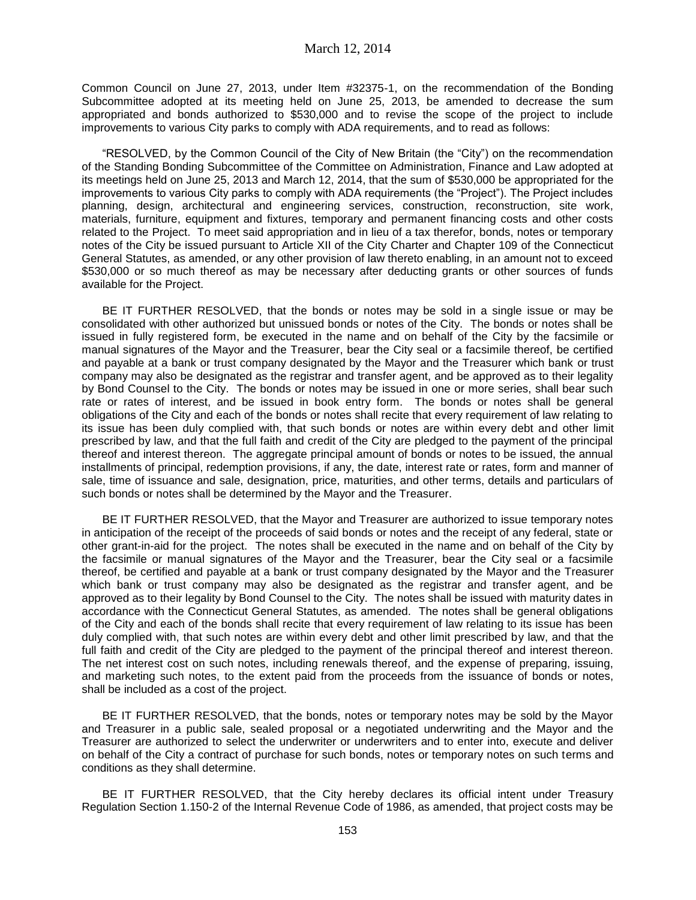Common Council on June 27, 2013, under Item #32375-1, on the recommendation of the Bonding Subcommittee adopted at its meeting held on June 25, 2013, be amended to decrease the sum appropriated and bonds authorized to $530,000 and to revise the scope of the project to include improvements to various City parks to comply with ADA requirements, and to read as follows:

"RESOLVED, by the Common Council of the City of New Britain (the "City") on the recommendation of the Standing Bonding Subcommittee of the Committee on Administration, Finance and Law adopted at its meetings held on June 25, 2013 and March 12, 2014, that the sum of $530,000 be appropriated for the improvements to various City parks to comply with ADA requirements (the "Project"). The Project includes planning, design, architectural and engineering services, construction, reconstruction, site work, materials, furniture, equipment and fixtures, temporary and permanent financing costs and other costs related to the Project. To meet said appropriation and in lieu of a tax therefor, bonds, notes or temporary notes of the City be issued pursuant to Article XII of the City Charter and Chapter 109 of the Connecticut General Statutes, as amended, or any other provision of law thereto enabling, in an amount not to exceed $530,000 or so much thereof as may be necessary after deducting grants or other sources of funds available for the Project.

BE IT FURTHER RESOLVED, that the bonds or notes may be sold in a single issue or may be consolidated with other authorized but unissued bonds or notes of the City. The bonds or notes shall be issued in fully registered form, be executed in the name and on behalf of the City by the facsimile or manual signatures of the Mayor and the Treasurer, bear the City seal or a facsimile thereof, be certified and payable at a bank or trust company designated by the Mayor and the Treasurer which bank or trust company may also be designated as the registrar and transfer agent, and be approved as to their legality by Bond Counsel to the City. The bonds or notes may be issued in one or more series, shall bear such rate or rates of interest, and be issued in book entry form. The bonds or notes shall be general obligations of the City and each of the bonds or notes shall recite that every requirement of law relating to its issue has been duly complied with, that such bonds or notes are within every debt and other limit prescribed by law, and that the full faith and credit of the City are pledged to the payment of the principal thereof and interest thereon. The aggregate principal amount of bonds or notes to be issued, the annual installments of principal, redemption provisions, if any, the date, interest rate or rates, form and manner of sale, time of issuance and sale, designation, price, maturities, and other terms, details and particulars of such bonds or notes shall be determined by the Mayor and the Treasurer.

BE IT FURTHER RESOLVED, that the Mayor and Treasurer are authorized to issue temporary notes in anticipation of the receipt of the proceeds of said bonds or notes and the receipt of any federal, state or other grant-in-aid for the project. The notes shall be executed in the name and on behalf of the City by the facsimile or manual signatures of the Mayor and the Treasurer, bear the City seal or a facsimile thereof, be certified and payable at a bank or trust company designated by the Mayor and the Treasurer which bank or trust company may also be designated as the registrar and transfer agent, and be approved as to their legality by Bond Counsel to the City. The notes shall be issued with maturity dates in accordance with the Connecticut General Statutes, as amended. The notes shall be general obligations of the City and each of the bonds shall recite that every requirement of law relating to its issue has been duly complied with, that such notes are within every debt and other limit prescribed by law, and that the full faith and credit of the City are pledged to the payment of the principal thereof and interest thereon. The net interest cost on such notes, including renewals thereof, and the expense of preparing, issuing, and marketing such notes, to the extent paid from the proceeds from the issuance of bonds or notes, shall be included as a cost of the project.

BE IT FURTHER RESOLVED, that the bonds, notes or temporary notes may be sold by the Mayor and Treasurer in a public sale, sealed proposal or a negotiated underwriting and the Mayor and the Treasurer are authorized to select the underwriter or underwriters and to enter into, execute and deliver on behalf of the City a contract of purchase for such bonds, notes or temporary notes on such terms and conditions as they shall determine.

BE IT FURTHER RESOLVED, that the City hereby declares its official intent under Treasury Regulation Section 1.150-2 of the Internal Revenue Code of 1986, as amended, that project costs may be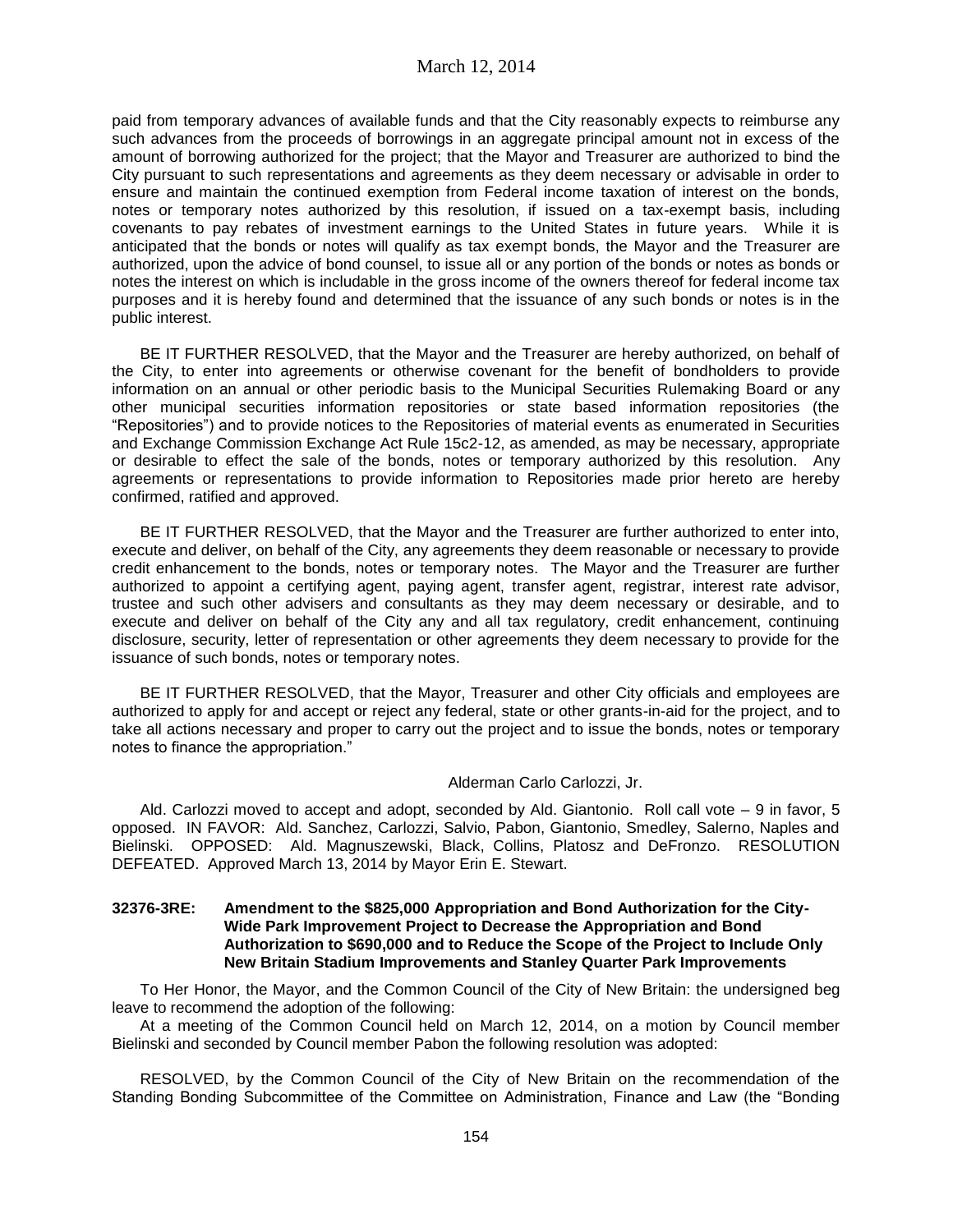paid from temporary advances of available funds and that the City reasonably expects to reimburse any such advances from the proceeds of borrowings in an aggregate principal amount not in excess of the amount of borrowing authorized for the project; that the Mayor and Treasurer are authorized to bind the City pursuant to such representations and agreements as they deem necessary or advisable in order to ensure and maintain the continued exemption from Federal income taxation of interest on the bonds, notes or temporary notes authorized by this resolution, if issued on a tax-exempt basis, including covenants to pay rebates of investment earnings to the United States in future years. While it is anticipated that the bonds or notes will qualify as tax exempt bonds, the Mayor and the Treasurer are authorized, upon the advice of bond counsel, to issue all or any portion of the bonds or notes as bonds or notes the interest on which is includable in the gross income of the owners thereof for federal income tax purposes and it is hereby found and determined that the issuance of any such bonds or notes is in the public interest.

BE IT FURTHER RESOLVED, that the Mayor and the Treasurer are hereby authorized, on behalf of the City, to enter into agreements or otherwise covenant for the benefit of bondholders to provide information on an annual or other periodic basis to the Municipal Securities Rulemaking Board or any other municipal securities information repositories or state based information repositories (the "Repositories") and to provide notices to the Repositories of material events as enumerated in Securities and Exchange Commission Exchange Act Rule 15c2-12, as amended, as may be necessary, appropriate or desirable to effect the sale of the bonds, notes or temporary authorized by this resolution. Any agreements or representations to provide information to Repositories made prior hereto are hereby confirmed, ratified and approved.

BE IT FURTHER RESOLVED, that the Mayor and the Treasurer are further authorized to enter into, execute and deliver, on behalf of the City, any agreements they deem reasonable or necessary to provide credit enhancement to the bonds, notes or temporary notes. The Mayor and the Treasurer are further authorized to appoint a certifying agent, paying agent, transfer agent, registrar, interest rate advisor, trustee and such other advisers and consultants as they may deem necessary or desirable, and to execute and deliver on behalf of the City any and all tax regulatory, credit enhancement, continuing disclosure, security, letter of representation or other agreements they deem necessary to provide for the issuance of such bonds, notes or temporary notes.

BE IT FURTHER RESOLVED, that the Mayor, Treasurer and other City officials and employees are authorized to apply for and accept or reject any federal, state or other grants-in-aid for the project, and to take all actions necessary and proper to carry out the project and to issue the bonds, notes or temporary notes to finance the appropriation."

Alderman Carlo Carlozzi, Jr.

Ald. Carlozzi moved to accept and adopt, seconded by Ald. Giantonio. Roll call vote – 9 in favor, 5 opposed. IN FAVOR: Ald. Sanchez, Carlozzi, Salvio, Pabon, Giantonio, Smedley, Salerno, Naples and Bielinski. OPPOSED: Ald. Magnuszewski, Black, Collins, Platosz and DeFronzo. RESOLUTION DEFEATED. Approved March 13, 2014 by Mayor Erin E. Stewart.

**32376-3RE: Amendment to the $825,000 Appropriation and Bond Authorization for the City-Wide Park Improvement Project to Decrease the Appropriation and Bond Authorization to $690,000 and to Reduce the Scope of the Project to Include Only New Britain Stadium Improvements and Stanley Quarter Park Improvements**

To Her Honor, the Mayor, and the Common Council of the City of New Britain: the undersigned beg leave to recommend the adoption of the following:

At a meeting of the Common Council held on March 12, 2014, on a motion by Council member Bielinski and seconded by Council member Pabon the following resolution was adopted:

RESOLVED, by the Common Council of the City of New Britain on the recommendation of the Standing Bonding Subcommittee of the Committee on Administration, Finance and Law (the "Bonding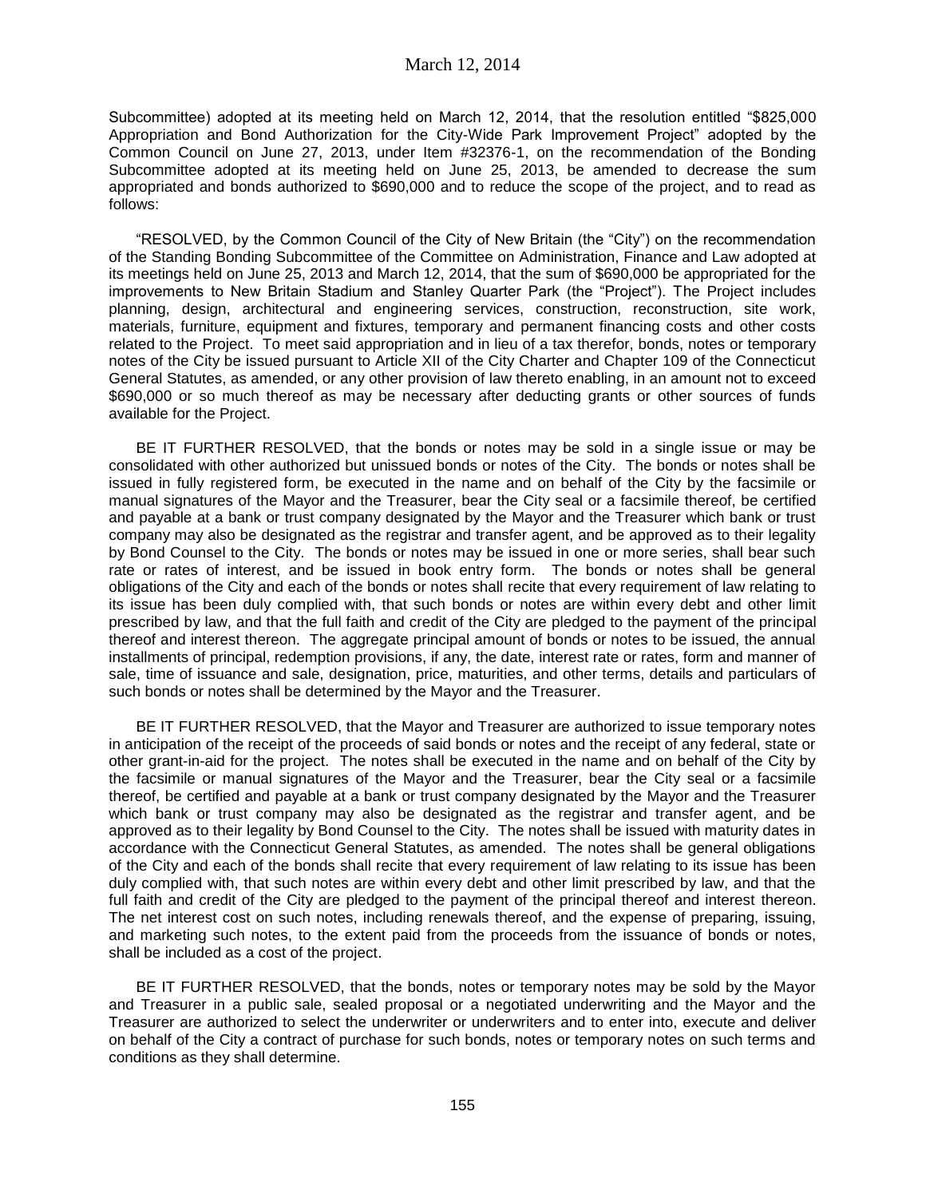Subcommittee) adopted at its meeting held on March 12, 2014, that the resolution entitled "$825,000 Appropriation and Bond Authorization for the City-Wide Park Improvement Project" adopted by the Common Council on June 27, 2013, under Item #32376-1, on the recommendation of the Bonding Subcommittee adopted at its meeting held on June 25, 2013, be amended to decrease the sum appropriated and bonds authorized to $690,000 and to reduce the scope of the project, and to read as follows:

"RESOLVED, by the Common Council of the City of New Britain (the "City") on the recommendation of the Standing Bonding Subcommittee of the Committee on Administration, Finance and Law adopted at its meetings held on June 25, 2013 and March 12, 2014, that the sum of $690,000 be appropriated for the improvements to New Britain Stadium and Stanley Quarter Park (the "Project"). The Project includes planning, design, architectural and engineering services, construction, reconstruction, site work, materials, furniture, equipment and fixtures, temporary and permanent financing costs and other costs related to the Project. To meet said appropriation and in lieu of a tax therefor, bonds, notes or temporary notes of the City be issued pursuant to Article XII of the City Charter and Chapter 109 of the Connecticut General Statutes, as amended, or any other provision of law thereto enabling, in an amount not to exceed $690,000 or so much thereof as may be necessary after deducting grants or other sources of funds available for the Project.

BE IT FURTHER RESOLVED, that the bonds or notes may be sold in a single issue or may be consolidated with other authorized but unissued bonds or notes of the City. The bonds or notes shall be issued in fully registered form, be executed in the name and on behalf of the City by the facsimile or manual signatures of the Mayor and the Treasurer, bear the City seal or a facsimile thereof, be certified and payable at a bank or trust company designated by the Mayor and the Treasurer which bank or trust company may also be designated as the registrar and transfer agent, and be approved as to their legality by Bond Counsel to the City. The bonds or notes may be issued in one or more series, shall bear such rate or rates of interest, and be issued in book entry form. The bonds or notes shall be general obligations of the City and each of the bonds or notes shall recite that every requirement of law relating to its issue has been duly complied with, that such bonds or notes are within every debt and other limit prescribed by law, and that the full faith and credit of the City are pledged to the payment of the principal thereof and interest thereon. The aggregate principal amount of bonds or notes to be issued, the annual installments of principal, redemption provisions, if any, the date, interest rate or rates, form and manner of sale, time of issuance and sale, designation, price, maturities, and other terms, details and particulars of such bonds or notes shall be determined by the Mayor and the Treasurer.

BE IT FURTHER RESOLVED, that the Mayor and Treasurer are authorized to issue temporary notes in anticipation of the receipt of the proceeds of said bonds or notes and the receipt of any federal, state or other grant-in-aid for the project. The notes shall be executed in the name and on behalf of the City by the facsimile or manual signatures of the Mayor and the Treasurer, bear the City seal or a facsimile thereof, be certified and payable at a bank or trust company designated by the Mayor and the Treasurer which bank or trust company may also be designated as the registrar and transfer agent, and be approved as to their legality by Bond Counsel to the City. The notes shall be issued with maturity dates in accordance with the Connecticut General Statutes, as amended. The notes shall be general obligations of the City and each of the bonds shall recite that every requirement of law relating to its issue has been duly complied with, that such notes are within every debt and other limit prescribed by law, and that the full faith and credit of the City are pledged to the payment of the principal thereof and interest thereon. The net interest cost on such notes, including renewals thereof, and the expense of preparing, issuing, and marketing such notes, to the extent paid from the proceeds from the issuance of bonds or notes, shall be included as a cost of the project.

BE IT FURTHER RESOLVED, that the bonds, notes or temporary notes may be sold by the Mayor and Treasurer in a public sale, sealed proposal or a negotiated underwriting and the Mayor and the Treasurer are authorized to select the underwriter or underwriters and to enter into, execute and deliver on behalf of the City a contract of purchase for such bonds, notes or temporary notes on such terms and conditions as they shall determine.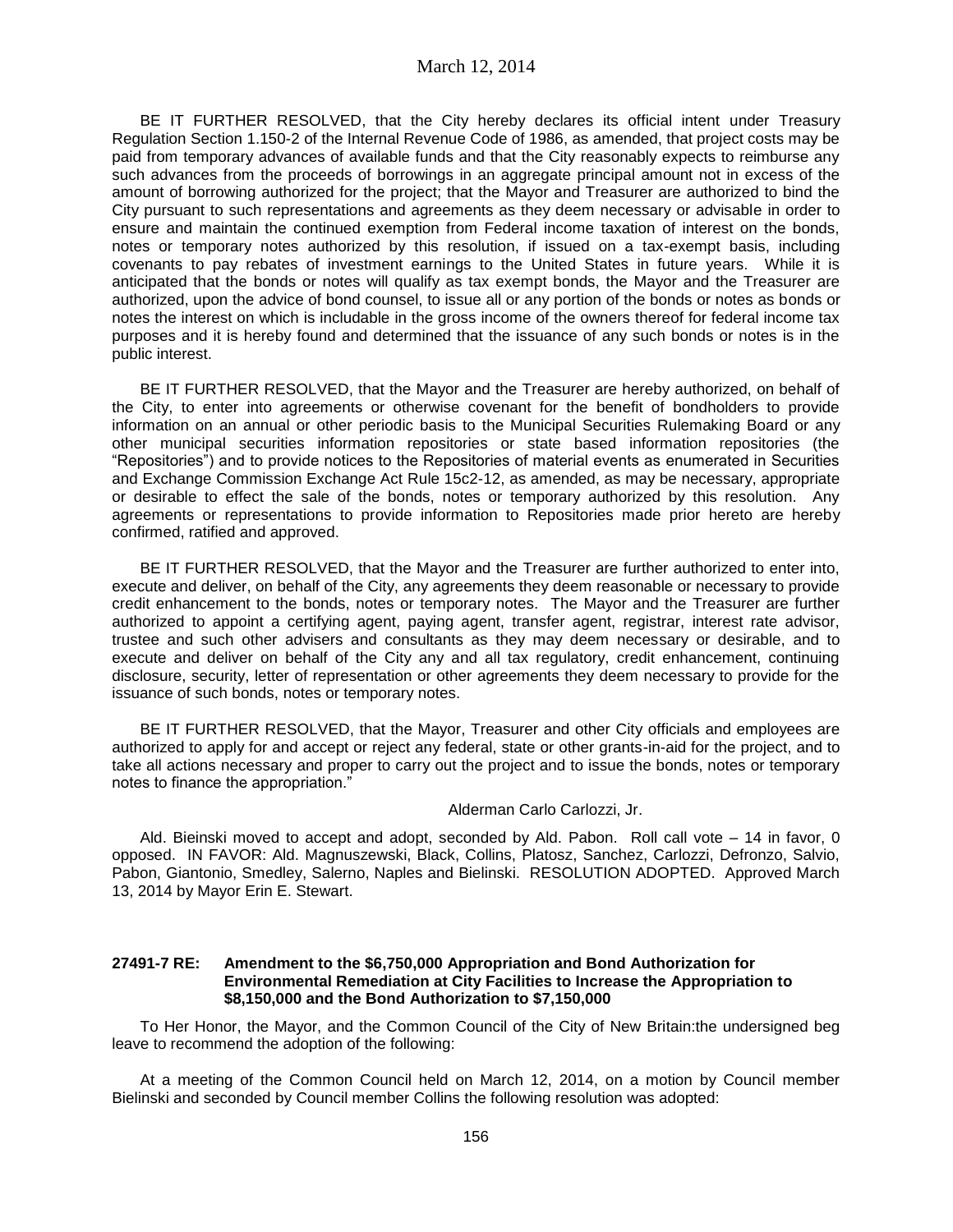BE IT FURTHER RESOLVED, that the City hereby declares its official intent under Treasury Regulation Section 1.150-2 of the Internal Revenue Code of 1986, as amended, that project costs may be paid from temporary advances of available funds and that the City reasonably expects to reimburse any such advances from the proceeds of borrowings in an aggregate principal amount not in excess of the amount of borrowing authorized for the project; that the Mayor and Treasurer are authorized to bind the City pursuant to such representations and agreements as they deem necessary or advisable in order to ensure and maintain the continued exemption from Federal income taxation of interest on the bonds, notes or temporary notes authorized by this resolution, if issued on a tax-exempt basis, including covenants to pay rebates of investment earnings to the United States in future years. While it is anticipated that the bonds or notes will qualify as tax exempt bonds, the Mayor and the Treasurer are authorized, upon the advice of bond counsel, to issue all or any portion of the bonds or notes as bonds or notes the interest on which is includable in the gross income of the owners thereof for federal income tax purposes and it is hereby found and determined that the issuance of any such bonds or notes is in the public interest.

BE IT FURTHER RESOLVED, that the Mayor and the Treasurer are hereby authorized, on behalf of the City, to enter into agreements or otherwise covenant for the benefit of bondholders to provide information on an annual or other periodic basis to the Municipal Securities Rulemaking Board or any other municipal securities information repositories or state based information repositories (the "Repositories") and to provide notices to the Repositories of material events as enumerated in Securities and Exchange Commission Exchange Act Rule 15c2-12, as amended, as may be necessary, appropriate or desirable to effect the sale of the bonds, notes or temporary authorized by this resolution. Any agreements or representations to provide information to Repositories made prior hereto are hereby confirmed, ratified and approved.

BE IT FURTHER RESOLVED, that the Mayor and the Treasurer are further authorized to enter into, execute and deliver, on behalf of the City, any agreements they deem reasonable or necessary to provide credit enhancement to the bonds, notes or temporary notes. The Mayor and the Treasurer are further authorized to appoint a certifying agent, paying agent, transfer agent, registrar, interest rate advisor, trustee and such other advisers and consultants as they may deem necessary or desirable, and to execute and deliver on behalf of the City any and all tax regulatory, credit enhancement, continuing disclosure, security, letter of representation or other agreements they deem necessary to provide for the issuance of such bonds, notes or temporary notes.

BE IT FURTHER RESOLVED, that the Mayor, Treasurer and other City officials and employees are authorized to apply for and accept or reject any federal, state or other grants-in-aid for the project, and to take all actions necessary and proper to carry out the project and to issue the bonds, notes or temporary notes to finance the appropriation."

Alderman Carlo Carlozzi, Jr.

Ald. Bieinski moved to accept and adopt, seconded by Ald. Pabon. Roll call vote – 14 in favor, 0 opposed. IN FAVOR: Ald. Magnuszewski, Black, Collins, Platosz, Sanchez, Carlozzi, Defronzo, Salvio, Pabon, Giantonio, Smedley, Salerno, Naples and Bielinski. RESOLUTION ADOPTED. Approved March 13, 2014 by Mayor Erin E. Stewart.

**27491-7 RE: Amendment to the $6,750,000 Appropriation and Bond Authorization for Environmental Remediation at City Facilities to Increase the Appropriation to $8,150,000 and the Bond Authorization to $7,150,000**

To Her Honor, the Mayor, and the Common Council of the City of New Britain:the undersigned beg leave to recommend the adoption of the following:

At a meeting of the Common Council held on March 12, 2014, on a motion by Council member Bielinski and seconded by Council member Collins the following resolution was adopted: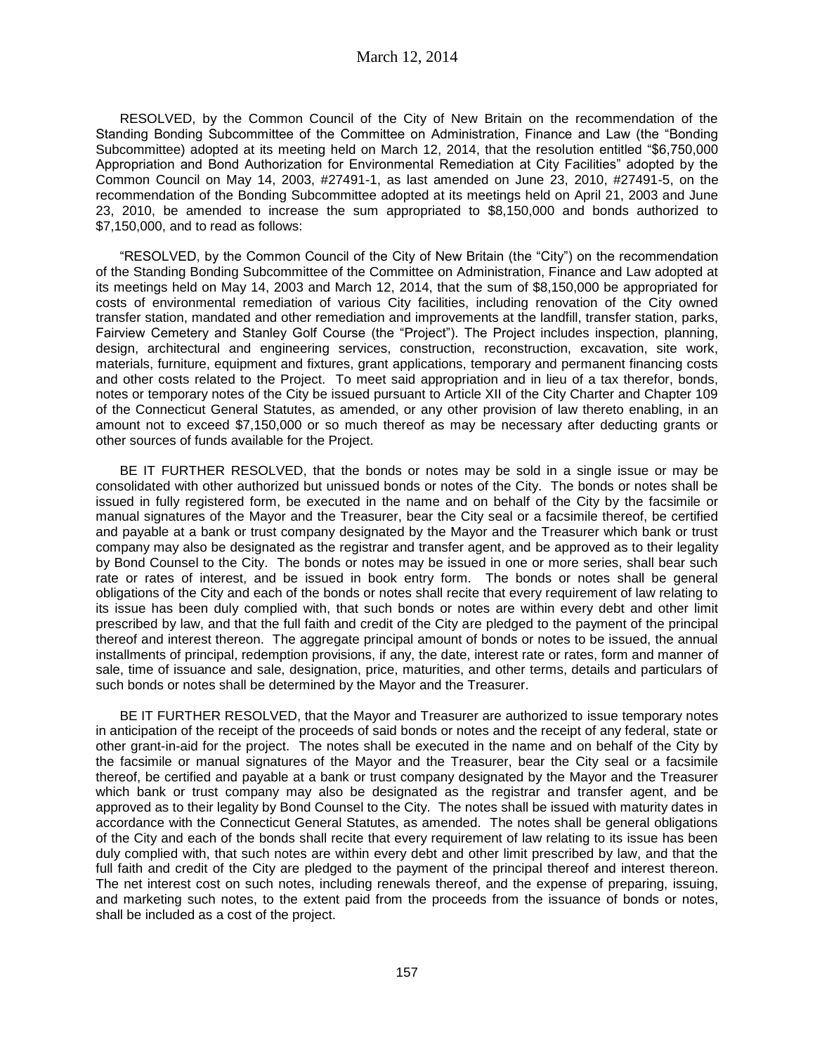RESOLVED, by the Common Council of the City of New Britain on the recommendation of the Standing Bonding Subcommittee of the Committee on Administration, Finance and Law (the "Bonding Subcommittee) adopted at its meeting held on March 12, 2014, that the resolution entitled "$6,750,000 Appropriation and Bond Authorization for Environmental Remediation at City Facilities" adopted by the Common Council on May 14, 2003, #27491-1, as last amended on June 23, 2010, #27491-5, on the recommendation of the Bonding Subcommittee adopted at its meetings held on April 21, 2003 and June 23, 2010, be amended to increase the sum appropriated to $8,150,000 and bonds authorized to $7,150,000, and to read as follows:

"RESOLVED, by the Common Council of the City of New Britain (the "City") on the recommendation of the Standing Bonding Subcommittee of the Committee on Administration, Finance and Law adopted at its meetings held on May 14, 2003 and March 12, 2014, that the sum of $8,150,000 be appropriated for costs of environmental remediation of various City facilities, including renovation of the City owned transfer station, mandated and other remediation and improvements at the landfill, transfer station, parks, Fairview Cemetery and Stanley Golf Course (the "Project"). The Project includes inspection, planning, design, architectural and engineering services, construction, reconstruction, excavation, site work, materials, furniture, equipment and fixtures, grant applications, temporary and permanent financing costs and other costs related to the Project. To meet said appropriation and in lieu of a tax therefor, bonds, notes or temporary notes of the City be issued pursuant to Article XII of the City Charter and Chapter 109 of the Connecticut General Statutes, as amended, or any other provision of law thereto enabling, in an amount not to exceed $7,150,000 or so much thereof as may be necessary after deducting grants or other sources of funds available for the Project.

BE IT FURTHER RESOLVED, that the bonds or notes may be sold in a single issue or may be consolidated with other authorized but unissued bonds or notes of the City. The bonds or notes shall be issued in fully registered form, be executed in the name and on behalf of the City by the facsimile or manual signatures of the Mayor and the Treasurer, bear the City seal or a facsimile thereof, be certified and payable at a bank or trust company designated by the Mayor and the Treasurer which bank or trust company may also be designated as the registrar and transfer agent, and be approved as to their legality by Bond Counsel to the City. The bonds or notes may be issued in one or more series, shall bear such rate or rates of interest, and be issued in book entry form. The bonds or notes shall be general obligations of the City and each of the bonds or notes shall recite that every requirement of law relating to its issue has been duly complied with, that such bonds or notes are within every debt and other limit prescribed by law, and that the full faith and credit of the City are pledged to the payment of the principal thereof and interest thereon. The aggregate principal amount of bonds or notes to be issued, the annual installments of principal, redemption provisions, if any, the date, interest rate or rates, form and manner of sale, time of issuance and sale, designation, price, maturities, and other terms, details and particulars of such bonds or notes shall be determined by the Mayor and the Treasurer.

BE IT FURTHER RESOLVED, that the Mayor and Treasurer are authorized to issue temporary notes in anticipation of the receipt of the proceeds of said bonds or notes and the receipt of any federal, state or other grant-in-aid for the project. The notes shall be executed in the name and on behalf of the City by the facsimile or manual signatures of the Mayor and the Treasurer, bear the City seal or a facsimile thereof, be certified and payable at a bank or trust company designated by the Mayor and the Treasurer which bank or trust company may also be designated as the registrar and transfer agent, and be approved as to their legality by Bond Counsel to the City. The notes shall be issued with maturity dates in accordance with the Connecticut General Statutes, as amended. The notes shall be general obligations of the City and each of the bonds shall recite that every requirement of law relating to its issue has been duly complied with, that such notes are within every debt and other limit prescribed by law, and that the full faith and credit of the City are pledged to the payment of the principal thereof and interest thereon. The net interest cost on such notes, including renewals thereof, and the expense of preparing, issuing, and marketing such notes, to the extent paid from the proceeds from the issuance of bonds or notes, shall be included as a cost of the project.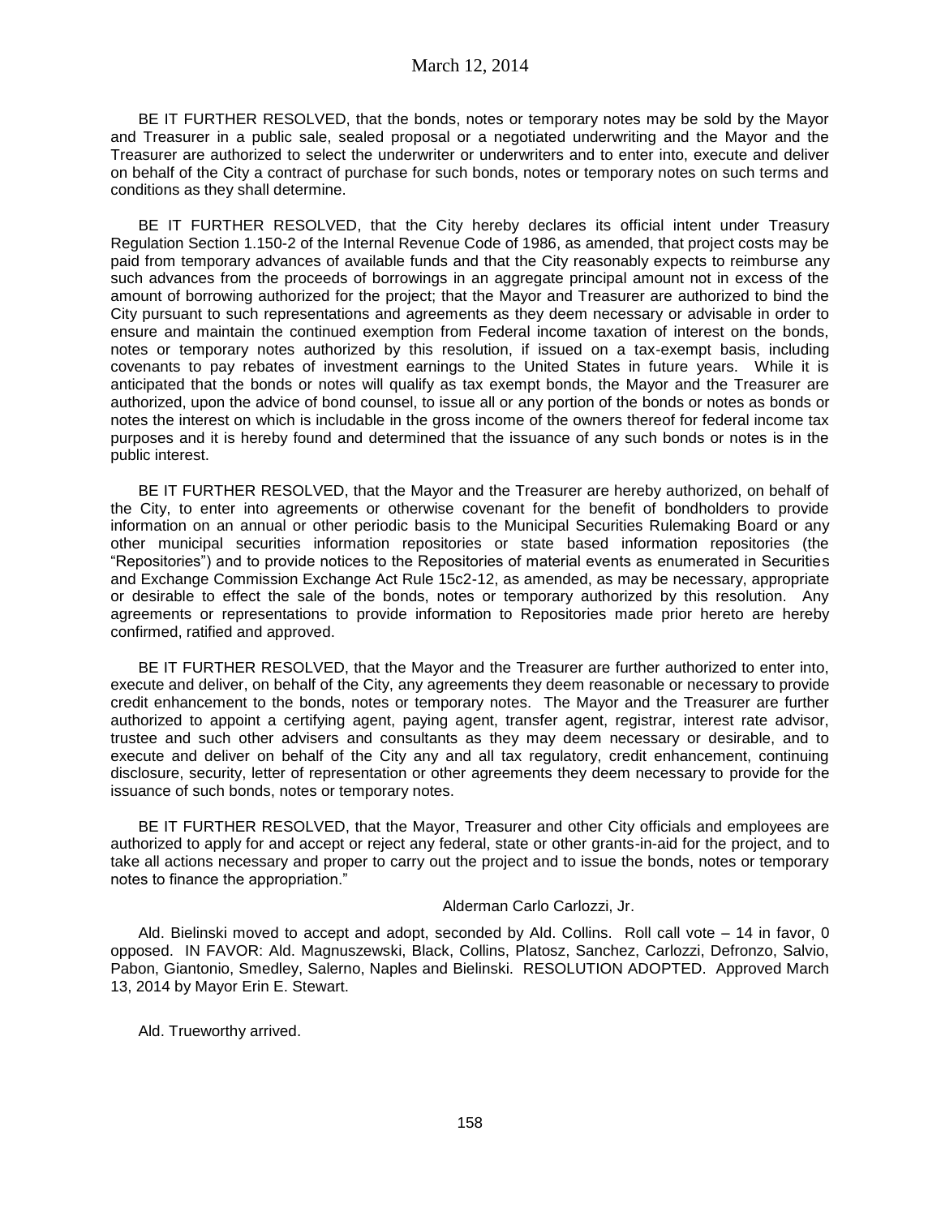BE IT FURTHER RESOLVED, that the bonds, notes or temporary notes may be sold by the Mayor and Treasurer in a public sale, sealed proposal or a negotiated underwriting and the Mayor and the Treasurer are authorized to select the underwriter or underwriters and to enter into, execute and deliver on behalf of the City a contract of purchase for such bonds, notes or temporary notes on such terms and conditions as they shall determine.

BE IT FURTHER RESOLVED, that the City hereby declares its official intent under Treasury Regulation Section 1.150-2 of the Internal Revenue Code of 1986, as amended, that project costs may be paid from temporary advances of available funds and that the City reasonably expects to reimburse any such advances from the proceeds of borrowings in an aggregate principal amount not in excess of the amount of borrowing authorized for the project; that the Mayor and Treasurer are authorized to bind the City pursuant to such representations and agreements as they deem necessary or advisable in order to ensure and maintain the continued exemption from Federal income taxation of interest on the bonds, notes or temporary notes authorized by this resolution, if issued on a tax-exempt basis, including covenants to pay rebates of investment earnings to the United States in future years. While it is anticipated that the bonds or notes will qualify as tax exempt bonds, the Mayor and the Treasurer are authorized, upon the advice of bond counsel, to issue all or any portion of the bonds or notes as bonds or notes the interest on which is includable in the gross income of the owners thereof for federal income tax purposes and it is hereby found and determined that the issuance of any such bonds or notes is in the public interest.

BE IT FURTHER RESOLVED, that the Mayor and the Treasurer are hereby authorized, on behalf of the City, to enter into agreements or otherwise covenant for the benefit of bondholders to provide information on an annual or other periodic basis to the Municipal Securities Rulemaking Board or any other municipal securities information repositories or state based information repositories (the "Repositories") and to provide notices to the Repositories of material events as enumerated in Securities and Exchange Commission Exchange Act Rule 15c2-12, as amended, as may be necessary, appropriate or desirable to effect the sale of the bonds, notes or temporary authorized by this resolution. Any agreements or representations to provide information to Repositories made prior hereto are hereby confirmed, ratified and approved.

BE IT FURTHER RESOLVED, that the Mayor and the Treasurer are further authorized to enter into, execute and deliver, on behalf of the City, any agreements they deem reasonable or necessary to provide credit enhancement to the bonds, notes or temporary notes. The Mayor and the Treasurer are further authorized to appoint a certifying agent, paying agent, transfer agent, registrar, interest rate advisor, trustee and such other advisers and consultants as they may deem necessary or desirable, and to execute and deliver on behalf of the City any and all tax regulatory, credit enhancement, continuing disclosure, security, letter of representation or other agreements they deem necessary to provide for the issuance of such bonds, notes or temporary notes.

BE IT FURTHER RESOLVED, that the Mayor, Treasurer and other City officials and employees are authorized to apply for and accept or reject any federal, state or other grants-in-aid for the project, and to take all actions necessary and proper to carry out the project and to issue the bonds, notes or temporary notes to finance the appropriation."

Alderman Carlo Carlozzi, Jr.

Ald. Bielinski moved to accept and adopt, seconded by Ald. Collins. Roll call vote – 14 in favor, 0 opposed. IN FAVOR: Ald. Magnuszewski, Black, Collins, Platosz, Sanchez, Carlozzi, Defronzo, Salvio, Pabon, Giantonio, Smedley, Salerno, Naples and Bielinski. RESOLUTION ADOPTED. Approved March 13, 2014 by Mayor Erin E. Stewart.

Ald. Trueworthy arrived.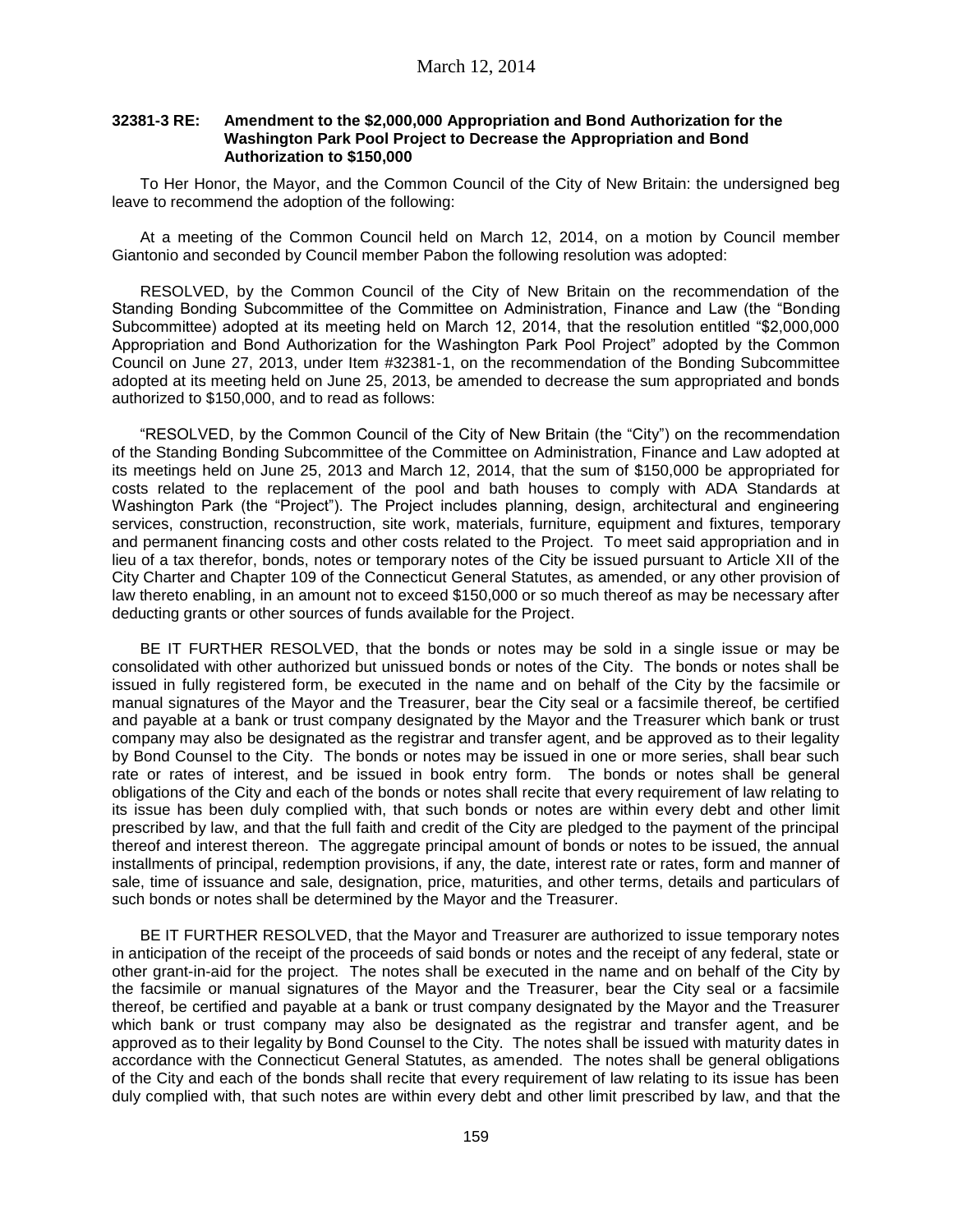**32381-3 RE: Amendment to the $2,000,000 Appropriation and Bond Authorization for the Washington Park Pool Project to Decrease the Appropriation and Bond Authorization to $150,000**

To Her Honor, the Mayor, and the Common Council of the City of New Britain: the undersigned beg leave to recommend the adoption of the following:

At a meeting of the Common Council held on March 12, 2014, on a motion by Council member Giantonio and seconded by Council member Pabon the following resolution was adopted:

RESOLVED, by the Common Council of the City of New Britain on the recommendation of the Standing Bonding Subcommittee of the Committee on Administration, Finance and Law (the "Bonding Subcommittee) adopted at its meeting held on March 12, 2014, that the resolution entitled "$2,000,000 Appropriation and Bond Authorization for the Washington Park Pool Project" adopted by the Common Council on June 27, 2013, under Item #32381-1, on the recommendation of the Bonding Subcommittee adopted at its meeting held on June 25, 2013, be amended to decrease the sum appropriated and bonds authorized to $150,000, and to read as follows:

"RESOLVED, by the Common Council of the City of New Britain (the "City") on the recommendation of the Standing Bonding Subcommittee of the Committee on Administration, Finance and Law adopted at its meetings held on June 25, 2013 and March 12, 2014, that the sum of $150,000 be appropriated for costs related to the replacement of the pool and bath houses to comply with ADA Standards at Washington Park (the "Project"). The Project includes planning, design, architectural and engineering services, construction, reconstruction, site work, materials, furniture, equipment and fixtures, temporary and permanent financing costs and other costs related to the Project. To meet said appropriation and in lieu of a tax therefor, bonds, notes or temporary notes of the City be issued pursuant to Article XII of the City Charter and Chapter 109 of the Connecticut General Statutes, as amended, or any other provision of law thereto enabling, in an amount not to exceed $150,000 or so much thereof as may be necessary after deducting grants or other sources of funds available for the Project.

BE IT FURTHER RESOLVED, that the bonds or notes may be sold in a single issue or may be consolidated with other authorized but unissued bonds or notes of the City. The bonds or notes shall be issued in fully registered form, be executed in the name and on behalf of the City by the facsimile or manual signatures of the Mayor and the Treasurer, bear the City seal or a facsimile thereof, be certified and payable at a bank or trust company designated by the Mayor and the Treasurer which bank or trust company may also be designated as the registrar and transfer agent, and be approved as to their legality by Bond Counsel to the City. The bonds or notes may be issued in one or more series, shall bear such rate or rates of interest, and be issued in book entry form. The bonds or notes shall be general obligations of the City and each of the bonds or notes shall recite that every requirement of law relating to its issue has been duly complied with, that such bonds or notes are within every debt and other limit prescribed by law, and that the full faith and credit of the City are pledged to the payment of the principal thereof and interest thereon. The aggregate principal amount of bonds or notes to be issued, the annual installments of principal, redemption provisions, if any, the date, interest rate or rates, form and manner of sale, time of issuance and sale, designation, price, maturities, and other terms, details and particulars of such bonds or notes shall be determined by the Mayor and the Treasurer.

BE IT FURTHER RESOLVED, that the Mayor and Treasurer are authorized to issue temporary notes in anticipation of the receipt of the proceeds of said bonds or notes and the receipt of any federal, state or other grant-in-aid for the project. The notes shall be executed in the name and on behalf of the City by the facsimile or manual signatures of the Mayor and the Treasurer, bear the City seal or a facsimile thereof, be certified and payable at a bank or trust company designated by the Mayor and the Treasurer which bank or trust company may also be designated as the registrar and transfer agent, and be approved as to their legality by Bond Counsel to the City. The notes shall be issued with maturity dates in accordance with the Connecticut General Statutes, as amended. The notes shall be general obligations of the City and each of the bonds shall recite that every requirement of law relating to its issue has been duly complied with, that such notes are within every debt and other limit prescribed by law, and that the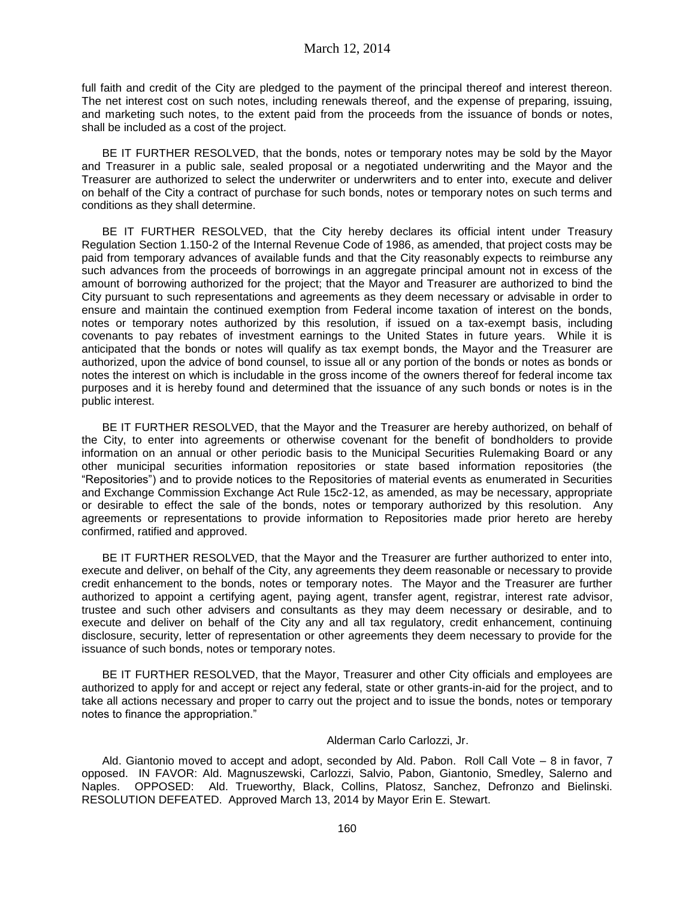full faith and credit of the City are pledged to the payment of the principal thereof and interest thereon. The net interest cost on such notes, including renewals thereof, and the expense of preparing, issuing, and marketing such notes, to the extent paid from the proceeds from the issuance of bonds or notes, shall be included as a cost of the project.

BE IT FURTHER RESOLVED, that the bonds, notes or temporary notes may be sold by the Mayor and Treasurer in a public sale, sealed proposal or a negotiated underwriting and the Mayor and the Treasurer are authorized to select the underwriter or underwriters and to enter into, execute and deliver on behalf of the City a contract of purchase for such bonds, notes or temporary notes on such terms and conditions as they shall determine.

BE IT FURTHER RESOLVED, that the City hereby declares its official intent under Treasury Regulation Section 1.150-2 of the Internal Revenue Code of 1986, as amended, that project costs may be paid from temporary advances of available funds and that the City reasonably expects to reimburse any such advances from the proceeds of borrowings in an aggregate principal amount not in excess of the amount of borrowing authorized for the project; that the Mayor and Treasurer are authorized to bind the City pursuant to such representations and agreements as they deem necessary or advisable in order to ensure and maintain the continued exemption from Federal income taxation of interest on the bonds, notes or temporary notes authorized by this resolution, if issued on a tax-exempt basis, including covenants to pay rebates of investment earnings to the United States in future years. While it is anticipated that the bonds or notes will qualify as tax exempt bonds, the Mayor and the Treasurer are authorized, upon the advice of bond counsel, to issue all or any portion of the bonds or notes as bonds or notes the interest on which is includable in the gross income of the owners thereof for federal income tax purposes and it is hereby found and determined that the issuance of any such bonds or notes is in the public interest.

BE IT FURTHER RESOLVED, that the Mayor and the Treasurer are hereby authorized, on behalf of the City, to enter into agreements or otherwise covenant for the benefit of bondholders to provide information on an annual or other periodic basis to the Municipal Securities Rulemaking Board or any other municipal securities information repositories or state based information repositories (the "Repositories") and to provide notices to the Repositories of material events as enumerated in Securities and Exchange Commission Exchange Act Rule 15c2-12, as amended, as may be necessary, appropriate or desirable to effect the sale of the bonds, notes or temporary authorized by this resolution. Any agreements or representations to provide information to Repositories made prior hereto are hereby confirmed, ratified and approved.

BE IT FURTHER RESOLVED, that the Mayor and the Treasurer are further authorized to enter into, execute and deliver, on behalf of the City, any agreements they deem reasonable or necessary to provide credit enhancement to the bonds, notes or temporary notes. The Mayor and the Treasurer are further authorized to appoint a certifying agent, paying agent, transfer agent, registrar, interest rate advisor, trustee and such other advisers and consultants as they may deem necessary or desirable, and to execute and deliver on behalf of the City any and all tax regulatory, credit enhancement, continuing disclosure, security, letter of representation or other agreements they deem necessary to provide for the issuance of such bonds, notes or temporary notes.

BE IT FURTHER RESOLVED, that the Mayor, Treasurer and other City officials and employees are authorized to apply for and accept or reject any federal, state or other grants-in-aid for the project, and to take all actions necessary and proper to carry out the project and to issue the bonds, notes or temporary notes to finance the appropriation."

Alderman Carlo Carlozzi, Jr.

Ald. Giantonio moved to accept and adopt, seconded by Ald. Pabon. Roll Call Vote – 8 in favor, 7 opposed. IN FAVOR: Ald. Magnuszewski, Carlozzi, Salvio, Pabon, Giantonio, Smedley, Salerno and Naples. OPPOSED: Ald. Trueworthy, Black, Collins, Platosz, Sanchez, Defronzo and Bielinski. RESOLUTION DEFEATED. Approved March 13, 2014 by Mayor Erin E. Stewart.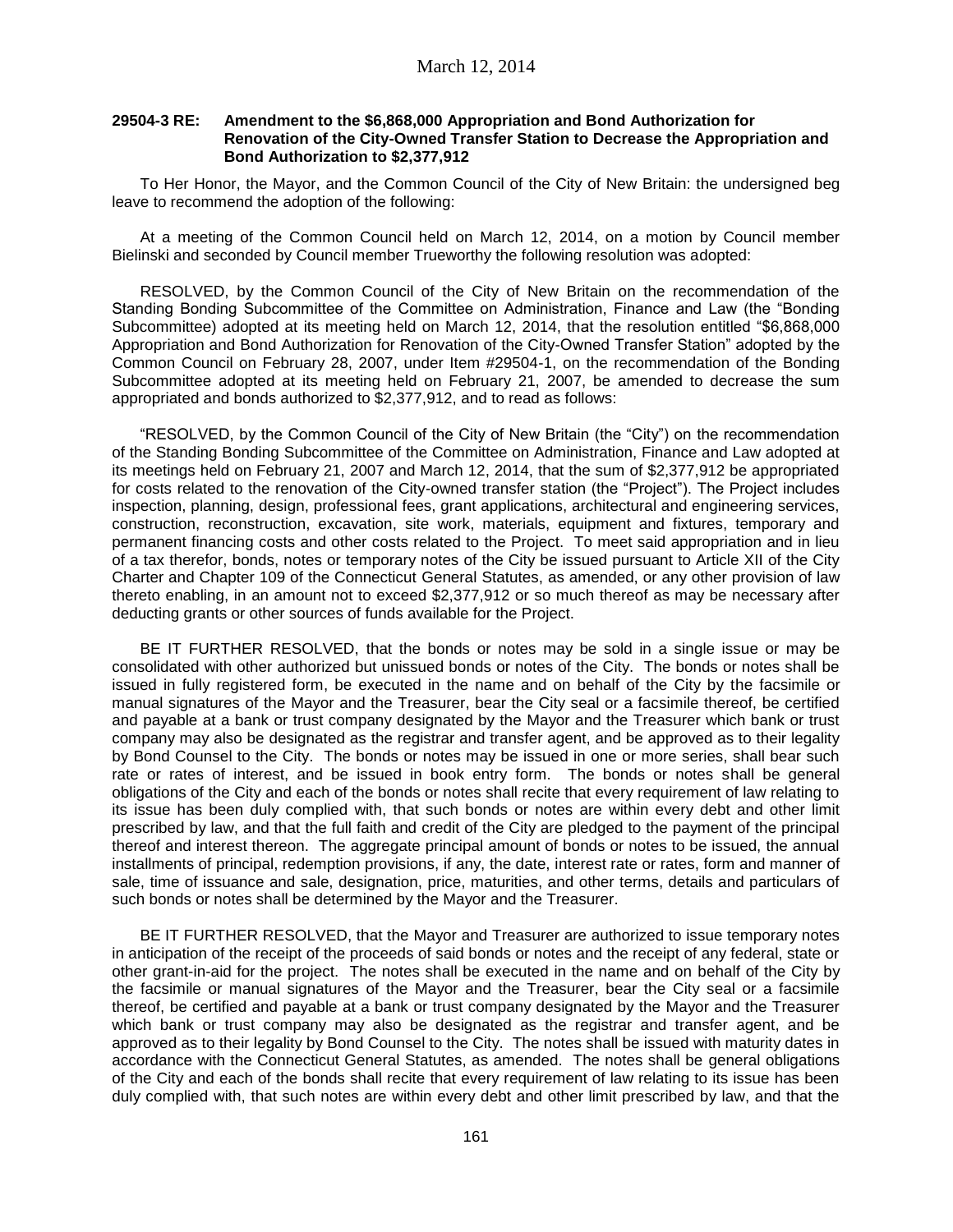**29504-3 RE: Amendment to the $6,868,000 Appropriation and Bond Authorization for Renovation of the City-Owned Transfer Station to Decrease the Appropriation and Bond Authorization to $2,377,912**

To Her Honor, the Mayor, and the Common Council of the City of New Britain: the undersigned beg leave to recommend the adoption of the following:

At a meeting of the Common Council held on March 12, 2014, on a motion by Council member Bielinski and seconded by Council member Trueworthy the following resolution was adopted:

RESOLVED, by the Common Council of the City of New Britain on the recommendation of the Standing Bonding Subcommittee of the Committee on Administration, Finance and Law (the "Bonding Subcommittee) adopted at its meeting held on March 12, 2014, that the resolution entitled "$6,868,000 Appropriation and Bond Authorization for Renovation of the City-Owned Transfer Station" adopted by the Common Council on February 28, 2007, under Item #29504-1, on the recommendation of the Bonding Subcommittee adopted at its meeting held on February 21, 2007, be amended to decrease the sum appropriated and bonds authorized to $2,377,912, and to read as follows:

"RESOLVED, by the Common Council of the City of New Britain (the "City") on the recommendation of the Standing Bonding Subcommittee of the Committee on Administration, Finance and Law adopted at its meetings held on February 21, 2007 and March 12, 2014, that the sum of $2,377,912 be appropriated for costs related to the renovation of the City-owned transfer station (the "Project"). The Project includes inspection, planning, design, professional fees, grant applications, architectural and engineering services, construction, reconstruction, excavation, site work, materials, equipment and fixtures, temporary and permanent financing costs and other costs related to the Project. To meet said appropriation and in lieu of a tax therefor, bonds, notes or temporary notes of the City be issued pursuant to Article XII of the City Charter and Chapter 109 of the Connecticut General Statutes, as amended, or any other provision of law thereto enabling, in an amount not to exceed $2,377,912 or so much thereof as may be necessary after deducting grants or other sources of funds available for the Project.

BE IT FURTHER RESOLVED, that the bonds or notes may be sold in a single issue or may be consolidated with other authorized but unissued bonds or notes of the City. The bonds or notes shall be issued in fully registered form, be executed in the name and on behalf of the City by the facsimile or manual signatures of the Mayor and the Treasurer, bear the City seal or a facsimile thereof, be certified and payable at a bank or trust company designated by the Mayor and the Treasurer which bank or trust company may also be designated as the registrar and transfer agent, and be approved as to their legality by Bond Counsel to the City. The bonds or notes may be issued in one or more series, shall bear such rate or rates of interest, and be issued in book entry form. The bonds or notes shall be general obligations of the City and each of the bonds or notes shall recite that every requirement of law relating to its issue has been duly complied with, that such bonds or notes are within every debt and other limit prescribed by law, and that the full faith and credit of the City are pledged to the payment of the principal thereof and interest thereon. The aggregate principal amount of bonds or notes to be issued, the annual installments of principal, redemption provisions, if any, the date, interest rate or rates, form and manner of sale, time of issuance and sale, designation, price, maturities, and other terms, details and particulars of such bonds or notes shall be determined by the Mayor and the Treasurer.

BE IT FURTHER RESOLVED, that the Mayor and Treasurer are authorized to issue temporary notes in anticipation of the receipt of the proceeds of said bonds or notes and the receipt of any federal, state or other grant-in-aid for the project. The notes shall be executed in the name and on behalf of the City by the facsimile or manual signatures of the Mayor and the Treasurer, bear the City seal or a facsimile thereof, be certified and payable at a bank or trust company designated by the Mayor and the Treasurer which bank or trust company may also be designated as the registrar and transfer agent, and be approved as to their legality by Bond Counsel to the City. The notes shall be issued with maturity dates in accordance with the Connecticut General Statutes, as amended. The notes shall be general obligations of the City and each of the bonds shall recite that every requirement of law relating to its issue has been duly complied with, that such notes are within every debt and other limit prescribed by law, and that the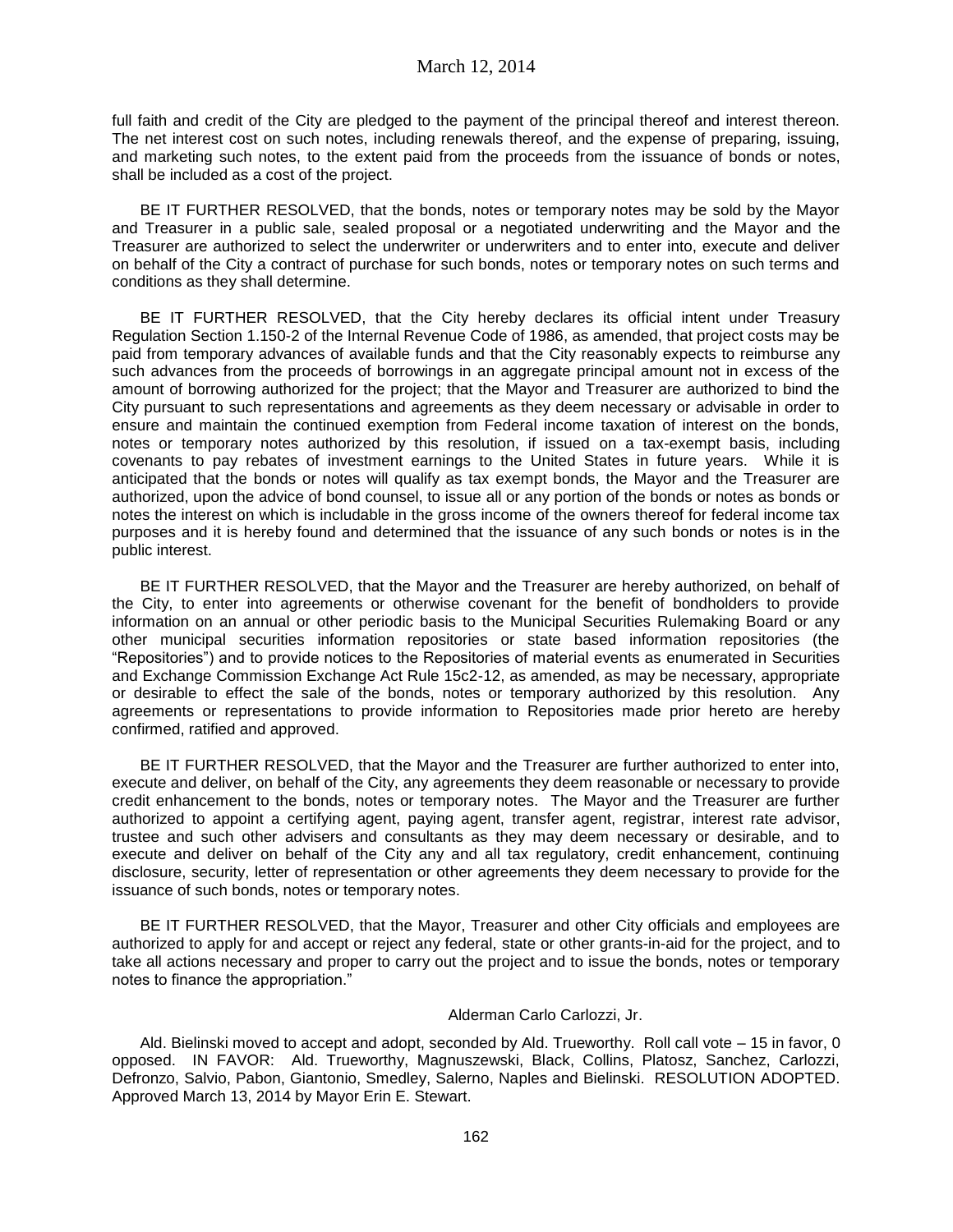full faith and credit of the City are pledged to the payment of the principal thereof and interest thereon. The net interest cost on such notes, including renewals thereof, and the expense of preparing, issuing, and marketing such notes, to the extent paid from the proceeds from the issuance of bonds or notes, shall be included as a cost of the project.

BE IT FURTHER RESOLVED, that the bonds, notes or temporary notes may be sold by the Mayor and Treasurer in a public sale, sealed proposal or a negotiated underwriting and the Mayor and the Treasurer are authorized to select the underwriter or underwriters and to enter into, execute and deliver on behalf of the City a contract of purchase for such bonds, notes or temporary notes on such terms and conditions as they shall determine.

BE IT FURTHER RESOLVED, that the City hereby declares its official intent under Treasury Regulation Section 1.150-2 of the Internal Revenue Code of 1986, as amended, that project costs may be paid from temporary advances of available funds and that the City reasonably expects to reimburse any such advances from the proceeds of borrowings in an aggregate principal amount not in excess of the amount of borrowing authorized for the project; that the Mayor and Treasurer are authorized to bind the City pursuant to such representations and agreements as they deem necessary or advisable in order to ensure and maintain the continued exemption from Federal income taxation of interest on the bonds, notes or temporary notes authorized by this resolution, if issued on a tax-exempt basis, including covenants to pay rebates of investment earnings to the United States in future years. While it is anticipated that the bonds or notes will qualify as tax exempt bonds, the Mayor and the Treasurer are authorized, upon the advice of bond counsel, to issue all or any portion of the bonds or notes as bonds or notes the interest on which is includable in the gross income of the owners thereof for federal income tax purposes and it is hereby found and determined that the issuance of any such bonds or notes is in the public interest.

BE IT FURTHER RESOLVED, that the Mayor and the Treasurer are hereby authorized, on behalf of the City, to enter into agreements or otherwise covenant for the benefit of bondholders to provide information on an annual or other periodic basis to the Municipal Securities Rulemaking Board or any other municipal securities information repositories or state based information repositories (the "Repositories") and to provide notices to the Repositories of material events as enumerated in Securities and Exchange Commission Exchange Act Rule 15c2-12, as amended, as may be necessary, appropriate or desirable to effect the sale of the bonds, notes or temporary authorized by this resolution. Any agreements or representations to provide information to Repositories made prior hereto are hereby confirmed, ratified and approved.

BE IT FURTHER RESOLVED, that the Mayor and the Treasurer are further authorized to enter into, execute and deliver, on behalf of the City, any agreements they deem reasonable or necessary to provide credit enhancement to the bonds, notes or temporary notes. The Mayor and the Treasurer are further authorized to appoint a certifying agent, paying agent, transfer agent, registrar, interest rate advisor, trustee and such other advisers and consultants as they may deem necessary or desirable, and to execute and deliver on behalf of the City any and all tax regulatory, credit enhancement, continuing disclosure, security, letter of representation or other agreements they deem necessary to provide for the issuance of such bonds, notes or temporary notes.

BE IT FURTHER RESOLVED, that the Mayor, Treasurer and other City officials and employees are authorized to apply for and accept or reject any federal, state or other grants-in-aid for the project, and to take all actions necessary and proper to carry out the project and to issue the bonds, notes or temporary notes to finance the appropriation."

Alderman Carlo Carlozzi, Jr.

Ald. Bielinski moved to accept and adopt, seconded by Ald. Trueworthy. Roll call vote – 15 in favor, 0 opposed. IN FAVOR: Ald. Trueworthy, Magnuszewski, Black, Collins, Platosz, Sanchez, Carlozzi, Defronzo, Salvio, Pabon, Giantonio, Smedley, Salerno, Naples and Bielinski. RESOLUTION ADOPTED. Approved March 13, 2014 by Mayor Erin E. Stewart.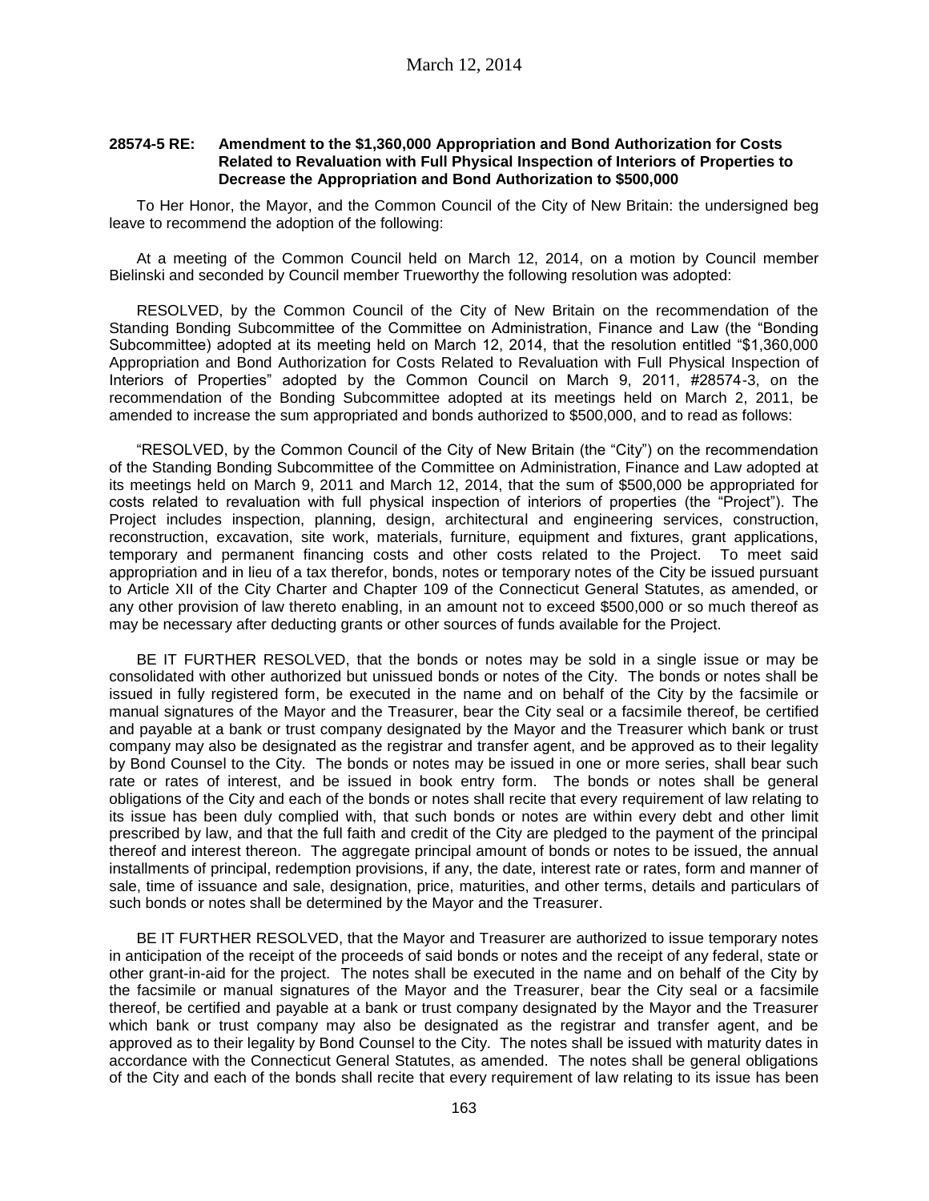**28574-5 RE: Amendment to the $1,360,000 Appropriation and Bond Authorization for Costs Related to Revaluation with Full Physical Inspection of Interiors of Properties to Decrease the Appropriation and Bond Authorization to $500,000**

To Her Honor, the Mayor, and the Common Council of the City of New Britain: the undersigned beg leave to recommend the adoption of the following:

At a meeting of the Common Council held on March 12, 2014, on a motion by Council member Bielinski and seconded by Council member Trueworthy the following resolution was adopted:

RESOLVED, by the Common Council of the City of New Britain on the recommendation of the Standing Bonding Subcommittee of the Committee on Administration, Finance and Law (the "Bonding Subcommittee) adopted at its meeting held on March 12, 2014, that the resolution entitled "$1,360,000 Appropriation and Bond Authorization for Costs Related to Revaluation with Full Physical Inspection of Interiors of Properties" adopted by the Common Council on March 9, 2011, #28574-3, on the recommendation of the Bonding Subcommittee adopted at its meetings held on March 2, 2011, be amended to increase the sum appropriated and bonds authorized to $500,000, and to read as follows:

"RESOLVED, by the Common Council of the City of New Britain (the "City") on the recommendation of the Standing Bonding Subcommittee of the Committee on Administration, Finance and Law adopted at its meetings held on March 9, 2011 and March 12, 2014, that the sum of $500,000 be appropriated for costs related to revaluation with full physical inspection of interiors of properties (the "Project"). The Project includes inspection, planning, design, architectural and engineering services, construction, reconstruction, excavation, site work, materials, furniture, equipment and fixtures, grant applications, temporary and permanent financing costs and other costs related to the Project. To meet said appropriation and in lieu of a tax therefor, bonds, notes or temporary notes of the City be issued pursuant to Article XII of the City Charter and Chapter 109 of the Connecticut General Statutes, as amended, or any other provision of law thereto enabling, in an amount not to exceed $500,000 or so much thereof as may be necessary after deducting grants or other sources of funds available for the Project.

BE IT FURTHER RESOLVED, that the bonds or notes may be sold in a single issue or may be consolidated with other authorized but unissued bonds or notes of the City. The bonds or notes shall be issued in fully registered form, be executed in the name and on behalf of the City by the facsimile or manual signatures of the Mayor and the Treasurer, bear the City seal or a facsimile thereof, be certified and payable at a bank or trust company designated by the Mayor and the Treasurer which bank or trust company may also be designated as the registrar and transfer agent, and be approved as to their legality by Bond Counsel to the City. The bonds or notes may be issued in one or more series, shall bear such rate or rates of interest, and be issued in book entry form. The bonds or notes shall be general obligations of the City and each of the bonds or notes shall recite that every requirement of law relating to its issue has been duly complied with, that such bonds or notes are within every debt and other limit prescribed by law, and that the full faith and credit of the City are pledged to the payment of the principal thereof and interest thereon. The aggregate principal amount of bonds or notes to be issued, the annual installments of principal, redemption provisions, if any, the date, interest rate or rates, form and manner of sale, time of issuance and sale, designation, price, maturities, and other terms, details and particulars of such bonds or notes shall be determined by the Mayor and the Treasurer.

BE IT FURTHER RESOLVED, that the Mayor and Treasurer are authorized to issue temporary notes in anticipation of the receipt of the proceeds of said bonds or notes and the receipt of any federal, state or other grant-in-aid for the project. The notes shall be executed in the name and on behalf of the City by the facsimile or manual signatures of the Mayor and the Treasurer, bear the City seal or a facsimile thereof, be certified and payable at a bank or trust company designated by the Mayor and the Treasurer which bank or trust company may also be designated as the registrar and transfer agent, and be approved as to their legality by Bond Counsel to the City. The notes shall be issued with maturity dates in accordance with the Connecticut General Statutes, as amended. The notes shall be general obligations of the City and each of the bonds shall recite that every requirement of law relating to its issue has been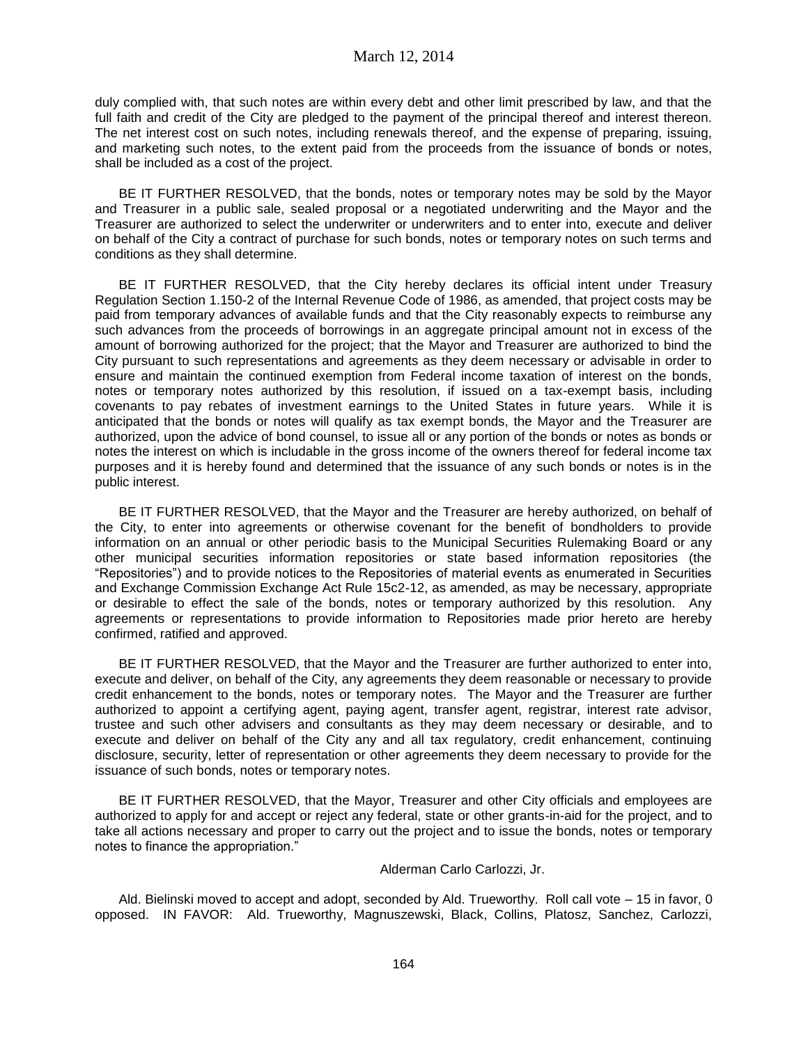duly complied with, that such notes are within every debt and other limit prescribed by law, and that the full faith and credit of the City are pledged to the payment of the principal thereof and interest thereon. The net interest cost on such notes, including renewals thereof, and the expense of preparing, issuing, and marketing such notes, to the extent paid from the proceeds from the issuance of bonds or notes, shall be included as a cost of the project.

BE IT FURTHER RESOLVED, that the bonds, notes or temporary notes may be sold by the Mayor and Treasurer in a public sale, sealed proposal or a negotiated underwriting and the Mayor and the Treasurer are authorized to select the underwriter or underwriters and to enter into, execute and deliver on behalf of the City a contract of purchase for such bonds, notes or temporary notes on such terms and conditions as they shall determine.

BE IT FURTHER RESOLVED, that the City hereby declares its official intent under Treasury Regulation Section 1.150-2 of the Internal Revenue Code of 1986, as amended, that project costs may be paid from temporary advances of available funds and that the City reasonably expects to reimburse any such advances from the proceeds of borrowings in an aggregate principal amount not in excess of the amount of borrowing authorized for the project; that the Mayor and Treasurer are authorized to bind the City pursuant to such representations and agreements as they deem necessary or advisable in order to ensure and maintain the continued exemption from Federal income taxation of interest on the bonds, notes or temporary notes authorized by this resolution, if issued on a tax-exempt basis, including covenants to pay rebates of investment earnings to the United States in future years. While it is anticipated that the bonds or notes will qualify as tax exempt bonds, the Mayor and the Treasurer are authorized, upon the advice of bond counsel, to issue all or any portion of the bonds or notes as bonds or notes the interest on which is includable in the gross income of the owners thereof for federal income tax purposes and it is hereby found and determined that the issuance of any such bonds or notes is in the public interest.

BE IT FURTHER RESOLVED, that the Mayor and the Treasurer are hereby authorized, on behalf of the City, to enter into agreements or otherwise covenant for the benefit of bondholders to provide information on an annual or other periodic basis to the Municipal Securities Rulemaking Board or any other municipal securities information repositories or state based information repositories (the "Repositories") and to provide notices to the Repositories of material events as enumerated in Securities and Exchange Commission Exchange Act Rule 15c2-12, as amended, as may be necessary, appropriate or desirable to effect the sale of the bonds, notes or temporary authorized by this resolution. Any agreements or representations to provide information to Repositories made prior hereto are hereby confirmed, ratified and approved.

BE IT FURTHER RESOLVED, that the Mayor and the Treasurer are further authorized to enter into, execute and deliver, on behalf of the City, any agreements they deem reasonable or necessary to provide credit enhancement to the bonds, notes or temporary notes. The Mayor and the Treasurer are further authorized to appoint a certifying agent, paying agent, transfer agent, registrar, interest rate advisor, trustee and such other advisers and consultants as they may deem necessary or desirable, and to execute and deliver on behalf of the City any and all tax regulatory, credit enhancement, continuing disclosure, security, letter of representation or other agreements they deem necessary to provide for the issuance of such bonds, notes or temporary notes.

BE IT FURTHER RESOLVED, that the Mayor, Treasurer and other City officials and employees are authorized to apply for and accept or reject any federal, state or other grants-in-aid for the project, and to take all actions necessary and proper to carry out the project and to issue the bonds, notes or temporary notes to finance the appropriation."

Alderman Carlo Carlozzi, Jr.

Ald. Bielinski moved to accept and adopt, seconded by Ald. Trueworthy. Roll call vote – 15 in favor, 0 opposed. IN FAVOR: Ald. Trueworthy, Magnuszewski, Black, Collins, Platosz, Sanchez, Carlozzi,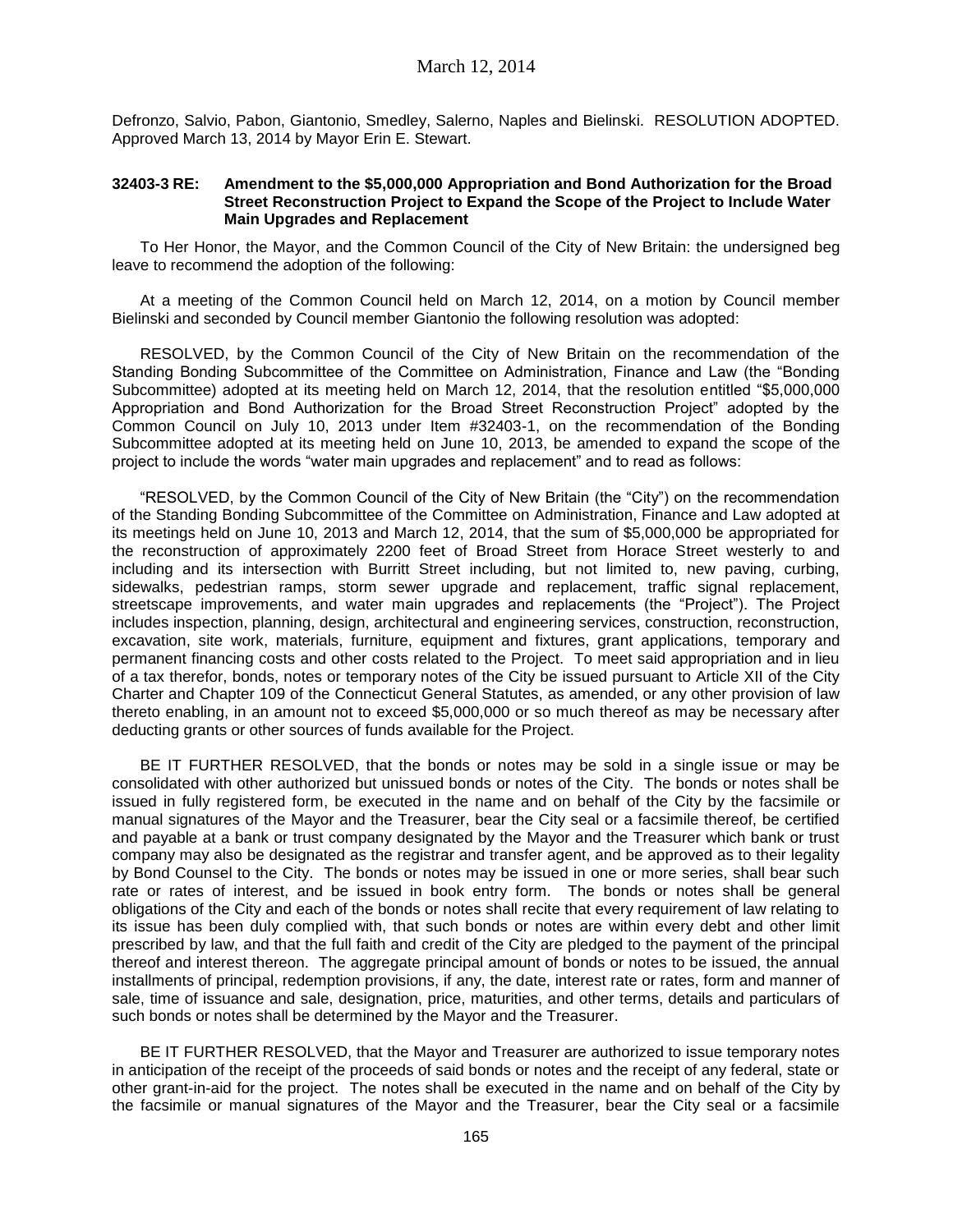Defronzo, Salvio, Pabon, Giantonio, Smedley, Salerno, Naples and Bielinski. RESOLUTION ADOPTED. Approved March 13, 2014 by Mayor Erin E. Stewart.

**32403-3 RE: Amendment to the $5,000,000 Appropriation and Bond Authorization for the Broad Street Reconstruction Project to Expand the Scope of the Project to Include Water Main Upgrades and Replacement**

To Her Honor, the Mayor, and the Common Council of the City of New Britain: the undersigned beg leave to recommend the adoption of the following:

At a meeting of the Common Council held on March 12, 2014, on a motion by Council member Bielinski and seconded by Council member Giantonio the following resolution was adopted:

RESOLVED, by the Common Council of the City of New Britain on the recommendation of the Standing Bonding Subcommittee of the Committee on Administration, Finance and Law (the "Bonding Subcommittee) adopted at its meeting held on March 12, 2014, that the resolution entitled "$5,000,000 Appropriation and Bond Authorization for the Broad Street Reconstruction Project" adopted by the Common Council on July 10, 2013 under Item #32403-1, on the recommendation of the Bonding Subcommittee adopted at its meeting held on June 10, 2013, be amended to expand the scope of the project to include the words "water main upgrades and replacement" and to read as follows:

"RESOLVED, by the Common Council of the City of New Britain (the "City") on the recommendation of the Standing Bonding Subcommittee of the Committee on Administration, Finance and Law adopted at its meetings held on June 10, 2013 and March 12, 2014, that the sum of $5,000,000 be appropriated for the reconstruction of approximately 2200 feet of Broad Street from Horace Street westerly to and including and its intersection with Burritt Street including, but not limited to, new paving, curbing, sidewalks, pedestrian ramps, storm sewer upgrade and replacement, traffic signal replacement, streetscape improvements, and water main upgrades and replacements (the "Project"). The Project includes inspection, planning, design, architectural and engineering services, construction, reconstruction, excavation, site work, materials, furniture, equipment and fixtures, grant applications, temporary and permanent financing costs and other costs related to the Project. To meet said appropriation and in lieu of a tax therefor, bonds, notes or temporary notes of the City be issued pursuant to Article XII of the City Charter and Chapter 109 of the Connecticut General Statutes, as amended, or any other provision of law thereto enabling, in an amount not to exceed $5,000,000 or so much thereof as may be necessary after deducting grants or other sources of funds available for the Project.

BE IT FURTHER RESOLVED, that the bonds or notes may be sold in a single issue or may be consolidated with other authorized but unissued bonds or notes of the City. The bonds or notes shall be issued in fully registered form, be executed in the name and on behalf of the City by the facsimile or manual signatures of the Mayor and the Treasurer, bear the City seal or a facsimile thereof, be certified and payable at a bank or trust company designated by the Mayor and the Treasurer which bank or trust company may also be designated as the registrar and transfer agent, and be approved as to their legality by Bond Counsel to the City. The bonds or notes may be issued in one or more series, shall bear such rate or rates of interest, and be issued in book entry form. The bonds or notes shall be general obligations of the City and each of the bonds or notes shall recite that every requirement of law relating to its issue has been duly complied with, that such bonds or notes are within every debt and other limit prescribed by law, and that the full faith and credit of the City are pledged to the payment of the principal thereof and interest thereon. The aggregate principal amount of bonds or notes to be issued, the annual installments of principal, redemption provisions, if any, the date, interest rate or rates, form and manner of sale, time of issuance and sale, designation, price, maturities, and other terms, details and particulars of such bonds or notes shall be determined by the Mayor and the Treasurer.

BE IT FURTHER RESOLVED, that the Mayor and Treasurer are authorized to issue temporary notes in anticipation of the receipt of the proceeds of said bonds or notes and the receipt of any federal, state or other grant-in-aid for the project. The notes shall be executed in the name and on behalf of the City by the facsimile or manual signatures of the Mayor and the Treasurer, bear the City seal or a facsimile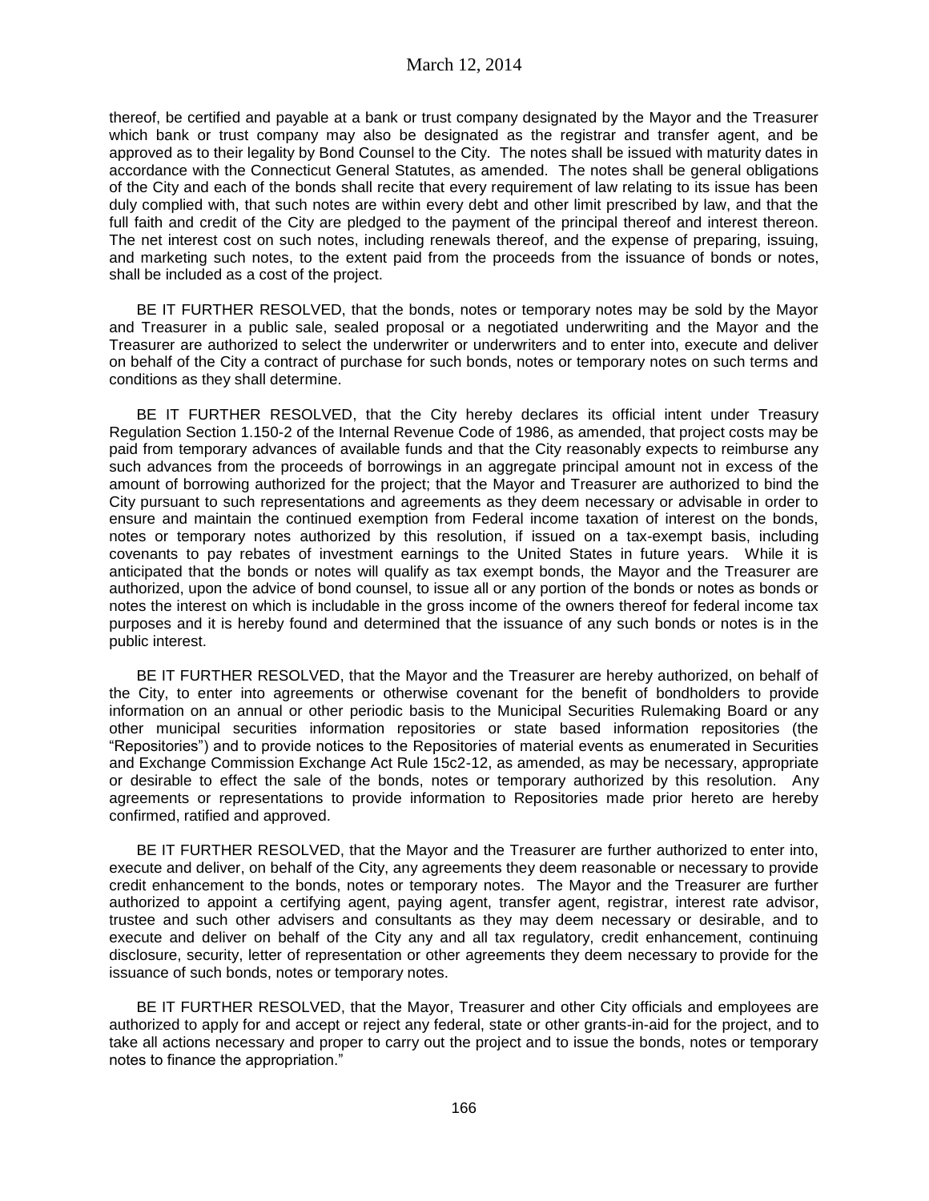thereof, be certified and payable at a bank or trust company designated by the Mayor and the Treasurer which bank or trust company may also be designated as the registrar and transfer agent, and be approved as to their legality by Bond Counsel to the City. The notes shall be issued with maturity dates in accordance with the Connecticut General Statutes, as amended. The notes shall be general obligations of the City and each of the bonds shall recite that every requirement of law relating to its issue has been duly complied with, that such notes are within every debt and other limit prescribed by law, and that the full faith and credit of the City are pledged to the payment of the principal thereof and interest thereon. The net interest cost on such notes, including renewals thereof, and the expense of preparing, issuing, and marketing such notes, to the extent paid from the proceeds from the issuance of bonds or notes, shall be included as a cost of the project.

BE IT FURTHER RESOLVED, that the bonds, notes or temporary notes may be sold by the Mayor and Treasurer in a public sale, sealed proposal or a negotiated underwriting and the Mayor and the Treasurer are authorized to select the underwriter or underwriters and to enter into, execute and deliver on behalf of the City a contract of purchase for such bonds, notes or temporary notes on such terms and conditions as they shall determine.

BE IT FURTHER RESOLVED, that the City hereby declares its official intent under Treasury Regulation Section 1.150-2 of the Internal Revenue Code of 1986, as amended, that project costs may be paid from temporary advances of available funds and that the City reasonably expects to reimburse any such advances from the proceeds of borrowings in an aggregate principal amount not in excess of the amount of borrowing authorized for the project; that the Mayor and Treasurer are authorized to bind the City pursuant to such representations and agreements as they deem necessary or advisable in order to ensure and maintain the continued exemption from Federal income taxation of interest on the bonds, notes or temporary notes authorized by this resolution, if issued on a tax-exempt basis, including covenants to pay rebates of investment earnings to the United States in future years. While it is anticipated that the bonds or notes will qualify as tax exempt bonds, the Mayor and the Treasurer are authorized, upon the advice of bond counsel, to issue all or any portion of the bonds or notes as bonds or notes the interest on which is includable in the gross income of the owners thereof for federal income tax purposes and it is hereby found and determined that the issuance of any such bonds or notes is in the public interest.

BE IT FURTHER RESOLVED, that the Mayor and the Treasurer are hereby authorized, on behalf of the City, to enter into agreements or otherwise covenant for the benefit of bondholders to provide information on an annual or other periodic basis to the Municipal Securities Rulemaking Board or any other municipal securities information repositories or state based information repositories (the "Repositories") and to provide notices to the Repositories of material events as enumerated in Securities and Exchange Commission Exchange Act Rule 15c2-12, as amended, as may be necessary, appropriate or desirable to effect the sale of the bonds, notes or temporary authorized by this resolution. Any agreements or representations to provide information to Repositories made prior hereto are hereby confirmed, ratified and approved.

BE IT FURTHER RESOLVED, that the Mayor and the Treasurer are further authorized to enter into, execute and deliver, on behalf of the City, any agreements they deem reasonable or necessary to provide credit enhancement to the bonds, notes or temporary notes. The Mayor and the Treasurer are further authorized to appoint a certifying agent, paying agent, transfer agent, registrar, interest rate advisor, trustee and such other advisers and consultants as they may deem necessary or desirable, and to execute and deliver on behalf of the City any and all tax regulatory, credit enhancement, continuing disclosure, security, letter of representation or other agreements they deem necessary to provide for the issuance of such bonds, notes or temporary notes.

BE IT FURTHER RESOLVED, that the Mayor, Treasurer and other City officials and employees are authorized to apply for and accept or reject any federal, state or other grants-in-aid for the project, and to take all actions necessary and proper to carry out the project and to issue the bonds, notes or temporary notes to finance the appropriation."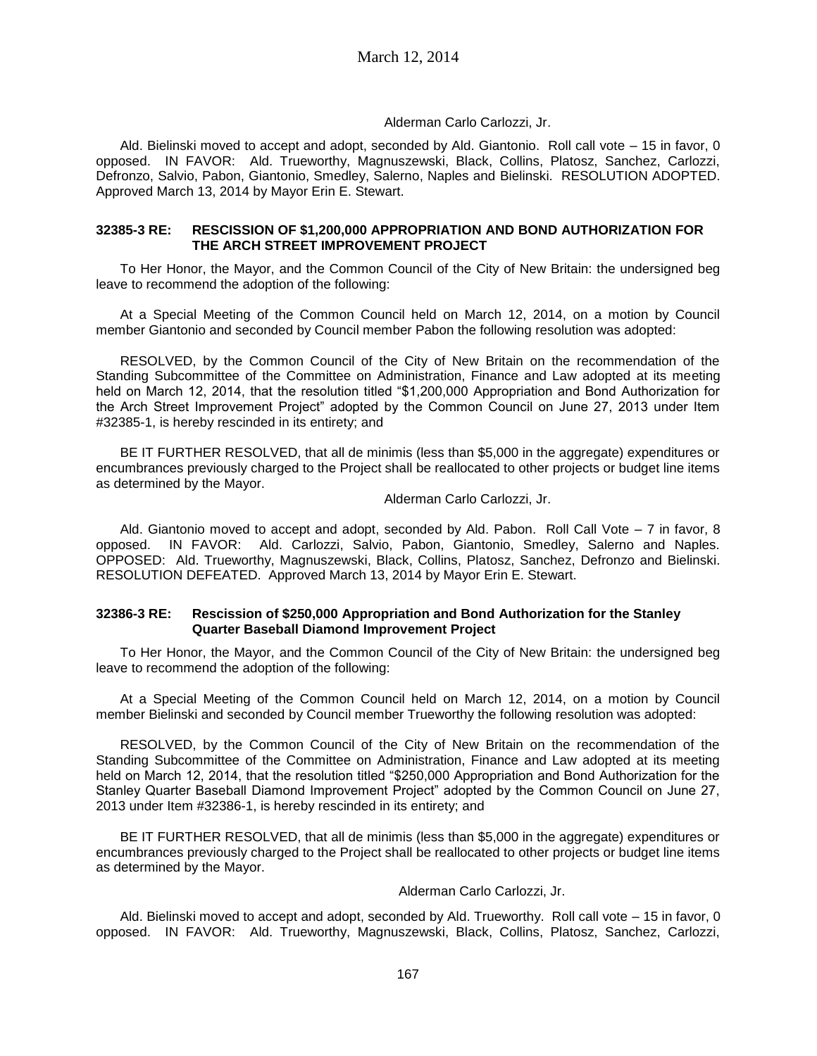Alderman Carlo Carlozzi, Jr.

Ald. Bielinski moved to accept and adopt, seconded by Ald. Giantonio. Roll call vote – 15 in favor, 0 opposed. IN FAVOR: Ald. Trueworthy, Magnuszewski, Black, Collins, Platosz, Sanchez, Carlozzi, Defronzo, Salvio, Pabon, Giantonio, Smedley, Salerno, Naples and Bielinski. RESOLUTION ADOPTED. Approved March 13, 2014 by Mayor Erin E. Stewart.

**32385-3 RE: RESCISSION OF $1,200,000 APPROPRIATION AND BOND AUTHORIZATION FOR THE ARCH STREET IMPROVEMENT PROJECT**

To Her Honor, the Mayor, and the Common Council of the City of New Britain: the undersigned beg leave to recommend the adoption of the following:

At a Special Meeting of the Common Council held on March 12, 2014, on a motion by Council member Giantonio and seconded by Council member Pabon the following resolution was adopted:

RESOLVED, by the Common Council of the City of New Britain on the recommendation of the Standing Subcommittee of the Committee on Administration, Finance and Law adopted at its meeting held on March 12, 2014, that the resolution titled "$1,200,000 Appropriation and Bond Authorization for the Arch Street Improvement Project" adopted by the Common Council on June 27, 2013 under Item #32385-1, is hereby rescinded in its entirety; and

BE IT FURTHER RESOLVED, that all de minimis (less than $5,000 in the aggregate) expenditures or encumbrances previously charged to the Project shall be reallocated to other projects or budget line items as determined by the Mayor.

Alderman Carlo Carlozzi, Jr.

Ald. Giantonio moved to accept and adopt, seconded by Ald. Pabon. Roll Call Vote – 7 in favor, 8 opposed. IN FAVOR: Ald. Carlozzi, Salvio, Pabon, Giantonio, Smedley, Salerno and Naples. OPPOSED: Ald. Trueworthy, Magnuszewski, Black, Collins, Platosz, Sanchez, Defronzo and Bielinski. RESOLUTION DEFEATED. Approved March 13, 2014 by Mayor Erin E. Stewart.

**32386-3 RE: Rescission of $250,000 Appropriation and Bond Authorization for the Stanley Quarter Baseball Diamond Improvement Project**

To Her Honor, the Mayor, and the Common Council of the City of New Britain: the undersigned beg leave to recommend the adoption of the following:

At a Special Meeting of the Common Council held on March 12, 2014, on a motion by Council member Bielinski and seconded by Council member Trueworthy the following resolution was adopted:

RESOLVED, by the Common Council of the City of New Britain on the recommendation of the Standing Subcommittee of the Committee on Administration, Finance and Law adopted at its meeting held on March 12, 2014, that the resolution titled "$250,000 Appropriation and Bond Authorization for the Stanley Quarter Baseball Diamond Improvement Project" adopted by the Common Council on June 27, 2013 under Item #32386-1, is hereby rescinded in its entirety; and

BE IT FURTHER RESOLVED, that all de minimis (less than $5,000 in the aggregate) expenditures or encumbrances previously charged to the Project shall be reallocated to other projects or budget line items as determined by the Mayor.

Alderman Carlo Carlozzi, Jr.

Ald. Bielinski moved to accept and adopt, seconded by Ald. Trueworthy. Roll call vote – 15 in favor, 0 opposed. IN FAVOR: Ald. Trueworthy, Magnuszewski, Black, Collins, Platosz, Sanchez, Carlozzi,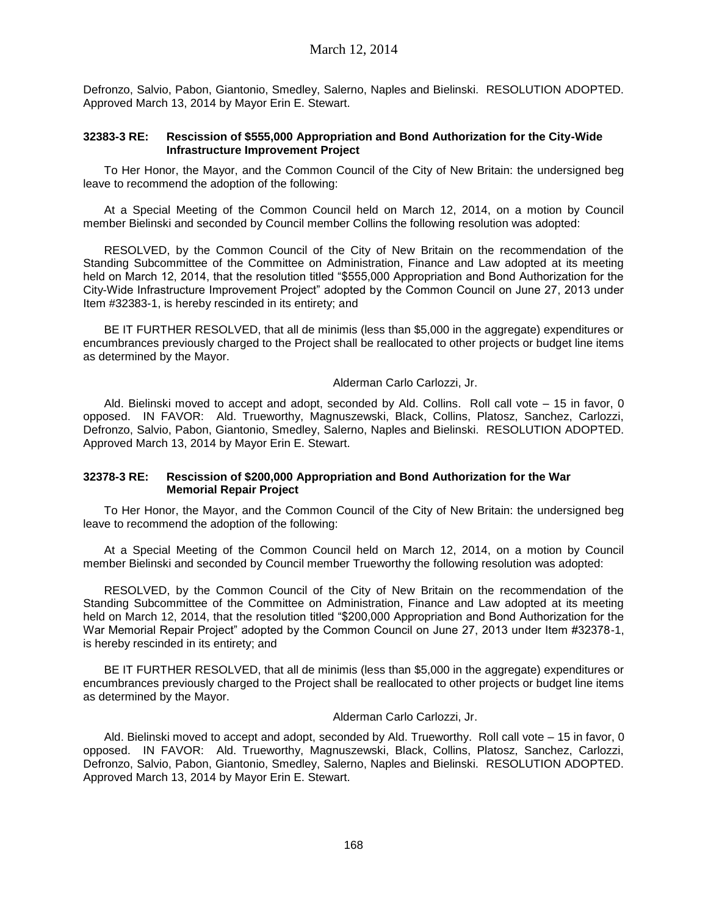Defronzo, Salvio, Pabon, Giantonio, Smedley, Salerno, Naples and Bielinski. RESOLUTION ADOPTED. Approved March 13, 2014 by Mayor Erin E. Stewart.

**32383-3 RE: Rescission of $555,000 Appropriation and Bond Authorization for the City-Wide Infrastructure Improvement Project**

To Her Honor, the Mayor, and the Common Council of the City of New Britain: the undersigned beg leave to recommend the adoption of the following:

At a Special Meeting of the Common Council held on March 12, 2014, on a motion by Council member Bielinski and seconded by Council member Collins the following resolution was adopted:

RESOLVED, by the Common Council of the City of New Britain on the recommendation of the Standing Subcommittee of the Committee on Administration, Finance and Law adopted at its meeting held on March 12, 2014, that the resolution titled "$555,000 Appropriation and Bond Authorization for the City-Wide Infrastructure Improvement Project" adopted by the Common Council on June 27, 2013 under Item #32383-1, is hereby rescinded in its entirety; and

BE IT FURTHER RESOLVED, that all de minimis (less than $5,000 in the aggregate) expenditures or encumbrances previously charged to the Project shall be reallocated to other projects or budget line items as determined by the Mayor.

Alderman Carlo Carlozzi, Jr.

Ald. Bielinski moved to accept and adopt, seconded by Ald. Collins. Roll call vote – 15 in favor, 0 opposed. IN FAVOR: Ald. Trueworthy, Magnuszewski, Black, Collins, Platosz, Sanchez, Carlozzi, Defronzo, Salvio, Pabon, Giantonio, Smedley, Salerno, Naples and Bielinski. RESOLUTION ADOPTED. Approved March 13, 2014 by Mayor Erin E. Stewart.

**32378-3 RE: Rescission of $200,000 Appropriation and Bond Authorization for the War Memorial Repair Project**

To Her Honor, the Mayor, and the Common Council of the City of New Britain: the undersigned beg leave to recommend the adoption of the following:

At a Special Meeting of the Common Council held on March 12, 2014, on a motion by Council member Bielinski and seconded by Council member Trueworthy the following resolution was adopted:

RESOLVED, by the Common Council of the City of New Britain on the recommendation of the Standing Subcommittee of the Committee on Administration, Finance and Law adopted at its meeting held on March 12, 2014, that the resolution titled "$200,000 Appropriation and Bond Authorization for the War Memorial Repair Project" adopted by the Common Council on June 27, 2013 under Item #32378-1, is hereby rescinded in its entirety; and

BE IT FURTHER RESOLVED, that all de minimis (less than $5,000 in the aggregate) expenditures or encumbrances previously charged to the Project shall be reallocated to other projects or budget line items as determined by the Mayor.

Alderman Carlo Carlozzi, Jr.

Ald. Bielinski moved to accept and adopt, seconded by Ald. Trueworthy. Roll call vote – 15 in favor, 0 opposed. IN FAVOR: Ald. Trueworthy, Magnuszewski, Black, Collins, Platosz, Sanchez, Carlozzi, Defronzo, Salvio, Pabon, Giantonio, Smedley, Salerno, Naples and Bielinski. RESOLUTION ADOPTED. Approved March 13, 2014 by Mayor Erin E. Stewart.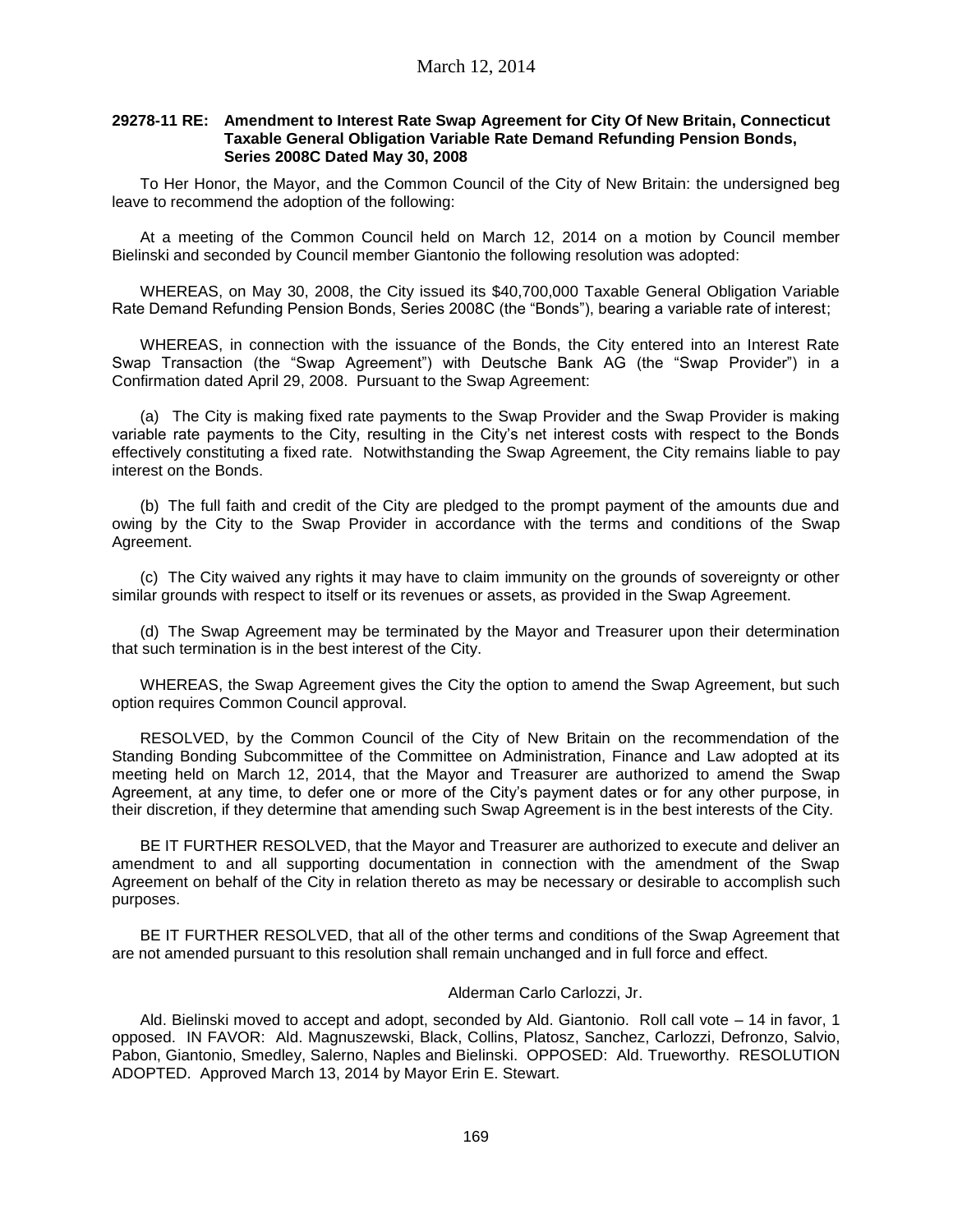**29278-11 RE: Amendment to Interest Rate Swap Agreement for City Of New Britain, Connecticut Taxable General Obligation Variable Rate Demand Refunding Pension Bonds, Series 2008C Dated May 30, 2008**

To Her Honor, the Mayor, and the Common Council of the City of New Britain: the undersigned beg leave to recommend the adoption of the following:

At a meeting of the Common Council held on March 12, 2014 on a motion by Council member Bielinski and seconded by Council member Giantonio the following resolution was adopted:

WHEREAS, on May 30, 2008, the City issued its $40,700,000 Taxable General Obligation Variable Rate Demand Refunding Pension Bonds, Series 2008C (the "Bonds"), bearing a variable rate of interest;

WHEREAS, in connection with the issuance of the Bonds, the City entered into an Interest Rate Swap Transaction (the "Swap Agreement") with Deutsche Bank AG (the "Swap Provider") in a Confirmation dated April 29, 2008. Pursuant to the Swap Agreement:

(a) The City is making fixed rate payments to the Swap Provider and the Swap Provider is making variable rate payments to the City, resulting in the City's net interest costs with respect to the Bonds effectively constituting a fixed rate. Notwithstanding the Swap Agreement, the City remains liable to pay interest on the Bonds.

(b) The full faith and credit of the City are pledged to the prompt payment of the amounts due and owing by the City to the Swap Provider in accordance with the terms and conditions of the Swap Agreement.

(c) The City waived any rights it may have to claim immunity on the grounds of sovereignty or other similar grounds with respect to itself or its revenues or assets, as provided in the Swap Agreement.

(d) The Swap Agreement may be terminated by the Mayor and Treasurer upon their determination that such termination is in the best interest of the City.

WHEREAS, the Swap Agreement gives the City the option to amend the Swap Agreement, but such option requires Common Council approval.

RESOLVED, by the Common Council of the City of New Britain on the recommendation of the Standing Bonding Subcommittee of the Committee on Administration, Finance and Law adopted at its meeting held on March 12, 2014, that the Mayor and Treasurer are authorized to amend the Swap Agreement, at any time, to defer one or more of the City's payment dates or for any other purpose, in their discretion, if they determine that amending such Swap Agreement is in the best interests of the City.

BE IT FURTHER RESOLVED, that the Mayor and Treasurer are authorized to execute and deliver an amendment to and all supporting documentation in connection with the amendment of the Swap Agreement on behalf of the City in relation thereto as may be necessary or desirable to accomplish such purposes.

BE IT FURTHER RESOLVED, that all of the other terms and conditions of the Swap Agreement that are not amended pursuant to this resolution shall remain unchanged and in full force and effect.

Alderman Carlo Carlozzi, Jr.

Ald. Bielinski moved to accept and adopt, seconded by Ald. Giantonio. Roll call vote – 14 in favor, 1 opposed. IN FAVOR: Ald. Magnuszewski, Black, Collins, Platosz, Sanchez, Carlozzi, Defronzo, Salvio, Pabon, Giantonio, Smedley, Salerno, Naples and Bielinski. OPPOSED: Ald. Trueworthy. RESOLUTION ADOPTED. Approved March 13, 2014 by Mayor Erin E. Stewart.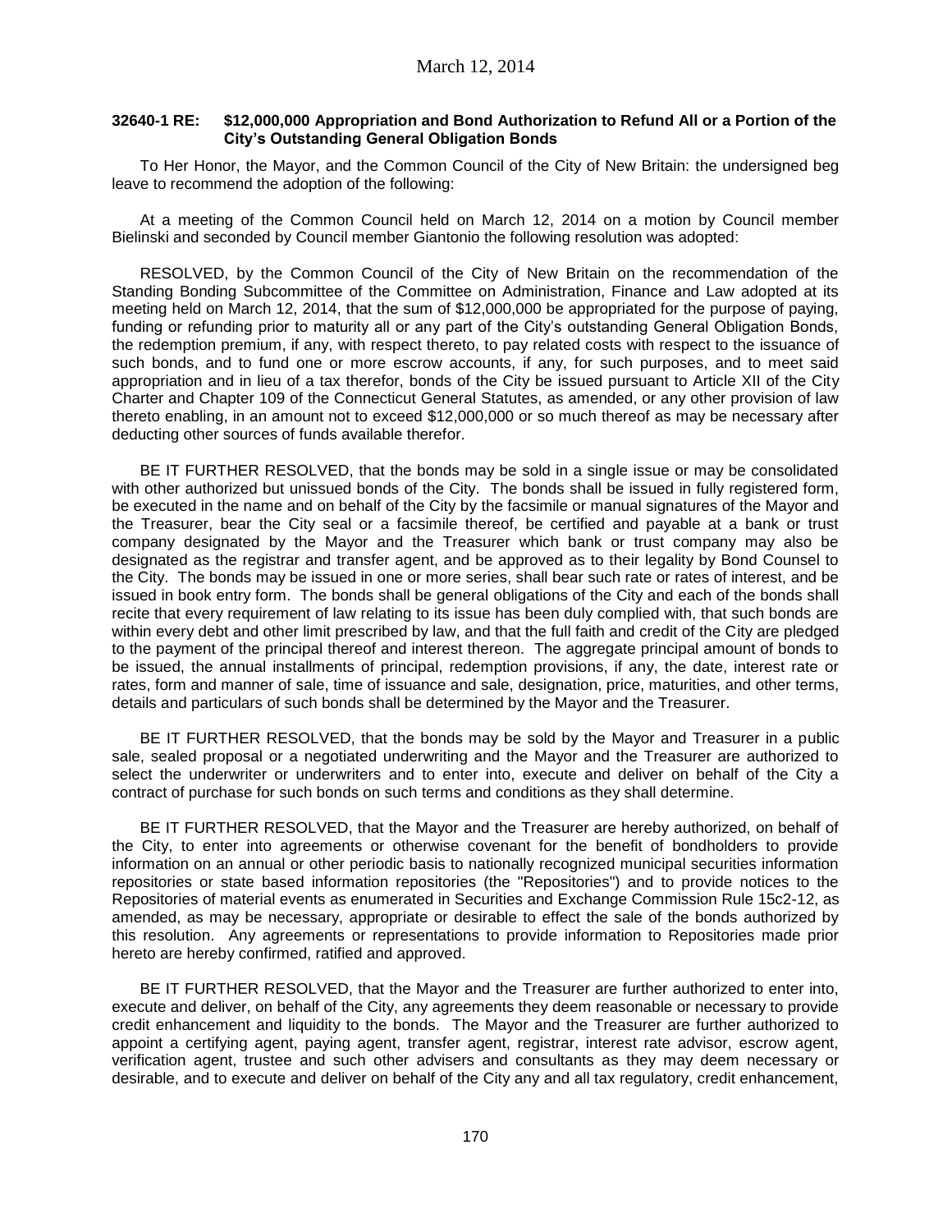**32640-1 RE: $12,000,000 Appropriation and Bond Authorization to Refund All or a Portion of the City's Outstanding General Obligation Bonds**

To Her Honor, the Mayor, and the Common Council of the City of New Britain: the undersigned beg leave to recommend the adoption of the following:

At a meeting of the Common Council held on March 12, 2014 on a motion by Council member Bielinski and seconded by Council member Giantonio the following resolution was adopted:

RESOLVED, by the Common Council of the City of New Britain on the recommendation of the Standing Bonding Subcommittee of the Committee on Administration, Finance and Law adopted at its meeting held on March 12, 2014, that the sum of $12,000,000 be appropriated for the purpose of paying, funding or refunding prior to maturity all or any part of the City's outstanding General Obligation Bonds, the redemption premium, if any, with respect thereto, to pay related costs with respect to the issuance of such bonds, and to fund one or more escrow accounts, if any, for such purposes, and to meet said appropriation and in lieu of a tax therefor, bonds of the City be issued pursuant to Article XII of the City Charter and Chapter 109 of the Connecticut General Statutes, as amended, or any other provision of law thereto enabling, in an amount not to exceed $12,000,000 or so much thereof as may be necessary after deducting other sources of funds available therefor.

BE IT FURTHER RESOLVED, that the bonds may be sold in a single issue or may be consolidated with other authorized but unissued bonds of the City. The bonds shall be issued in fully registered form, be executed in the name and on behalf of the City by the facsimile or manual signatures of the Mayor and the Treasurer, bear the City seal or a facsimile thereof, be certified and payable at a bank or trust company designated by the Mayor and the Treasurer which bank or trust company may also be designated as the registrar and transfer agent, and be approved as to their legality by Bond Counsel to the City. The bonds may be issued in one or more series, shall bear such rate or rates of interest, and be issued in book entry form. The bonds shall be general obligations of the City and each of the bonds shall recite that every requirement of law relating to its issue has been duly complied with, that such bonds are within every debt and other limit prescribed by law, and that the full faith and credit of the City are pledged to the payment of the principal thereof and interest thereon. The aggregate principal amount of bonds to be issued, the annual installments of principal, redemption provisions, if any, the date, interest rate or rates, form and manner of sale, time of issuance and sale, designation, price, maturities, and other terms, details and particulars of such bonds shall be determined by the Mayor and the Treasurer.

BE IT FURTHER RESOLVED, that the bonds may be sold by the Mayor and Treasurer in a public sale, sealed proposal or a negotiated underwriting and the Mayor and the Treasurer are authorized to select the underwriter or underwriters and to enter into, execute and deliver on behalf of the City a contract of purchase for such bonds on such terms and conditions as they shall determine.

BE IT FURTHER RESOLVED, that the Mayor and the Treasurer are hereby authorized, on behalf of the City, to enter into agreements or otherwise covenant for the benefit of bondholders to provide information on an annual or other periodic basis to nationally recognized municipal securities information repositories or state based information repositories (the "Repositories") and to provide notices to the Repositories of material events as enumerated in Securities and Exchange Commission Rule 15c2-12, as amended, as may be necessary, appropriate or desirable to effect the sale of the bonds authorized by this resolution. Any agreements or representations to provide information to Repositories made prior hereto are hereby confirmed, ratified and approved.

BE IT FURTHER RESOLVED, that the Mayor and the Treasurer are further authorized to enter into, execute and deliver, on behalf of the City, any agreements they deem reasonable or necessary to provide credit enhancement and liquidity to the bonds. The Mayor and the Treasurer are further authorized to appoint a certifying agent, paying agent, transfer agent, registrar, interest rate advisor, escrow agent, verification agent, trustee and such other advisers and consultants as they may deem necessary or desirable, and to execute and deliver on behalf of the City any and all tax regulatory, credit enhancement,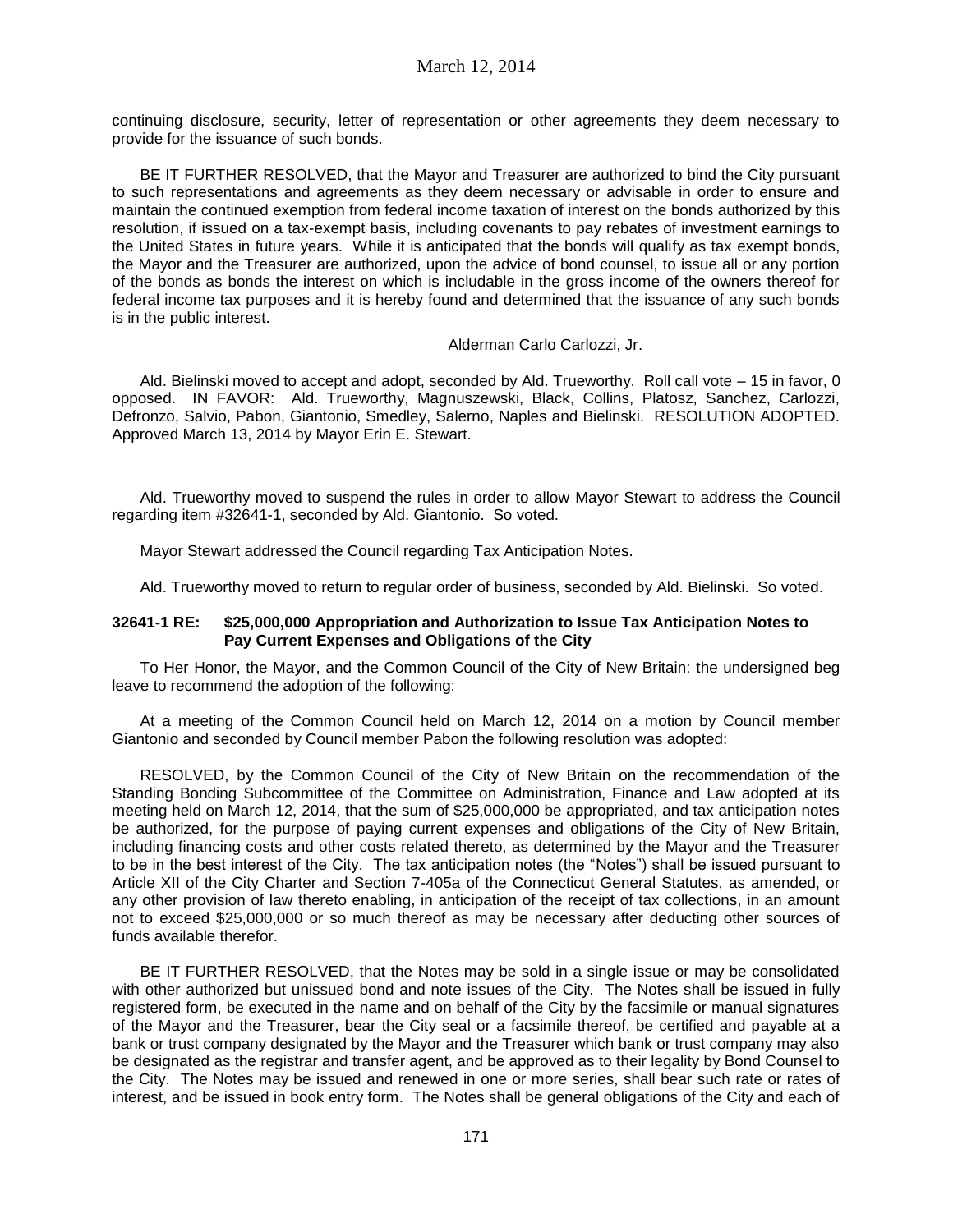continuing disclosure, security, letter of representation or other agreements they deem necessary to provide for the issuance of such bonds.

BE IT FURTHER RESOLVED, that the Mayor and Treasurer are authorized to bind the City pursuant to such representations and agreements as they deem necessary or advisable in order to ensure and maintain the continued exemption from federal income taxation of interest on the bonds authorized by this resolution, if issued on a tax-exempt basis, including covenants to pay rebates of investment earnings to the United States in future years. While it is anticipated that the bonds will qualify as tax exempt bonds, the Mayor and the Treasurer are authorized, upon the advice of bond counsel, to issue all or any portion of the bonds as bonds the interest on which is includable in the gross income of the owners thereof for federal income tax purposes and it is hereby found and determined that the issuance of any such bonds is in the public interest.

Alderman Carlo Carlozzi, Jr.

Ald. Bielinski moved to accept and adopt, seconded by Ald. Trueworthy. Roll call vote – 15 in favor, 0 opposed. IN FAVOR: Ald. Trueworthy, Magnuszewski, Black, Collins, Platosz, Sanchez, Carlozzi, Defronzo, Salvio, Pabon, Giantonio, Smedley, Salerno, Naples and Bielinski. RESOLUTION ADOPTED. Approved March 13, 2014 by Mayor Erin E. Stewart.

Ald. Trueworthy moved to suspend the rules in order to allow Mayor Stewart to address the Council regarding item #32641-1, seconded by Ald. Giantonio. So voted.

Mayor Stewart addressed the Council regarding Tax Anticipation Notes.

Ald. Trueworthy moved to return to regular order of business, seconded by Ald. Bielinski. So voted.

**32641-1 RE: $25,000,000 Appropriation and Authorization to Issue Tax Anticipation Notes to Pay Current Expenses and Obligations of the City**

To Her Honor, the Mayor, and the Common Council of the City of New Britain: the undersigned beg leave to recommend the adoption of the following:

At a meeting of the Common Council held on March 12, 2014 on a motion by Council member Giantonio and seconded by Council member Pabon the following resolution was adopted:

RESOLVED, by the Common Council of the City of New Britain on the recommendation of the Standing Bonding Subcommittee of the Committee on Administration, Finance and Law adopted at its meeting held on March 12, 2014, that the sum of $25,000,000 be appropriated, and tax anticipation notes be authorized, for the purpose of paying current expenses and obligations of the City of New Britain, including financing costs and other costs related thereto, as determined by the Mayor and the Treasurer to be in the best interest of the City. The tax anticipation notes (the "Notes") shall be issued pursuant to Article XII of the City Charter and Section 7-405a of the Connecticut General Statutes, as amended, or any other provision of law thereto enabling, in anticipation of the receipt of tax collections, in an amount not to exceed $25,000,000 or so much thereof as may be necessary after deducting other sources of funds available therefor.

BE IT FURTHER RESOLVED, that the Notes may be sold in a single issue or may be consolidated with other authorized but unissued bond and note issues of the City. The Notes shall be issued in fully registered form, be executed in the name and on behalf of the City by the facsimile or manual signatures of the Mayor and the Treasurer, bear the City seal or a facsimile thereof, be certified and payable at a bank or trust company designated by the Mayor and the Treasurer which bank or trust company may also be designated as the registrar and transfer agent, and be approved as to their legality by Bond Counsel to the City. The Notes may be issued and renewed in one or more series, shall bear such rate or rates of interest, and be issued in book entry form. The Notes shall be general obligations of the City and each of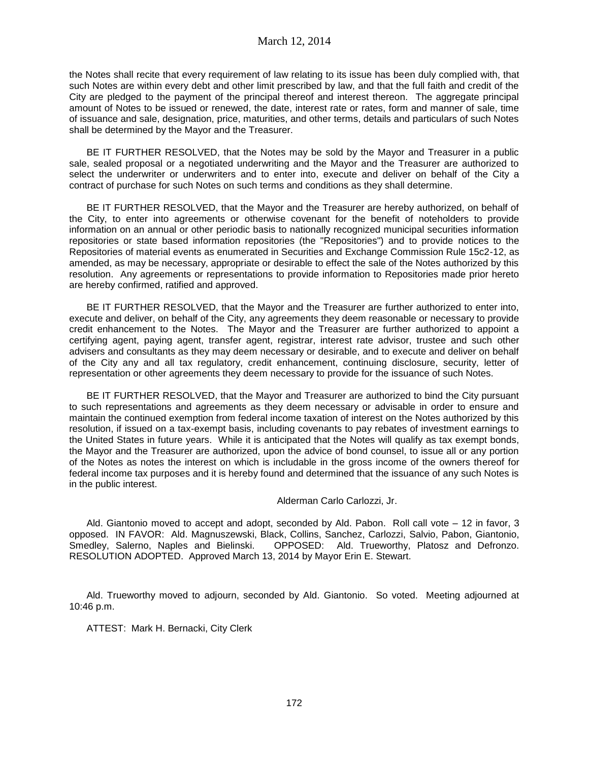the Notes shall recite that every requirement of law relating to its issue has been duly complied with, that such Notes are within every debt and other limit prescribed by law, and that the full faith and credit of the City are pledged to the payment of the principal thereof and interest thereon. The aggregate principal amount of Notes to be issued or renewed, the date, interest rate or rates, form and manner of sale, time of issuance and sale, designation, price, maturities, and other terms, details and particulars of such Notes shall be determined by the Mayor and the Treasurer.

BE IT FURTHER RESOLVED, that the Notes may be sold by the Mayor and Treasurer in a public sale, sealed proposal or a negotiated underwriting and the Mayor and the Treasurer are authorized to select the underwriter or underwriters and to enter into, execute and deliver on behalf of the City a contract of purchase for such Notes on such terms and conditions as they shall determine.

BE IT FURTHER RESOLVED, that the Mayor and the Treasurer are hereby authorized, on behalf of the City, to enter into agreements or otherwise covenant for the benefit of noteholders to provide information on an annual or other periodic basis to nationally recognized municipal securities information repositories or state based information repositories (the "Repositories") and to provide notices to the Repositories of material events as enumerated in Securities and Exchange Commission Rule 15c2-12, as amended, as may be necessary, appropriate or desirable to effect the sale of the Notes authorized by this resolution. Any agreements or representations to provide information to Repositories made prior hereto are hereby confirmed, ratified and approved.

BE IT FURTHER RESOLVED, that the Mayor and the Treasurer are further authorized to enter into, execute and deliver, on behalf of the City, any agreements they deem reasonable or necessary to provide credit enhancement to the Notes. The Mayor and the Treasurer are further authorized to appoint a certifying agent, paying agent, transfer agent, registrar, interest rate advisor, trustee and such other advisers and consultants as they may deem necessary or desirable, and to execute and deliver on behalf of the City any and all tax regulatory, credit enhancement, continuing disclosure, security, letter of representation or other agreements they deem necessary to provide for the issuance of such Notes.

BE IT FURTHER RESOLVED, that the Mayor and Treasurer are authorized to bind the City pursuant to such representations and agreements as they deem necessary or advisable in order to ensure and maintain the continued exemption from federal income taxation of interest on the Notes authorized by this resolution, if issued on a tax-exempt basis, including covenants to pay rebates of investment earnings to the United States in future years. While it is anticipated that the Notes will qualify as tax exempt bonds, the Mayor and the Treasurer are authorized, upon the advice of bond counsel, to issue all or any portion of the Notes as notes the interest on which is includable in the gross income of the owners thereof for federal income tax purposes and it is hereby found and determined that the issuance of any such Notes is in the public interest.

Alderman Carlo Carlozzi, Jr.

Ald. Giantonio moved to accept and adopt, seconded by Ald. Pabon. Roll call vote – 12 in favor, 3 opposed. IN FAVOR: Ald. Magnuszewski, Black, Collins, Sanchez, Carlozzi, Salvio, Pabon, Giantonio, Smedley, Salerno, Naples and Bielinski. OPPOSED: Ald. Trueworthy, Platosz and Defronzo. RESOLUTION ADOPTED. Approved March 13, 2014 by Mayor Erin E. Stewart.

Ald. Trueworthy moved to adjourn, seconded by Ald. Giantonio. So voted. Meeting adjourned at 10:46 p.m.

ATTEST: Mark H. Bernacki, City Clerk